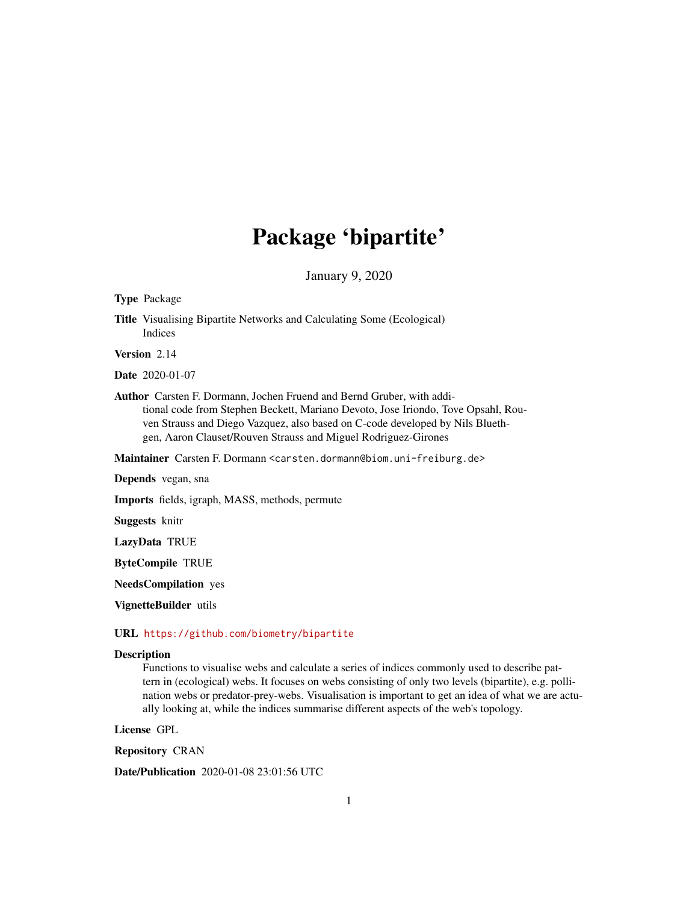# Package 'bipartite'

January 9, 2020

**Type** Package

**Title** Visualising Bipartite Networks and Calculating Some (Ecological) Indices

**Version** 2.14

**Date** 2020-01-07

**Author** Carsten F. Dormann, Jochen Fruend and Bernd Gruber, with additional code from Stephen Beckett, Mariano Devoto, Jose Iriondo, Tove Opsahl, Rouven Strauss and Diego Vazquez, also based on C-code developed by Nils Bluethgen, Aaron Clauset/Rouven Strauss and Miguel Rodriguez-Girones

**Maintainer** Carsten F. Dormann <carsten.dormann@biom.uni-freiburg.de>

**Depends** vegan, sna

**Imports** fields, igraph, MASS, methods, permute

**Suggests** knitr

**LazyData** TRUE

**ByteCompile** TRUE

**NeedsCompilation** yes

**VignetteBuilder** utils

**URL** https://github.com/biometry/bipartite

**Description**
Functions to visualise webs and calculate a series of indices commonly used to describe pattern in (ecological) webs. It focuses on webs consisting of only two levels (bipartite), e.g. pollination webs or predator-prey-webs. Visualisation is important to get an idea of what we are actually looking at, while the indices summarise different aspects of the web's topology.

**License** GPL

**Repository** CRAN

**Date/Publication** 2020-01-08 23:01:56 UTC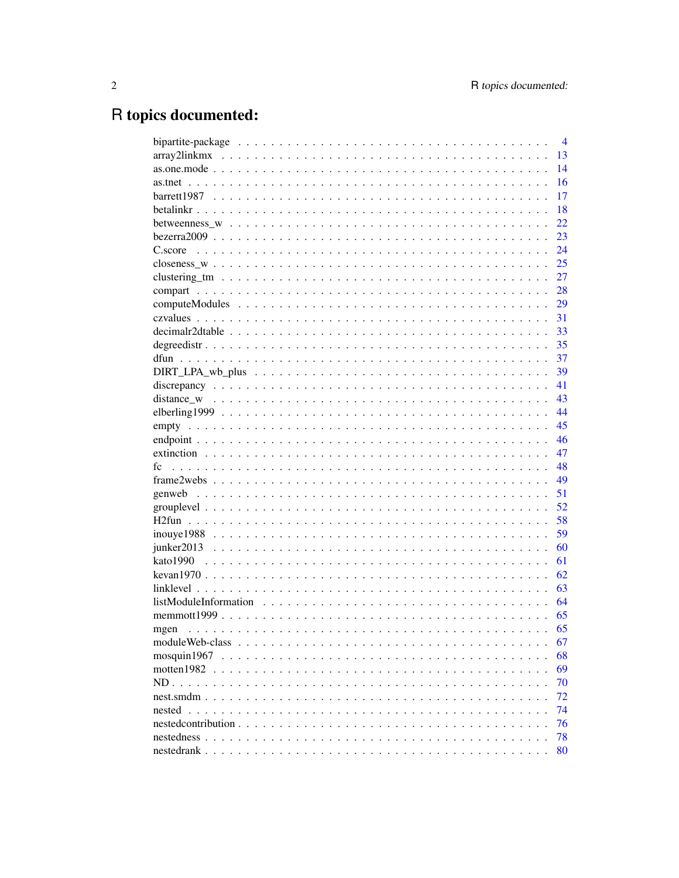# R topics documented:

bipartite-package . . . . . . . . . . . . . . . . . . . . . . . . . . . . . . . . . . . . 4
array2linkmx . . . . . . . . . . . . . . . . . . . . . . . . . . . . . . . . . . . . . . 13
as.one.mode . . . . . . . . . . . . . . . . . . . . . . . . . . . . . . . . . . . . . . 14
as.tnet . . . . . . . . . . . . . . . . . . . . . . . . . . . . . . . . . . . . . . . . 16
barrett1987 . . . . . . . . . . . . . . . . . . . . . . . . . . . . . . . . . . . . . . 17
betalinkr . . . . . . . . . . . . . . . . . . . . . . . . . . . . . . . . . . . . . . . 18
betweenness_w . . . . . . . . . . . . . . . . . . . . . . . . . . . . . . . . . . . . . 22
bezerra2009 . . . . . . . . . . . . . . . . . . . . . . . . . . . . . . . . . . . . . . 23
C.score . . . . . . . . . . . . . . . . . . . . . . . . . . . . . . . . . . . . . . . . 24
closeness_w . . . . . . . . . . . . . . . . . . . . . . . . . . . . . . . . . . . . . . 25
clustering_tm . . . . . . . . . . . . . . . . . . . . . . . . . . . . . . . . . . . . . 27
compart . . . . . . . . . . . . . . . . . . . . . . . . . . . . . . . . . . . . . . . . 28
computeModules . . . . . . . . . . . . . . . . . . . . . . . . . . . . . . . . . . . . 29
czvalues . . . . . . . . . . . . . . . . . . . . . . . . . . . . . . . . . . . . . . . . 31
decimalr2dtable . . . . . . . . . . . . . . . . . . . . . . . . . . . . . . . . . . . . 33
degreedistr . . . . . . . . . . . . . . . . . . . . . . . . . . . . . . . . . . . . . . 35
dfun . . . . . . . . . . . . . . . . . . . . . . . . . . . . . . . . . . . . . . . . . . 37
DIRT_LPA_wb_plus . . . . . . . . . . . . . . . . . . . . . . . . . . . . . . . . . . . 39
discrepancy . . . . . . . . . . . . . . . . . . . . . . . . . . . . . . . . . . . . . . 41
distance_w . . . . . . . . . . . . . . . . . . . . . . . . . . . . . . . . . . . . . . . 43
elberling1999 . . . . . . . . . . . . . . . . . . . . . . . . . . . . . . . . . . . . . 44
empty . . . . . . . . . . . . . . . . . . . . . . . . . . . . . . . . . . . . . . . . . 45
endpoint . . . . . . . . . . . . . . . . . . . . . . . . . . . . . . . . . . . . . . . . 46
extinction . . . . . . . . . . . . . . . . . . . . . . . . . . . . . . . . . . . . . . . 47
fc . . . . . . . . . . . . . . . . . . . . . . . . . . . . . . . . . . . . . . . . . . . 48
frame2webs . . . . . . . . . . . . . . . . . . . . . . . . . . . . . . . . . . . . . . . 49
genweb . . . . . . . . . . . . . . . . . . . . . . . . . . . . . . . . . . . . . . . . . 51
grouplevel . . . . . . . . . . . . . . . . . . . . . . . . . . . . . . . . . . . . . . . 52
H2fun . . . . . . . . . . . . . . . . . . . . . . . . . . . . . . . . . . . . . . . . . 58
inouye1988 . . . . . . . . . . . . . . . . . . . . . . . . . . . . . . . . . . . . . . 59
junker2013 . . . . . . . . . . . . . . . . . . . . . . . . . . . . . . . . . . . . . . 60
kato1990 . . . . . . . . . . . . . . . . . . . . . . . . . . . . . . . . . . . . . . . . 61
kevan1970 . . . . . . . . . . . . . . . . . . . . . . . . . . . . . . . . . . . . . . . 62
linklevel . . . . . . . . . . . . . . . . . . . . . . . . . . . . . . . . . . . . . . . . 63
listModuleInformation . . . . . . . . . . . . . . . . . . . . . . . . . . . . . . . . . 64
memmott1999 . . . . . . . . . . . . . . . . . . . . . . . . . . . . . . . . . . . . . . 65
mgen . . . . . . . . . . . . . . . . . . . . . . . . . . . . . . . . . . . . . . . . . . 65
moduleWeb-class . . . . . . . . . . . . . . . . . . . . . . . . . . . . . . . . . . . . 67
mosquin1967 . . . . . . . . . . . . . . . . . . . . . . . . . . . . . . . . . . . . . . 68
motten1982 . . . . . . . . . . . . . . . . . . . . . . . . . . . . . . . . . . . . . . . 69
ND . . . . . . . . . . . . . . . . . . . . . . . . . . . . . . . . . . . . . . . . . . . 70
nest.smdm . . . . . . . . . . . . . . . . . . . . . . . . . . . . . . . . . . . . . . . 72
nested . . . . . . . . . . . . . . . . . . . . . . . . . . . . . . . . . . . . . . . . . 74
nestedcontribution . . . . . . . . . . . . . . . . . . . . . . . . . . . . . . . . . . . 76
nestedness . . . . . . . . . . . . . . . . . . . . . . . . . . . . . . . . . . . . . . . 78
nestedrank . . . . . . . . . . . . . . . . . . . . . . . . . . . . . . . . . . . . . . . 80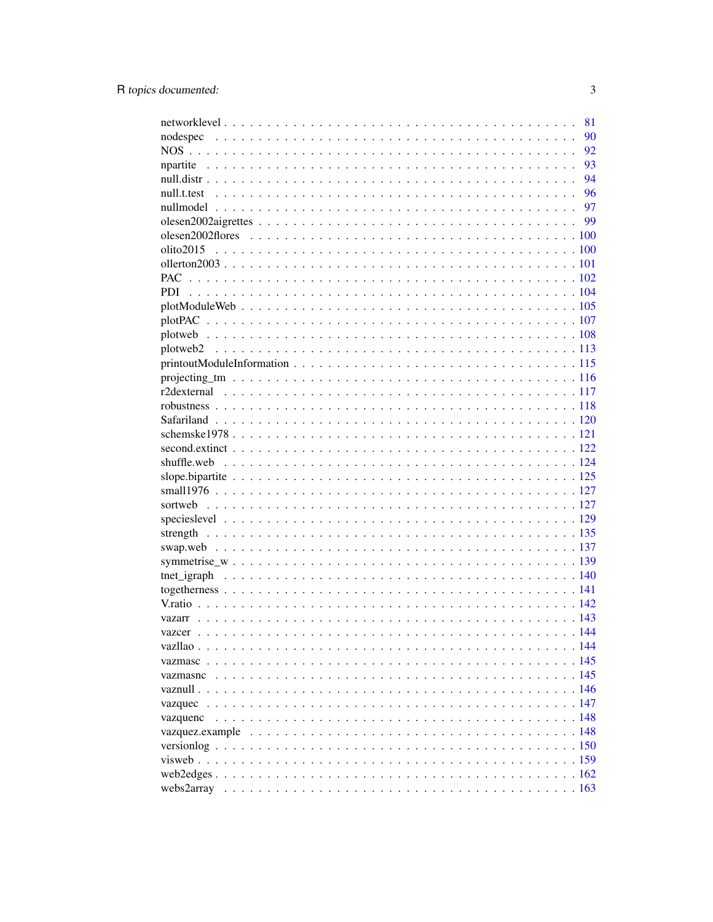networklevel . . . . . . . . . . . . . . . . . . . . . . . . . . . . . . . . . . . . 81
nodespec . . . . . . . . . . . . . . . . . . . . . . . . . . . . . . . . . . . . . . 90
NOS . . . . . . . . . . . . . . . . . . . . . . . . . . . . . . . . . . . . . . . . 92
npartite . . . . . . . . . . . . . . . . . . . . . . . . . . . . . . . . . . . . . . 93
null.distr . . . . . . . . . . . . . . . . . . . . . . . . . . . . . . . . . . . . . 94
null.t.test . . . . . . . . . . . . . . . . . . . . . . . . . . . . . . . . . . . . . 96
nullmodel . . . . . . . . . . . . . . . . . . . . . . . . . . . . . . . . . . . . . 97
olesen2002aigrettes . . . . . . . . . . . . . . . . . . . . . . . . . . . . . . . . 99
olesen2002flores . . . . . . . . . . . . . . . . . . . . . . . . . . . . . . . . . 100
olito2015 . . . . . . . . . . . . . . . . . . . . . . . . . . . . . . . . . . . . . 100
ollerton2003 . . . . . . . . . . . . . . . . . . . . . . . . . . . . . . . . . . . 101
PAC . . . . . . . . . . . . . . . . . . . . . . . . . . . . . . . . . . . . . . . 102
PDI . . . . . . . . . . . . . . . . . . . . . . . . . . . . . . . . . . . . . . . 104
plotModuleWeb . . . . . . . . . . . . . . . . . . . . . . . . . . . . . . . . . . 105
plotPAC . . . . . . . . . . . . . . . . . . . . . . . . . . . . . . . . . . . . . 107
plotweb . . . . . . . . . . . . . . . . . . . . . . . . . . . . . . . . . . . . . 108
plotweb2 . . . . . . . . . . . . . . . . . . . . . . . . . . . . . . . . . . . . . 113
printoutModuleInformation . . . . . . . . . . . . . . . . . . . . . . . . . . . 115
projecting_tm . . . . . . . . . . . . . . . . . . . . . . . . . . . . . . . . . . 116
r2dexternal . . . . . . . . . . . . . . . . . . . . . . . . . . . . . . . . . . . 117
robustness . . . . . . . . . . . . . . . . . . . . . . . . . . . . . . . . . . . . 118
Safariland . . . . . . . . . . . . . . . . . . . . . . . . . . . . . . . . . . . . 120
schemske1978 . . . . . . . . . . . . . . . . . . . . . . . . . . . . . . . . . . 121
second.extinct . . . . . . . . . . . . . . . . . . . . . . . . . . . . . . . . . . 122
shuffle.web . . . . . . . . . . . . . . . . . . . . . . . . . . . . . . . . . . . . 124
slope.bipartite . . . . . . . . . . . . . . . . . . . . . . . . . . . . . . . . . . 125
small1976 . . . . . . . . . . . . . . . . . . . . . . . . . . . . . . . . . . . . . 127
sortweb . . . . . . . . . . . . . . . . . . . . . . . . . . . . . . . . . . . . . . 127
specieslevel . . . . . . . . . . . . . . . . . . . . . . . . . . . . . . . . . . . 129
strength . . . . . . . . . . . . . . . . . . . . . . . . . . . . . . . . . . . . . 135
swap.web . . . . . . . . . . . . . . . . . . . . . . . . . . . . . . . . . . . . . 137
symmetrise_w . . . . . . . . . . . . . . . . . . . . . . . . . . . . . . . . . . . 139
tnet_igraph . . . . . . . . . . . . . . . . . . . . . . . . . . . . . . . . . . . . 140
togetherness . . . . . . . . . . . . . . . . . . . . . . . . . . . . . . . . . . . 141
V.ratio . . . . . . . . . . . . . . . . . . . . . . . . . . . . . . . . . . . . . . 142
vazarr . . . . . . . . . . . . . . . . . . . . . . . . . . . . . . . . . . . . . . 143
vazcer . . . . . . . . . . . . . . . . . . . . . . . . . . . . . . . . . . . . . . 144
vazllao . . . . . . . . . . . . . . . . . . . . . . . . . . . . . . . . . . . . . . 144
vazmasc . . . . . . . . . . . . . . . . . . . . . . . . . . . . . . . . . . . . . 145
vazmasnc . . . . . . . . . . . . . . . . . . . . . . . . . . . . . . . . . . . . . 145
vaznull . . . . . . . . . . . . . . . . . . . . . . . . . . . . . . . . . . . . . . 146
vazquec . . . . . . . . . . . . . . . . . . . . . . . . . . . . . . . . . . . . . . 147
vazquenc . . . . . . . . . . . . . . . . . . . . . . . . . . . . . . . . . . . . . 148
vazquez.example . . . . . . . . . . . . . . . . . . . . . . . . . . . . . . . . . . 148
versionlog . . . . . . . . . . . . . . . . . . . . . . . . . . . . . . . . . . . . 150
visweb . . . . . . . . . . . . . . . . . . . . . . . . . . . . . . . . . . . . . . 159
web2edges . . . . . . . . . . . . . . . . . . . . . . . . . . . . . . . . . . . . . 162
webs2array . . . . . . . . . . . . . . . . . . . . . . . . . . . . . . . . . . . . 163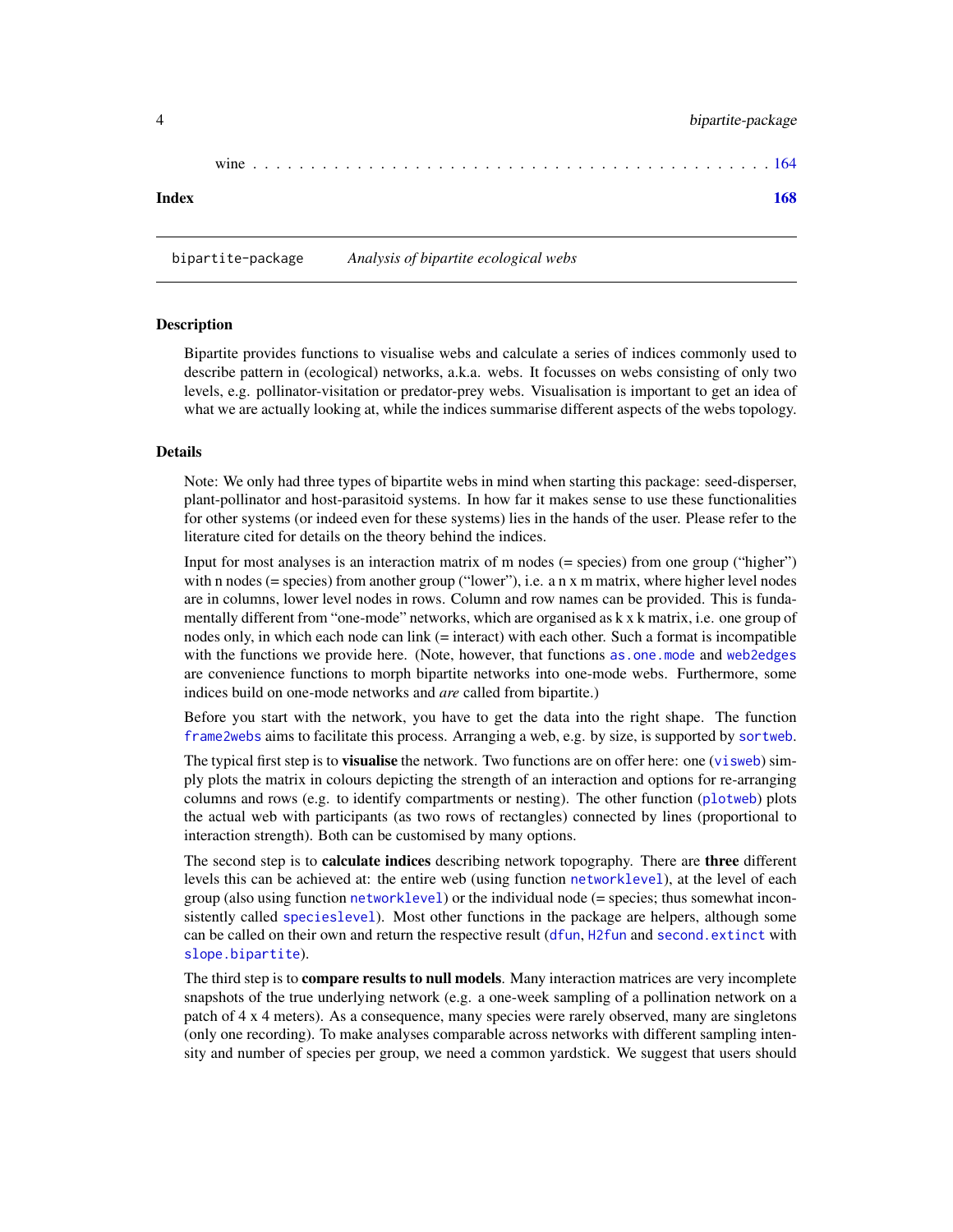wine . . . . . . . . . . . . . . . . . . . . . . . . . . . . . . . . . . . . . . . . . . 164

**Index** **168**

---

bipartite-package    *Analysis of bipartite ecological webs*

---

### Description

Bipartite provides functions to visualise webs and calculate a series of indices commonly used to describe pattern in (ecological) networks, a.k.a. webs. It focusses on webs consisting of only two levels, e.g. pollinator-visitation or predator-prey webs. Visualisation is important to get an idea of what we are actually looking at, while the indices summarise different aspects of the webs topology.

### Details

Note: We only had three types of bipartite webs in mind when starting this package: seed-disperser, plant-pollinator and host-parasitoid systems. In how far it makes sense to use these functionalities for other systems (or indeed even for these systems) lies in the hands of the user. Please refer to the literature cited for details on the theory behind the indices.

Input for most analyses is an interaction matrix of m nodes (= species) from one group ("higher") with n nodes (= species) from another group ("lower"), i.e. a n x m matrix, where higher level nodes are in columns, lower level nodes in rows. Column and row names can be provided. This is fundamentally different from "one-mode" networks, which are organised as k x k matrix, i.e. one group of nodes only, in which each node can link (= interact) with each other. Such a format is incompatible with the functions we provide here. (Note, however, that functions `as.one.mode` and `web2edges` are convenience functions to morph bipartite networks into one-mode webs. Furthermore, some indices build on one-mode networks and *are* called from bipartite.)

Before you start with the network, you have to get the data into the right shape. The function `frame2webs` aims to facilitate this process. Arranging a web, e.g. by size, is supported by `sortweb`.

The typical first step is to **visualise** the network. Two functions are on offer here: one (`visweb`) simply plots the matrix in colours depicting the strength of an interaction and options for re-arranging columns and rows (e.g. to identify compartments or nesting). The other function (`plotweb`) plots the actual web with participants (as two rows of rectangles) connected by lines (proportional to interaction strength). Both can be customised by many options.

The second step is to **calculate indices** describing network topography. There are **three** different levels this can be achieved at: the entire web (using function `networklevel`), at the level of each group (also using function `networklevel`) or the individual node (= species; thus somewhat inconsistently called `specieslevel`). Most other functions in the package are helpers, although some can be called on their own and return the respective result (`dfun`, `H2fun` and `second.extinct` with `slope.bipartite`).

The third step is to **compare results to null models**. Many interaction matrices are very incomplete snapshots of the true underlying network (e.g. a one-week sampling of a pollination network on a patch of 4 x 4 meters). As a consequence, many species were rarely observed, many are singletons (only one recording). To make analyses comparable across networks with different sampling intensity and number of species per group, we need a common yardstick. We suggest that users should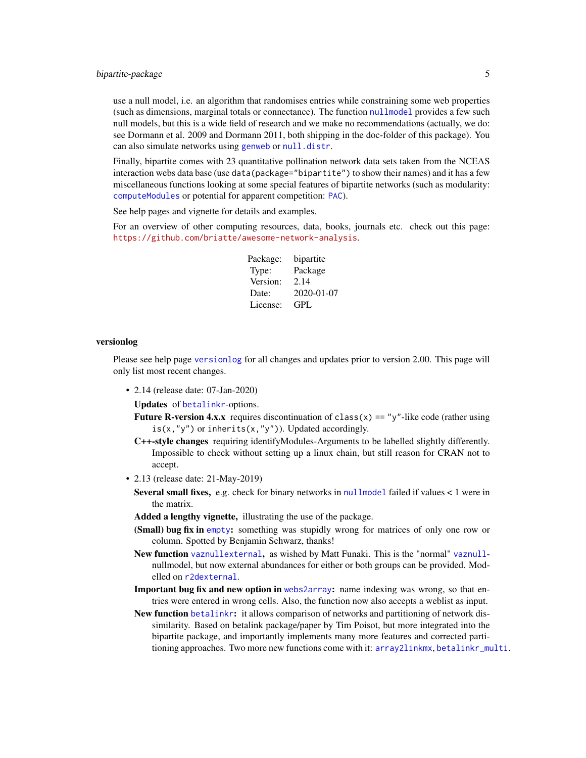use a null model, i.e. an algorithm that randomises entries while constraining some web properties (such as dimensions, marginal totals or connectance). The function `nullmodel` provides a few such null models, but this is a wide field of research and we make no recommendations (actually, we do: see Dormann et al. 2009 and Dormann 2011, both shipping in the doc-folder of this package). You can also simulate networks using `genweb` or `null.distr`.

Finally, bipartite comes with 23 quantitative pollination network data sets taken from the NCEAS interaction webs data base (use `data(package="bipartite")` to show their names) and it has a few miscellaneous functions looking at some special features of bipartite networks (such as modularity: `computeModules` or potential for apparent competition: `PAC`).

See help pages and vignette for details and examples.

For an overview of other computing resources, data, books, journals etc. check out this page: https://github.com/briatte/awesome-network-analysis.

| | |
|---|---|
| Package: | bipartite |
| Type: | Package |
| Version: | 2.14 |
| Date: | 2020-01-07 |
| License: | GPL |

### versionlog

Please see help page `versionlog` for all changes and updates prior to version 2.00. This page will only list most recent changes.

- 2.14 (release date: 07-Jan-2020)

  **Updates** of `betalinkr`-options.

  **Future R-version 4.x.x** requires discontinuation of `class(x) == "y"`-like code (rather using `is(x,"y")` or `inherits(x,"y")`). Updated accordingly.

  **C++-style changes** requiring identifyModules-Arguments to be labelled slightly differently. Impossible to check without setting up a linux chain, but still reason for CRAN not to accept.

- 2.13 (release date: 21-May-2019)

  **Several small fixes,** e.g. check for binary networks in `nullmodel` failed if values < 1 were in the matrix.

  **Added a lengthy vignette,** illustrating the use of the package.

  **(Small) bug fix in `empty`:** something was stupidly wrong for matrices of only one row or column. Spotted by Benjamin Schwarz, thanks!

  **New function `vaznullexternal`,** as wished by Matt Funaki. This is the "normal" `vaznull`-nullmodel, but now external abundances for either or both groups can be provided. Modelled on `r2dexternal`.

  **Important bug fix and new option in `webs2array`:** name indexing was wrong, so that entries were entered in wrong cells. Also, the function now also accepts a weblist as input.

  **New function `betalinkr`:** it allows comparison of networks and partitioning of network dissimilarity. Based on betalink package/paper by Tim Poisot, but more integrated into the bipartite package, and importantly implements many more features and corrected partitioning approaches. Two more new functions come with it: `array2linkmx`, `betalinkr_multi`.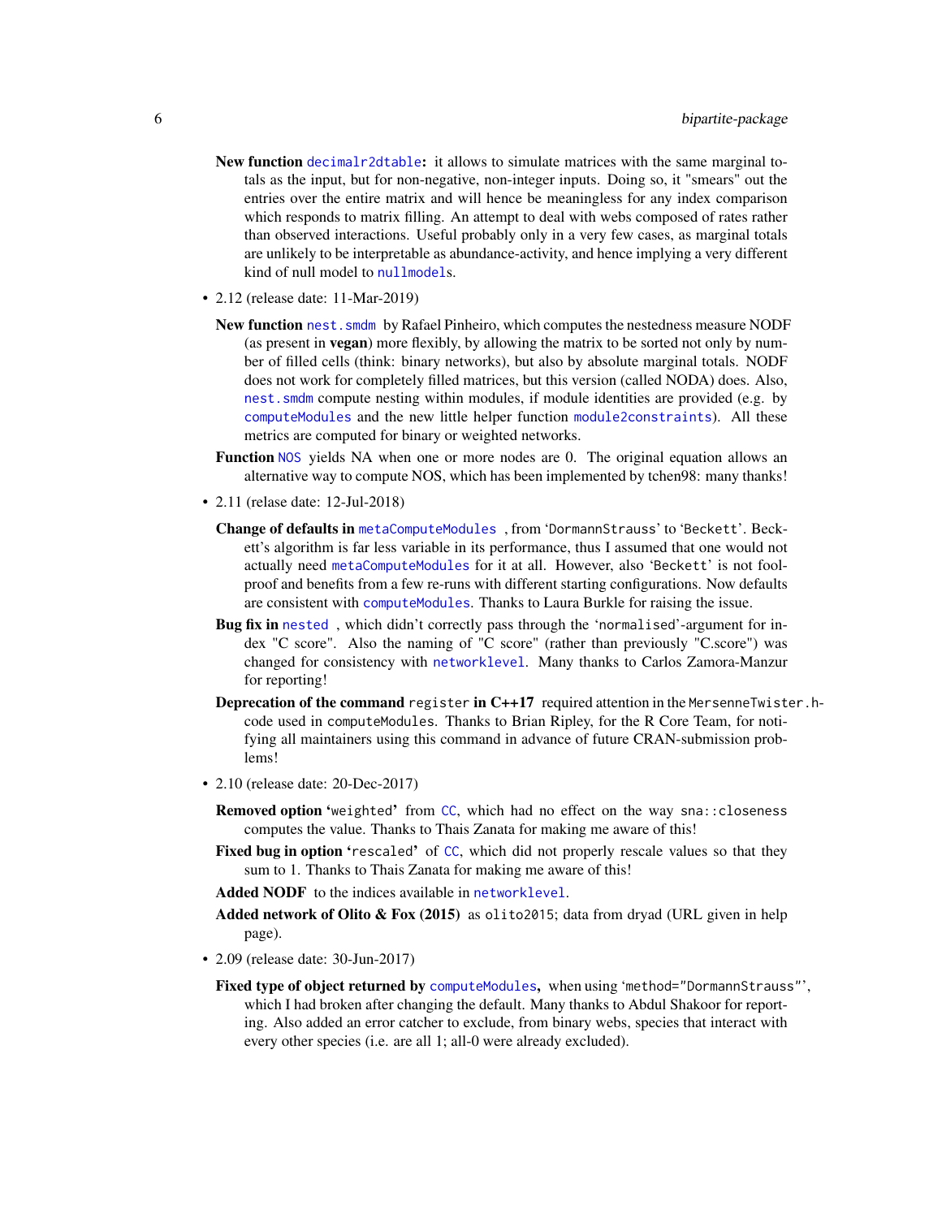**New function** `decimalr2dtable`**:** it allows to simulate matrices with the same marginal totals as the input, but for non-negative, non-integer inputs. Doing so, it "smears" out the entries over the entire matrix and will hence be meaningless for any index comparison which responds to matrix filling. An attempt to deal with webs composed of rates rather than observed interactions. Useful probably only in a very few cases, as marginal totals are unlikely to be interpretable as abundance-activity, and hence implying a very different kind of null model to `nullmodel`s.

- 2.12 (release date: 11-Mar-2019)

  **New function** `nest.smdm` by Rafael Pinheiro, which computes the nestedness measure NODF (as present in **vegan**) more flexibly, by allowing the matrix to be sorted not only by number of filled cells (think: binary networks), but also by absolute marginal totals. NODF does not work for completely filled matrices, but this version (called NODA) does. Also, `nest.smdm` compute nesting within modules, if module identities are provided (e.g. by `computeModules` and the new little helper function `module2constraints`). All these metrics are computed for binary or weighted networks.

  **Function** `NOS` yields NA when one or more nodes are 0. The original equation allows an alternative way to compute NOS, which has been implemented by tchen98: many thanks!

- 2.11 (relase date: 12-Jul-2018)

  **Change of defaults in** `metaComputeModules` , from 'DormannStrauss' to 'Beckett'. Beckett's algorithm is far less variable in its performance, thus I assumed that one would not actually need `metaComputeModules` for it at all. However, also 'Beckett' is not foolproof and benefits from a few re-runs with different starting configurations. Now defaults are consistent with `computeModules`. Thanks to Laura Burkle for raising the issue.

  **Bug fix in** `nested` , which didn't correctly pass through the 'normalised'-argument for index "C score". Also the naming of "C score" (rather than previously "C.score") was changed for consistency with `networklevel`. Many thanks to Carlos Zamora-Manzur for reporting!

  **Deprecation of the command** `register` **in C++17** required attention in the `MersenneTwister.h`-code used in `computeModules`. Thanks to Brian Ripley, for the R Core Team, for notifying all maintainers using this command in advance of future CRAN-submission problems!

- 2.10 (release date: 20-Dec-2017)

  **Removed option** '`weighted`' from `CC`, which had no effect on the way `sna::closeness` computes the value. Thanks to Thais Zanata for making me aware of this!

  **Fixed bug in option** '`rescaled`' of `CC`, which did not properly rescale values so that they sum to 1. Thanks to Thais Zanata for making me aware of this!

  **Added NODF** to the indices available in `networklevel`.

  **Added network of Olito & Fox (2015)** as `olito2015`; data from dryad (URL given in help page).

- 2.09 (release date: 30-Jun-2017)

  **Fixed type of object returned by** `computeModules`**,** when using '`method="DormannStrauss"`', which I had broken after changing the default. Many thanks to Abdul Shakoor for reporting. Also added an error catcher to exclude, from binary webs, species that interact with every other species (i.e. are all 1; all-0 were already excluded).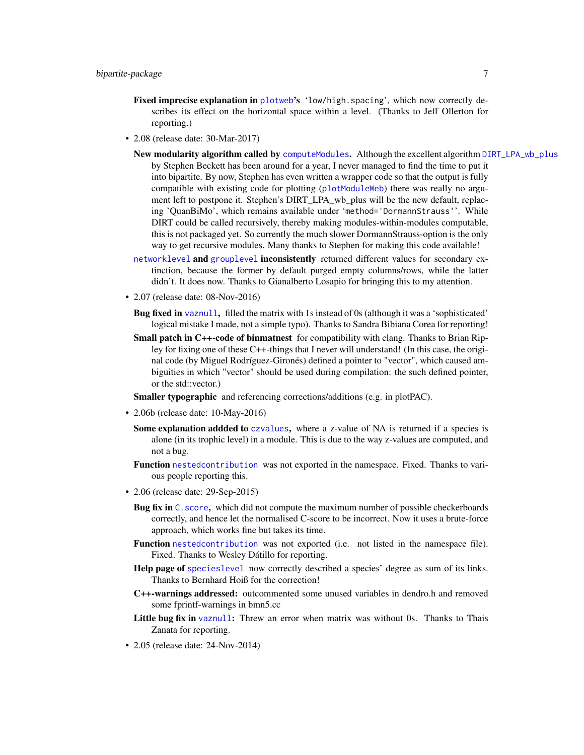**Fixed imprecise explanation in plotweb's** 'low/high.spacing', which now correctly describes its effect on the horizontal space within a level. (Thanks to Jeff Ollerton for reporting.)

- 2.08 (release date: 30-Mar-2017)

  **New modularity algorithm called by computeModules.** Although the excellent algorithm DIRT_LPA_wb_plus by Stephen Beckett has been around for a year, I never managed to find the time to put it into bipartite. By now, Stephen has even written a wrapper code so that the output is fully compatible with existing code for plotting (plotModuleWeb) there was really no argument left to postpone it. Stephen's DIRT_LPA_wb_plus will be the new default, replacing 'QuanBiMo', which remains available under 'method='DormannStrauss''. While DIRT could be called recursively, thereby making modules-within-modules computable, this is not packaged yet. So currently the much slower DormannStrauss-option is the only way to get recursive modules. Many thanks to Stephen for making this code available!

  **networklevel and grouplevel inconsistently** returned different values for secondary extinction, because the former by default purged empty columns/rows, while the latter didn't. It does now. Thanks to Gianalberto Losapio for bringing this to my attention.

- 2.07 (release date: 08-Nov-2016)

  **Bug fixed in vaznull,** filled the matrix with 1s instead of 0s (although it was a 'sophisticated' logical mistake I made, not a simple typo). Thanks to Sandra Bibiana Corea for reporting!

  **Small patch in C++-code of binmatnest** for compatibility with clang. Thanks to Brian Ripley for fixing one of these C++-things that I never will understand! (In this case, the original code (by Miguel Rodríguez-Gironés) defined a pointer to "vector", which caused ambiguities in which "vector" should be used during compilation: the such defined pointer, or the std::vector.)

  **Smaller typographic** and referencing corrections/additions (e.g. in plotPAC).

- 2.06b (release date: 10-May-2016)

  **Some explanation addded to czvalues,** where a z-value of NA is returned if a species is alone (in its trophic level) in a module. This is due to the way z-values are computed, and not a bug.

  **Function nestedcontribution** was not exported in the namespace. Fixed. Thanks to various people reporting this.

- 2.06 (release date: 29-Sep-2015)

  **Bug fix in C.score,** which did not compute the maximum number of possible checkerboards correctly, and hence let the normalised C-score to be incorrect. Now it uses a brute-force approach, which works fine but takes its time.

  **Function nestedcontribution** was not exported (i.e. not listed in the namespace file). Fixed. Thanks to Wesley Dátillo for reporting.

  **Help page of specieslevel** now correctly described a species' degree as sum of its links. Thanks to Bernhard Hoiß for the correction!

  **C++-warnings addressed:** outcommented some unused variables in dendro.h and removed some fprintf-warnings in bmn5.cc

  **Little bug fix in vaznull:** Threw an error when matrix was without 0s. Thanks to Thais Zanata for reporting.

- 2.05 (release date: 24-Nov-2014)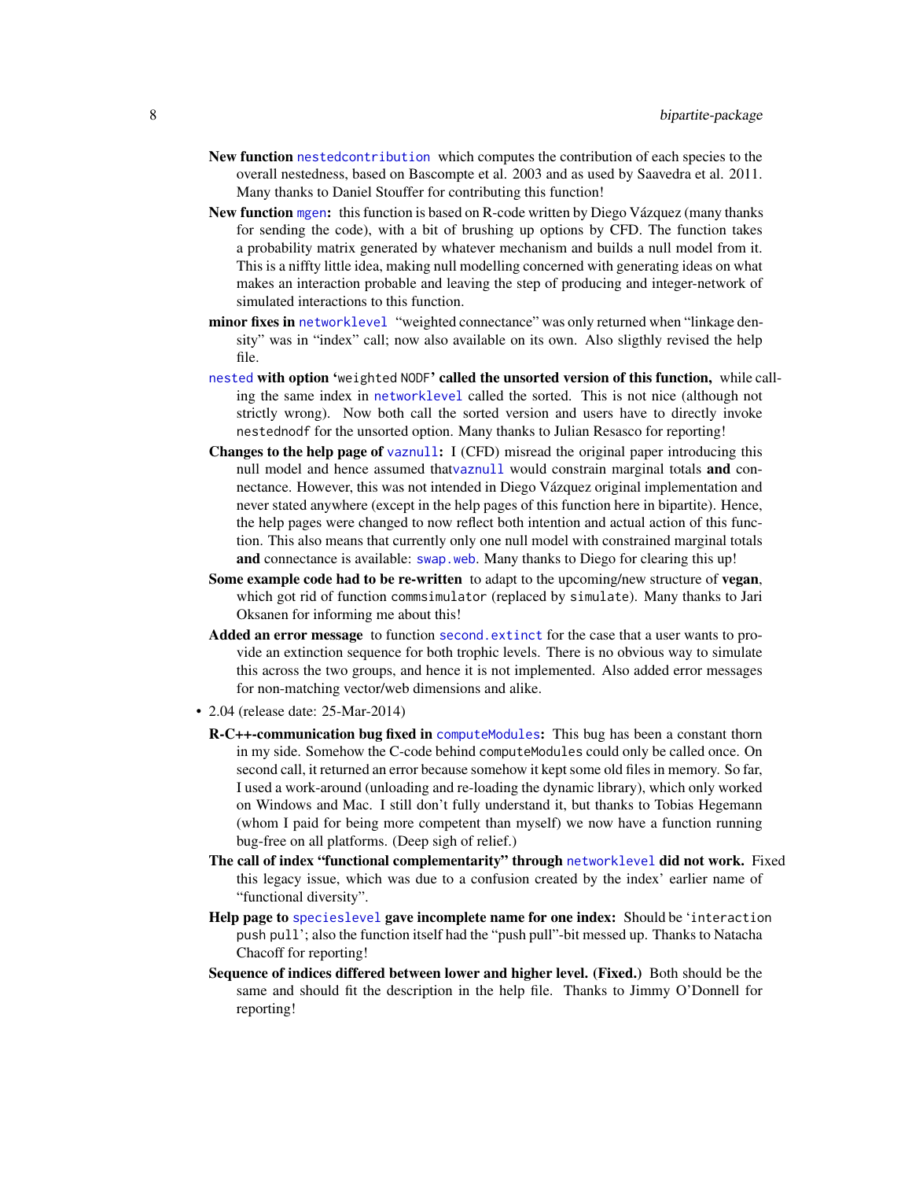**New function** `nestedcontribution` which computes the contribution of each species to the overall nestedness, based on Bascompte et al. 2003 and as used by Saavedra et al. 2011. Many thanks to Daniel Stouffer for contributing this function!

**New function** `mgen`**:** this function is based on R-code written by Diego Vázquez (many thanks for sending the code), with a bit of brushing up options by CFD. The function takes a probability matrix generated by whatever mechanism and builds a null model from it. This is a niffty little idea, making null modelling concerned with generating ideas on what makes an interaction probable and leaving the step of producing and integer-network of simulated interactions to this function.

**minor fixes in** `networklevel` "weighted connectance" was only returned when "linkage density" was in "index" call; now also available on its own. Also sligthly revised the help file.

`nested` **with option '**`weighted NODF`**' called the unsorted version of this function,** while calling the same index in `networklevel` called the sorted. This is not nice (although not strictly wrong). Now both call the sorted version and users have to directly invoke `nestednodf` for the unsorted option. Many thanks to Julian Resasco for reporting!

**Changes to the help page of** `vaznull`**:** I (CFD) misread the original paper introducing this null model and hence assumed that`vaznull` would constrain marginal totals **and** connectance. However, this was not intended in Diego Vázquez original implementation and never stated anywhere (except in the help pages of this function here in bipartite). Hence, the help pages were changed to now reflect both intention and actual action of this function. This also means that currently only one null model with constrained marginal totals **and** connectance is available: `swap.web`. Many thanks to Diego for clearing this up!

**Some example code had to be re-written** to adapt to the upcoming/new structure of **vegan**, which got rid of function `commsimulator` (replaced by `simulate`). Many thanks to Jari Oksanen for informing me about this!

**Added an error message** to function `second.extinct` for the case that a user wants to provide an extinction sequence for both trophic levels. There is no obvious way to simulate this across the two groups, and hence it is not implemented. Also added error messages for non-matching vector/web dimensions and alike.

- 2.04 (release date: 25-Mar-2014)

  **R-C++-communication bug fixed in** `computeModules`**:** This bug has been a constant thorn in my side. Somehow the C-code behind `computeModules` could only be called once. On second call, it returned an error because somehow it kept some old files in memory. So far, I used a work-around (unloading and re-loading the dynamic library), which only worked on Windows and Mac. I still don't fully understand it, but thanks to Tobias Hegemann (whom I paid for being more competent than myself) we now have a function running bug-free on all platforms. (Deep sigh of relief.)

  **The call of index "functional complementarity" through** `networklevel` **did not work.** Fixed this legacy issue, which was due to a confusion created by the index' earlier name of "functional diversity".

  **Help page to** `specieslevel` **gave incomplete name for one index:** Should be '`interaction push pull`'; also the function itself had the "push pull"-bit messed up. Thanks to Natacha Chacoff for reporting!

  **Sequence of indices differed between lower and higher level. (Fixed.)** Both should be the same and should fit the description in the help file. Thanks to Jimmy O'Donnell for reporting!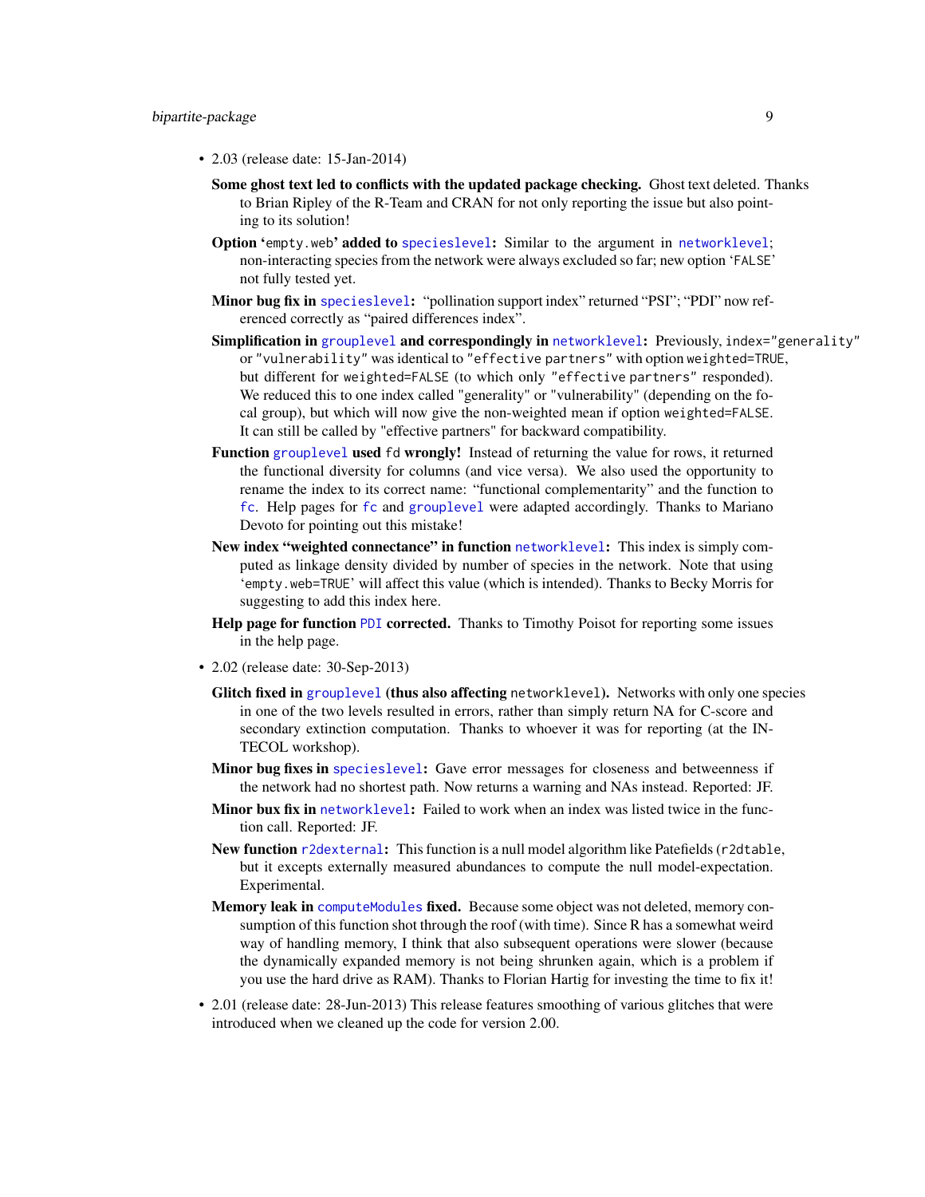- 2.03 (release date: 15-Jan-2014)

  **Some ghost text led to conflicts with the updated package checking.** Ghost text deleted. Thanks to Brian Ripley of the R-Team and CRAN for not only reporting the issue but also pointing to its solution!

  **Option '`empty.web`' added to `specieslevel`:** Similar to the argument in `networklevel`; non-interacting species from the network were always excluded so far; new option '`FALSE`' not fully tested yet.

  **Minor bug fix in `specieslevel`:** "pollination support index" returned "PSI"; "PDI" now referenced correctly as "paired differences index".

  **Simplification in `grouplevel` and correspondingly in `networklevel`:** Previously, `index="generality"` or `"vulnerability"` was identical to `"effective partners"` with option `weighted=TRUE`, but different for `weighted=FALSE` (to which only `"effective partners"` responded). We reduced this to one index called "generality" or "vulnerability" (depending on the focal group), but which will now give the non-weighted mean if option `weighted=FALSE`. It can still be called by "effective partners" for backward compatibility.

  **Function `grouplevel` used `fd` wrongly!** Instead of returning the value for rows, it returned the functional diversity for columns (and vice versa). We also used the opportunity to rename the index to its correct name: "functional complementarity" and the function to `fc`. Help pages for `fc` and `grouplevel` were adapted accordingly. Thanks to Mariano Devoto for pointing out this mistake!

  **New index "weighted connectance" in function `networklevel`:** This index is simply computed as linkage density divided by number of species in the network. Note that using '`empty.web=TRUE`' will affect this value (which is intended). Thanks to Becky Morris for suggesting to add this index here.

  **Help page for function `PDI` corrected.** Thanks to Timothy Poisot for reporting some issues in the help page.

- 2.02 (release date: 30-Sep-2013)

  **Glitch fixed in `grouplevel` (thus also affecting `networklevel`).** Networks with only one species in one of the two levels resulted in errors, rather than simply return NA for C-score and secondary extinction computation. Thanks to whoever it was for reporting (at the INTECOL workshop).

  **Minor bug fixes in `specieslevel`:** Gave error messages for closeness and betweenness if the network had no shortest path. Now returns a warning and NAs instead. Reported: JF.

  **Minor bux fix in `networklevel`:** Failed to work when an index was listed twice in the function call. Reported: JF.

  **New function `r2dexternal`:** This function is a null model algorithm like Patefields (`r2dtable`, but it excepts externally measured abundances to compute the null model-expectation. Experimental.

  **Memory leak in `computeModules` fixed.** Because some object was not deleted, memory consumption of this function shot through the roof (with time). Since R has a somewhat weird way of handling memory, I think that also subsequent operations were slower (because the dynamically expanded memory is not being shrunken again, which is a problem if you use the hard drive as RAM). Thanks to Florian Hartig for investing the time to fix it!

- 2.01 (release date: 28-Jun-2013) This release features smoothing of various glitches that were introduced when we cleaned up the code for version 2.00.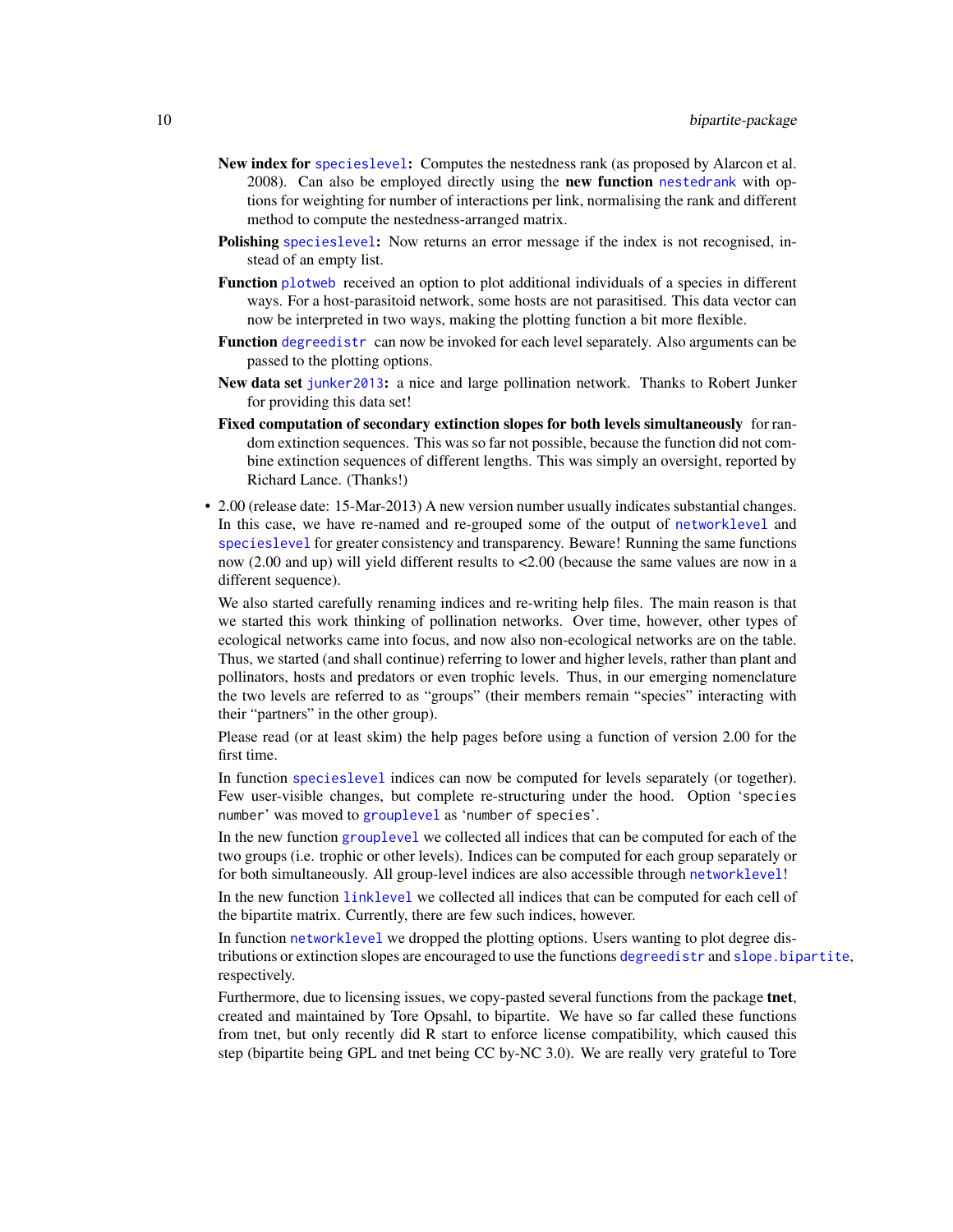**New index for specieslevel:** Computes the nestedness rank (as proposed by Alarcon et al. 2008). Can also be employed directly using the **new function** nestedrank with options for weighting for number of interactions per link, normalising the rank and different method to compute the nestedness-arranged matrix.

**Polishing specieslevel:** Now returns an error message if the index is not recognised, instead of an empty list.

**Function plotweb** received an option to plot additional individuals of a species in different ways. For a host-parasitoid network, some hosts are not parasitised. This data vector can now be interpreted in two ways, making the plotting function a bit more flexible.

**Function degreedistr** can now be invoked for each level separately. Also arguments can be passed to the plotting options.

**New data set junker2013:** a nice and large pollination network. Thanks to Robert Junker for providing this data set!

**Fixed computation of secondary extinction slopes for both levels simultaneously** for random extinction sequences. This was so far not possible, because the function did not combine extinction sequences of different lengths. This was simply an oversight, reported by Richard Lance. (Thanks!)

- 2.00 (release date: 15-Mar-2013) A new version number usually indicates substantial changes. In this case, we have re-named and re-grouped some of the output of networklevel and specieslevel for greater consistency and transparency. Beware! Running the same functions now (2.00 and up) will yield different results to <2.00 (because the same values are now in a different sequence).

  We also started carefully renaming indices and re-writing help files. The main reason is that we started this work thinking of pollination networks. Over time, however, other types of ecological networks came into focus, and now also non-ecological networks are on the table. Thus, we started (and shall continue) referring to lower and higher levels, rather than plant and pollinators, hosts and predators or even trophic levels. Thus, in our emerging nomenclature the two levels are referred to as "groups" (their members remain "species" interacting with their "partners" in the other group).

  Please read (or at least skim) the help pages before using a function of version 2.00 for the first time.

  In function specieslevel indices can now be computed for levels separately (or together). Few user-visible changes, but complete re-structuring under the hood. Option 'species number' was moved to grouplevel as 'number of species'.

  In the new function grouplevel we collected all indices that can be computed for each of the two groups (i.e. trophic or other levels). Indices can be computed for each group separately or for both simultaneously. All group-level indices are also accessible through networklevel!

  In the new function linklevel we collected all indices that can be computed for each cell of the bipartite matrix. Currently, there are few such indices, however.

  In function networklevel we dropped the plotting options. Users wanting to plot degree distributions or extinction slopes are encouraged to use the functions degreedistr and slope.bipartite, respectively.

  Furthermore, due to licensing issues, we copy-pasted several functions from the package **tnet**, created and maintained by Tore Opsahl, to bipartite. We have so far called these functions from tnet, but only recently did R start to enforce license compatibility, which caused this step (bipartite being GPL and tnet being CC by-NC 3.0). We are really very grateful to Tore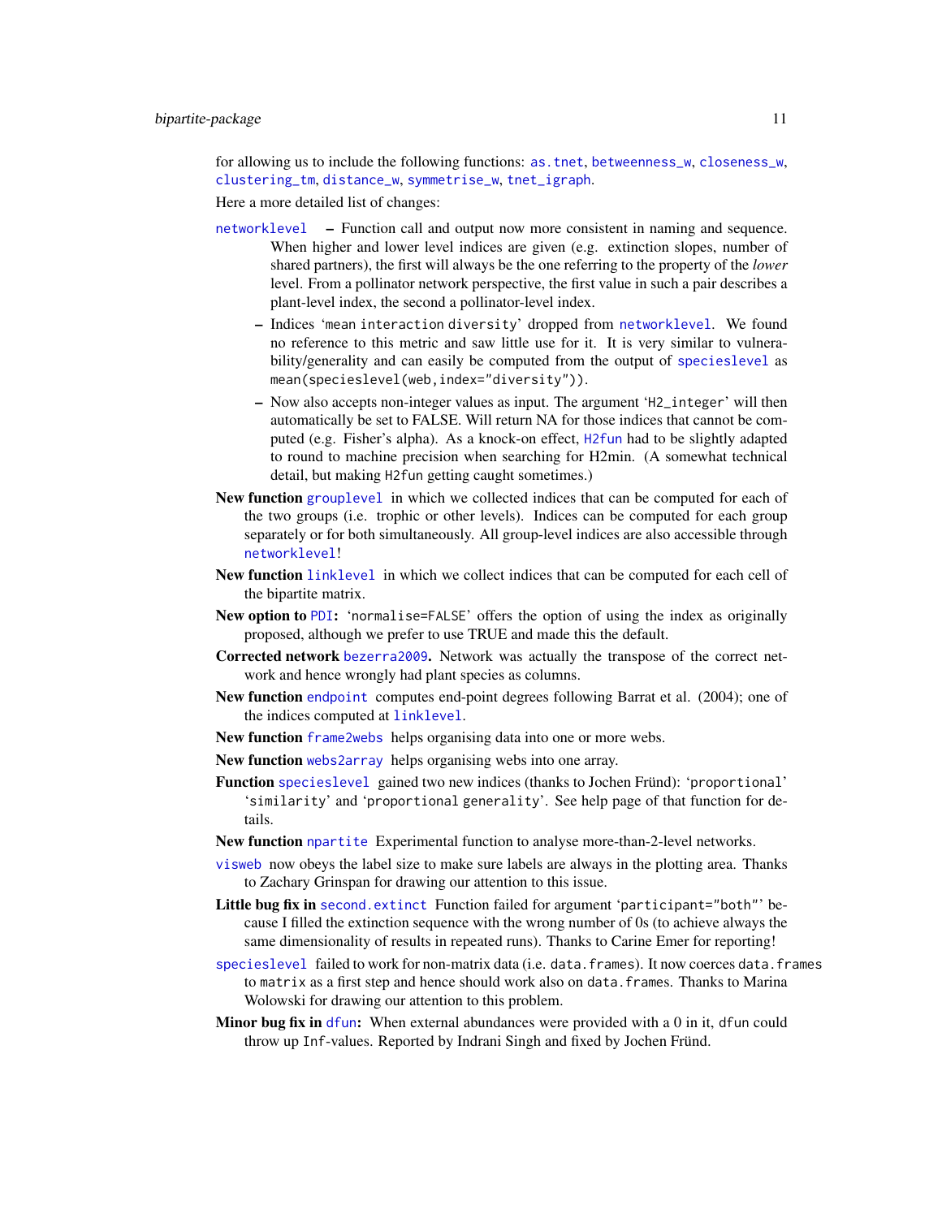for allowing us to include the following functions: as.tnet, betweenness_w, closeness_w, clustering_tm, distance_w, symmetrise_w, tnet_igraph.

Here a more detailed list of changes:

networklevel – Function call and output now more consistent in naming and sequence. When higher and lower level indices are given (e.g. extinction slopes, number of shared partners), the first will always be the one referring to the property of the *lower* level. From a pollinator network perspective, the first value in such a pair describes a plant-level index, the second a pollinator-level index.

- Indices 'mean interaction diversity' dropped from networklevel. We found no reference to this metric and saw little use for it. It is very similar to vulnerability/generality and can easily be computed from the output of specieslevel as `mean(specieslevel(web,index="diversity"))`.
- Now also accepts non-integer values as input. The argument 'H2_integer' will then automatically be set to FALSE. Will return NA for those indices that cannot be computed (e.g. Fisher's alpha). As a knock-on effect, H2fun had to be slightly adapted to round to machine precision when searching for H2min. (A somewhat technical detail, but making H2fun getting caught sometimes.)

**New function** grouplevel in which we collected indices that can be computed for each of the two groups (i.e. trophic or other levels). Indices can be computed for each group separately or for both simultaneously. All group-level indices are also accessible through networklevel!

**New function** linklevel in which we collect indices that can be computed for each cell of the bipartite matrix.

**New option to** PDI**:** 'normalise=FALSE' offers the option of using the index as originally proposed, although we prefer to use TRUE and made this the default.

**Corrected network** bezerra2009**.** Network was actually the transpose of the correct network and hence wrongly had plant species as columns.

**New function** endpoint computes end-point degrees following Barrat et al. (2004); one of the indices computed at linklevel.

**New function** frame2webs helps organising data into one or more webs.

**New function** webs2array helps organising webs into one array.

**Function** specieslevel gained two new indices (thanks to Jochen Fründ): 'proportional' 'similarity' and 'proportional generality'. See help page of that function for details.

**New function** npartite Experimental function to analyse more-than-2-level networks.

visweb now obeys the label size to make sure labels are always in the plotting area. Thanks to Zachary Grinspan for drawing our attention to this issue.

**Little bug fix in** second.extinct Function failed for argument 'participant="both"' because I filled the extinction sequence with the wrong number of 0s (to achieve always the same dimensionality of results in repeated runs). Thanks to Carine Emer for reporting!

specieslevel failed to work for non-matrix data (i.e. data.frames). It now coerces data.frames to matrix as a first step and hence should work also on data.frames. Thanks to Marina Wolowski for drawing our attention to this problem.

**Minor bug fix in** dfun**:** When external abundances were provided with a 0 in it, dfun could throw up Inf-values. Reported by Indrani Singh and fixed by Jochen Fründ.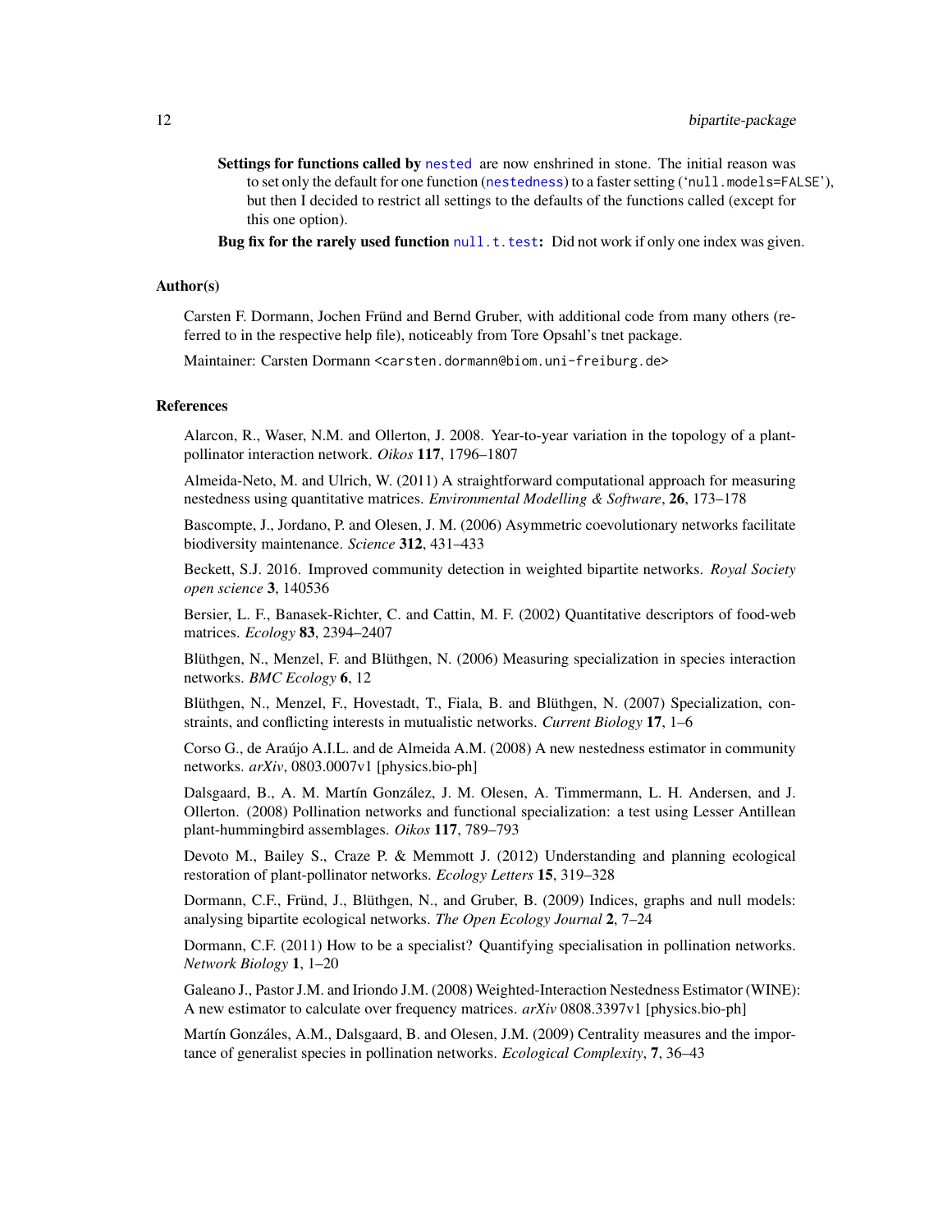**Settings for functions called by `nested`** are now enshrined in stone. The initial reason was to set only the default for one function (`nestedness`) to a faster setting ('`null.models=FALSE`'), but then I decided to restrict all settings to the defaults of the functions called (except for this one option).

**Bug fix for the rarely used function `null.t.test`:** Did not work if only one index was given.

### Author(s)

Carsten F. Dormann, Jochen Fründ and Bernd Gruber, with additional code from many others (referred to in the respective help file), noticeably from Tore Opsahl's tnet package.

Maintainer: Carsten Dormann <carsten.dormann@biom.uni-freiburg.de>

### References

Alarcon, R., Waser, N.M. and Ollerton, J. 2008. Year-to-year variation in the topology of a plant-pollinator interaction network. *Oikos* **117**, 1796–1807

Almeida-Neto, M. and Ulrich, W. (2011) A straightforward computational approach for measuring nestedness using quantitative matrices. *Environmental Modelling & Software*, **26**, 173–178

Bascompte, J., Jordano, P. and Olesen, J. M. (2006) Asymmetric coevolutionary networks facilitate biodiversity maintenance. *Science* **312**, 431–433

Beckett, S.J. 2016. Improved community detection in weighted bipartite networks. *Royal Society open science* **3**, 140536

Bersier, L. F., Banasek-Richter, C. and Cattin, M. F. (2002) Quantitative descriptors of food-web matrices. *Ecology* **83**, 2394–2407

Blüthgen, N., Menzel, F. and Blüthgen, N. (2006) Measuring specialization in species interaction networks. *BMC Ecology* **6**, 12

Blüthgen, N., Menzel, F., Hovestadt, T., Fiala, B. and Blüthgen, N. (2007) Specialization, constraints, and conflicting interests in mutualistic networks. *Current Biology* **17**, 1–6

Corso G., de Araújo A.I.L. and de Almeida A.M. (2008) A new nestedness estimator in community networks. *arXiv*, 0803.0007v1 [physics.bio-ph]

Dalsgaard, B., A. M. Martín González, J. M. Olesen, A. Timmermann, L. H. Andersen, and J. Ollerton. (2008) Pollination networks and functional specialization: a test using Lesser Antillean plant-hummingbird assemblages. *Oikos* **117**, 789–793

Devoto M., Bailey S., Craze P. & Memmott J. (2012) Understanding and planning ecological restoration of plant-pollinator networks. *Ecology Letters* **15**, 319–328

Dormann, C.F., Fründ, J., Blüthgen, N., and Gruber, B. (2009) Indices, graphs and null models: analysing bipartite ecological networks. *The Open Ecology Journal* **2**, 7–24

Dormann, C.F. (2011) How to be a specialist? Quantifying specialisation in pollination networks. *Network Biology* **1**, 1–20

Galeano J., Pastor J.M. and Iriondo J.M. (2008) Weighted-Interaction Nestedness Estimator (WINE): A new estimator to calculate over frequency matrices. *arXiv* 0808.3397v1 [physics.bio-ph]

Martín Gonzáles, A.M., Dalsgaard, B. and Olesen, J.M. (2009) Centrality measures and the importance of generalist species in pollination networks. *Ecological Complexity*, **7**, 36–43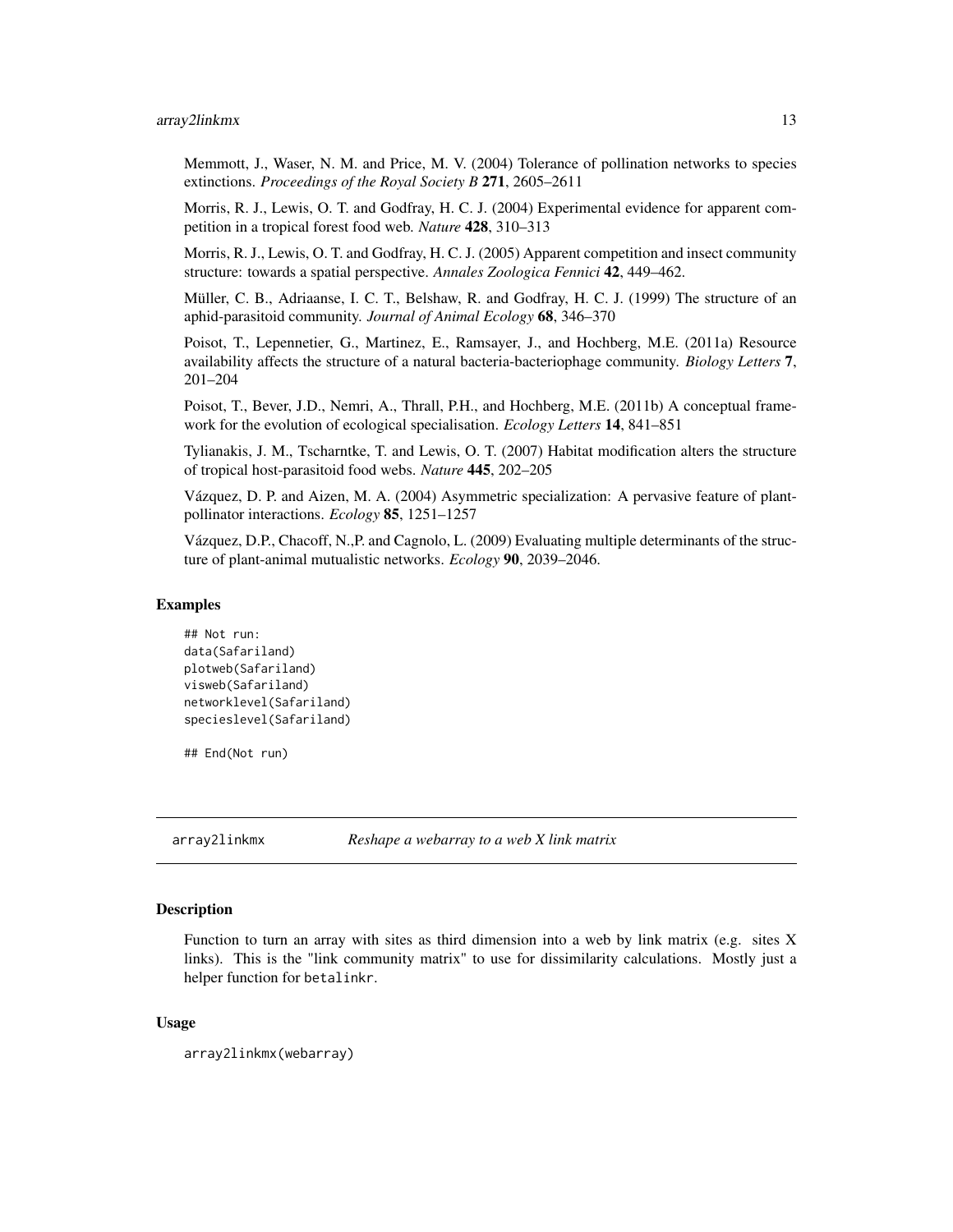Memmott, J., Waser, N. M. and Price, M. V. (2004) Tolerance of pollination networks to species extinctions. *Proceedings of the Royal Society B* **271**, 2605–2611

Morris, R. J., Lewis, O. T. and Godfray, H. C. J. (2004) Experimental evidence for apparent competition in a tropical forest food web. *Nature* **428**, 310–313

Morris, R. J., Lewis, O. T. and Godfray, H. C. J. (2005) Apparent competition and insect community structure: towards a spatial perspective. *Annales Zoologica Fennici* **42**, 449–462.

Müller, C. B., Adriaanse, I. C. T., Belshaw, R. and Godfray, H. C. J. (1999) The structure of an aphid-parasitoid community. *Journal of Animal Ecology* **68**, 346–370

Poisot, T., Lepennetier, G., Martinez, E., Ramsayer, J., and Hochberg, M.E. (2011a) Resource availability affects the structure of a natural bacteria-bacteriophage community. *Biology Letters* **7**, 201–204

Poisot, T., Bever, J.D., Nemri, A., Thrall, P.H., and Hochberg, M.E. (2011b) A conceptual framework for the evolution of ecological specialisation. *Ecology Letters* **14**, 841–851

Tylianakis, J. M., Tscharntke, T. and Lewis, O. T. (2007) Habitat modification alters the structure of tropical host-parasitoid food webs. *Nature* **445**, 202–205

Vázquez, D. P. and Aizen, M. A. (2004) Asymmetric specialization: A pervasive feature of plant-pollinator interactions. *Ecology* **85**, 1251–1257

Vázquez, D.P., Chacoff, N.,P. and Cagnolo, L. (2009) Evaluating multiple determinants of the structure of plant-animal mutualistic networks. *Ecology* **90**, 2039–2046.

### Examples

```
## Not run:
data(Safariland)
plotweb(Safariland)
visweb(Safariland)
networklevel(Safariland)
specieslevel(Safariland)

## End(Not run)
```

---

## array2linkmx — *Reshape a webarray to a web X link matrix*

---

### Description

Function to turn an array with sites as third dimension into a web by link matrix (e.g. sites X links). This is the "link community matrix" to use for dissimilarity calculations. Mostly just a helper function for `betalinkr`.

### Usage

```
array2linkmx(webarray)
```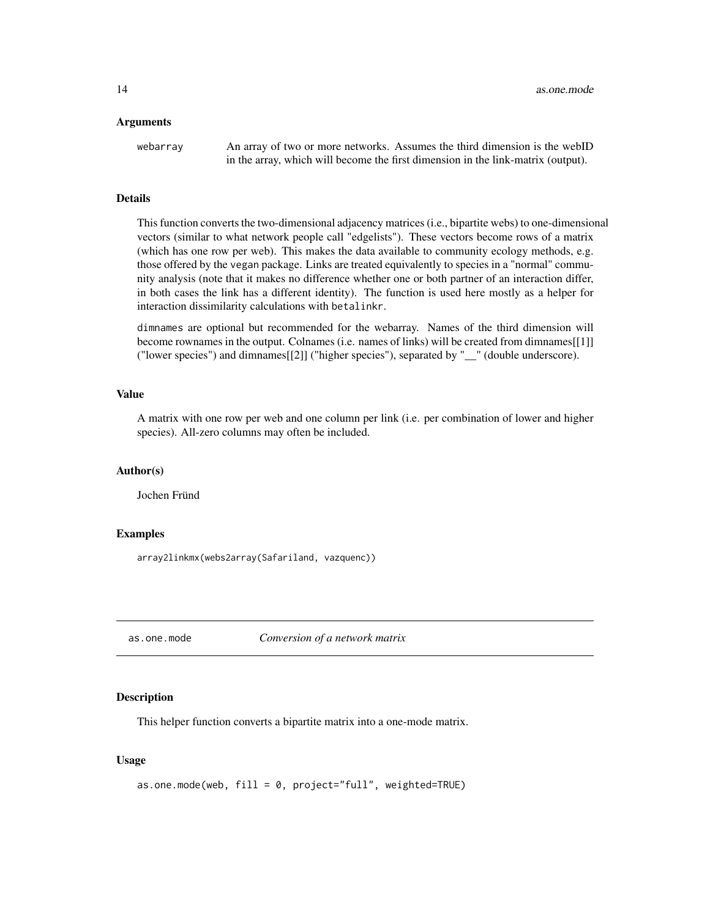### Arguments

webarray An array of two or more networks. Assumes the third dimension is the webID in the array, which will become the first dimension in the link-matrix (output).

### Details

This function converts the two-dimensional adjacency matrices (i.e., bipartite webs) to one-dimensional vectors (similar to what network people call "edgelists"). These vectors become rows of a matrix (which has one row per web). This makes the data available to community ecology methods, e.g. those offered by the vegan package. Links are treated equivalently to species in a "normal" community analysis (note that it makes no difference whether one or both partner of an interaction differ, in both cases the link has a different identity). The function is used here mostly as a helper for interaction dissimilarity calculations with betalinkr.

dimnames are optional but recommended for the webarray. Names of the third dimension will become rownames in the output. Colnames (i.e. names of links) will be created from dimnames[[1]] ("lower species") and dimnames[[2]] ("higher species"), separated by "__" (double underscore).

### Value

A matrix with one row per web and one column per link (i.e. per combination of lower and higher species). All-zero columns may often be included.

### Author(s)

Jochen Fründ

### Examples

```
array2linkmx(webs2array(Safariland, vazquenc))
```

## as.one.mode *Conversion of a network matrix*

### Description

This helper function converts a bipartite matrix into a one-mode matrix.

### Usage

```
as.one.mode(web, fill = 0, project="full", weighted=TRUE)
```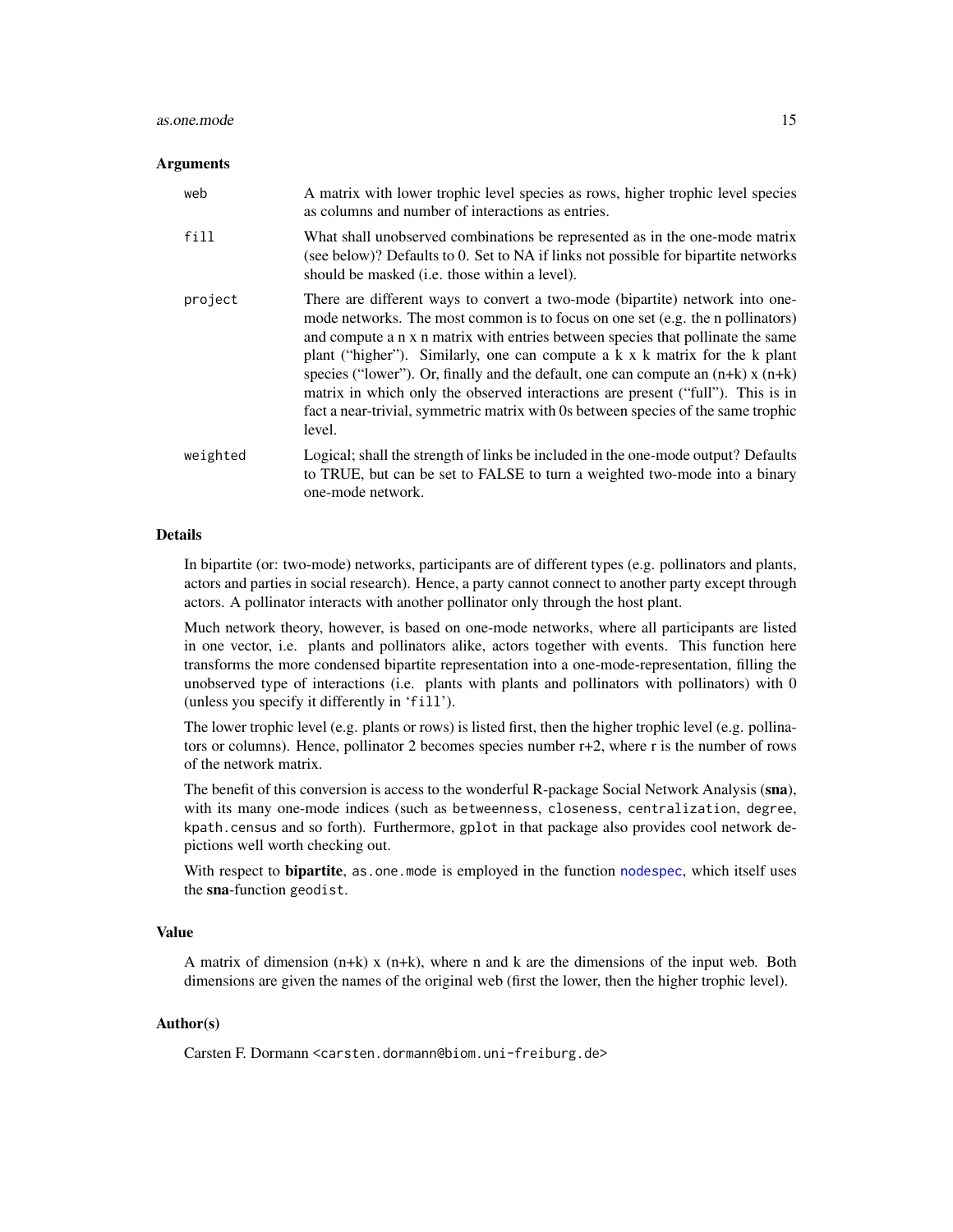### Arguments

| | |
|---|---|
| `web` | A matrix with lower trophic level species as rows, higher trophic level species as columns and number of interactions as entries. |
| `fill` | What shall unobserved combinations be represented as in the one-mode matrix (see below)? Defaults to 0. Set to NA if links not possible for bipartite networks should be masked (i.e. those within a level). |
| `project` | There are different ways to convert a two-mode (bipartite) network into one-mode networks. The most common is to focus on one set (e.g. the n pollinators) and compute a n x n matrix with entries between species that pollinate the same plant ("higher"). Similarly, one can compute a k x k matrix for the k plant species ("lower"). Or, finally and the default, one can compute an (n+k) x (n+k) matrix in which only the observed interactions are present ("full"). This is in fact a near-trivial, symmetric matrix with 0s between species of the same trophic level. |
| `weighted` | Logical; shall the strength of links be included in the one-mode output? Defaults to TRUE, but can be set to FALSE to turn a weighted two-mode into a binary one-mode network. |

### Details

In bipartite (or: two-mode) networks, participants are of different types (e.g. pollinators and plants, actors and parties in social research). Hence, a party cannot connect to another party except through actors. A pollinator interacts with another pollinator only through the host plant.

Much network theory, however, is based on one-mode networks, where all participants are listed in one vector, i.e. plants and pollinators alike, actors together with events. This function here transforms the more condensed bipartite representation into a one-mode-representation, filling the unobserved type of interactions (i.e. plants with plants and pollinators with pollinators) with 0 (unless you specify it differently in '`fill`').

The lower trophic level (e.g. plants or rows) is listed first, then the higher trophic level (e.g. pollinators or columns). Hence, pollinator 2 becomes species number r+2, where r is the number of rows of the network matrix.

The benefit of this conversion is access to the wonderful R-package Social Network Analysis (**sna**), with its many one-mode indices (such as `betweenness`, `closeness`, `centralization`, `degree`, `kpath.census` and so forth). Furthermore, `gplot` in that package also provides cool network depictions well worth checking out.

With respect to **bipartite**, `as.one.mode` is employed in the function `nodespec`, which itself uses the **sna**-function `geodist`.

### Value

A matrix of dimension (n+k) x (n+k), where n and k are the dimensions of the input web. Both dimensions are given the names of the original web (first the lower, then the higher trophic level).

### Author(s)

Carsten F. Dormann <carsten.dormann@biom.uni-freiburg.de>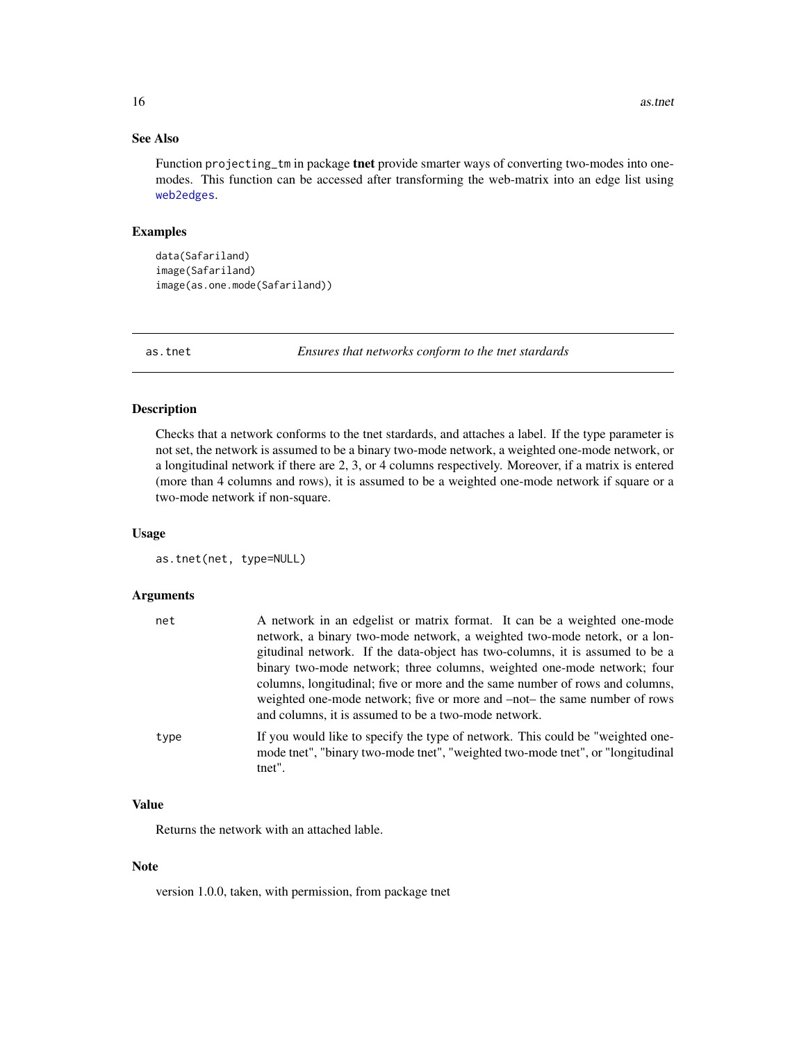## See Also

Function projecting_tm in package **tnet** provide smarter ways of converting two-modes into one-modes. This function can be accessed after transforming the web-matrix into an edge list using web2edges.

## Examples

```
data(Safariland)
image(Safariland)
image(as.one.mode(Safariland))
```

---

# as.tnet — *Ensures that networks conform to the tnet stardards*

## Description

Checks that a network conforms to the tnet stardards, and attaches a label. If the type parameter is not set, the network is assumed to be a binary two-mode network, a weighted one-mode network, or a longitudinal network if there are 2, 3, or 4 columns respectively. Moreover, if a matrix is entered (more than 4 columns and rows), it is assumed to be a weighted one-mode network if square or a two-mode network if non-square.

## Usage

```
as.tnet(net, type=NULL)
```

## Arguments

| | |
|---|---|
| net | A network in an edgelist or matrix format. It can be a weighted one-mode network, a binary two-mode network, a weighted two-mode netork, or a longitudinal network. If the data-object has two-columns, it is assumed to be a binary two-mode network; three columns, weighted one-mode network; four columns, longitudinal; five or more and the same number of rows and columns, weighted one-mode network; five or more and –not– the same number of rows and columns, it is assumed to be a two-mode network. |
| type | If you would like to specify the type of network. This could be "weighted one-mode tnet", "binary two-mode tnet", "weighted two-mode tnet", or "longitudinal tnet". |

## Value

Returns the network with an attached lable.

## Note

version 1.0.0, taken, with permission, from package tnet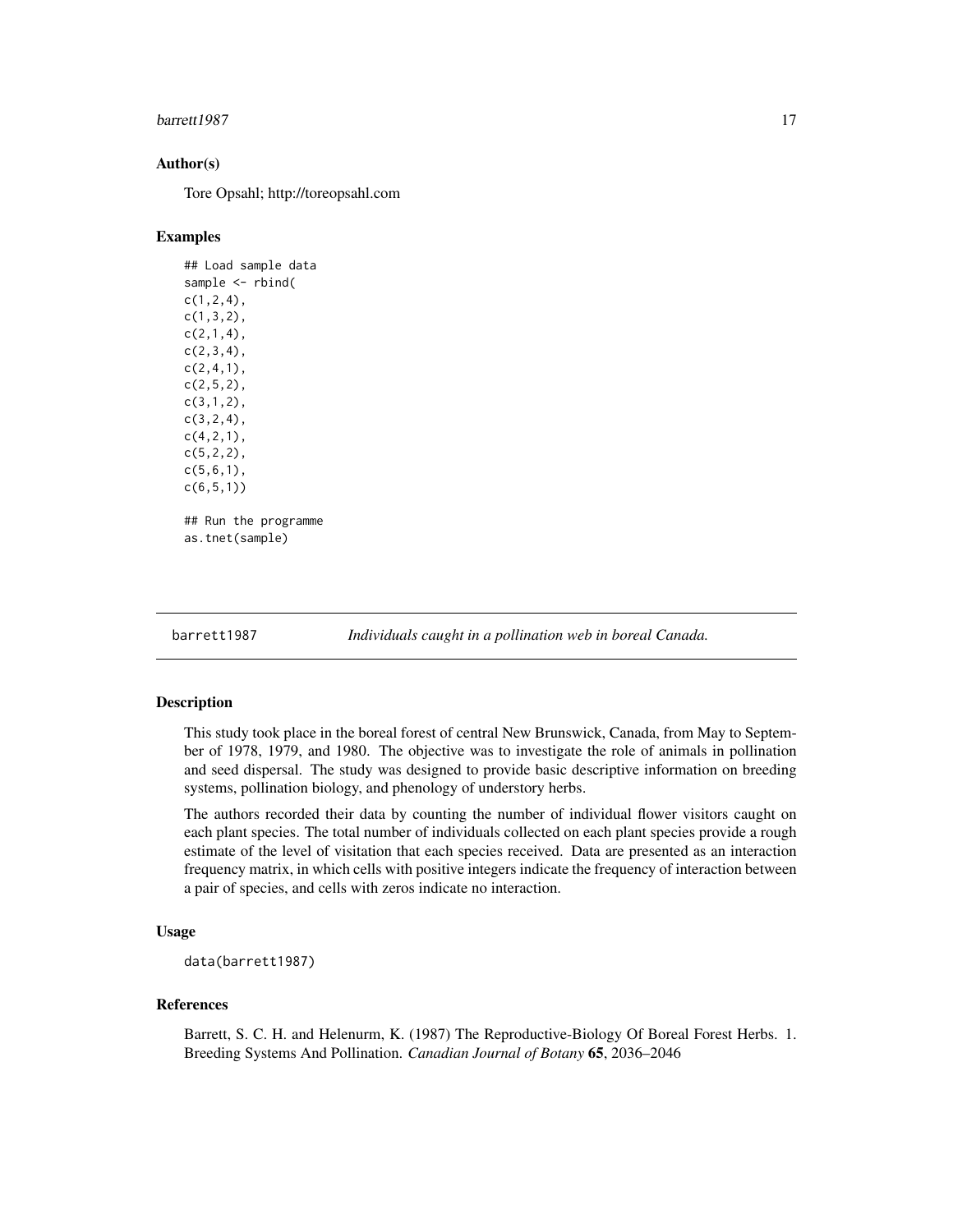### Author(s)

Tore Opsahl; http://toreopsahl.com

### Examples

```
## Load sample data
sample <- rbind(
c(1,2,4),
c(1,3,2),
c(2,1,4),
c(2,3,4),
c(2,4,1),
c(2,5,2),
c(3,1,2),
c(3,2,4),
c(4,2,1),
c(5,2,2),
c(5,6,1),
c(6,5,1))

## Run the programme
as.tnet(sample)
```

---

## barrett1987 — *Individuals caught in a pollination web in boreal Canada.*

---

### Description

This study took place in the boreal forest of central New Brunswick, Canada, from May to September of 1978, 1979, and 1980. The objective was to investigate the role of animals in pollination and seed dispersal. The study was designed to provide basic descriptive information on breeding systems, pollination biology, and phenology of understory herbs.

The authors recorded their data by counting the number of individual flower visitors caught on each plant species. The total number of individuals collected on each plant species provide a rough estimate of the level of visitation that each species received. Data are presented as an interaction frequency matrix, in which cells with positive integers indicate the frequency of interaction between a pair of species, and cells with zeros indicate no interaction.

### Usage

```
data(barrett1987)
```

### References

Barrett, S. C. H. and Helenurm, K. (1987) The Reproductive-Biology Of Boreal Forest Herbs. 1. Breeding Systems And Pollination. *Canadian Journal of Botany* **65**, 2036–2046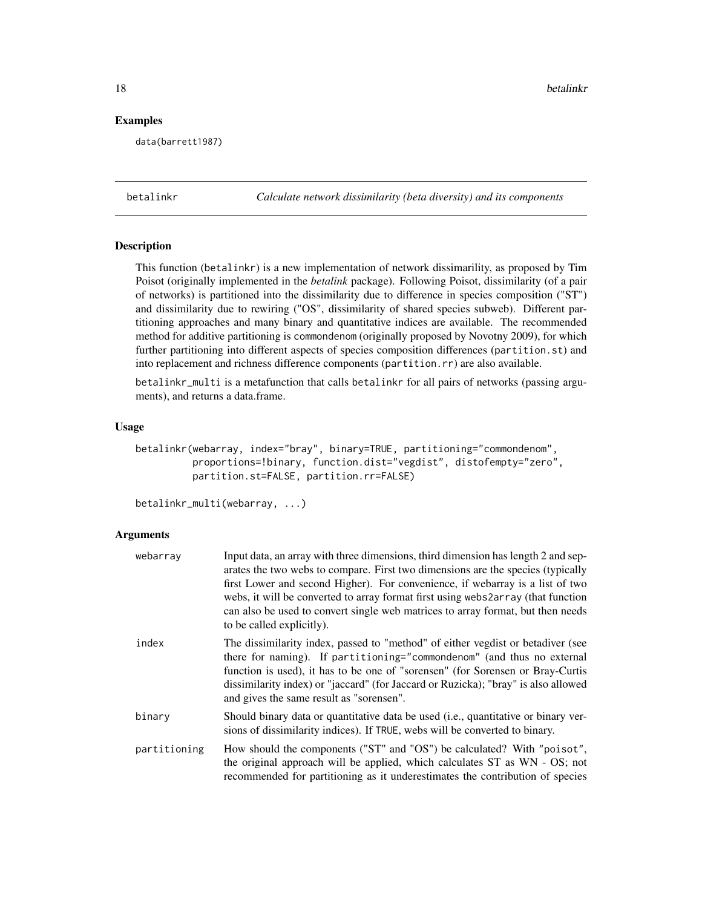## Examples

```
data(barrett1987)
```

---

## betalinkr — *Calculate network dissimilarity (beta diversity) and its components*

### Description

This function (betalinkr) is a new implementation of network dissimarility, as proposed by Tim Poisot (originally implemented in the *betalink* package). Following Poisot, dissimilarity (of a pair of networks) is partitioned into the dissimilarity due to difference in species composition ("ST") and dissimilarity due to rewiring ("OS", dissimilarity of shared species subweb). Different partitioning approaches and many binary and quantitative indices are available. The recommended method for additive partitioning is commondenom (originally proposed by Novotny 2009), for which further partitioning into different aspects of species composition differences (partition.st) and into replacement and richness difference components (partition.rr) are also available.

betalinkr_multi is a metafunction that calls betalinkr for all pairs of networks (passing arguments), and returns a data.frame.

### Usage

```
betalinkr(webarray, index="bray", binary=TRUE, partitioning="commondenom",
          proportions=!binary, function.dist="vegdist", distofempty="zero",
          partition.st=FALSE, partition.rr=FALSE)

betalinkr_multi(webarray, ...)
```

### Arguments

| | |
|---|---|
| webarray | Input data, an array with three dimensions, third dimension has length 2 and separates the two webs to compare. First two dimensions are the species (typically first Lower and second Higher). For convenience, if webarray is a list of two webs, it will be converted to array format first using webs2array (that function can also be used to convert single web matrices to array format, but then needs to be called explicitly). |
| index | The dissimilarity index, passed to "method" of either vegdist or betadiver (see there for naming). If partitioning="commondenom" (and thus no external function is used), it has to be one of "sorensen" (for Sorensen or Bray-Curtis dissimilarity index) or "jaccard" (for Jaccard or Ruzicka); "bray" is also allowed and gives the same result as "sorensen". |
| binary | Should binary data or quantitative data be used (i.e., quantitative or binary versions of dissimilarity indices). If TRUE, webs will be converted to binary. |
| partitioning | How should the components ("ST" and "OS") be calculated? With "poisot", the original approach will be applied, which calculates ST as WN - OS; not recommended for partitioning as it underestimates the contribution of species |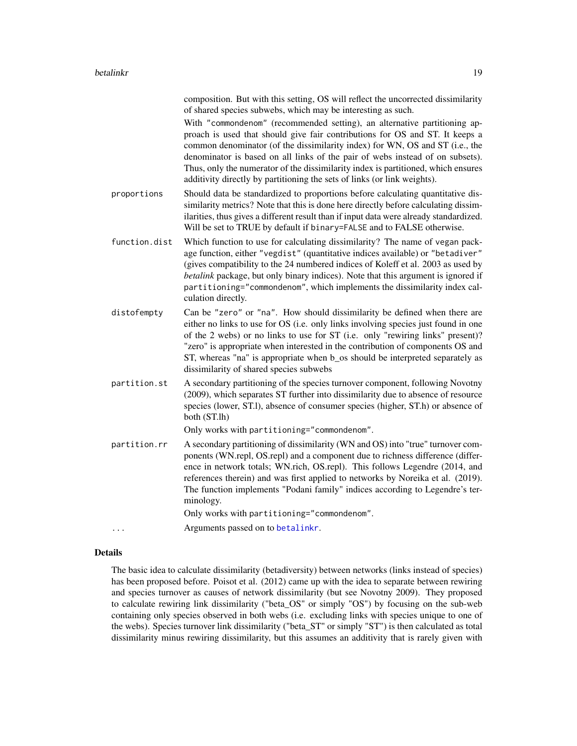composition. But with this setting, OS will reflect the uncorrected dissimilarity of shared species subwebs, which may be interesting as such.

With "commondenom" (recommended setting), an alternative partitioning approach is used that should give fair contributions for OS and ST. It keeps a common denominator (of the dissimilarity index) for WN, OS and ST (i.e., the denominator is based on all links of the pair of webs instead of on subsets). Thus, only the numerator of the dissimilarity index is partitioned, which ensures additivity directly by partitioning the sets of links (or link weights).

`proportions`
: Should data be standardized to proportions before calculating quantitative dissimilarity metrics? Note that this is done here directly before calculating dissimilarities, thus gives a different result than if input data were already standardized. Will be set to TRUE by default if `binary=FALSE` and to FALSE otherwise.

`function.dist`
: Which function to use for calculating dissimilarity? The name of vegan package function, either "vegdist" (quantitative indices available) or "betadiver" (gives compatibility to the 24 numbered indices of Koleff et al. 2003 as used by *betalink* package, but only binary indices). Note that this argument is ignored if `partitioning="commondenom"`, which implements the dissimilarity index calculation directly.

`distofempty`
: Can be "zero" or "na". How should dissimilarity be defined when there are either no links to use for OS (i.e. only links involving species just found in one of the 2 webs) or no links to use for ST (i.e. only "rewiring links" present)? "zero" is appropriate when interested in the contribution of components OS and ST, whereas "na" is appropriate when b_os should be interpreted separately as dissimilarity of shared species subwebs

`partition.st`
: A secondary partitioning of the species turnover component, following Novotny (2009), which separates ST further into dissimilarity due to absence of resource species (lower, ST.l), absence of consumer species (higher, ST.h) or absence of both (ST.lh)

  Only works with `partitioning="commondenom"`.

`partition.rr`
: A secondary partitioning of dissimilarity (WN and OS) into "true" turnover components (WN.repl, OS.repl) and a component due to richness difference (difference in network totals; WN.rich, OS.repl). This follows Legendre (2014, and references therein) and was first applied to networks by Noreika et al. (2019). The function implements "Podani family" indices according to Legendre's terminology.

  Only works with `partitioning="commondenom"`.

`...`
: Arguments passed on to betalinkr.

## Details

The basic idea to calculate dissimilarity (betadiversity) between networks (links instead of species) has been proposed before. Poisot et al. (2012) came up with the idea to separate between rewiring and species turnover as causes of network dissimilarity (but see Novotny 2009). They proposed to calculate rewiring link dissimilarity ("beta_OS" or simply "OS") by focusing on the sub-web containing only species observed in both webs (i.e. excluding links with species unique to one of the webs). Species turnover link dissimilarity ("beta_ST" or simply "ST") is then calculated as total dissimilarity minus rewiring dissimilarity, but this assumes an additivity that is rarely given with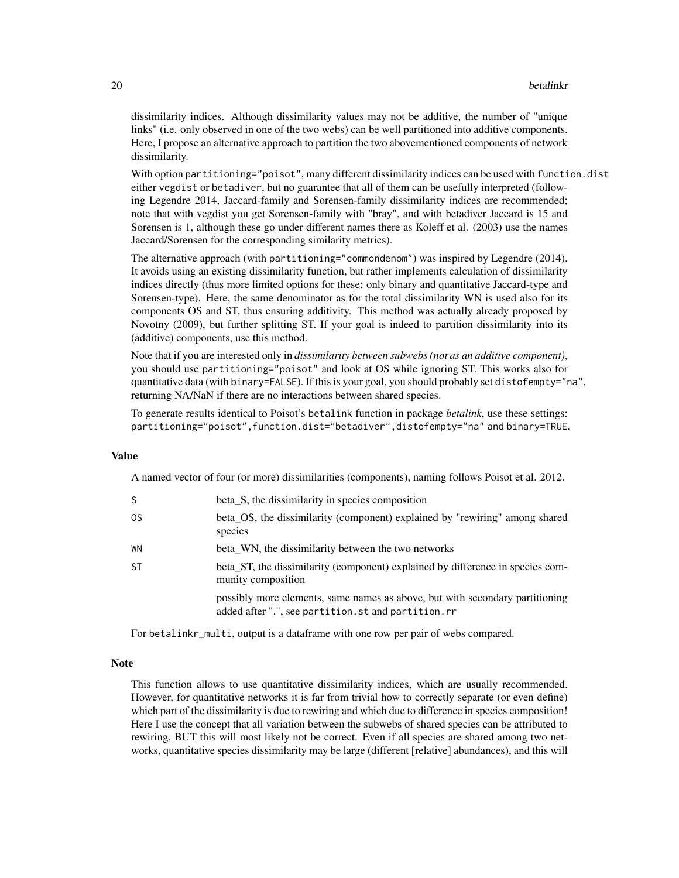dissimilarity indices. Although dissimilarity values may not be additive, the number of "unique links" (i.e. only observed in one of the two webs) can be well partitioned into additive components. Here, I propose an alternative approach to partition the two abovementioned components of network dissimilarity.

With option `partitioning="poisot"`, many different dissimilarity indices can be used with `function.dist` either `vegdist` or `betadiver`, but no guarantee that all of them can be usefully interpreted (following Legendre 2014, Jaccard-family and Sorensen-family dissimilarity indices are recommended; note that with vegdist you get Sorensen-family with "bray", and with betadiver Jaccard is 15 and Sorensen is 1, although these go under different names there as Koleff et al. (2003) use the names Jaccard/Sorensen for the corresponding similarity metrics).

The alternative approach (with `partitioning="commondenom"`) was inspired by Legendre (2014). It avoids using an existing dissimilarity function, but rather implements calculation of dissimilarity indices directly (thus more limited options for these: only binary and quantitative Jaccard-type and Sorensen-type). Here, the same denominator as for the total dissimilarity WN is used also for its components OS and ST, thus ensuring additivity. This method was actually already proposed by Novotny (2009), but further splitting ST. If your goal is indeed to partition dissimilarity into its (additive) components, use this method.

Note that if you are interested only in *dissimilarity between subwebs (not as an additive component)*, you should use `partitioning="poisot"` and look at OS while ignoring ST. This works also for quantitative data (with `binary=FALSE`). If this is your goal, you should probably set `distofempty="na"`, returning NA/NaN if there are no interactions between shared species.

To generate results identical to Poisot's `betalink` function in package *betalink*, use these settings: `partitioning="poisot",function.dist="betadiver",distofempty="na"` and `binary=TRUE`.

## Value

A named vector of four (or more) dissimilarities (components), naming follows Poisot et al. 2012.

| | |
|---|---|
| `S` | beta_S, the dissimilarity in species composition |
| `OS` | beta_OS, the dissimilarity (component) explained by "rewiring" among shared species |
| `WN` | beta_WN, the dissimilarity between the two networks |
| `ST` | beta_ST, the dissimilarity (component) explained by difference in species community composition |
| | possibly more elements, same names as above, but with secondary partitioning added after ".", see `partition.st` and `partition.rr` |

For `betalinkr_multi`, output is a dataframe with one row per pair of webs compared.

## Note

This function allows to use quantitative dissimilarity indices, which are usually recommended. However, for quantitative networks it is far from trivial how to correctly separate (or even define) which part of the dissimilarity is due to rewiring and which due to difference in species composition! Here I use the concept that all variation between the subwebs of shared species can be attributed to rewiring, BUT this will most likely not be correct. Even if all species are shared among two networks, quantitative species dissimilarity may be large (different [relative] abundances), and this will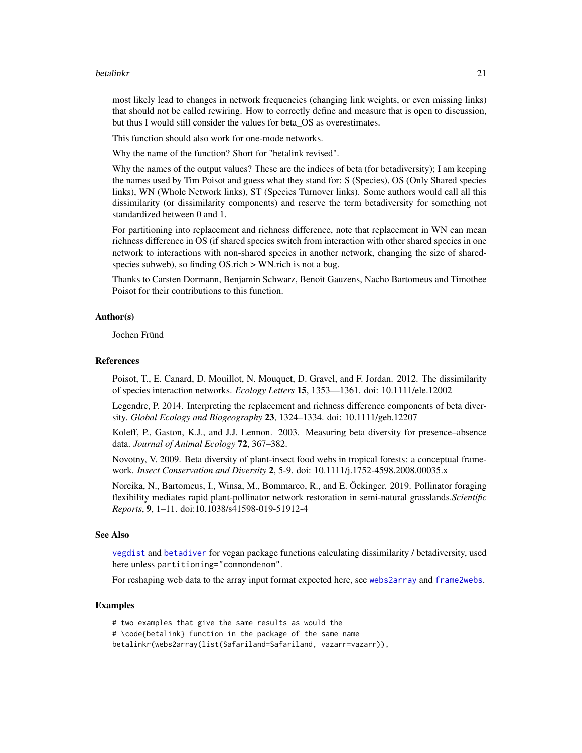most likely lead to changes in network frequencies (changing link weights, or even missing links) that should not be called rewiring. How to correctly define and measure that is open to discussion, but thus I would still consider the values for beta_OS as overestimates.

This function should also work for one-mode networks.

Why the name of the function? Short for "betalink revised".

Why the names of the output values? These are the indices of beta (for betadiversity); I am keeping the names used by Tim Poisot and guess what they stand for: S (Species), OS (Only Shared species links), WN (Whole Network links), ST (Species Turnover links). Some authors would call all this dissimilarity (or dissimilarity components) and reserve the term betadiversity for something not standardized between 0 and 1.

For partitioning into replacement and richness difference, note that replacement in WN can mean richness difference in OS (if shared species switch from interaction with other shared species in one network to interactions with non-shared species in another network, changing the size of shared-species subweb), so finding OS.rich > WN.rich is not a bug.

Thanks to Carsten Dormann, Benjamin Schwarz, Benoit Gauzens, Nacho Bartomeus and Timothee Poisot for their contributions to this function.

### Author(s)

Jochen Fründ

### References

Poisot, T., E. Canard, D. Mouillot, N. Mouquet, D. Gravel, and F. Jordan. 2012. The dissimilarity of species interaction networks. *Ecology Letters* **15**, 1353—1361. doi: 10.1111/ele.12002

Legendre, P. 2014. Interpreting the replacement and richness difference components of beta diversity. *Global Ecology and Biogeography* **23**, 1324–1334. doi: 10.1111/geb.12207

Koleff, P., Gaston, K.J., and J.J. Lennon. 2003. Measuring beta diversity for presence–absence data. *Journal of Animal Ecology* **72**, 367–382.

Novotny, V. 2009. Beta diversity of plant-insect food webs in tropical forests: a conceptual framework. *Insect Conservation and Diversity* **2**, 5-9. doi: 10.1111/j.1752-4598.2008.00035.x

Noreika, N., Bartomeus, I., Winsa, M., Bommarco, R., and E. Öckinger. 2019. Pollinator foraging flexibility mediates rapid plant-pollinator network restoration in semi-natural grasslands.*Scientific Reports*, **9**, 1–11. doi:10.1038/s41598-019-51912-4

### See Also

`vegdist` and `betadiver` for vegan package functions calculating dissimilarity / betadiversity, used here unless `partitioning="commondenom"`.

For reshaping web data to the array input format expected here, see `webs2array` and `frame2webs`.

### Examples

```
# two examples that give the same results as would the
# \code{betalink} function in the package of the same name
betalinkr(webs2array(list(Safariland=Safariland, vazarr=vazarr)),
```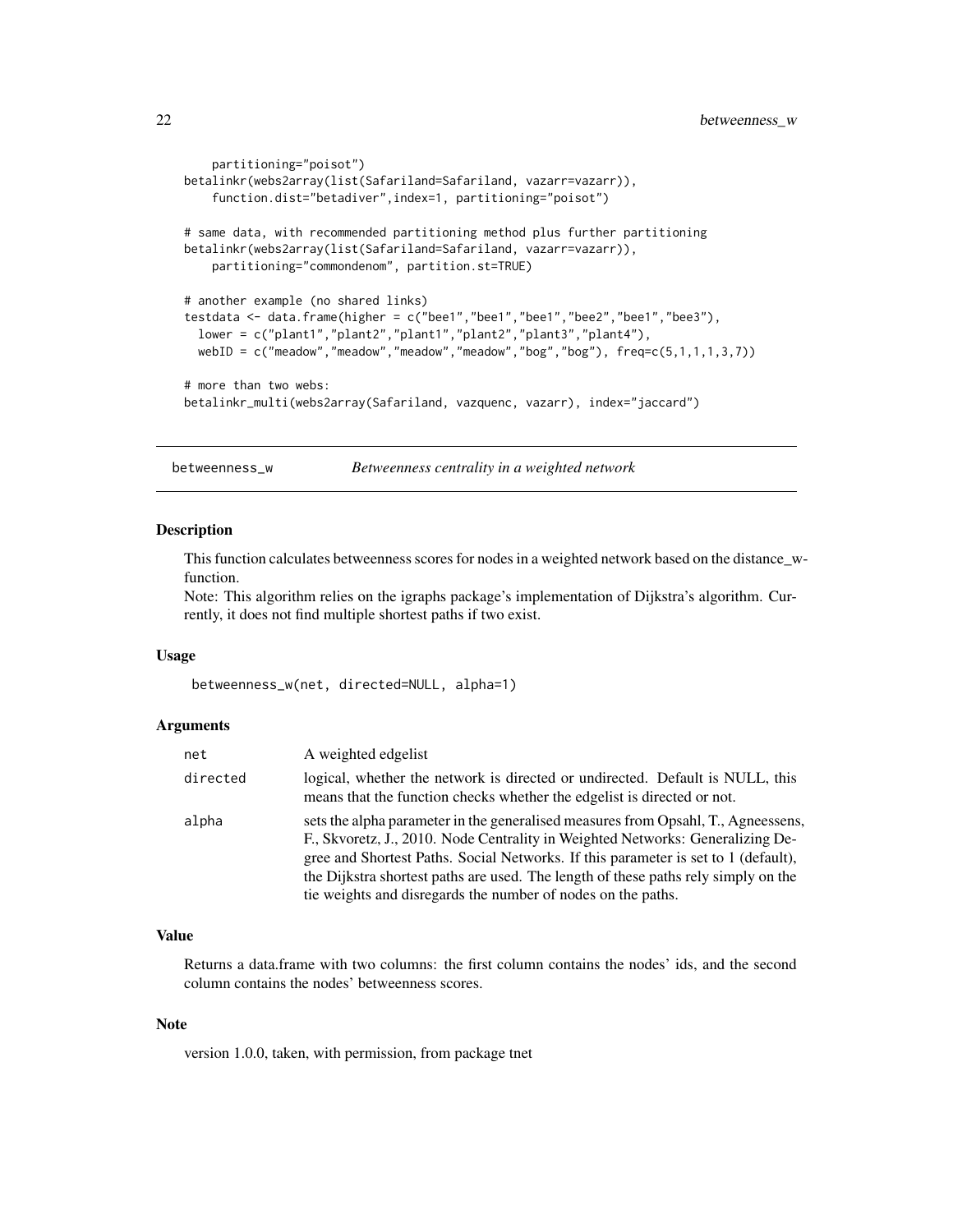```
    partitioning="poisot")
betalinkr(webs2array(list(Safariland=Safariland, vazarr=vazarr)),
    function.dist="betadiver",index=1, partitioning="poisot")

# same data, with recommended partitioning method plus further partitioning
betalinkr(webs2array(list(Safariland=Safariland, vazarr=vazarr)),
    partitioning="commondenom", partition.st=TRUE)

# another example (no shared links)
testdata <- data.frame(higher = c("bee1","bee1","bee1","bee2","bee1","bee3"),
  lower = c("plant1","plant2","plant1","plant2","plant3","plant4"),
  webID = c("meadow","meadow","meadow","meadow","bog","bog"), freq=c(5,1,1,1,3,7))

# more than two webs:
betalinkr_multi(webs2array(Safariland, vazquenc, vazarr), index="jaccard")
```

## betweenness_w — *Betweenness centrality in a weighted network*

### Description

This function calculates betweenness scores for nodes in a weighted network based on the distance_w-function.
Note: This algorithm relies on the igraphs package's implementation of Dijkstra's algorithm. Currently, it does not find multiple shortest paths if two exist.

### Usage

```
betweenness_w(net, directed=NULL, alpha=1)
```

### Arguments

| | |
|---|---|
| `net` | A weighted edgelist |
| `directed` | logical, whether the network is directed or undirected. Default is NULL, this means that the function checks whether the edgelist is directed or not. |
| `alpha` | sets the alpha parameter in the generalised measures from Opsahl, T., Agneessens, F., Skvoretz, J., 2010. Node Centrality in Weighted Networks: Generalizing Degree and Shortest Paths. Social Networks. If this parameter is set to 1 (default), the Dijkstra shortest paths are used. The length of these paths rely simply on the tie weights and disregards the number of nodes on the paths. |

### Value

Returns a data.frame with two columns: the first column contains the nodes' ids, and the second column contains the nodes' betweenness scores.

### Note

version 1.0.0, taken, with permission, from package tnet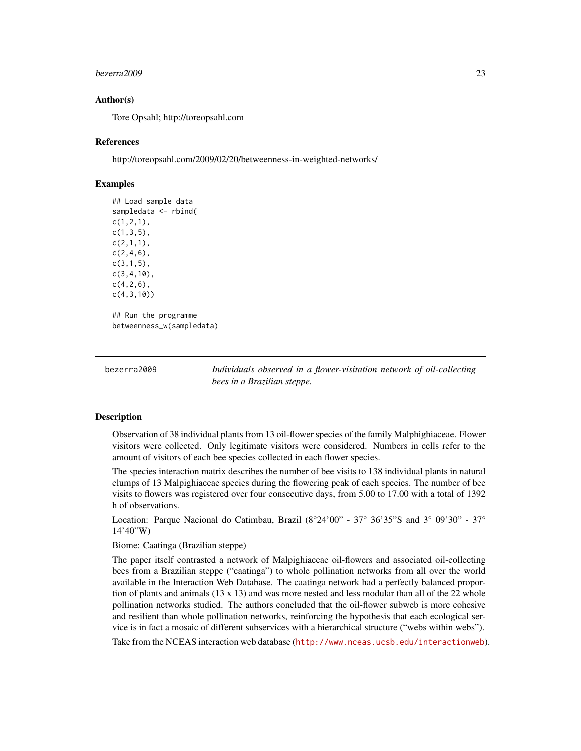### Author(s)

Tore Opsahl; http://toreopsahl.com

### References

http://toreopsahl.com/2009/02/20/betweenness-in-weighted-networks/

### Examples

```
## Load sample data
sampledata <- rbind(
c(1,2,1),
c(1,3,5),
c(2,1,1),
c(2,4,6),
c(3,1,5),
c(3,4,10),
c(4,2,6),
c(4,3,10))

## Run the programme
betweenness_w(sampledata)
```

---

## bezerra2009 — *Individuals observed in a flower-visitation network of oil-collecting bees in a Brazilian steppe.*

---

### Description

Observation of 38 individual plants from 13 oil-flower species of the family Malphighiaceae. Flower visitors were collected. Only legitimate visitors were considered. Numbers in cells refer to the amount of visitors of each bee species collected in each flower species.

The species interaction matrix describes the number of bee visits to 138 individual plants in natural clumps of 13 Malpighiaceae species during the flowering peak of each species. The number of bee visits to flowers was registered over four consecutive days, from 5.00 to 17.00 with a total of 1392 h of observations.

Location: Parque Nacional do Catimbau, Brazil (8°24'00" - 37° 36'35"S and 3° 09'30" - 37° 14'40"W)

Biome: Caatinga (Brazilian steppe)

The paper itself contrasted a network of Malpighiaceae oil-flowers and associated oil-collecting bees from a Brazilian steppe ("caatinga") to whole pollination networks from all over the world available in the Interaction Web Database. The caatinga network had a perfectly balanced proportion of plants and animals (13 x 13) and was more nested and less modular than all of the 22 whole pollination networks studied. The authors concluded that the oil-flower subweb is more cohesive and resilient than whole pollination networks, reinforcing the hypothesis that each ecological service is in fact a mosaic of different subservices with a hierarchical structure ("webs within webs").

Take from the NCEAS interaction web database (http://www.nceas.ucsb.edu/interactionweb).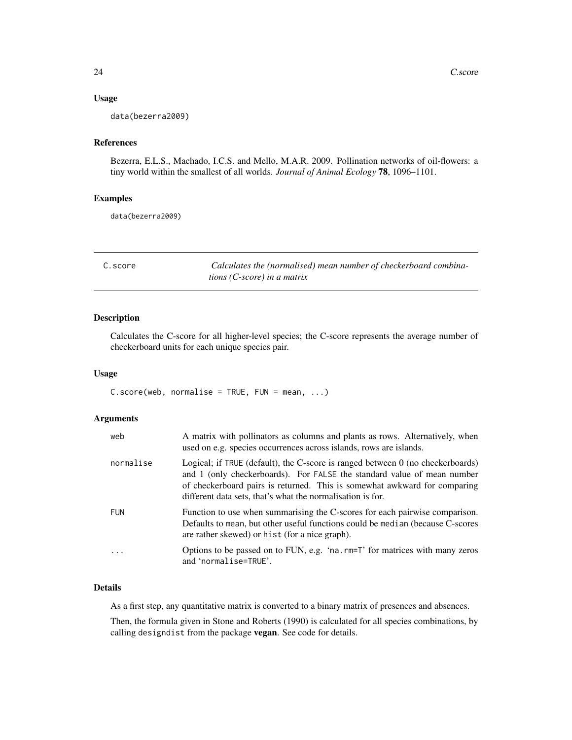### Usage

```
data(bezerra2009)
```

### References

Bezerra, E.L.S., Machado, I.C.S. and Mello, M.A.R. 2009. Pollination networks of oil-flowers: a tiny world within the smallest of all worlds. *Journal of Animal Ecology* **78**, 1096–1101.

### Examples

```
data(bezerra2009)
```

---

## C.score — *Calculates the (normalised) mean number of checkerboard combinations (C-score) in a matrix*

---

### Description

Calculates the C-score for all higher-level species; the C-score represents the average number of checkerboard units for each unique species pair.

### Usage

```
C.score(web, normalise = TRUE, FUN = mean, ...)
```

### Arguments

| | |
|---|---|
| `web` | A matrix with pollinators as columns and plants as rows. Alternatively, when used on e.g. species occurrences across islands, rows are islands. |
| `normalise` | Logical; if `TRUE` (default), the C-score is ranged between 0 (no checkerboards) and 1 (only checkerboards). For `FALSE` the standard value of mean number of checkerboard pairs is returned. This is somewhat awkward for comparing different data sets, that's what the normalisation is for. |
| `FUN` | Function to use when summarising the C-scores for each pairwise comparison. Defaults to `mean`, but other useful functions could be `median` (because C-scores are rather skewed) or `hist` (for a nice graph). |
| `...` | Options to be passed on to FUN, e.g. '`na.rm=T`' for matrices with many zeros and '`normalise=TRUE`'. |

### Details

As a first step, any quantitative matrix is converted to a binary matrix of presences and absences.

Then, the formula given in Stone and Roberts (1990) is calculated for all species combinations, by calling `designdist` from the package **vegan**. See code for details.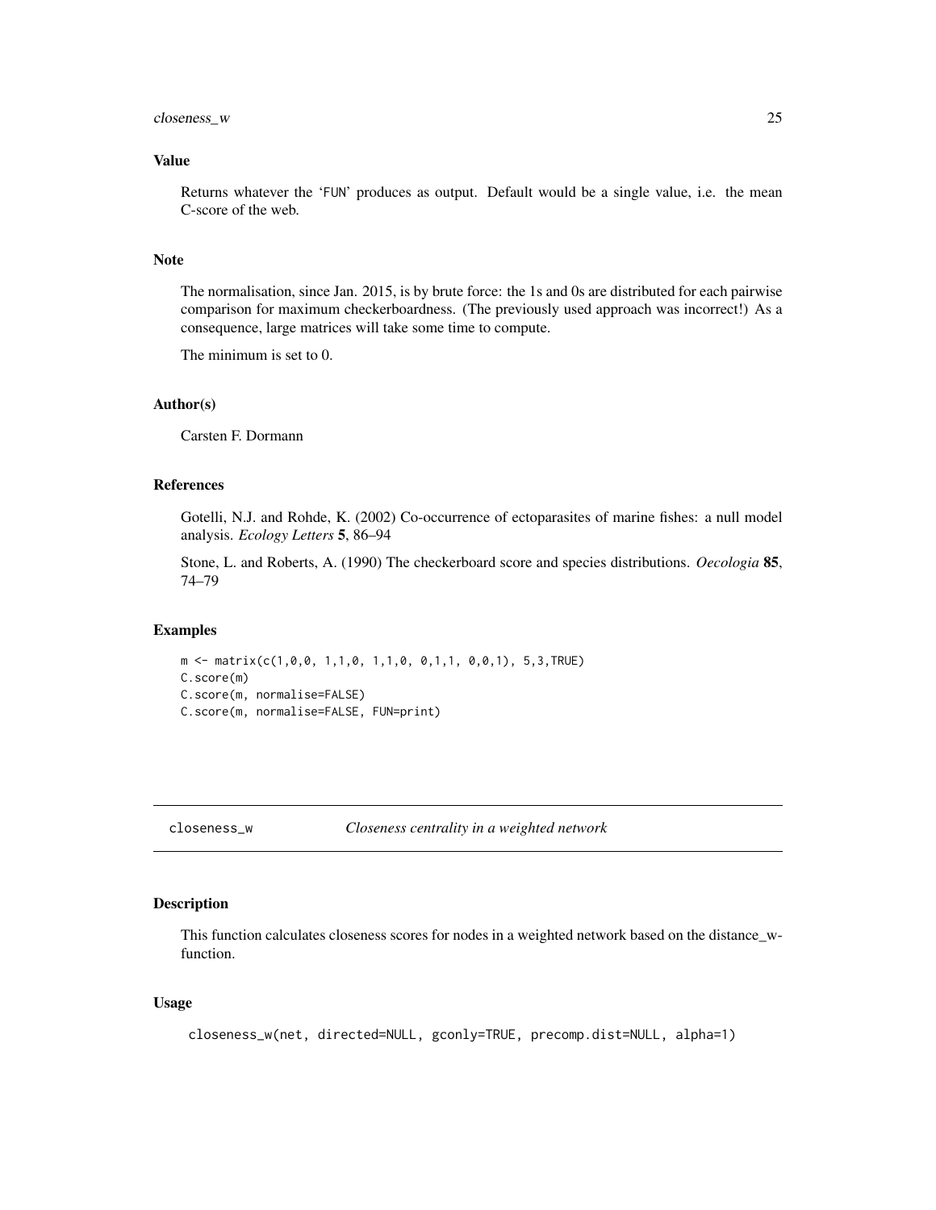### Value

Returns whatever the 'FUN' produces as output. Default would be a single value, i.e. the mean C-score of the web.

### Note

The normalisation, since Jan. 2015, is by brute force: the 1s and 0s are distributed for each pairwise comparison for maximum checkerboardness. (The previously used approach was incorrect!) As a consequence, large matrices will take some time to compute.

The minimum is set to 0.

### Author(s)

Carsten F. Dormann

### References

Gotelli, N.J. and Rohde, K. (2002) Co-occurrence of ectoparasites of marine fishes: a null model analysis. *Ecology Letters* **5**, 86–94

Stone, L. and Roberts, A. (1990) The checkerboard score and species distributions. *Oecologia* **85**, 74–79

### Examples

```
m <- matrix(c(1,0,0, 1,1,0, 1,1,0, 0,1,1, 0,0,1), 5,3,TRUE)
C.score(m)
C.score(m, normalise=FALSE)
C.score(m, normalise=FALSE, FUN=print)
```

---

## closeness_w *Closeness centrality in a weighted network*

### Description

This function calculates closeness scores for nodes in a weighted network based on the distance_w-function.

### Usage

```
closeness_w(net, directed=NULL, gconly=TRUE, precomp.dist=NULL, alpha=1)
```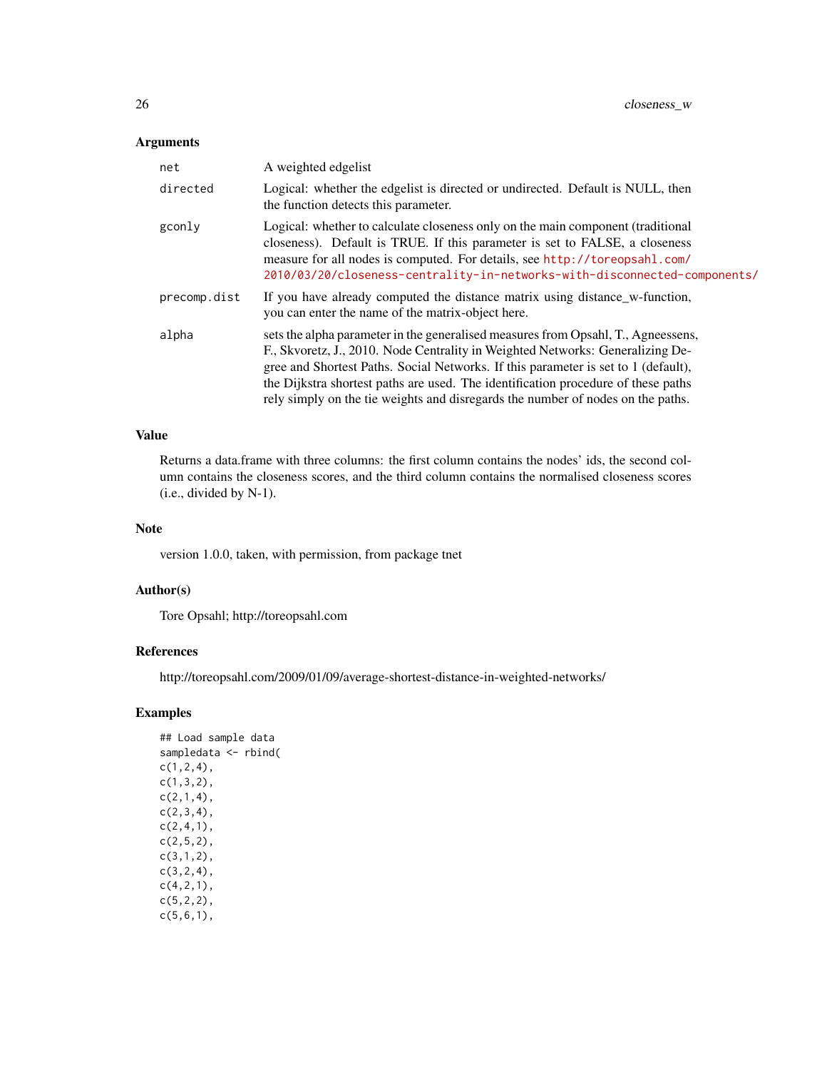## Arguments

- **net**: A weighted edgelist
- **directed**: Logical: whether the edgelist is directed or undirected. Default is NULL, then the function detects this parameter.
- **gconly**: Logical: whether to calculate closeness only on the main component (traditional closeness). Default is TRUE. If this parameter is set to FALSE, a closeness measure for all nodes is computed. For details, see http://toreopsahl.com/2010/03/20/closeness-centrality-in-networks-with-disconnected-components/
- **precomp.dist**: If you have already computed the distance matrix using distance_w-function, you can enter the name of the matrix-object here.
- **alpha**: sets the alpha parameter in the generalised measures from Opsahl, T., Agneessens, F., Skvoretz, J., 2010. Node Centrality in Weighted Networks: Generalizing Degree and Shortest Paths. Social Networks. If this parameter is set to 1 (default), the Dijkstra shortest paths are used. The identification procedure of these paths rely simply on the tie weights and disregards the number of nodes on the paths.

## Value

Returns a data.frame with three columns: the first column contains the nodes' ids, the second column contains the closeness scores, and the third column contains the normalised closeness scores (i.e., divided by N-1).

## Note

version 1.0.0, taken, with permission, from package tnet

## Author(s)

Tore Opsahl; http://toreopsahl.com

## References

http://toreopsahl.com/2009/01/09/average-shortest-distance-in-weighted-networks/

## Examples

```
## Load sample data
sampledata <- rbind(
c(1,2,4),
c(1,3,2),
c(2,1,4),
c(2,3,4),
c(2,4,1),
c(2,5,2),
c(3,1,2),
c(3,2,4),
c(4,2,1),
c(5,2,2),
c(5,6,1),
```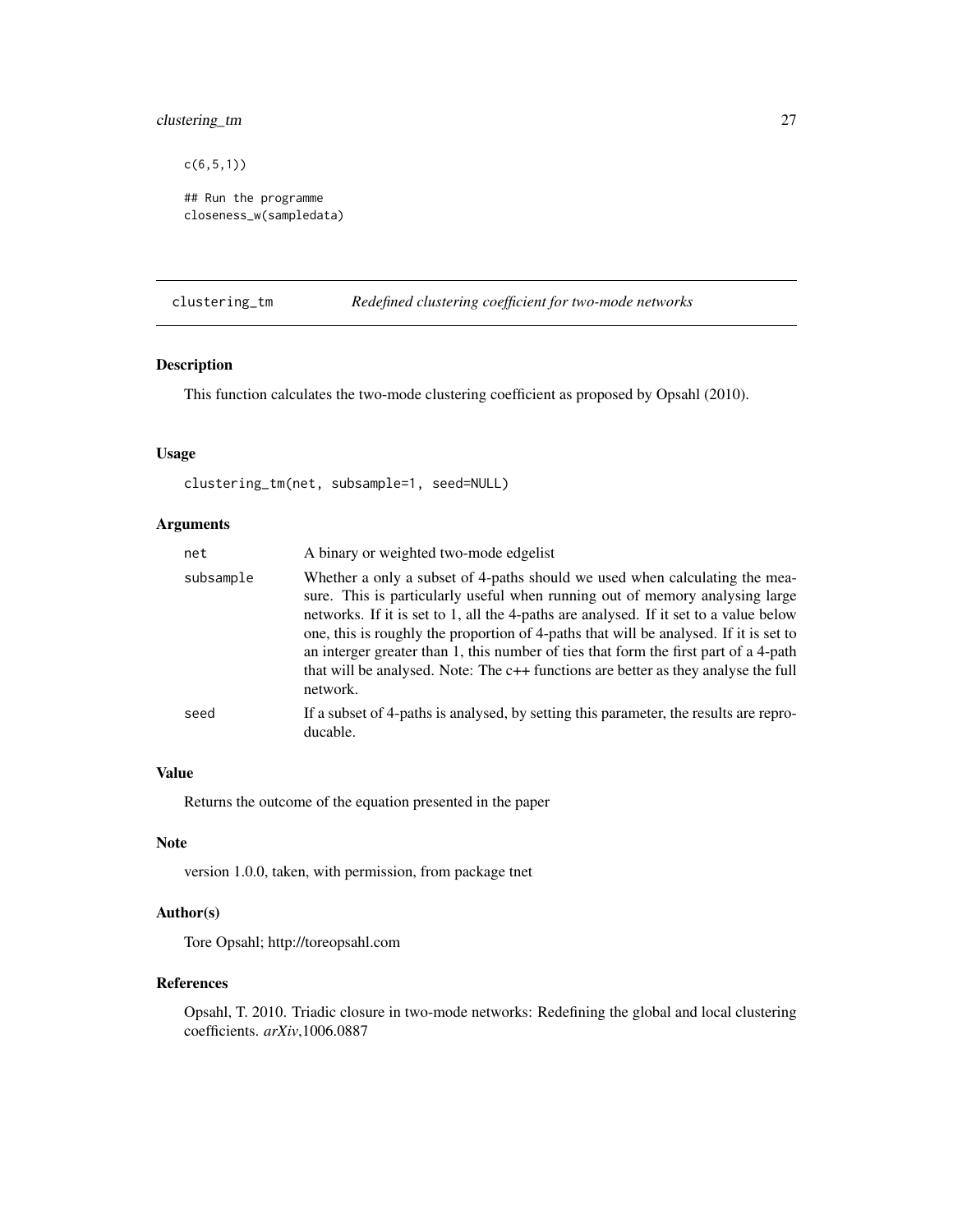```
c(6,5,1))

## Run the programme
closeness_w(sampledata)
```

## clustering_tm — *Redefined clustering coefficient for two-mode networks*

### Description

This function calculates the two-mode clustering coefficient as proposed by Opsahl (2010).

### Usage

```
clustering_tm(net, subsample=1, seed=NULL)
```

### Arguments

| Argument | Description |
| --- | --- |
| net | A binary or weighted two-mode edgelist |
| subsample | Whether a only a subset of 4-paths should we used when calculating the measure. This is particularly useful when running out of memory analysing large networks. If it is set to 1, all the 4-paths are analysed. If it set to a value below one, this is roughly the proportion of 4-paths that will be analysed. If it is set to an interger greater than 1, this number of ties that form the first part of a 4-path that will be analysed. Note: The c++ functions are better as they analyse the full network. |
| seed | If a subset of 4-paths is analysed, by setting this parameter, the results are reproducable. |

### Value

Returns the outcome of the equation presented in the paper

### Note

version 1.0.0, taken, with permission, from package tnet

### Author(s)

Tore Opsahl; http://toreopsahl.com

### References

Opsahl, T. 2010. Triadic closure in two-mode networks: Redefining the global and local clustering coefficients. *arXiv*,1006.0887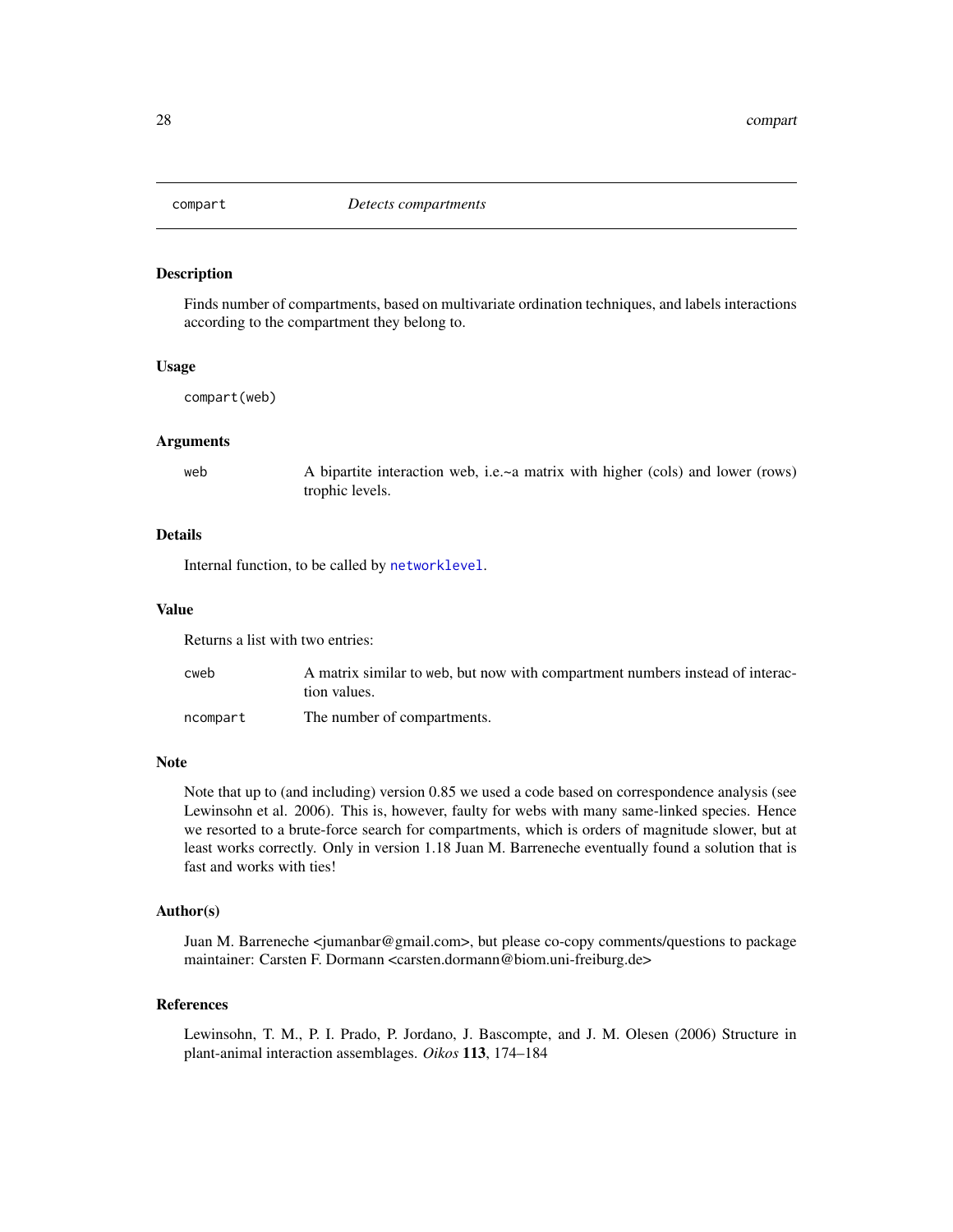## compart *Detects compartments*

### Description

Finds number of compartments, based on multivariate ordination techniques, and labels interactions according to the compartment they belong to.

### Usage

```
compart(web)
```

### Arguments

| | |
|---|---|
| web | A bipartite interaction web, i.e.~a matrix with higher (cols) and lower (rows) trophic levels. |

### Details

Internal function, to be called by `networklevel`.

### Value

Returns a list with two entries:

| | |
|---|---|
| cweb | A matrix similar to web, but now with compartment numbers instead of interaction values. |
| ncompart | The number of compartments. |

### Note

Note that up to (and including) version 0.85 we used a code based on correspondence analysis (see Lewinsohn et al. 2006). This is, however, faulty for webs with many same-linked species. Hence we resorted to a brute-force search for compartments, which is orders of magnitude slower, but at least works correctly. Only in version 1.18 Juan M. Barreneche eventually found a solution that is fast and works with ties!

### Author(s)

Juan M. Barreneche <jumanbar@gmail.com>, but please co-copy comments/questions to package maintainer: Carsten F. Dormann <carsten.dormann@biom.uni-freiburg.de>

### References

Lewinsohn, T. M., P. I. Prado, P. Jordano, J. Bascompte, and J. M. Olesen (2006) Structure in plant-animal interaction assemblages. *Oikos* **113**, 174–184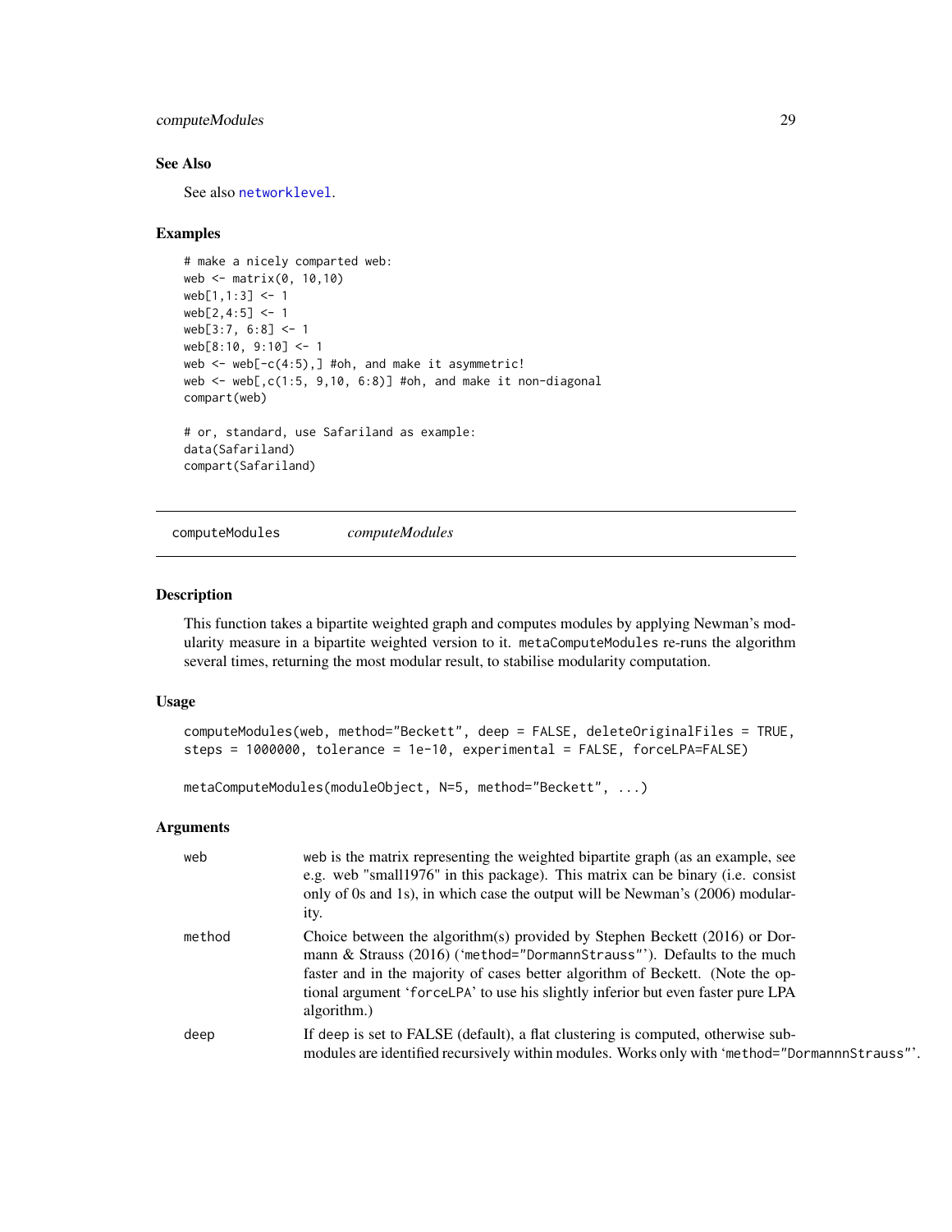### See Also

See also `networklevel`.

### Examples

```
# make a nicely comparted web:
web <- matrix(0, 10,10)
web[1,1:3] <- 1
web[2,4:5] <- 1
web[3:7, 6:8] <- 1
web[8:10, 9:10] <- 1
web <- web[-c(4:5),] #oh, and make it asymmetric!
web <- web[,c(1:5, 9,10, 6:8)] #oh, and make it non-diagonal
compart(web)

# or, standard, use Safariland as example:
data(Safariland)
compart(Safariland)
```

---

## computeModules *computeModules*

### Description

This function takes a bipartite weighted graph and computes modules by applying Newman's modularity measure in a bipartite weighted version to it. `metaComputeModules` re-runs the algorithm several times, returning the most modular result, to stabilise modularity computation.

### Usage

```
computeModules(web, method="Beckett", deep = FALSE, deleteOriginalFiles = TRUE,
steps = 1000000, tolerance = 1e-10, experimental = FALSE, forceLPA=FALSE)

metaComputeModules(moduleObject, N=5, method="Beckett", ...)
```

### Arguments

| | |
|---|---|
| `web` | web is the matrix representing the weighted bipartite graph (as an example, see e.g. web "small1976" in this package). This matrix can be binary (i.e. consist only of 0s and 1s), in which case the output will be Newman's (2006) modularity. |
| `method` | Choice between the algorithm(s) provided by Stephen Beckett (2016) or Dormann & Strauss (2016) ('`method="DormannStrauss"`'). Defaults to the much faster and in the majority of cases better algorithm of Beckett. (Note the optional argument '`forceLPA`' to use his slightly inferior but even faster pure LPA algorithm.) |
| `deep` | If deep is set to FALSE (default), a flat clustering is computed, otherwise submodules are identified recursively within modules. Works only with '`method="DormannnStrauss"`'. |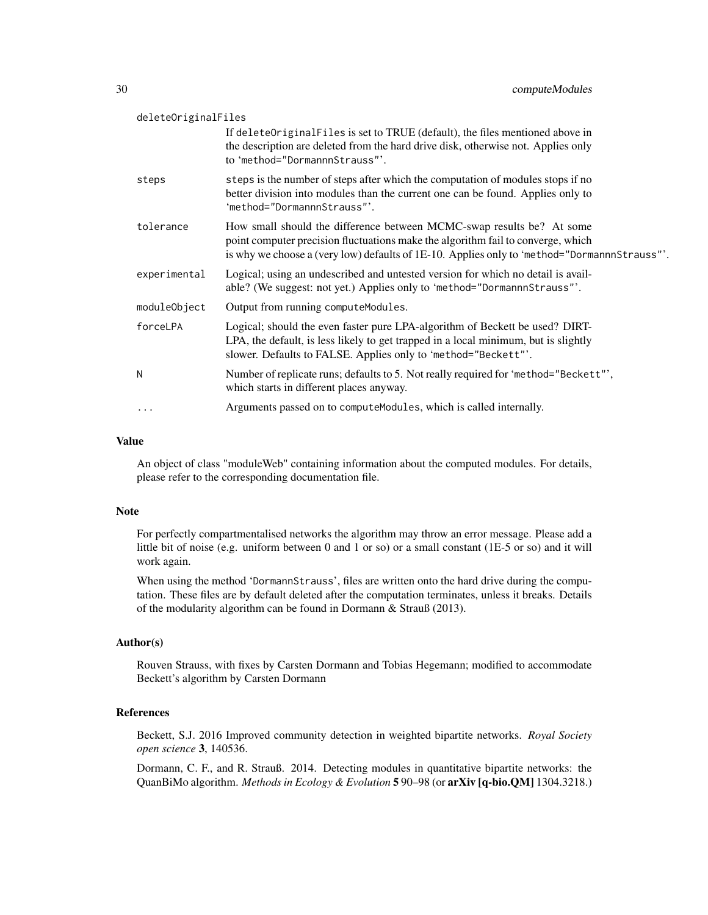`deleteOriginalFiles`
: If `deleteOriginalFiles` is set to TRUE (default), the files mentioned above in the description are deleted from the hard drive disk, otherwise not. Applies only to 'method="DormannnStrauss"'.

`steps`
: `steps` is the number of steps after which the computation of modules stops if no better division into modules than the current one can be found. Applies only to 'method="DormannnStrauss"'.

`tolerance`
: How small should the difference between MCMC-swap results be? At some point computer precision fluctuations make the algorithm fail to converge, which is why we choose a (very low) defaults of 1E-10. Applies only to 'method="DormannnStrauss"'.

`experimental`
: Logical; using an undescribed and untested version for which no detail is available? (We suggest: not yet.) Applies only to 'method="DormannnStrauss"'.

`moduleObject`
: Output from running `computeModules`.

`forceLPA`
: Logical; should the even faster pure LPA-algorithm of Beckett be used? DIRT-LPA, the default, is less likely to get trapped in a local minimum, but is slightly slower. Defaults to FALSE. Applies only to 'method="Beckett"'.

`N`
: Number of replicate runs; defaults to 5. Not really required for 'method="Beckett"', which starts in different places anyway.

`...`
: Arguments passed on to `computeModules`, which is called internally.

### Value

An object of class "moduleWeb" containing information about the computed modules. For details, please refer to the corresponding documentation file.

### Note

For perfectly compartmentalised networks the algorithm may throw an error message. Please add a little bit of noise (e.g. uniform between 0 and 1 or so) or a small constant (1E-5 or so) and it will work again.

When using the method 'DormannStrauss', files are written onto the hard drive during the computation. These files are by default deleted after the computation terminates, unless it breaks. Details of the modularity algorithm can be found in Dormann & Strauß (2013).

### Author(s)

Rouven Strauss, with fixes by Carsten Dormann and Tobias Hegemann; modified to accommodate Beckett's algorithm by Carsten Dormann

### References

Beckett, S.J. 2016 Improved community detection in weighted bipartite networks. *Royal Society open science* **3**, 140536.

Dormann, C. F., and R. Strauß. 2014. Detecting modules in quantitative bipartite networks: the QuanBiMo algorithm. *Methods in Ecology & Evolution* **5** 90–98 (or **arXiv [q-bio.QM]** 1304.3218.)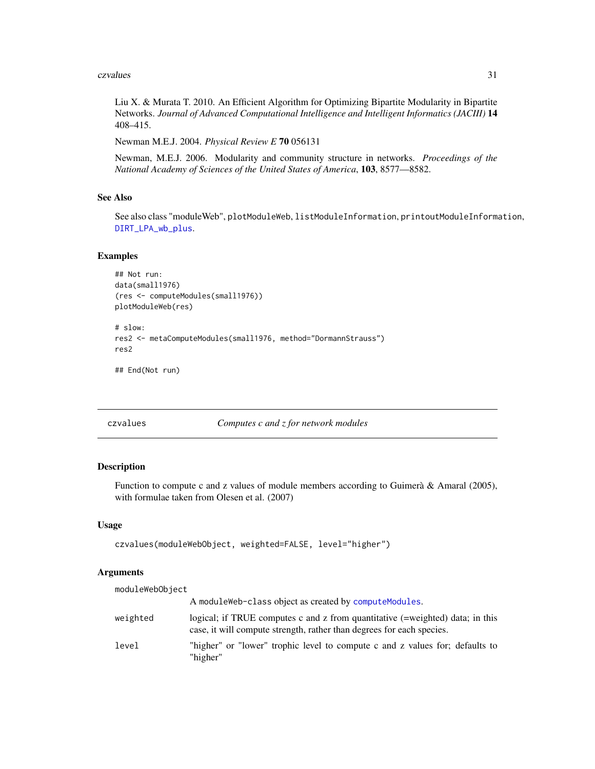Liu X. & Murata T. 2010. An Efficient Algorithm for Optimizing Bipartite Modularity in Bipartite Networks. *Journal of Advanced Computational Intelligence and Intelligent Informatics (JACIII)* **14** 408–415.

Newman M.E.J. 2004. *Physical Review E* **70** 056131

Newman, M.E.J. 2006. Modularity and community structure in networks. *Proceedings of the National Academy of Sciences of the United States of America*, **103**, 8577—8582.

### See Also

See also class "moduleWeb", `plotModuleWeb`, `listModuleInformation`, `printoutModuleInformation`, `DIRT_LPA_wb_plus`.

### Examples

```
## Not run:
data(small1976)
(res <- computeModules(small1976))
plotModuleWeb(res)

# slow:
res2 <- metaComputeModules(small1976, method="DormannStrauss")
res2

## End(Not run)
```

---

## czvalues — *Computes c and z for network modules*

---

### Description

Function to compute c and z values of module members according to Guimerà & Amaral (2005), with formulae taken from Olesen et al. (2007)

### Usage

```
czvalues(moduleWebObject, weighted=FALSE, level="higher")
```

### Arguments

| | |
|---|---|
| `moduleWebObject` | A `moduleWeb-class` object as created by `computeModules`. |
| `weighted` | logical; if TRUE computes c and z from quantitative (=weighted) data; in this case, it will compute strength, rather than degrees for each species. |
| `level` | "higher" or "lower" trophic level to compute c and z values for; defaults to "higher" |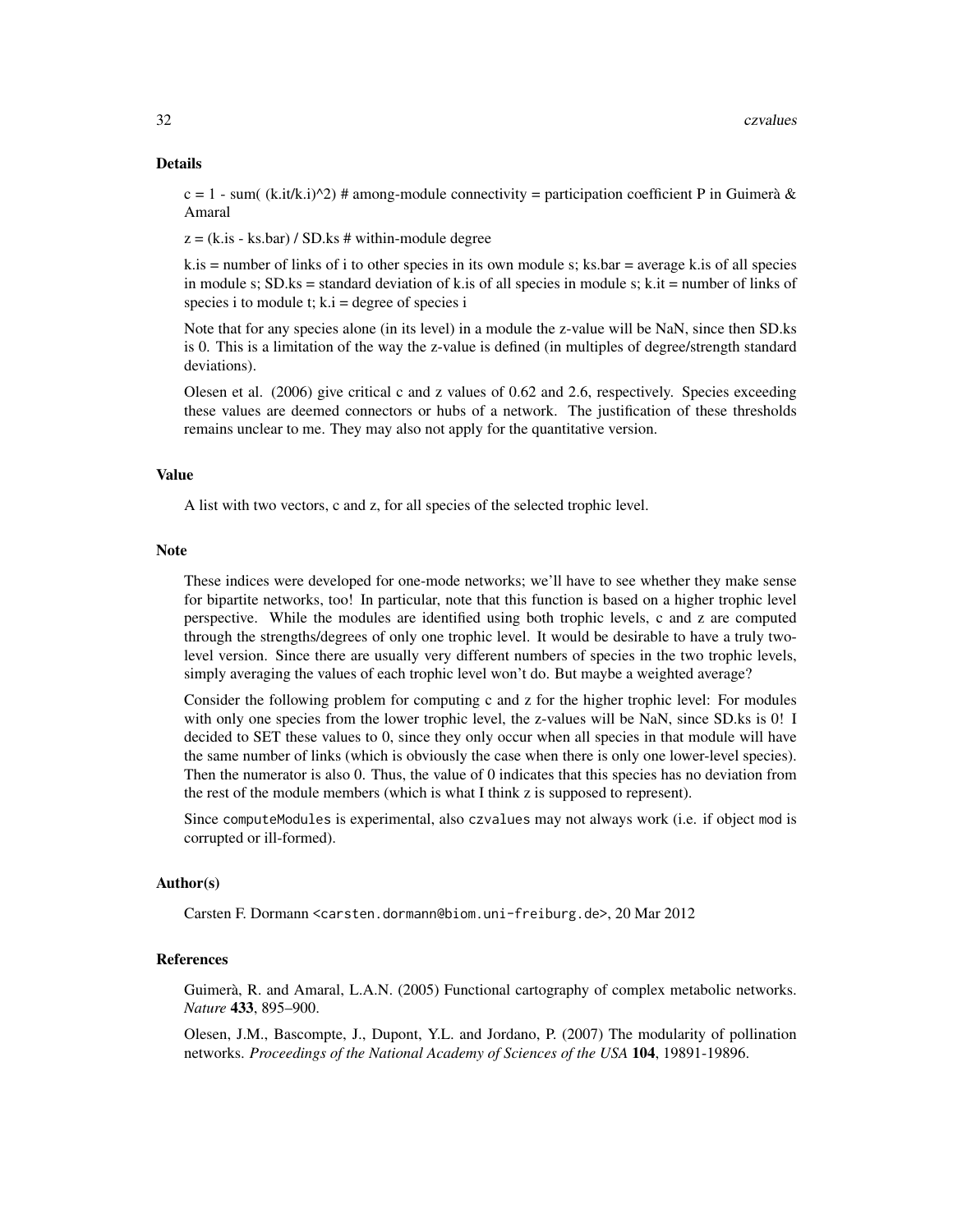### Details

c = 1 - sum( (k.it/k.i)^2) # among-module connectivity = participation coefficient P in Guimerà & Amaral

z = (k.is - ks.bar) / SD.ks # within-module degree

k.is = number of links of i to other species in its own module s; ks.bar = average k.is of all species in module s; SD.ks = standard deviation of k.is of all species in module s; k.it = number of links of species i to module t; k.i = degree of species i

Note that for any species alone (in its level) in a module the z-value will be NaN, since then SD.ks is 0. This is a limitation of the way the z-value is defined (in multiples of degree/strength standard deviations).

Olesen et al. (2006) give critical c and z values of 0.62 and 2.6, respectively. Species exceeding these values are deemed connectors or hubs of a network. The justification of these thresholds remains unclear to me. They may also not apply for the quantitative version.

### Value

A list with two vectors, c and z, for all species of the selected trophic level.

### Note

These indices were developed for one-mode networks; we'll have to see whether they make sense for bipartite networks, too! In particular, note that this function is based on a higher trophic level perspective. While the modules are identified using both trophic levels, c and z are computed through the strengths/degrees of only one trophic level. It would be desirable to have a truly two-level version. Since there are usually very different numbers of species in the two trophic levels, simply averaging the values of each trophic level won't do. But maybe a weighted average?

Consider the following problem for computing c and z for the higher trophic level: For modules with only one species from the lower trophic level, the z-values will be NaN, since SD.ks is 0! I decided to SET these values to 0, since they only occur when all species in that module will have the same number of links (which is obviously the case when there is only one lower-level species). Then the numerator is also 0. Thus, the value of 0 indicates that this species has no deviation from the rest of the module members (which is what I think z is supposed to represent).

Since `computeModules` is experimental, also `czvalues` may not always work (i.e. if object `mod` is corrupted or ill-formed).

### Author(s)

Carsten F. Dormann <carsten.dormann@biom.uni-freiburg.de>, 20 Mar 2012

### References

Guimerà, R. and Amaral, L.A.N. (2005) Functional cartography of complex metabolic networks. *Nature* **433**, 895–900.

Olesen, J.M., Bascompte, J., Dupont, Y.L. and Jordano, P. (2007) The modularity of pollination networks. *Proceedings of the National Academy of Sciences of the USA* **104**, 19891-19896.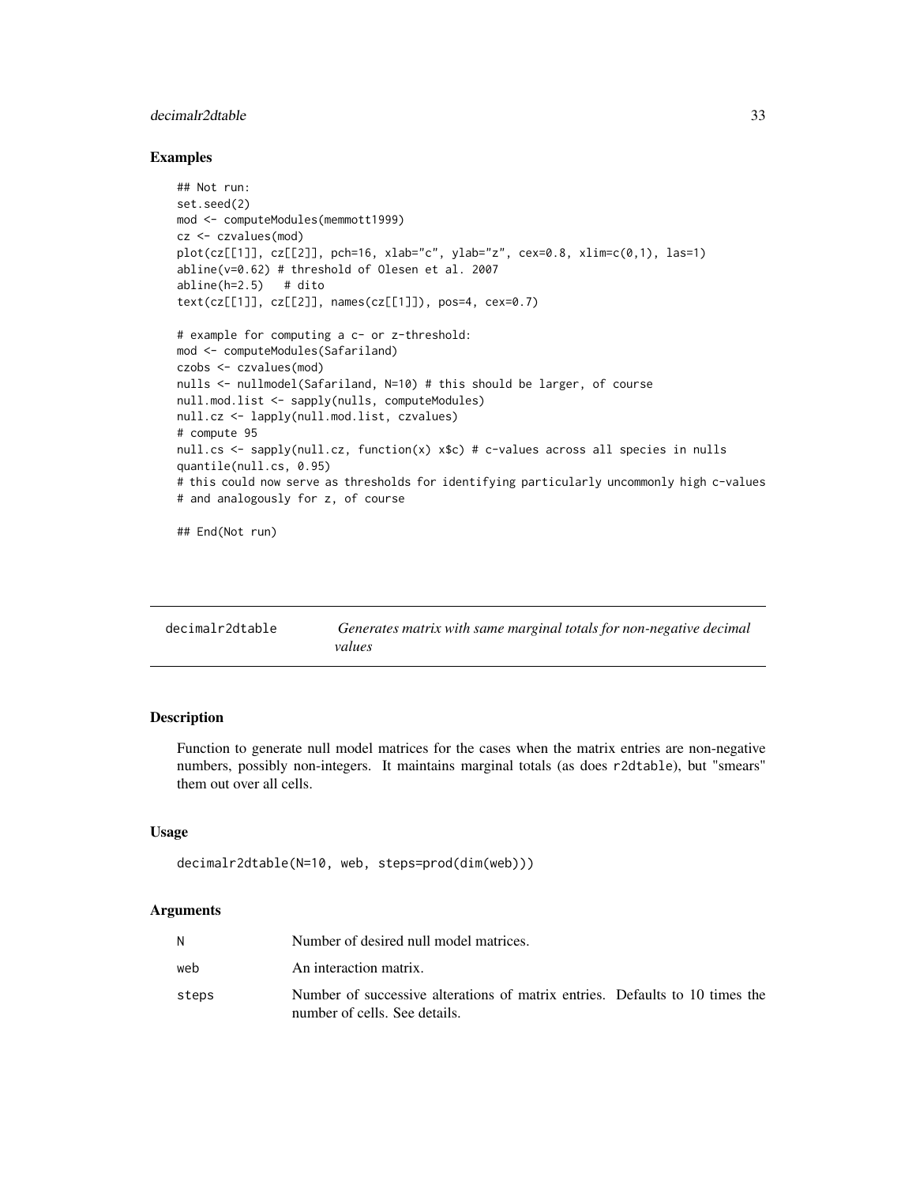## Examples

```
## Not run:
set.seed(2)
mod <- computeModules(memmott1999)
cz <- czvalues(mod)
plot(cz[[1]], cz[[2]], pch=16, xlab="c", ylab="z", cex=0.8, xlim=c(0,1), las=1)
abline(v=0.62) # threshold of Olesen et al. 2007
abline(h=2.5)   # dito
text(cz[[1]], cz[[2]], names(cz[[1]]), pos=4, cex=0.7)

# example for computing a c- or z-threshold:
mod <- computeModules(Safariland)
czobs <- czvalues(mod)
nulls <- nullmodel(Safariland, N=10) # this should be larger, of course
null.mod.list <- sapply(nulls, computeModules)
null.cz <- lapply(null.mod.list, czvalues)
# compute 95
null.cs <- sapply(null.cz, function(x) x$c) # c-values across all species in nulls
quantile(null.cs, 0.95)
# this could now serve as thresholds for identifying particularly uncommonly high c-values
# and analogously for z, of course

## End(Not run)
```

---

# decimalr2dtable — *Generates matrix with same marginal totals for non-negative decimal values*

## Description

Function to generate null model matrices for the cases when the matrix entries are non-negative numbers, possibly non-integers. It maintains marginal totals (as does r2dtable), but "smears" them out over all cells.

## Usage

```
decimalr2dtable(N=10, web, steps=prod(dim(web)))
```

## Arguments

| | |
|---|---|
| N | Number of desired null model matrices. |
| web | An interaction matrix. |
| steps | Number of successive alterations of matrix entries. Defaults to 10 times the number of cells. See details. |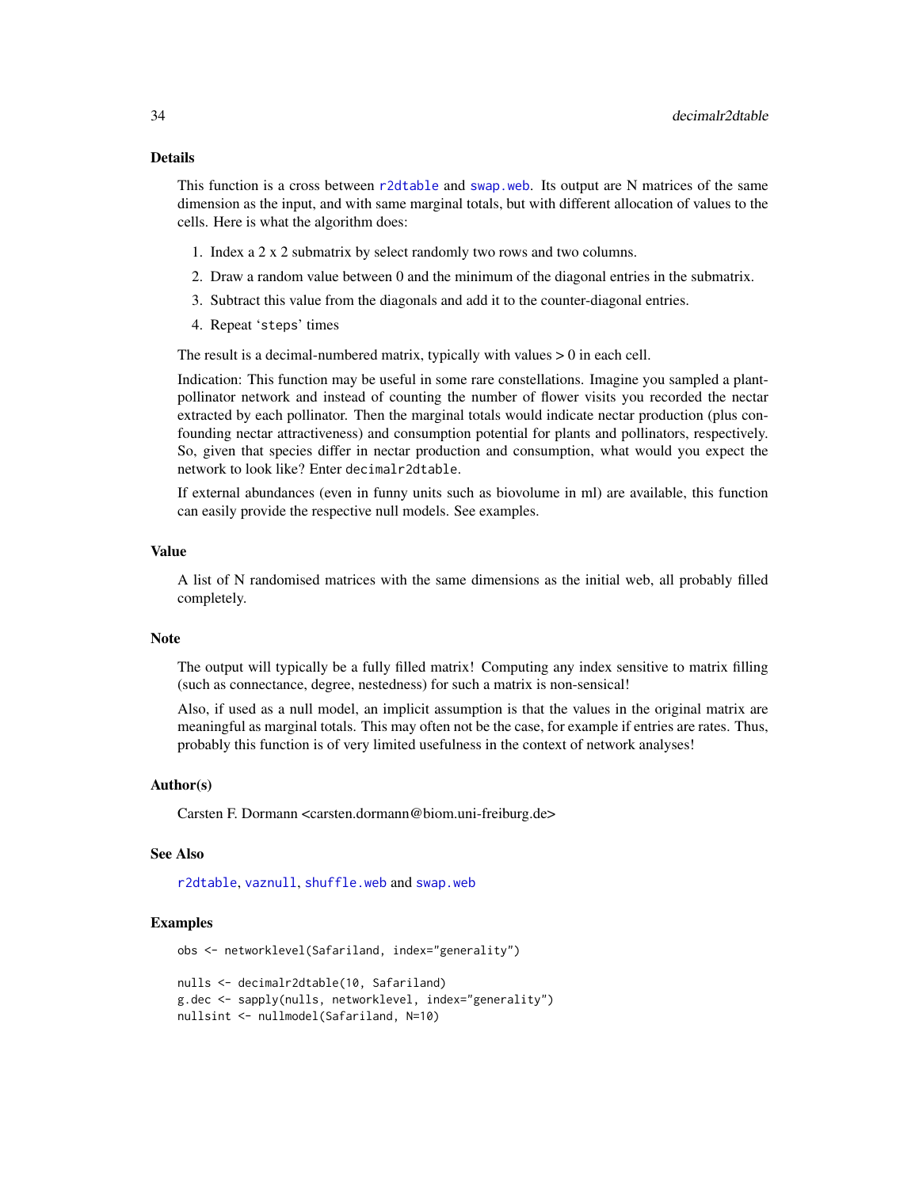## Details

This function is a cross between `r2dtable` and `swap.web`. Its output are N matrices of the same dimension as the input, and with same marginal totals, but with different allocation of values to the cells. Here is what the algorithm does:

1. Index a 2 x 2 submatrix by select randomly two rows and two columns.
2. Draw a random value between 0 and the minimum of the diagonal entries in the submatrix.
3. Subtract this value from the diagonals and add it to the counter-diagonal entries.
4. Repeat '`steps`' times

The result is a decimal-numbered matrix, typically with values > 0 in each cell.

Indication: This function may be useful in some rare constellations. Imagine you sampled a plant-pollinator network and instead of counting the number of flower visits you recorded the nectar extracted by each pollinator. Then the marginal totals would indicate nectar production (plus confounding nectar attractiveness) and consumption potential for plants and pollinators, respectively. So, given that species differ in nectar production and consumption, what would you expect the network to look like? Enter `decimalr2dtable`.

If external abundances (even in funny units such as biovolume in ml) are available, this function can easily provide the respective null models. See examples.

## Value

A list of N randomised matrices with the same dimensions as the initial web, all probably filled completely.

## Note

The output will typically be a fully filled matrix! Computing any index sensitive to matrix filling (such as connectance, degree, nestedness) for such a matrix is non-sensical!

Also, if used as a null model, an implicit assumption is that the values in the original matrix are meaningful as marginal totals. This may often not be the case, for example if entries are rates. Thus, probably this function is of very limited usefulness in the context of network analyses!

## Author(s)

Carsten F. Dormann <carsten.dormann@biom.uni-freiburg.de>

## See Also

`r2dtable`, `vaznull`, `shuffle.web` and `swap.web`

## Examples

```
obs <- networklevel(Safariland, index="generality")

nulls <- decimalr2dtable(10, Safariland)
g.dec <- sapply(nulls, networklevel, index="generality")
nullsint <- nullmodel(Safariland, N=10)
```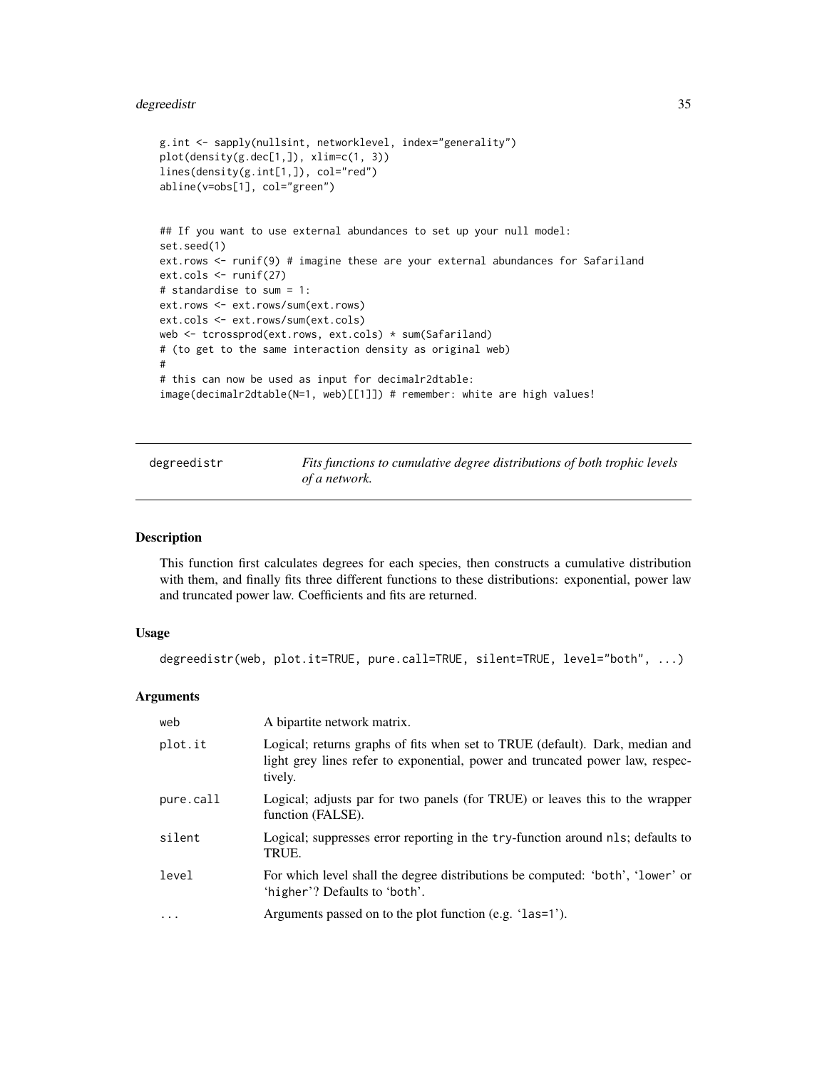```
g.int <- sapply(nullsint, networklevel, index="generality")
plot(density(g.dec[1,]), xlim=c(1, 3))
lines(density(g.int[1,]), col="red")
abline(v=obs[1], col="green")


## If you want to use external abundances to set up your null model:
set.seed(1)
ext.rows <- runif(9) # imagine these are your external abundances for Safariland
ext.cols <- runif(27)
# standardise to sum = 1:
ext.rows <- ext.rows/sum(ext.rows)
ext.cols <- ext.rows/sum(ext.cols)
web <- tcrossprod(ext.rows, ext.cols) * sum(Safariland)
# (to get to the same interaction density as original web)
#
# this can now be used as input for decimalr2dtable:
image(decimalr2dtable(N=1, web)[[1]]) # remember: white are high values!
```

## degreedistr — *Fits functions to cumulative degree distributions of both trophic levels of a network.*

### Description

This function first calculates degrees for each species, then constructs a cumulative distribution with them, and finally fits three different functions to these distributions: exponential, power law and truncated power law. Coefficients and fits are returned.

### Usage

```
degreedistr(web, plot.it=TRUE, pure.call=TRUE, silent=TRUE, level="both", ...)
```

### Arguments

| | |
|---|---|
| web | A bipartite network matrix. |
| plot.it | Logical; returns graphs of fits when set to TRUE (default). Dark, median and light grey lines refer to exponential, power and truncated power law, respectively. |
| pure.call | Logical; adjusts par for two panels (for TRUE) or leaves this to the wrapper function (FALSE). |
| silent | Logical; suppresses error reporting in the `try`-function around `nls`; defaults to TRUE. |
| level | For which level shall the degree distributions be computed: 'both', 'lower' or 'higher'? Defaults to 'both'. |
| ... | Arguments passed on to the plot function (e.g. 'las=1'). |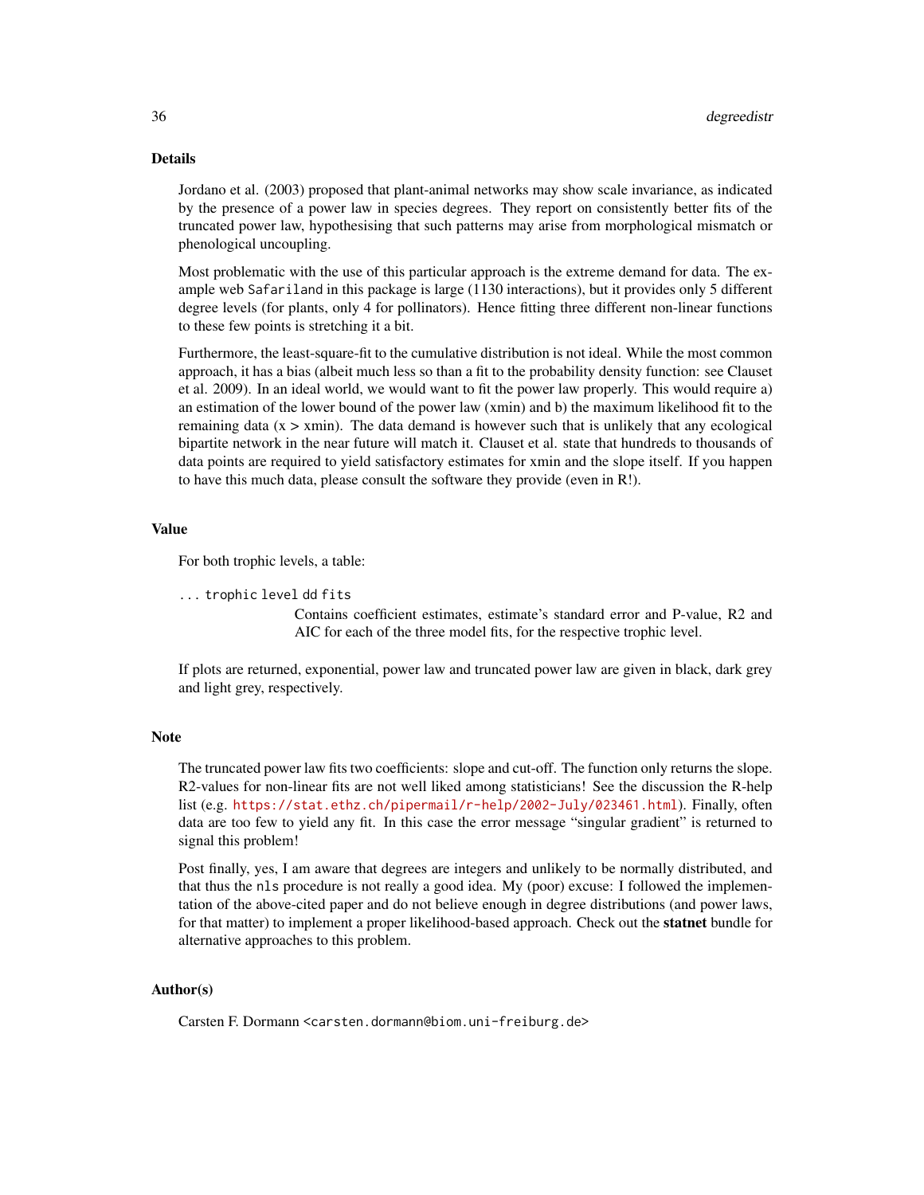## Details

Jordano et al. (2003) proposed that plant-animal networks may show scale invariance, as indicated by the presence of a power law in species degrees. They report on consistently better fits of the truncated power law, hypothesising that such patterns may arise from morphological mismatch or phenological uncoupling.

Most problematic with the use of this particular approach is the extreme demand for data. The example web `Safariland` in this package is large (1130 interactions), but it provides only 5 different degree levels (for plants, only 4 for pollinators). Hence fitting three different non-linear functions to these few points is stretching it a bit.

Furthermore, the least-square-fit to the cumulative distribution is not ideal. While the most common approach, it has a bias (albeit much less so than a fit to the probability density function: see Clauset et al. 2009). In an ideal world, we would want to fit the power law properly. This would require a) an estimation of the lower bound of the power law (xmin) and b) the maximum likelihood fit to the remaining data (x > xmin). The data demand is however such that is unlikely that any ecological bipartite network in the near future will match it. Clauset et al. state that hundreds to thousands of data points are required to yield satisfactory estimates for xmin and the slope itself. If you happen to have this much data, please consult the software they provide (even in R!).

## Value

For both trophic levels, a table:

`... trophic level dd fits`
: Contains coefficient estimates, estimate's standard error and P-value, R2 and AIC for each of the three model fits, for the respective trophic level.

If plots are returned, exponential, power law and truncated power law are given in black, dark grey and light grey, respectively.

## Note

The truncated power law fits two coefficients: slope and cut-off. The function only returns the slope. R2-values for non-linear fits are not well liked among statisticians! See the discussion the R-help list (e.g. https://stat.ethz.ch/pipermail/r-help/2002-July/023461.html). Finally, often data are too few to yield any fit. In this case the error message "singular gradient" is returned to signal this problem!

Post finally, yes, I am aware that degrees are integers and unlikely to be normally distributed, and that thus the `nls` procedure is not really a good idea. My (poor) excuse: I followed the implementation of the above-cited paper and do not believe enough in degree distributions (and power laws, for that matter) to implement a proper likelihood-based approach. Check out the **statnet** bundle for alternative approaches to this problem.

## Author(s)

Carsten F. Dormann <carsten.dormann@biom.uni-freiburg.de>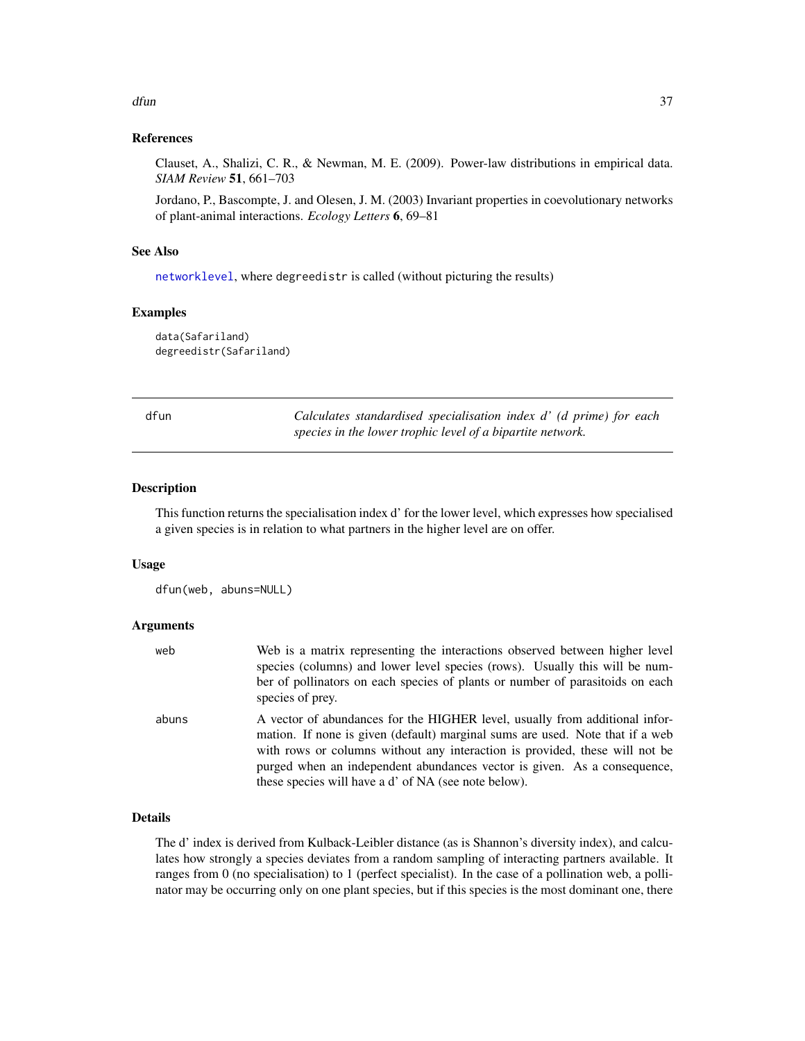### References

Clauset, A., Shalizi, C. R., & Newman, M. E. (2009). Power-law distributions in empirical data. *SIAM Review* **51**, 661–703

Jordano, P., Bascompte, J. and Olesen, J. M. (2003) Invariant properties in coevolutionary networks of plant-animal interactions. *Ecology Letters* **6**, 69–81

### See Also

networklevel, where degreedistr is called (without picturing the results)

### Examples

```
data(Safariland)
degreedistr(Safariland)
```

---

## dfun — *Calculates standardised specialisation index d' (d prime) for each species in the lower trophic level of a bipartite network.*

---

### Description

This function returns the specialisation index d' for the lower level, which expresses how specialised a given species is in relation to what partners in the higher level are on offer.

### Usage

```
dfun(web, abuns=NULL)
```

### Arguments

| | |
|---|---|
| web | Web is a matrix representing the interactions observed between higher level species (columns) and lower level species (rows). Usually this will be number of pollinators on each species of plants or number of parasitoids on each species of prey. |
| abuns | A vector of abundances for the HIGHER level, usually from additional information. If none is given (default) marginal sums are used. Note that if a web with rows or columns without any interaction is provided, these will not be purged when an independent abundances vector is given. As a consequence, these species will have a d' of NA (see note below). |

### Details

The d' index is derived from Kulback-Leibler distance (as is Shannon's diversity index), and calculates how strongly a species deviates from a random sampling of interacting partners available. It ranges from 0 (no specialisation) to 1 (perfect specialist). In the case of a pollination web, a pollinator may be occurring only on one plant species, but if this species is the most dominant one, there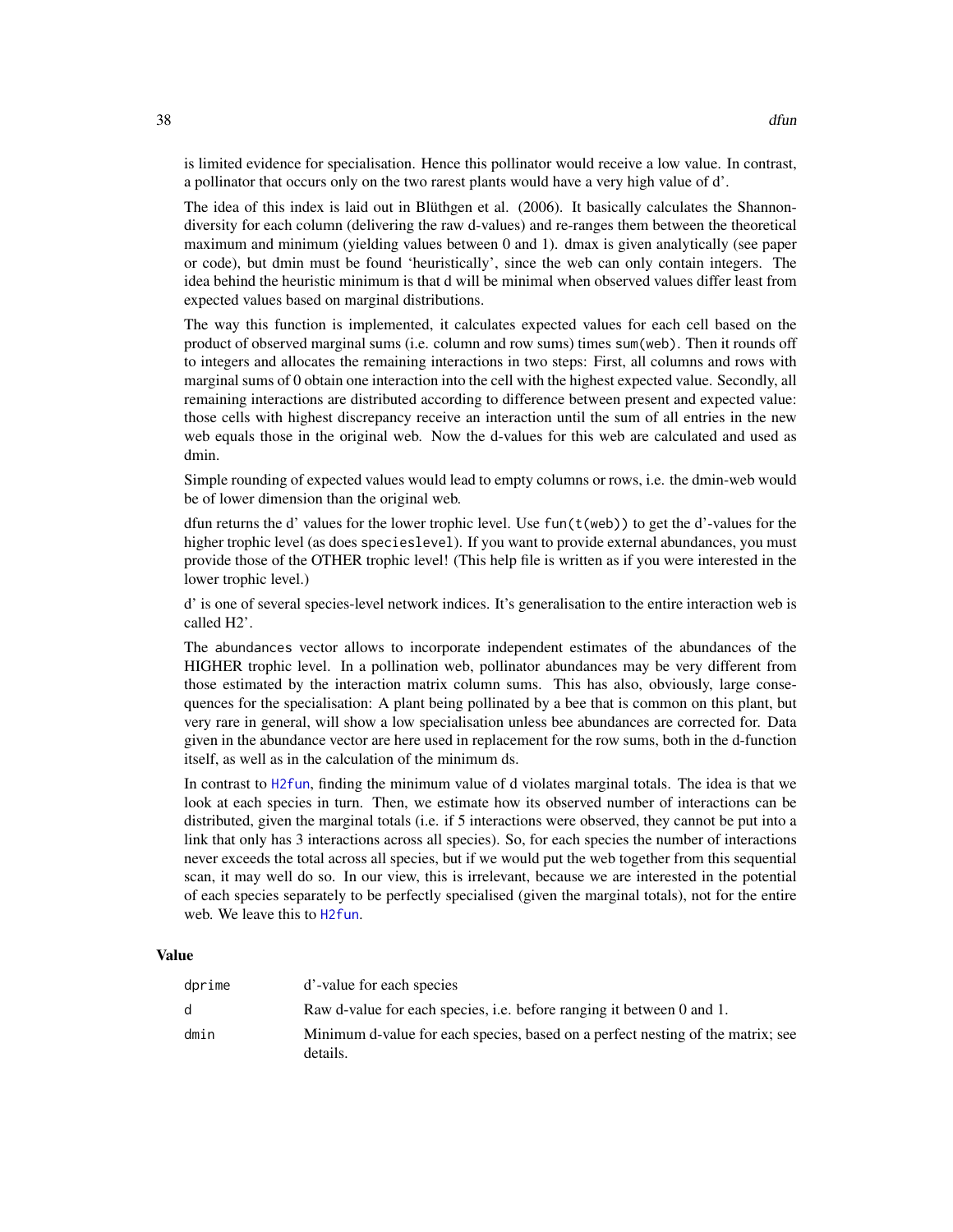is limited evidence for specialisation. Hence this pollinator would receive a low value. In contrast, a pollinator that occurs only on the two rarest plants would have a very high value of d'.

The idea of this index is laid out in Blüthgen et al. (2006). It basically calculates the Shannon-diversity for each column (delivering the raw d-values) and re-ranges them between the theoretical maximum and minimum (yielding values between 0 and 1). dmax is given analytically (see paper or code), but dmin must be found 'heuristically', since the web can only contain integers. The idea behind the heuristic minimum is that d will be minimal when observed values differ least from expected values based on marginal distributions.

The way this function is implemented, it calculates expected values for each cell based on the product of observed marginal sums (i.e. column and row sums) times `sum(web)`. Then it rounds off to integers and allocates the remaining interactions in two steps: First, all columns and rows with marginal sums of 0 obtain one interaction into the cell with the highest expected value. Secondly, all remaining interactions are distributed according to difference between present and expected value: those cells with highest discrepancy receive an interaction until the sum of all entries in the new web equals those in the original web. Now the d-values for this web are calculated and used as dmin.

Simple rounding of expected values would lead to empty columns or rows, i.e. the dmin-web would be of lower dimension than the original web.

dfun returns the d' values for the lower trophic level. Use `fun(t(web))` to get the d'-values for the higher trophic level (as does `specieslevel`). If you want to provide external abundances, you must provide those of the OTHER trophic level! (This help file is written as if you were interested in the lower trophic level.)

d' is one of several species-level network indices. It's generalisation to the entire interaction web is called H2'.

The `abundances` vector allows to incorporate independent estimates of the abundances of the HIGHER trophic level. In a pollination web, pollinator abundances may be very different from those estimated by the interaction matrix column sums. This has also, obviously, large consequences for the specialisation: A plant being pollinated by a bee that is common on this plant, but very rare in general, will show a low specialisation unless bee abundances are corrected for. Data given in the abundance vector are here used in replacement for the row sums, both in the d-function itself, as well as in the calculation of the minimum ds.

In contrast to `H2fun`, finding the minimum value of d violates marginal totals. The idea is that we look at each species in turn. Then, we estimate how its observed number of interactions can be distributed, given the marginal totals (i.e. if 5 interactions were observed, they cannot be put into a link that only has 3 interactions across all species). So, for each species the number of interactions never exceeds the total across all species, but if we would put the web together from this sequential scan, it may well do so. In our view, this is irrelevant, because we are interested in the potential of each species separately to be perfectly specialised (given the marginal totals), not for the entire web. We leave this to `H2fun`.

## Value

| | |
|---|---|
| `dprime` | d'-value for each species |
| `d` | Raw d-value for each species, i.e. before ranging it between 0 and 1. |
| `dmin` | Minimum d-value for each species, based on a perfect nesting of the matrix; see details. |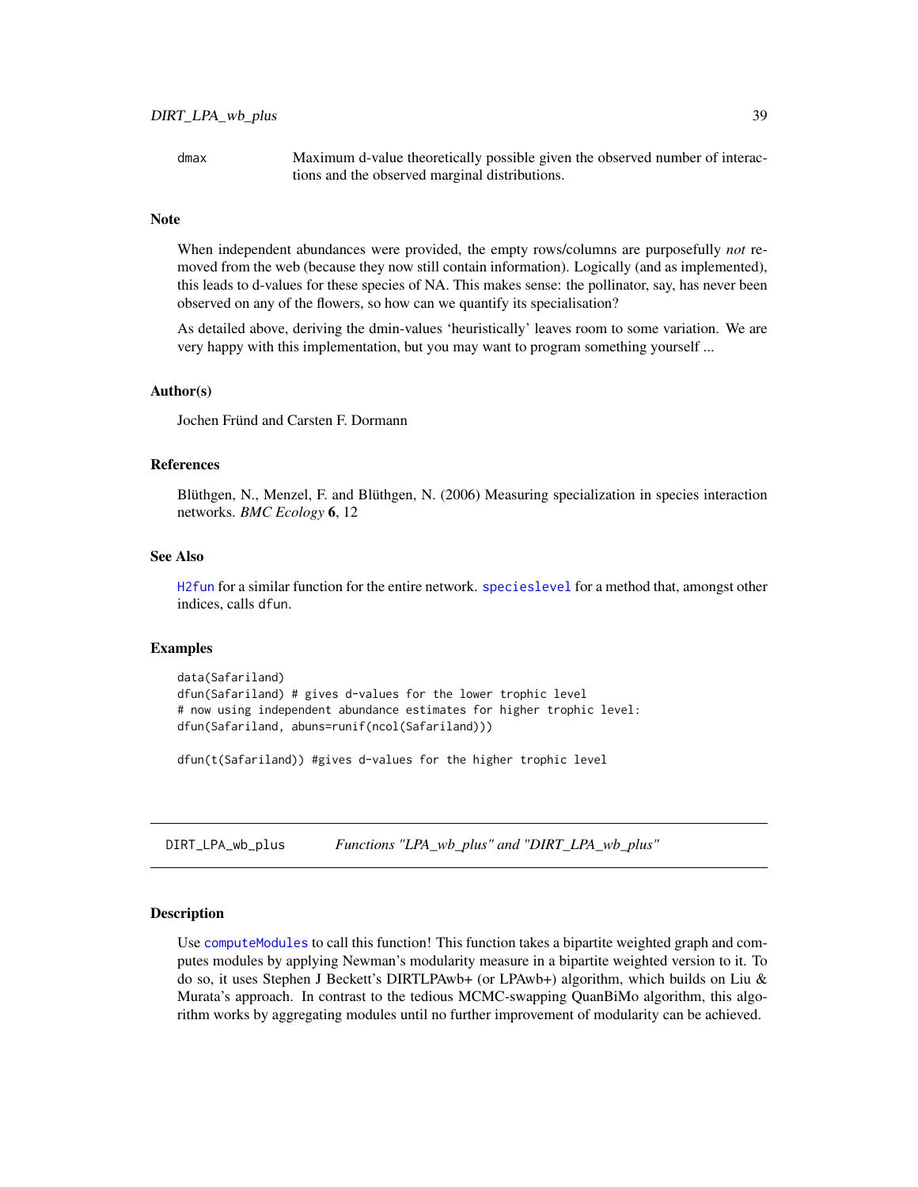dmax	Maximum d-value theoretically possible given the observed number of interactions and the observed marginal distributions.

### Note

When independent abundances were provided, the empty rows/columns are purposefully *not* removed from the web (because they now still contain information). Logically (and as implemented), this leads to d-values for these species of NA. This makes sense: the pollinator, say, has never been observed on any of the flowers, so how can we quantify its specialisation?

As detailed above, deriving the dmin-values 'heuristically' leaves room to some variation. We are very happy with this implementation, but you may want to program something yourself ...

### Author(s)

Jochen Fründ and Carsten F. Dormann

### References

Blüthgen, N., Menzel, F. and Blüthgen, N. (2006) Measuring specialization in species interaction networks. *BMC Ecology* **6**, 12

### See Also

H2fun for a similar function for the entire network. specieslevel for a method that, amongst other indices, calls dfun.

### Examples

```
data(Safariland)
dfun(Safariland) # gives d-values for the lower trophic level
# now using independent abundance estimates for higher trophic level:
dfun(Safariland, abuns=runif(ncol(Safariland)))

dfun(t(Safariland)) #gives d-values for the higher trophic level
```

---

## DIRT_LPA_wb_plus — *Functions "LPA_wb_plus" and "DIRT_LPA_wb_plus"*

### Description

Use computeModules to call this function! This function takes a bipartite weighted graph and computes modules by applying Newman's modularity measure in a bipartite weighted version to it. To do so, it uses Stephen J Beckett's DIRTLPAwb+ (or LPAwb+) algorithm, which builds on Liu & Murata's approach. In contrast to the tedious MCMC-swapping QuanBiMo algorithm, this algorithm works by aggregating modules until no further improvement of modularity can be achieved.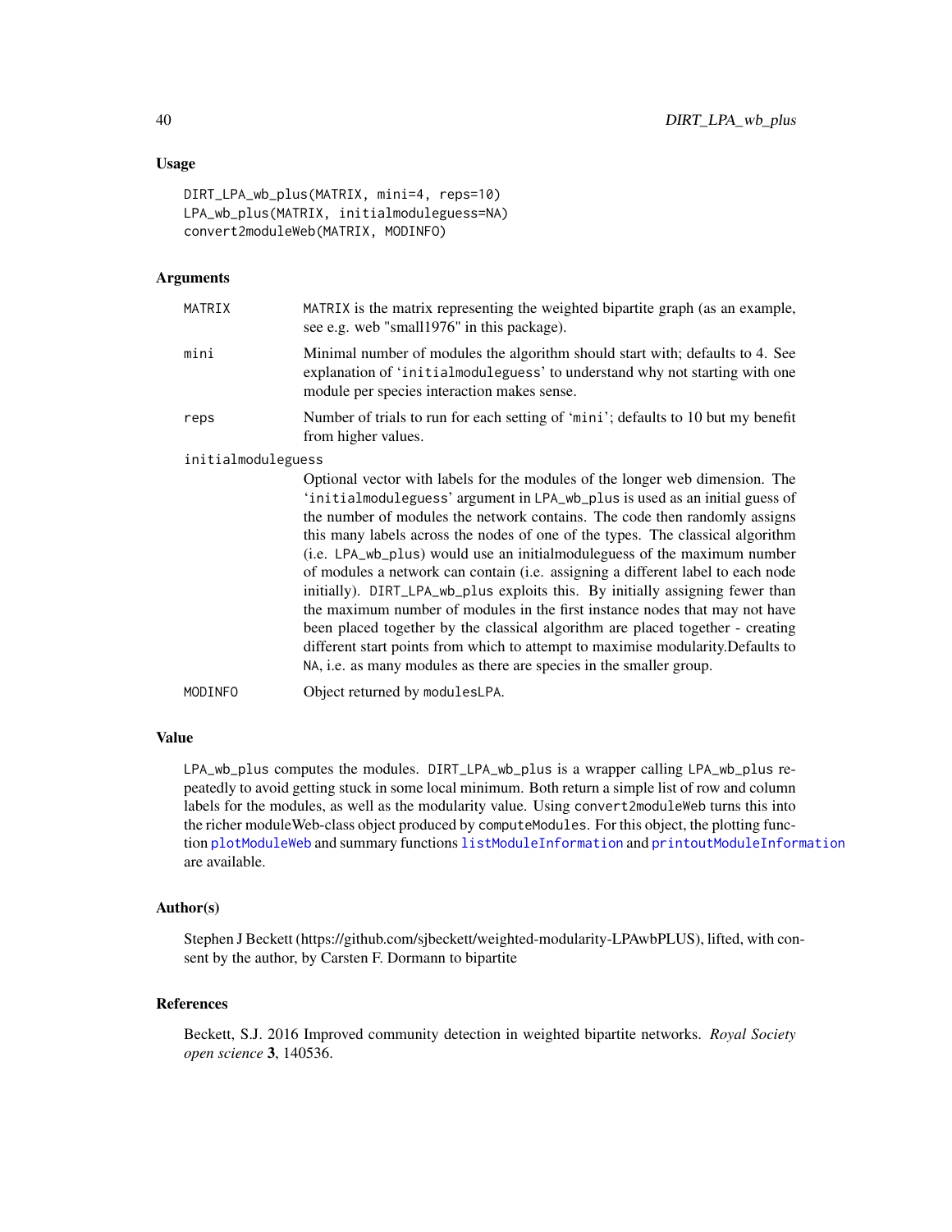## Usage

```
DIRT_LPA_wb_plus(MATRIX, mini=4, reps=10)
LPA_wb_plus(MATRIX, initialmoduleguess=NA)
convert2moduleWeb(MATRIX, MODINFO)
```

## Arguments

| | |
|---|---|
| MATRIX | MATRIX is the matrix representing the weighted bipartite graph (as an example, see e.g. web "small1976" in this package). |
| mini | Minimal number of modules the algorithm should start with; defaults to 4. See explanation of 'initialmoduleguess' to understand why not starting with one module per species interaction makes sense. |
| reps | Number of trials to run for each setting of 'mini'; defaults to 10 but my benefit from higher values. |
| initialmoduleguess | Optional vector with labels for the modules of the longer web dimension. The 'initialmoduleguess' argument in LPA_wb_plus is used as an initial guess of the number of modules the network contains. The code then randomly assigns this many labels across the nodes of one of the types. The classical algorithm (i.e. LPA_wb_plus) would use an initialmoduleguess of the maximum number of modules a network can contain (i.e. assigning a different label to each node initially). DIRT_LPA_wb_plus exploits this. By initially assigning fewer than the maximum number of modules in the first instance nodes that may not have been placed together by the classical algorithm are placed together - creating different start points from which to attempt to maximise modularity.Defaults to NA, i.e. as many modules as there are species in the smaller group. |
| MODINFO | Object returned by modulesLPA. |

## Value

LPA_wb_plus computes the modules. DIRT_LPA_wb_plus is a wrapper calling LPA_wb_plus repeatedly to avoid getting stuck in some local minimum. Both return a simple list of row and column labels for the modules, as well as the modularity value. Using convert2moduleWeb turns this into the richer moduleWeb-class object produced by computeModules. For this object, the plotting function plotModuleWeb and summary functions listModuleInformation and printoutModuleInformation are available.

## Author(s)

Stephen J Beckett (https://github.com/sjbeckett/weighted-modularity-LPAwbPLUS), lifted, with consent by the author, by Carsten F. Dormann to bipartite

## References

Beckett, S.J. 2016 Improved community detection in weighted bipartite networks. *Royal Society open science* **3**, 140536.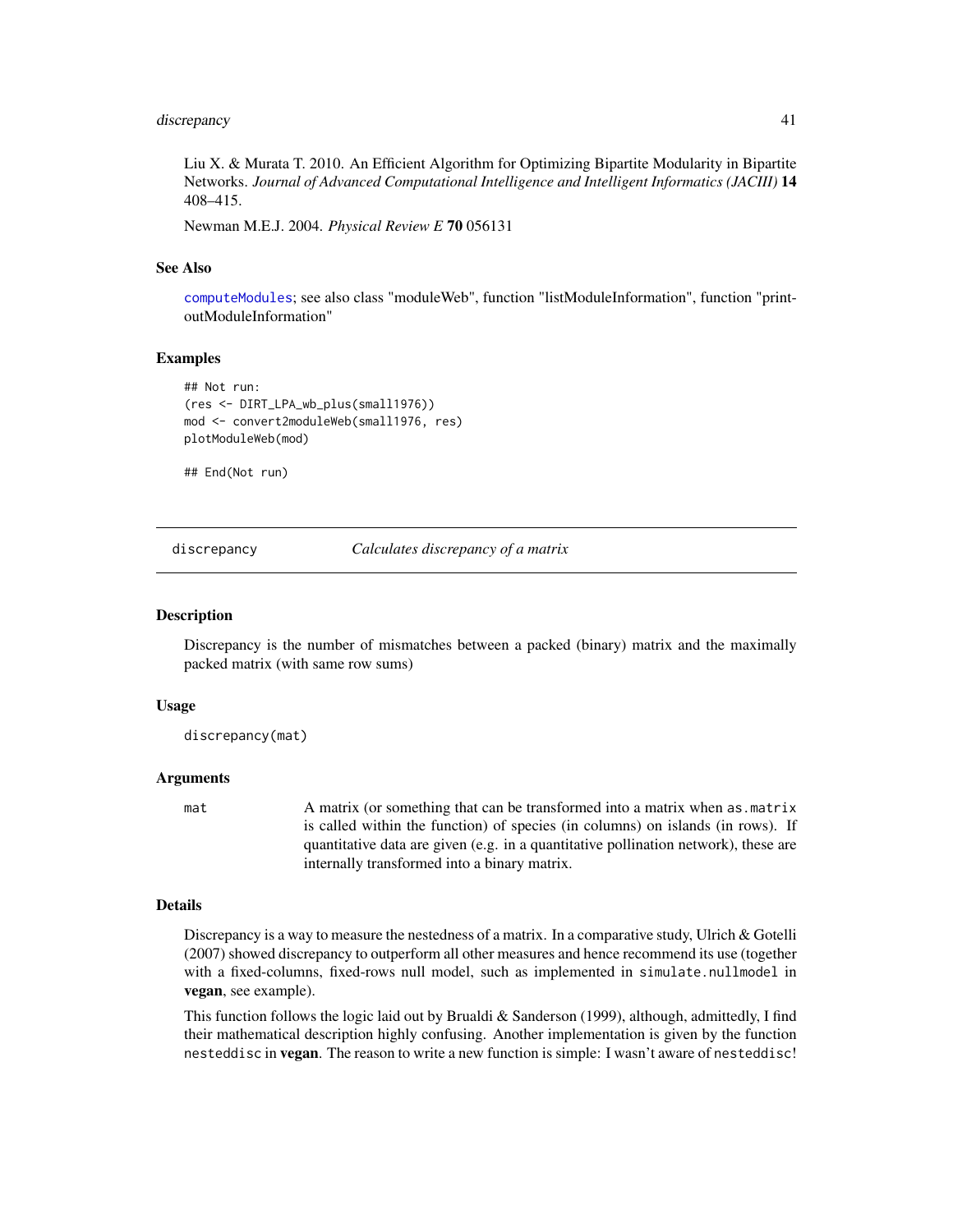Liu X. & Murata T. 2010. An Efficient Algorithm for Optimizing Bipartite Modularity in Bipartite Networks. *Journal of Advanced Computational Intelligence and Intelligent Informatics (JACIII)* **14** 408–415.

Newman M.E.J. 2004. *Physical Review E* **70** 056131

### See Also

computeModules; see also class "moduleWeb", function "listModuleInformation", function "printoutModuleInformation"

### Examples

```
## Not run:
(res <- DIRT_LPA_wb_plus(small1976))
mod <- convert2moduleWeb(small1976, res)
plotModuleWeb(mod)

## End(Not run)
```

---

## discrepancy *Calculates discrepancy of a matrix*

### Description

Discrepancy is the number of mismatches between a packed (binary) matrix and the maximally packed matrix (with same row sums)

### Usage

```
discrepancy(mat)
```

### Arguments

| | |
|---|---|
| mat | A matrix (or something that can be transformed into a matrix when `as.matrix` is called within the function) of species (in columns) on islands (in rows). If quantitative data are given (e.g. in a quantitative pollination network), these are internally transformed into a binary matrix. |

### Details

Discrepancy is a way to measure the nestedness of a matrix. In a comparative study, Ulrich & Gotelli (2007) showed discrepancy to outperform all other measures and hence recommend its use (together with a fixed-columns, fixed-rows null model, such as implemented in `simulate.nullmodel` in **vegan**, see example).

This function follows the logic laid out by Brualdi & Sanderson (1999), although, admittedly, I find their mathematical description highly confusing. Another implementation is given by the function `nesteddisc` in **vegan**. The reason to write a new function is simple: I wasn't aware of `nesteddisc`!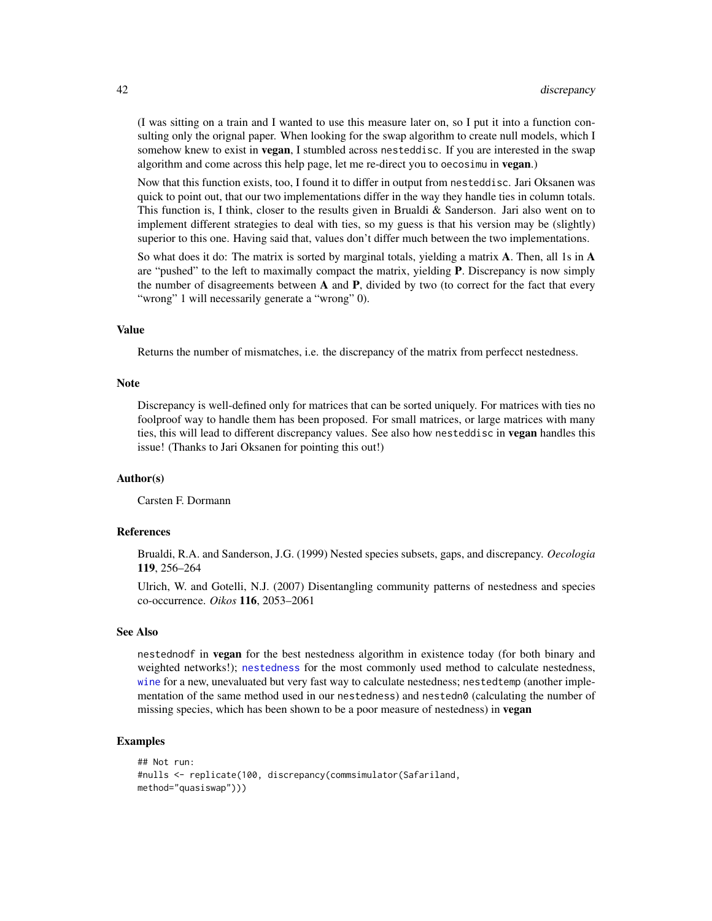(I was sitting on a train and I wanted to use this measure later on, so I put it into a function consulting only the orignal paper. When looking for the swap algorithm to create null models, which I somehow knew to exist in **vegan**, I stumbled across nesteddisc. If you are interested in the swap algorithm and come across this help page, let me re-direct you to oecosimu in **vegan**.)

Now that this function exists, too, I found it to differ in output from nesteddisc. Jari Oksanen was quick to point out, that our two implementations differ in the way they handle ties in column totals. This function is, I think, closer to the results given in Brualdi & Sanderson. Jari also went on to implement different strategies to deal with ties, so my guess is that his version may be (slightly) superior to this one. Having said that, values don't differ much between the two implementations.

So what does it do: The matrix is sorted by marginal totals, yielding a matrix **A**. Then, all 1s in **A** are "pushed" to the left to maximally compact the matrix, yielding **P**. Discrepancy is now simply the number of disagreements between **A** and **P**, divided by two (to correct for the fact that every "wrong" 1 will necessarily generate a "wrong" 0).

### Value

Returns the number of mismatches, i.e. the discrepancy of the matrix from perfecct nestedness.

### Note

Discrepancy is well-defined only for matrices that can be sorted uniquely. For matrices with ties no foolproof way to handle them has been proposed. For small matrices, or large matrices with many ties, this will lead to different discrepancy values. See also how nesteddisc in **vegan** handles this issue! (Thanks to Jari Oksanen for pointing this out!)

### Author(s)

Carsten F. Dormann

### References

Brualdi, R.A. and Sanderson, J.G. (1999) Nested species subsets, gaps, and discrepancy. *Oecologia* **119**, 256–264

Ulrich, W. and Gotelli, N.J. (2007) Disentangling community patterns of nestedness and species co-occurrence. *Oikos* **116**, 2053–2061

### See Also

nestednodf in **vegan** for the best nestedness algorithm in existence today (for both binary and weighted networks!); nestedness for the most commonly used method to calculate nestedness, wine for a new, unevaluated but very fast way to calculate nestedness; nestedtemp (another implementation of the same method used in our nestedness) and nestedn0 (calculating the number of missing species, which has been shown to be a poor measure of nestedness) in **vegan**

### Examples

```
## Not run:
#nulls <- replicate(100, discrepancy(commsimulator(Safariland,
method="quasiswap")))
```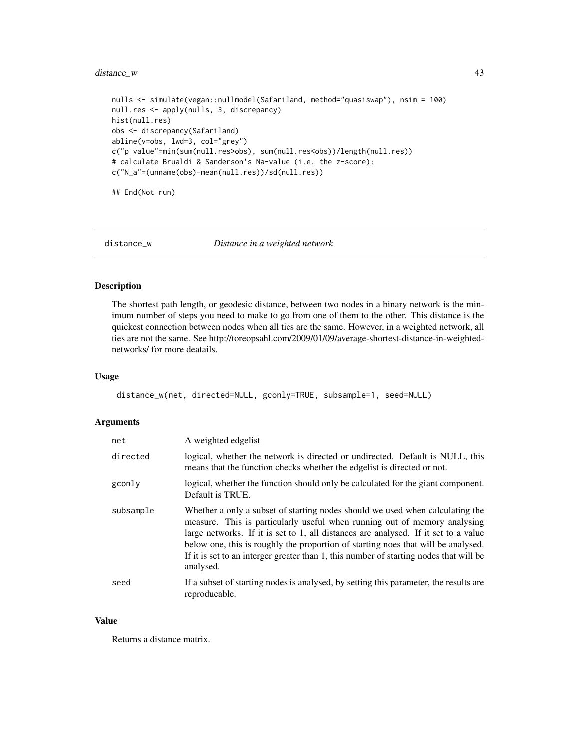```
nulls <- simulate(vegan::nullmodel(Safariland, method="quasiswap"), nsim = 100)
null.res <- apply(nulls, 3, discrepancy)
hist(null.res)
obs <- discrepancy(Safariland)
abline(v=obs, lwd=3, col="grey")
c("p value"=min(sum(null.res>obs), sum(null.res<obs))/length(null.res))
# calculate Brualdi & Sanderson's Na-value (i.e. the z-score):
c("N_a"=(unname(obs)-mean(null.res))/sd(null.res))

## End(Not run)
```

## distance_w *Distance in a weighted network*

### Description

The shortest path length, or geodesic distance, between two nodes in a binary network is the minimum number of steps you need to make to go from one of them to the other. This distance is the quickest connection between nodes when all ties are the same. However, in a weighted network, all ties are not the same. See http://toreopsahl.com/2009/01/09/average-shortest-distance-in-weighted-networks/ for more deatails.

### Usage

```
distance_w(net, directed=NULL, gconly=TRUE, subsample=1, seed=NULL)
```

### Arguments

| | |
|---|---|
| net | A weighted edgelist |
| directed | logical, whether the network is directed or undirected. Default is NULL, this means that the function checks whether the edgelist is directed or not. |
| gconly | logical, whether the function should only be calculated for the giant component. Default is TRUE. |
| subsample | Whether a only a subset of starting nodes should we used when calculating the measure. This is particularly useful when running out of memory analysing large networks. If it is set to 1, all distances are analysed. If it set to a value below one, this is roughly the proportion of starting noes that will be analysed. If it is set to an interger greater than 1, this number of starting nodes that will be analysed. |
| seed | If a subset of starting nodes is analysed, by setting this parameter, the results are reproducable. |

### Value

Returns a distance matrix.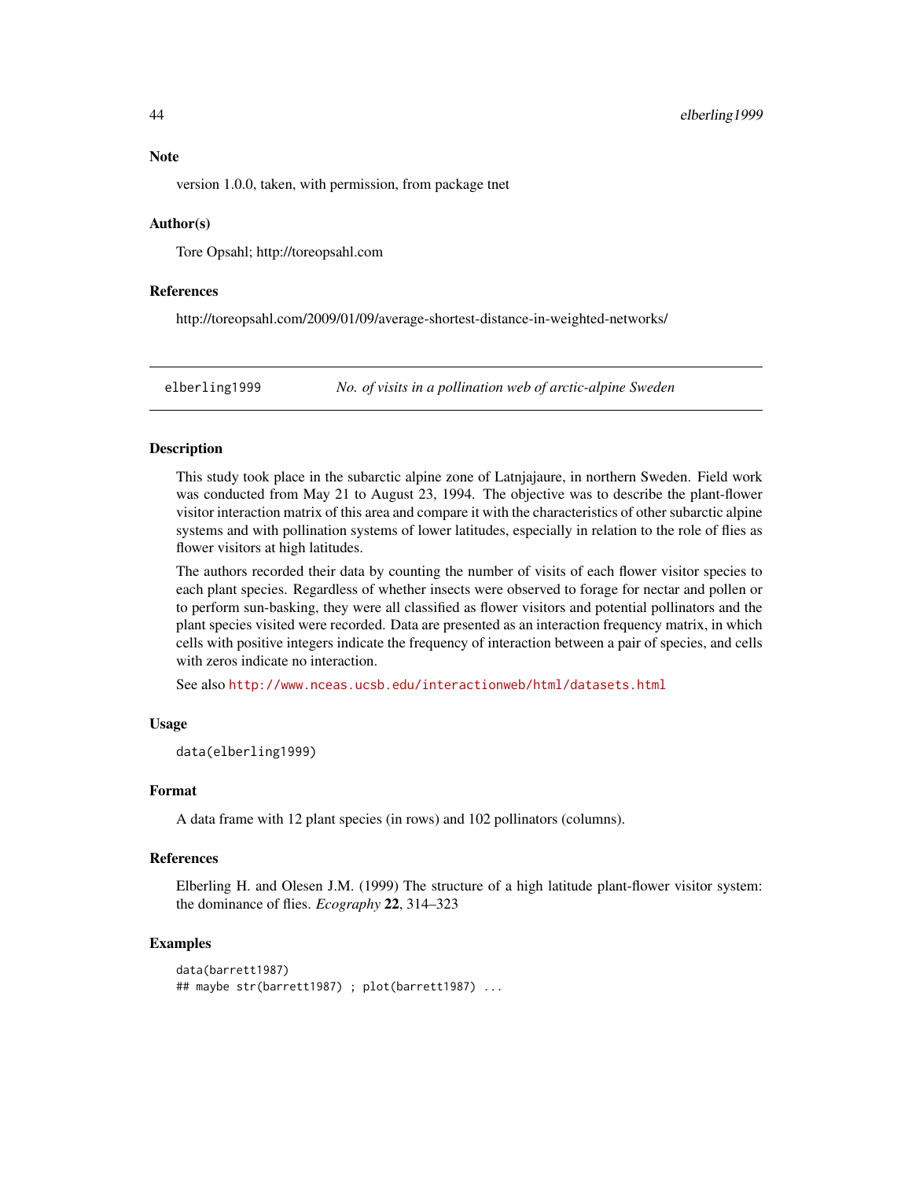### Note

version 1.0.0, taken, with permission, from package tnet

### Author(s)

Tore Opsahl; http://toreopsahl.com

### References

http://toreopsahl.com/2009/01/09/average-shortest-distance-in-weighted-networks/

---

## elberling1999 — *No. of visits in a pollination web of arctic-alpine Sweden*

---

### Description

This study took place in the subarctic alpine zone of Latnjajaure, in northern Sweden. Field work was conducted from May 21 to August 23, 1994. The objective was to describe the plant-flower visitor interaction matrix of this area and compare it with the characteristics of other subarctic alpine systems and with pollination systems of lower latitudes, especially in relation to the role of flies as flower visitors at high latitudes.

The authors recorded their data by counting the number of visits of each flower visitor species to each plant species. Regardless of whether insects were observed to forage for nectar and pollen or to perform sun-basking, they were all classified as flower visitors and potential pollinators and the plant species visited were recorded. Data are presented as an interaction frequency matrix, in which cells with positive integers indicate the frequency of interaction between a pair of species, and cells with zeros indicate no interaction.

See also http://www.nceas.ucsb.edu/interactionweb/html/datasets.html

### Usage

```
data(elberling1999)
```

### Format

A data frame with 12 plant species (in rows) and 102 pollinators (columns).

### References

Elberling H. and Olesen J.M. (1999) The structure of a high latitude plant-flower visitor system: the dominance of flies. *Ecography* **22**, 314–323

### Examples

```
data(barrett1987)
## maybe str(barrett1987) ; plot(barrett1987) ...
```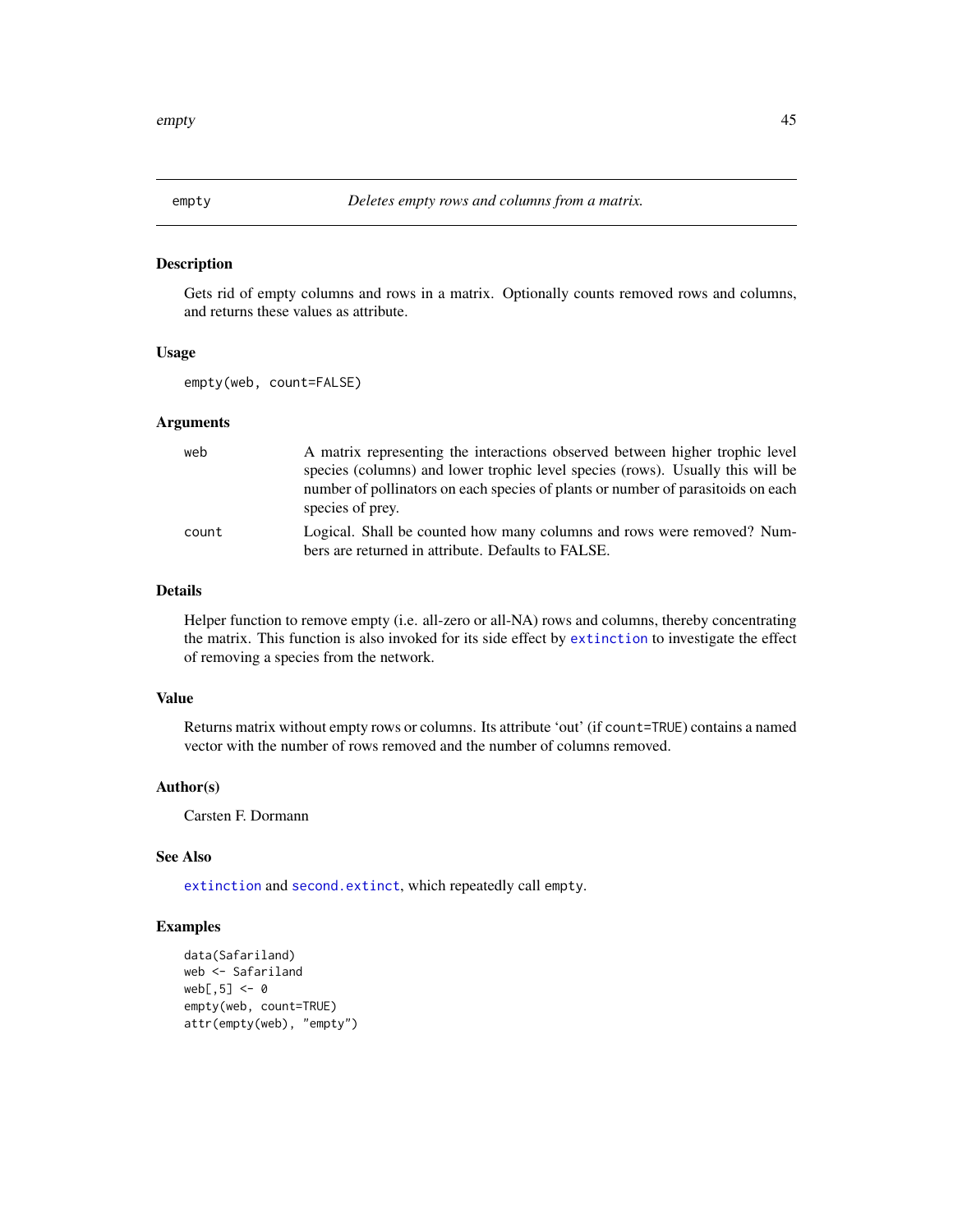empty *Deletes empty rows and columns from a matrix.*

## Description

Gets rid of empty columns and rows in a matrix. Optionally counts removed rows and columns, and returns these values as attribute.

## Usage

```
empty(web, count=FALSE)
```

## Arguments

| | |
|---|---|
| web | A matrix representing the interactions observed between higher trophic level species (columns) and lower trophic level species (rows). Usually this will be number of pollinators on each species of plants or number of parasitoids on each species of prey. |
| count | Logical. Shall be counted how many columns and rows were removed? Numbers are returned in attribute. Defaults to FALSE. |

## Details

Helper function to remove empty (i.e. all-zero or all-NA) rows and columns, thereby concentrating the matrix. This function is also invoked for its side effect by `extinction` to investigate the effect of removing a species from the network.

## Value

Returns matrix without empty rows or columns. Its attribute 'out' (if `count=TRUE`) contains a named vector with the number of rows removed and the number of columns removed.

## Author(s)

Carsten F. Dormann

## See Also

`extinction` and `second.extinct`, which repeatedly call `empty`.

## Examples

```
data(Safariland)
web <- Safariland
web[,5] <- 0
empty(web, count=TRUE)
attr(empty(web), "empty")
```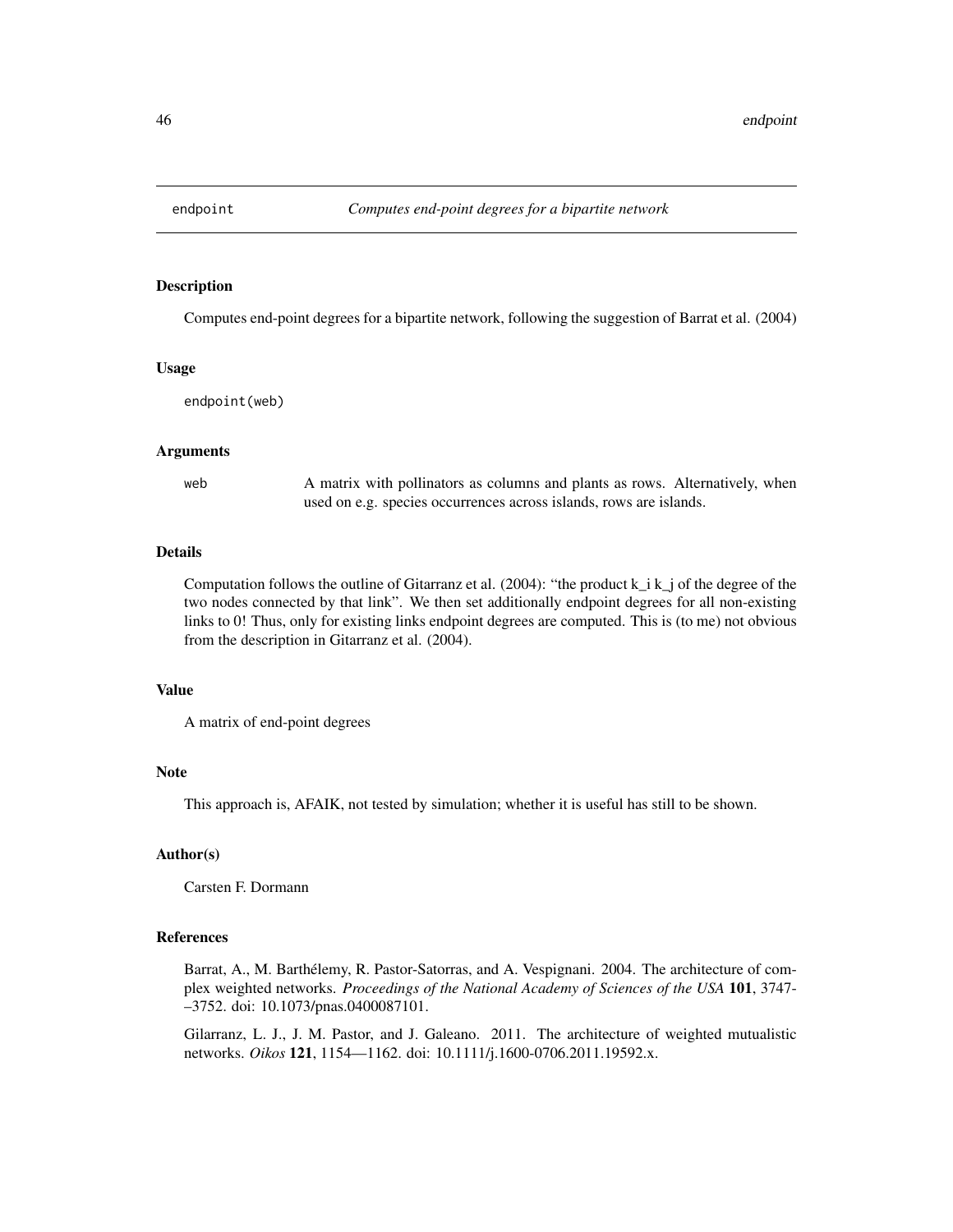endpoint *Computes end-point degrees for a bipartite network*

## Description

Computes end-point degrees for a bipartite network, following the suggestion of Barrat et al. (2004)

## Usage

```
endpoint(web)
```

## Arguments

| | |
|---|---|
| web | A matrix with pollinators as columns and plants as rows. Alternatively, when used on e.g. species occurrences across islands, rows are islands. |

## Details

Computation follows the outline of Gitarranz et al. (2004): "the product k_i k_j of the degree of the two nodes connected by that link". We then set additionally endpoint degrees for all non-existing links to 0! Thus, only for existing links endpoint degrees are computed. This is (to me) not obvious from the description in Gitarranz et al. (2004).

## Value

A matrix of end-point degrees

## Note

This approach is, AFAIK, not tested by simulation; whether it is useful has still to be shown.

## Author(s)

Carsten F. Dormann

## References

Barrat, A., M. Barthélemy, R. Pastor-Satorras, and A. Vespignani. 2004. The architecture of complex weighted networks. *Proceedings of the National Academy of Sciences of the USA* **101**, 3747-–3752. doi: 10.1073/pnas.0400087101.

Gilarranz, L. J., J. M. Pastor, and J. Galeano. 2011. The architecture of weighted mutualistic networks. *Oikos* **121**, 1154—1162. doi: 10.1111/j.1600-0706.2011.19592.x.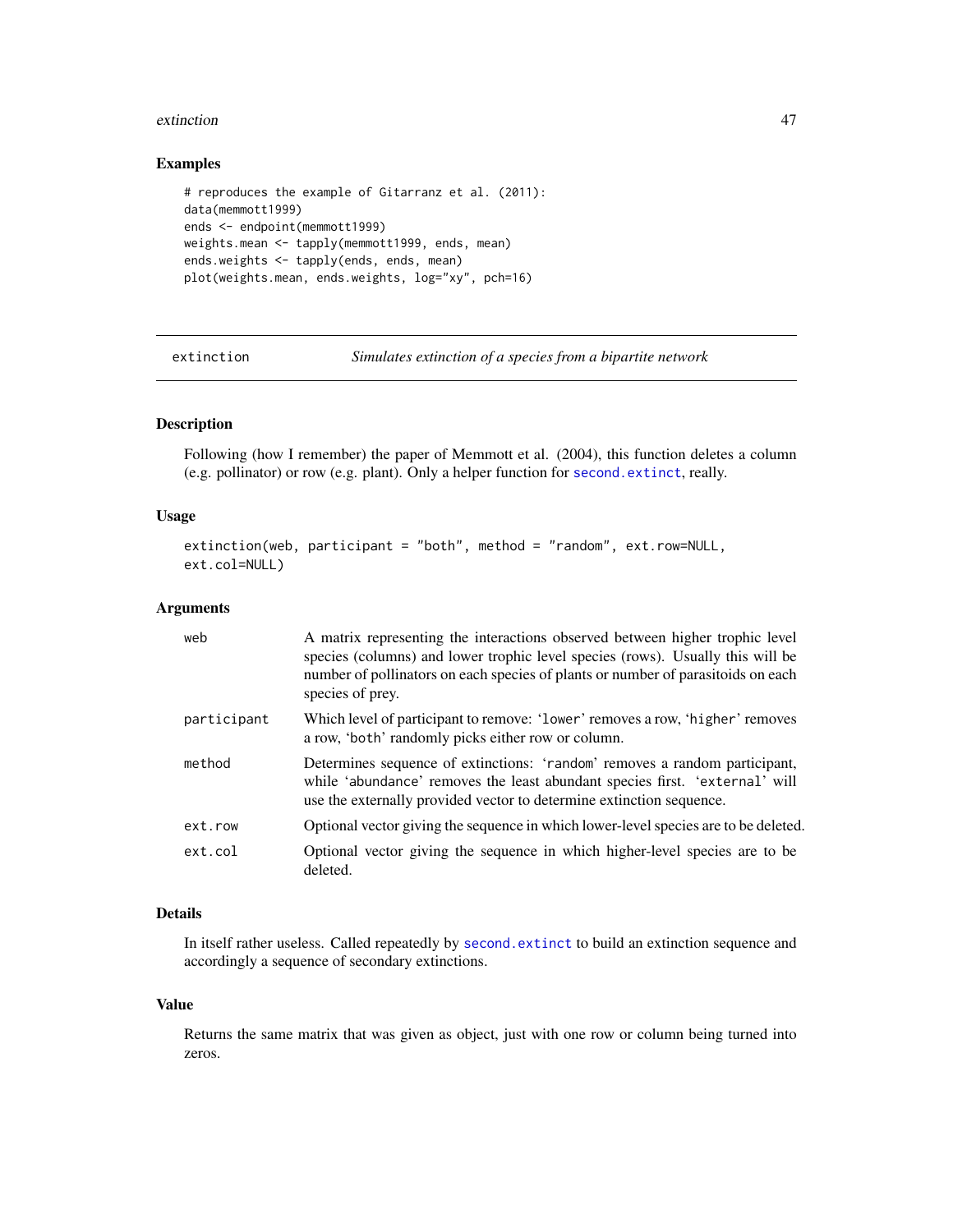## Examples

```
# reproduces the example of Gitarranz et al. (2011):
data(memmott1999)
ends <- endpoint(memmott1999)
weights.mean <- tapply(memmott1999, ends, mean)
ends.weights <- tapply(ends, ends, mean)
plot(weights.mean, ends.weights, log="xy", pch=16)
```

---

# extinction — *Simulates extinction of a species from a bipartite network*

## Description

Following (how I remember) the paper of Memmott et al. (2004), this function deletes a column (e.g. pollinator) or row (e.g. plant). Only a helper function for `second.extinct`, really.

## Usage

```
extinction(web, participant = "both", method = "random", ext.row=NULL,
ext.col=NULL)
```

## Arguments

| | |
|---|---|
| `web` | A matrix representing the interactions observed between higher trophic level species (columns) and lower trophic level species (rows). Usually this will be number of pollinators on each species of plants or number of parasitoids on each species of prey. |
| `participant` | Which level of participant to remove: '`lower`' removes a row, '`higher`' removes a row, '`both`' randomly picks either row or column. |
| `method` | Determines sequence of extinctions: '`random`' removes a random participant, while '`abundance`' removes the least abundant species first. '`external`' will use the externally provided vector to determine extinction sequence. |
| `ext.row` | Optional vector giving the sequence in which lower-level species are to be deleted. |
| `ext.col` | Optional vector giving the sequence in which higher-level species are to be deleted. |

## Details

In itself rather useless. Called repeatedly by `second.extinct` to build an extinction sequence and accordingly a sequence of secondary extinctions.

## Value

Returns the same matrix that was given as object, just with one row or column being turned into zeros.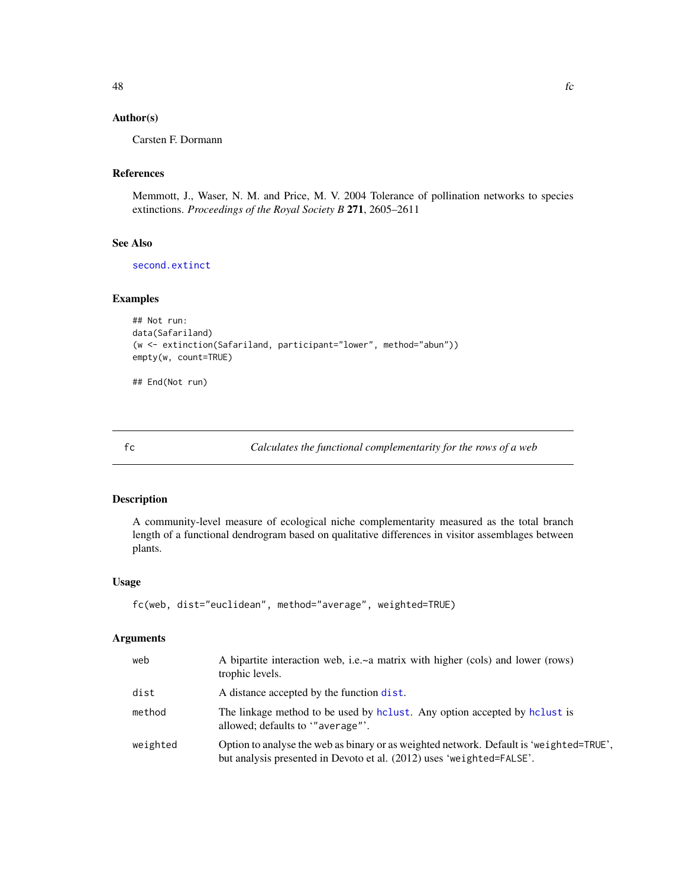### Author(s)

Carsten F. Dormann

### References

Memmott, J., Waser, N. M. and Price, M. V. 2004 Tolerance of pollination networks to species extinctions. *Proceedings of the Royal Society B* **271**, 2605–2611

### See Also

second.extinct

### Examples

```
## Not run:
data(Safariland)
(w <- extinction(Safariland, participant="lower", method="abun"))
empty(w, count=TRUE)

## End(Not run)
```

---

## fc — *Calculates the functional complementarity for the rows of a web*

### Description

A community-level measure of ecological niche complementarity measured as the total branch length of a functional dendrogram based on qualitative differences in visitor assemblages between plants.

### Usage

```
fc(web, dist="euclidean", method="average", weighted=TRUE)
```

### Arguments

| | |
|---|---|
| web | A bipartite interaction web, i.e.~a matrix with higher (cols) and lower (rows) trophic levels. |
| dist | A distance accepted by the function dist. |
| method | The linkage method to be used by hclust. Any option accepted by hclust is allowed; defaults to '"average"'. |
| weighted | Option to analyse the web as binary or as weighted network. Default is 'weighted=TRUE', but analysis presented in Devoto et al. (2012) uses 'weighted=FALSE'. |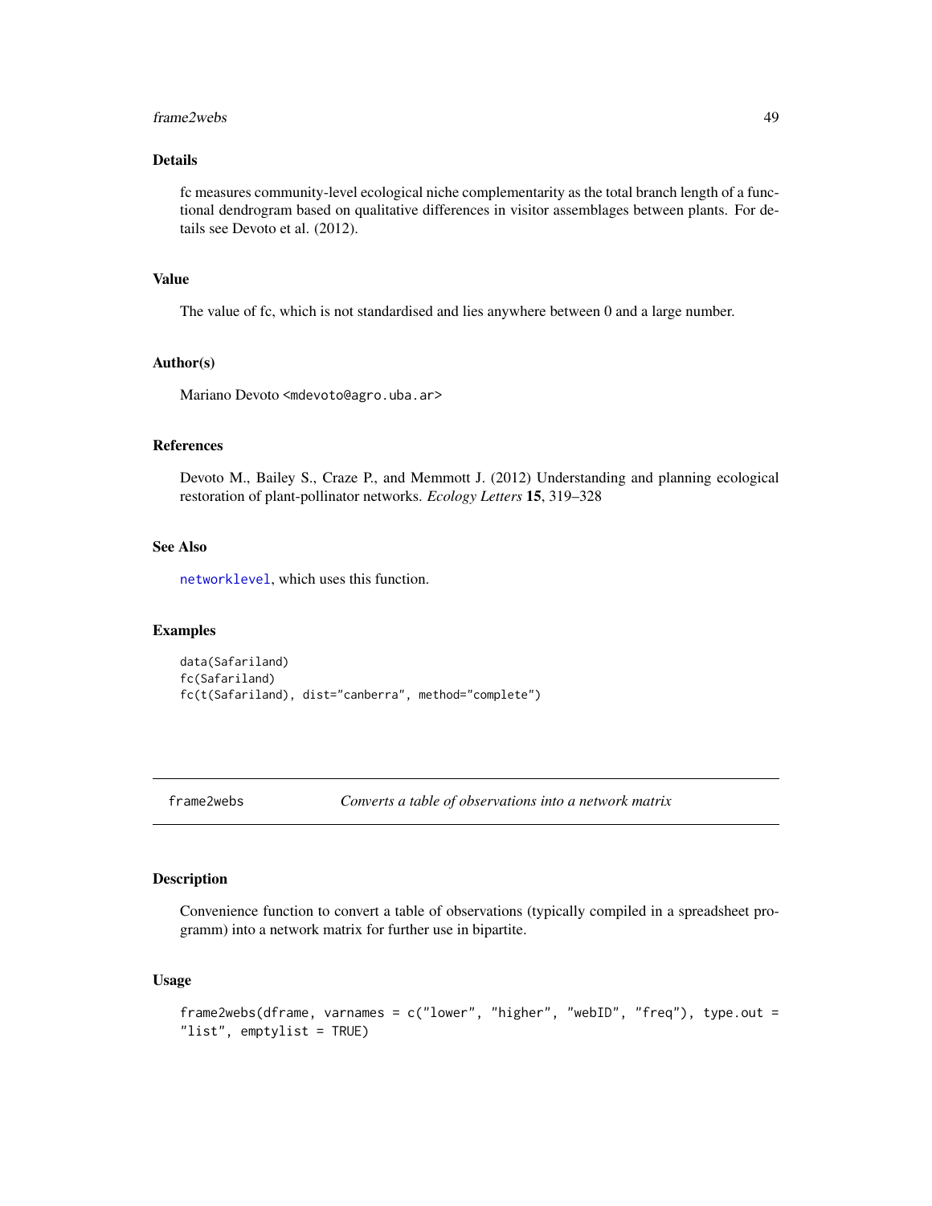### Details

fc measures community-level ecological niche complementarity as the total branch length of a functional dendrogram based on qualitative differences in visitor assemblages between plants. For details see Devoto et al. (2012).

### Value

The value of fc, which is not standardised and lies anywhere between 0 and a large number.

### Author(s)

Mariano Devoto <mdevoto@agro.uba.ar>

### References

Devoto M., Bailey S., Craze P., and Memmott J. (2012) Understanding and planning ecological restoration of plant-pollinator networks. *Ecology Letters* **15**, 319–328

### See Also

networklevel, which uses this function.

### Examples

```
data(Safariland)
fc(Safariland)
fc(t(Safariland), dist="canberra", method="complete")
```

---

## frame2webs *Converts a table of observations into a network matrix*

### Description

Convenience function to convert a table of observations (typically compiled in a spreadsheet programm) into a network matrix for further use in bipartite.

### Usage

```
frame2webs(dframe, varnames = c("lower", "higher", "webID", "freq"), type.out =
"list", emptylist = TRUE)
```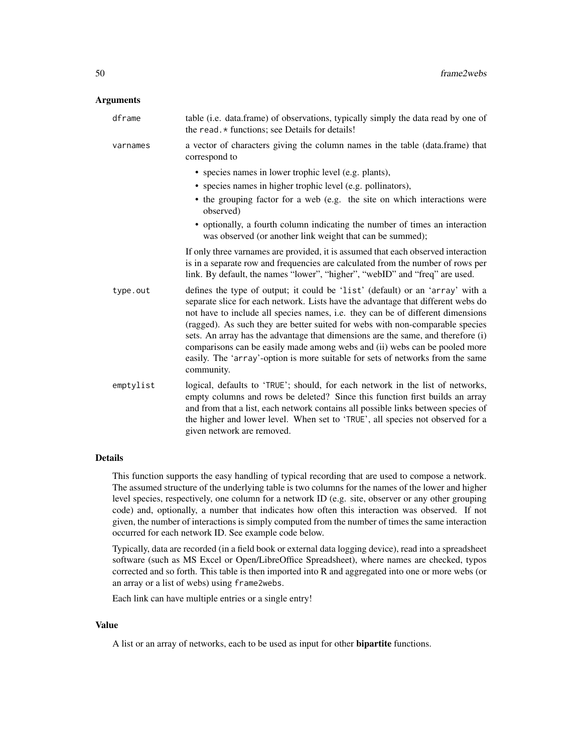## Arguments

**dframe**
table (i.e. data.frame) of observations, typically simply the data read by one of the `read.*` functions; see Details for details!

**varnames**
a vector of characters giving the column names in the table (data.frame) that correspond to

- species names in lower trophic level (e.g. plants),
- species names in higher trophic level (e.g. pollinators),
- the grouping factor for a web (e.g. the site on which interactions were observed)
- optionally, a fourth column indicating the number of times an interaction was observed (or another link weight that can be summed);

If only three varnames are provided, it is assumed that each observed interaction is in a separate row and frequencies are calculated from the number of rows per link. By default, the names “lower”, “higher”, “webID” and “freq” are used.

**type.out**
defines the type of output; it could be '`list`' (default) or an '`array`' with a separate slice for each network. Lists have the advantage that different webs do not have to include all species names, i.e. they can be of different dimensions (ragged). As such they are better suited for webs with non-comparable species sets. An array has the advantage that dimensions are the same, and therefore (i) comparisons can be easily made among webs and (ii) webs can be pooled more easily. The '`array`'-option is more suitable for sets of networks from the same community.

**emptylist**
logical, defaults to '`TRUE`'; should, for each network in the list of networks, empty columns and rows be deleted? Since this function first builds an array and from that a list, each network contains all possible links between species of the higher and lower level. When set to '`TRUE`', all species not observed for a given network are removed.

## Details

This function supports the easy handling of typical recording that are used to compose a network. The assumed structure of the underlying table is two columns for the names of the lower and higher level species, respectively, one column for a network ID (e.g. site, observer or any other grouping code) and, optionally, a number that indicates how often this interaction was observed. If not given, the number of interactions is simply computed from the number of times the same interaction occurred for each network ID. See example code below.

Typically, data are recorded (in a field book or external data logging device), read into a spreadsheet software (such as MS Excel or Open/LibreOffice Spreadsheet), where names are checked, typos corrected and so forth. This table is then imported into R and aggregated into one or more webs (or an array or a list of webs) using `frame2webs`.

Each link can have multiple entries or a single entry!

## Value

A list or an array of networks, each to be used as input for other **bipartite** functions.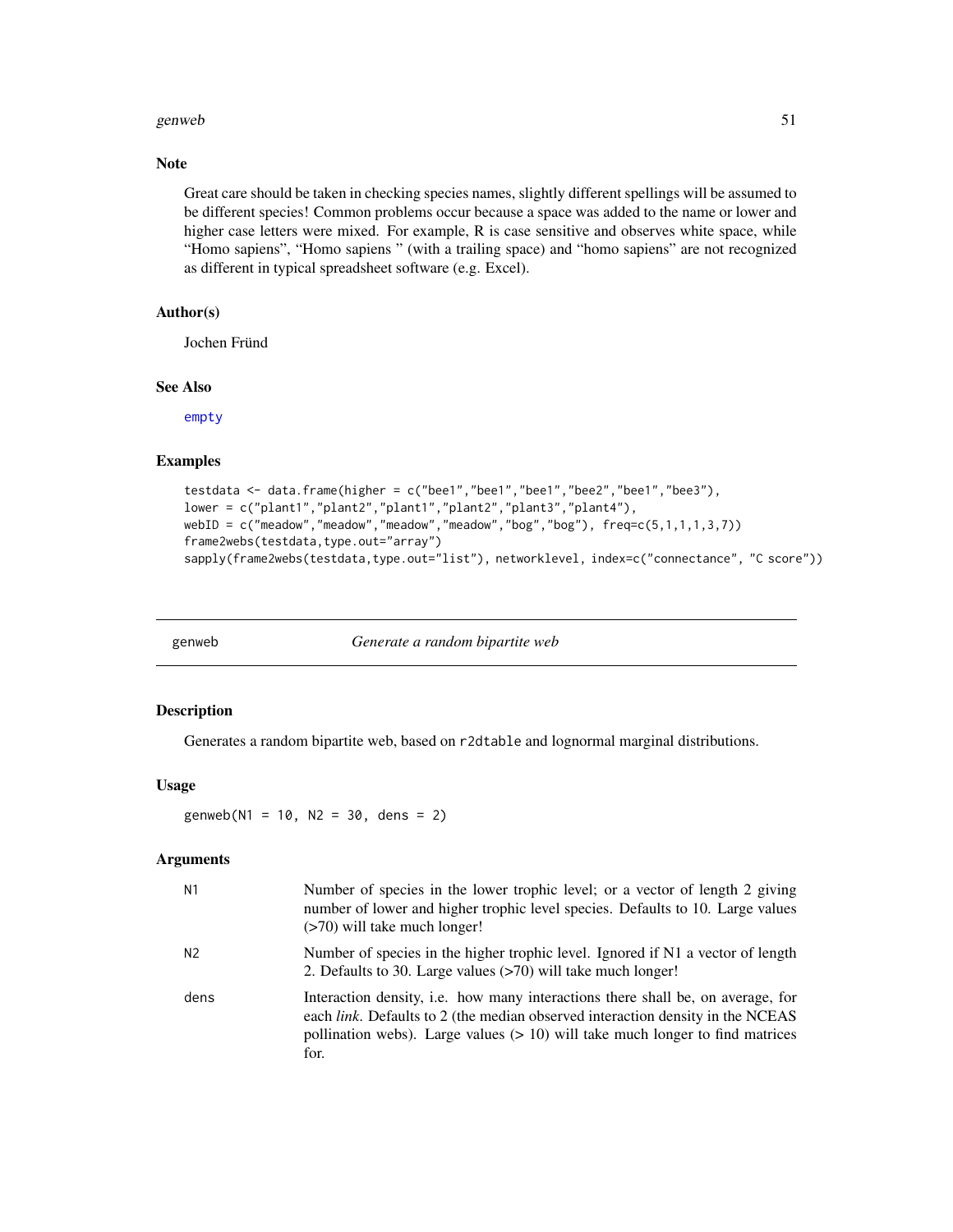### Note

Great care should be taken in checking species names, slightly different spellings will be assumed to be different species! Common problems occur because a space was added to the name or lower and higher case letters were mixed. For example, R is case sensitive and observes white space, while "Homo sapiens", "Homo sapiens " (with a trailing space) and "homo sapiens" are not recognized as different in typical spreadsheet software (e.g. Excel).

### Author(s)

Jochen Fründ

### See Also

empty

### Examples

```
testdata <- data.frame(higher = c("bee1","bee1","bee1","bee2","bee1","bee3"),
lower = c("plant1","plant2","plant1","plant2","plant3","plant4"),
webID = c("meadow","meadow","meadow","meadow","bog","bog"), freq=c(5,1,1,1,3,7))
frame2webs(testdata,type.out="array")
sapply(frame2webs(testdata,type.out="list"), networklevel, index=c("connectance", "C score"))
```

---

## genweb *Generate a random bipartite web*

### Description

Generates a random bipartite web, based on `r2dtable` and lognormal marginal distributions.

### Usage

```
genweb(N1 = 10, N2 = 30, dens = 2)
```

### Arguments

| | |
|---|---|
| N1 | Number of species in the lower trophic level; or a vector of length 2 giving number of lower and higher trophic level species. Defaults to 10. Large values (>70) will take much longer! |
| N2 | Number of species in the higher trophic level. Ignored if N1 a vector of length 2. Defaults to 30. Large values (>70) will take much longer! |
| dens | Interaction density, i.e. how many interactions there shall be, on average, for each *link*. Defaults to 2 (the median observed interaction density in the NCEAS pollination webs). Large values (> 10) will take much longer to find matrices for. |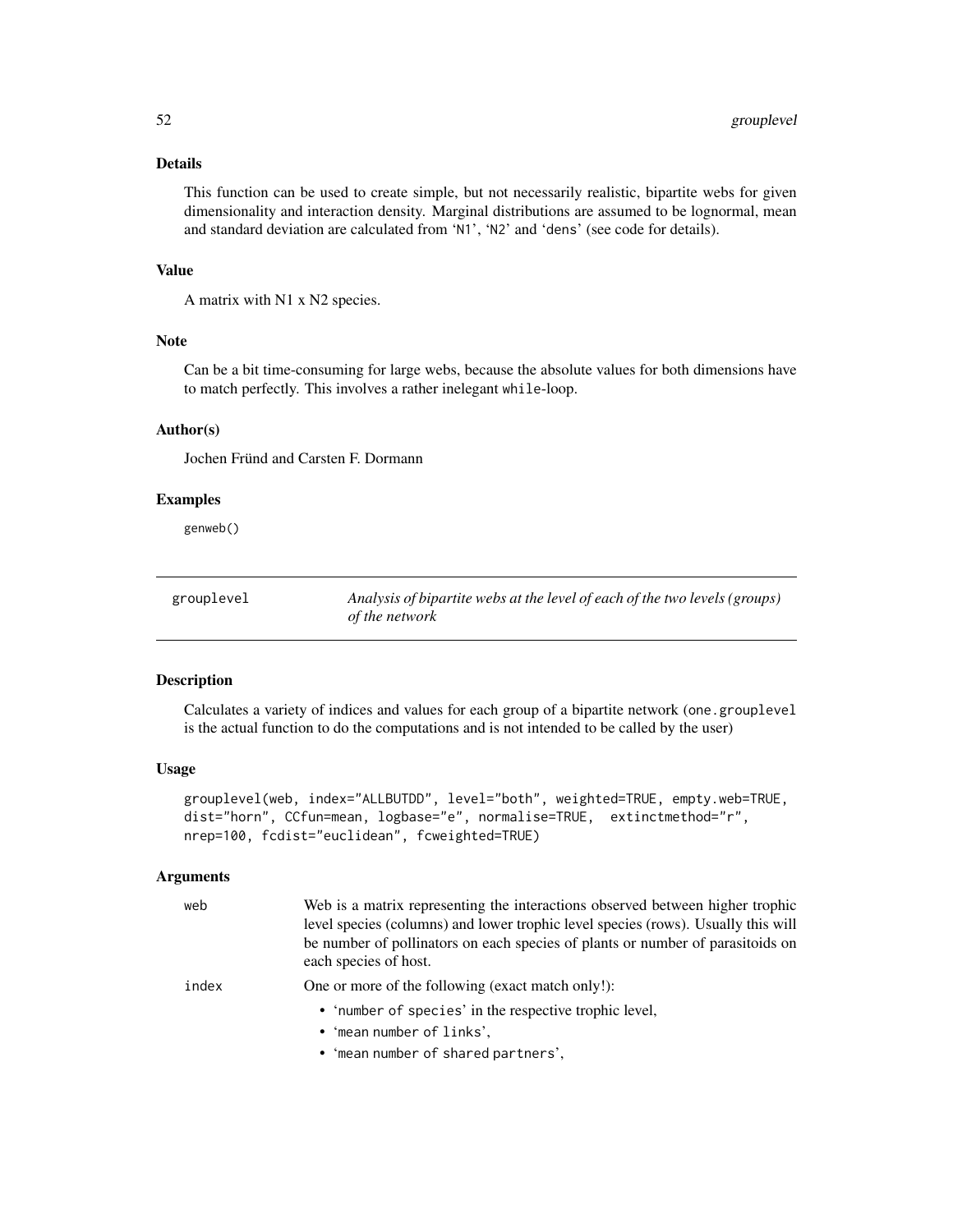### Details

This function can be used to create simple, but not necessarily realistic, bipartite webs for given dimensionality and interaction density. Marginal distributions are assumed to be lognormal, mean and standard deviation are calculated from 'N1', 'N2' and 'dens' (see code for details).

### Value

A matrix with N1 x N2 species.

### Note

Can be a bit time-consuming for large webs, because the absolute values for both dimensions have to match perfectly. This involves a rather inelegant while-loop.

### Author(s)

Jochen Fründ and Carsten F. Dormann

### Examples

```
genweb()
```

---

## grouplevel — *Analysis of bipartite webs at the level of each of the two levels (groups) of the network*

---

### Description

Calculates a variety of indices and values for each group of a bipartite network (one.grouplevel is the actual function to do the computations and is not intended to be called by the user)

### Usage

```
grouplevel(web, index="ALLBUTDD", level="both", weighted=TRUE, empty.web=TRUE,
dist="horn", CCfun=mean, logbase="e", normalise=TRUE,  extinctmethod="r",
nrep=100, fcdist="euclidean", fcweighted=TRUE)
```

### Arguments

`web` — Web is a matrix representing the interactions observed between higher trophic level species (columns) and lower trophic level species (rows). Usually this will be number of pollinators on each species of plants or number of parasitoids on each species of host.

`index` — One or more of the following (exact match only!):

- 'number of species' in the respective trophic level,
- 'mean number of links',
- 'mean number of shared partners',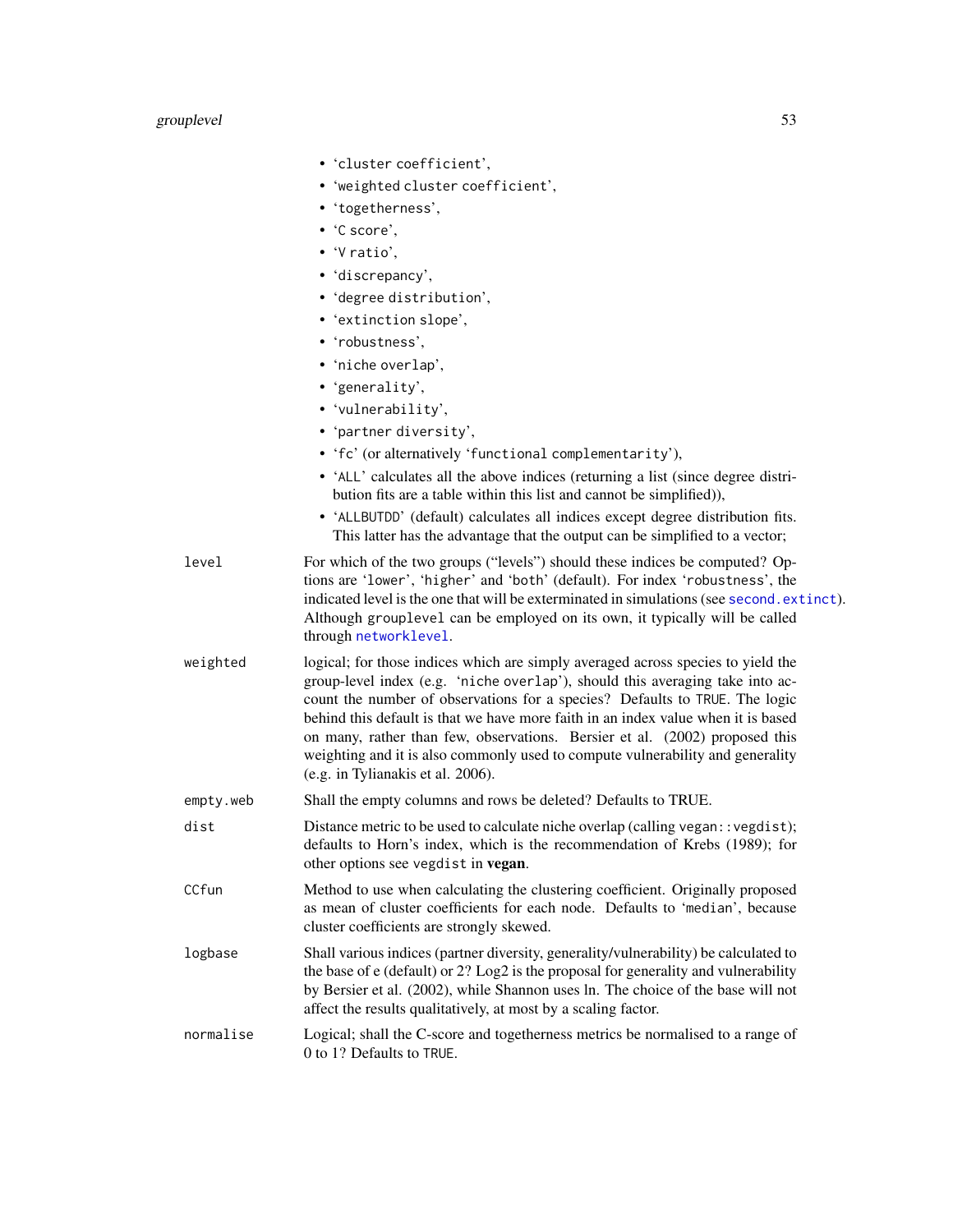- 'cluster coefficient',
- 'weighted cluster coefficient',
- 'togetherness',
- 'C score',
- 'V ratio',
- 'discrepancy',
- 'degree distribution',
- 'extinction slope',
- 'robustness',
- 'niche overlap',
- 'generality',
- 'vulnerability',
- 'partner diversity',
- 'fc' (or alternatively 'functional complementarity'),
- 'ALL' calculates all the above indices (returning a list (since degree distribution fits are a table within this list and cannot be simplified)),
- 'ALLBUTDD' (default) calculates all indices except degree distribution fits. This latter has the advantage that the output can be simplified to a vector;

**level** For which of the two groups ("levels") should these indices be computed? Options are 'lower', 'higher' and 'both' (default). For index 'robustness', the indicated level is the one that will be exterminated in simulations (see `second.extinct`). Although `grouplevel` can be employed on its own, it typically will be called through `networklevel`.

**weighted** logical; for those indices which are simply averaged across species to yield the group-level index (e.g. 'niche overlap'), should this averaging take into account the number of observations for a species? Defaults to `TRUE`. The logic behind this default is that we have more faith in an index value when it is based on many, rather than few, observations. Bersier et al. (2002) proposed this weighting and it is also commonly used to compute vulnerability and generality (e.g. in Tylianakis et al. 2006).

**empty.web** Shall the empty columns and rows be deleted? Defaults to TRUE.

**dist** Distance metric to be used to calculate niche overlap (calling `vegan::vegdist`); defaults to Horn's index, which is the recommendation of Krebs (1989); for other options see `vegdist` in **vegan**.

**CCfun** Method to use when calculating the clustering coefficient. Originally proposed as mean of cluster coefficients for each node. Defaults to 'median', because cluster coefficients are strongly skewed.

**logbase** Shall various indices (partner diversity, generality/vulnerability) be calculated to the base of e (default) or 2? Log2 is the proposal for generality and vulnerability by Bersier et al. (2002), while Shannon uses ln. The choice of the base will not affect the results qualitatively, at most by a scaling factor.

**normalise** Logical; shall the C-score and togetherness metrics be normalised to a range of 0 to 1? Defaults to `TRUE`.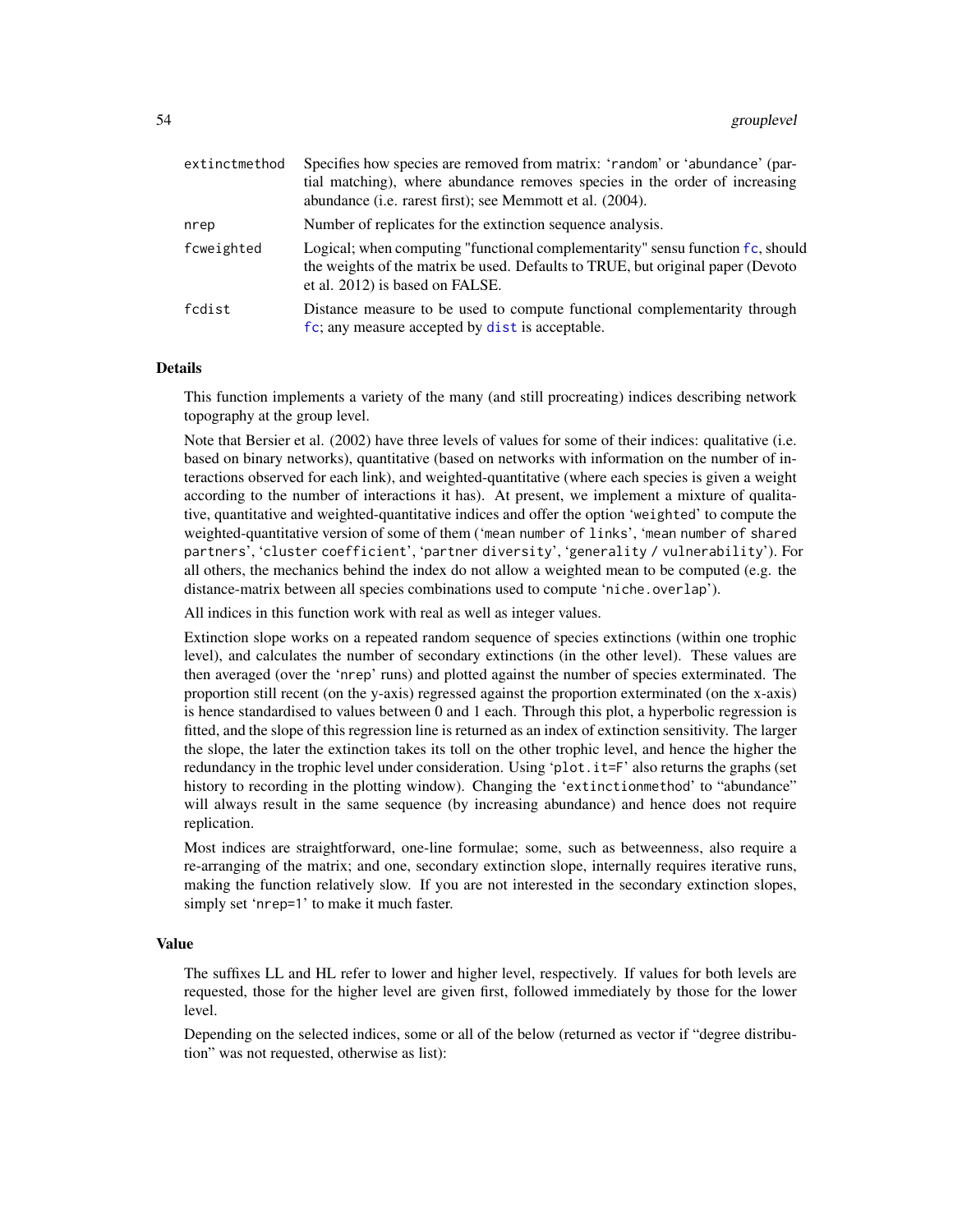| | |
|---|---|
| extinctmethod | Specifies how species are removed from matrix: 'random' or 'abundance' (partial matching), where abundance removes species in the order of increasing abundance (i.e. rarest first); see Memmott et al. (2004). |
| nrep | Number of replicates for the extinction sequence analysis. |
| fcweighted | Logical; when computing "functional complementarity" sensu function fc, should the weights of the matrix be used. Defaults to TRUE, but original paper (Devoto et al. 2012) is based on FALSE. |
| fcdist | Distance measure to be used to compute functional complementarity through fc; any measure accepted by dist is acceptable. |

## Details

This function implements a variety of the many (and still procreating) indices describing network topography at the group level.

Note that Bersier et al. (2002) have three levels of values for some of their indices: qualitative (i.e. based on binary networks), quantitative (based on networks with information on the number of interactions observed for each link), and weighted-quantitative (where each species is given a weight according to the number of interactions it has). At present, we implement a mixture of qualitative, quantitative and weighted-quantitative indices and offer the option 'weighted' to compute the weighted-quantitative version of some of them ('mean number of links', 'mean number of shared partners', 'cluster coefficient', 'partner diversity', 'generality / vulnerability'). For all others, the mechanics behind the index do not allow a weighted mean to be computed (e.g. the distance-matrix between all species combinations used to compute 'niche.overlap').

All indices in this function work with real as well as integer values.

Extinction slope works on a repeated random sequence of species extinctions (within one trophic level), and calculates the number of secondary extinctions (in the other level). These values are then averaged (over the 'nrep' runs) and plotted against the number of species exterminated. The proportion still recent (on the y-axis) regressed against the proportion exterminated (on the x-axis) is hence standardised to values between 0 and 1 each. Through this plot, a hyperbolic regression is fitted, and the slope of this regression line is returned as an index of extinction sensitivity. The larger the slope, the later the extinction takes its toll on the other trophic level, and hence the higher the redundancy in the trophic level under consideration. Using 'plot.it=F' also returns the graphs (set history to recording in the plotting window). Changing the 'extinctionmethod' to "abundance" will always result in the same sequence (by increasing abundance) and hence does not require replication.

Most indices are straightforward, one-line formulae; some, such as betweenness, also require a re-arranging of the matrix; and one, secondary extinction slope, internally requires iterative runs, making the function relatively slow. If you are not interested in the secondary extinction slopes, simply set 'nrep=1' to make it much faster.

## Value

The suffixes LL and HL refer to lower and higher level, respectively. If values for both levels are requested, those for the higher level are given first, followed immediately by those for the lower level.

Depending on the selected indices, some or all of the below (returned as vector if "degree distribution" was not requested, otherwise as list):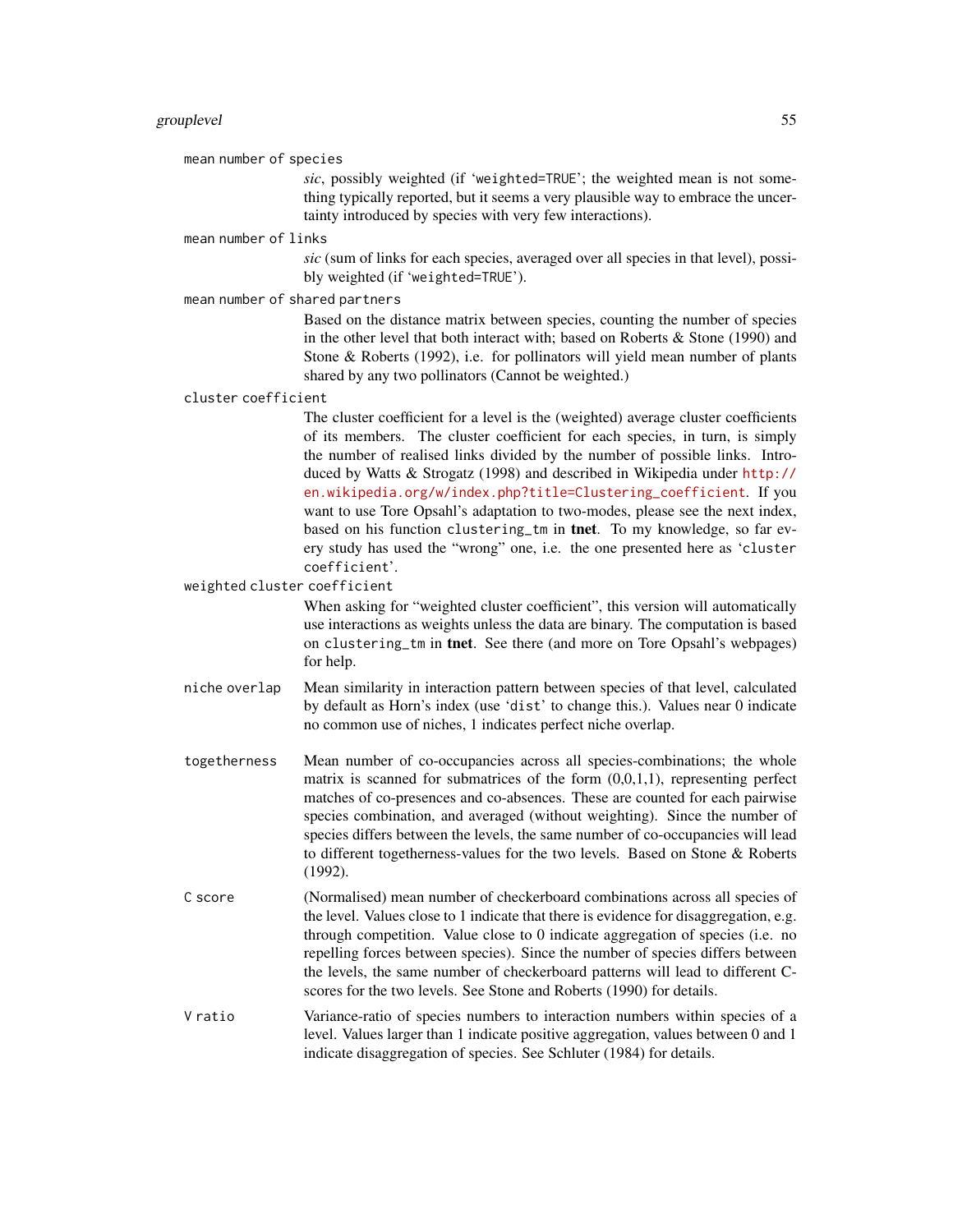`mean number of species`
: *sic*, possibly weighted (if 'weighted=TRUE'; the weighted mean is not something typically reported, but it seems a very plausible way to embrace the uncertainty introduced by species with very few interactions).

`mean number of links`
: *sic* (sum of links for each species, averaged over all species in that level), possibly weighted (if 'weighted=TRUE').

`mean number of shared partners`
: Based on the distance matrix between species, counting the number of species in the other level that both interact with; based on Roberts & Stone (1990) and Stone & Roberts (1992), i.e. for pollinators will yield mean number of plants shared by any two pollinators (Cannot be weighted.)

`cluster coefficient`
: The cluster coefficient for a level is the (weighted) average cluster coefficients of its members. The cluster coefficient for each species, in turn, is simply the number of realised links divided by the number of possible links. Introduced by Watts & Strogatz (1998) and described in Wikipedia under http://en.wikipedia.org/w/index.php?title=Clustering_coefficient. If you want to use Tore Opsahl's adaptation to two-modes, please see the next index, based on his function `clustering_tm` in **tnet**. To my knowledge, so far every study has used the "wrong" one, i.e. the one presented here as 'cluster coefficient'.

`weighted cluster coefficient`
: When asking for "weighted cluster coefficient", this version will automatically use interactions as weights unless the data are binary. The computation is based on `clustering_tm` in **tnet**. See there (and more on Tore Opsahl's webpages) for help.

`niche overlap`
: Mean similarity in interaction pattern between species of that level, calculated by default as Horn's index (use 'dist' to change this.). Values near 0 indicate no common use of niches, 1 indicates perfect niche overlap.

`togetherness`
: Mean number of co-occupancies across all species-combinations; the whole matrix is scanned for submatrices of the form (0,0,1,1), representing perfect matches of co-presences and co-absences. These are counted for each pairwise species combination, and averaged (without weighting). Since the number of species differs between the levels, the same number of co-occupancies will lead to different togetherness-values for the two levels. Based on Stone & Roberts (1992).

`C score`
: (Normalised) mean number of checkerboard combinations across all species of the level. Values close to 1 indicate that there is evidence for disaggregation, e.g. through competition. Value close to 0 indicate aggregation of species (i.e. no repelling forces between species). Since the number of species differs between the levels, the same number of checkerboard patterns will lead to different C-scores for the two levels. See Stone and Roberts (1990) for details.

`V ratio`
: Variance-ratio of species numbers to interaction numbers within species of a level. Values larger than 1 indicate positive aggregation, values between 0 and 1 indicate disaggregation of species. See Schluter (1984) for details.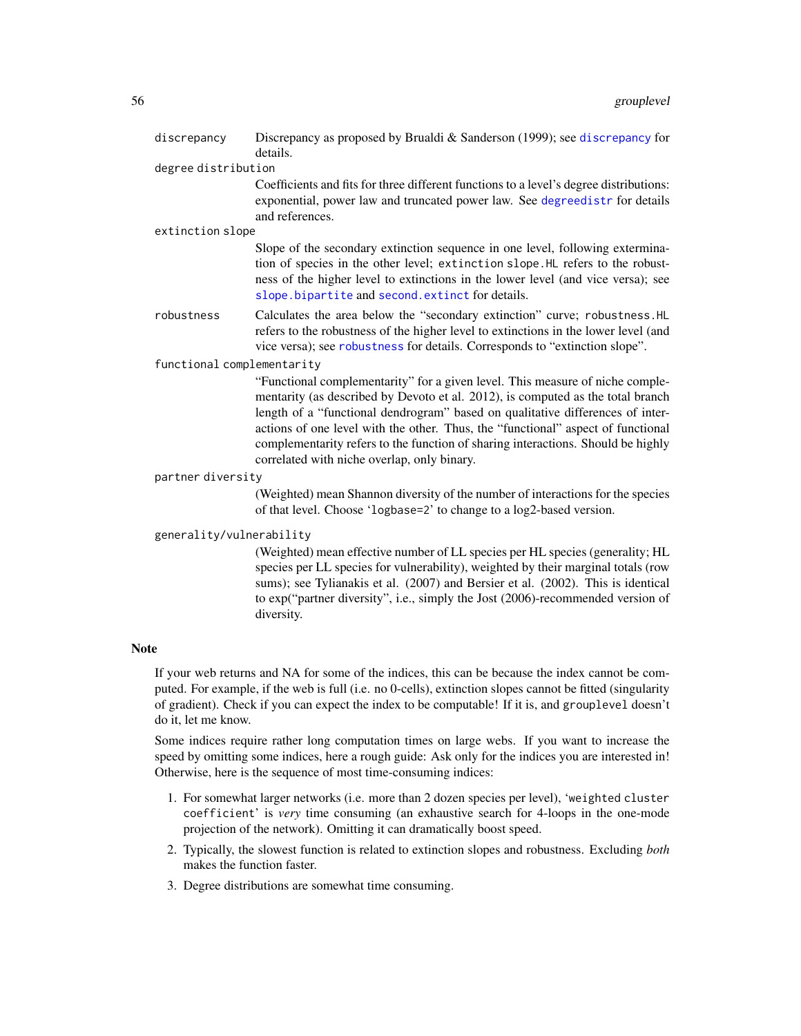`discrepancy` Discrepancy as proposed by Brualdi & Sanderson (1999); see `discrepancy` for details.

`degree distribution`
Coefficients and fits for three different functions to a level's degree distributions: exponential, power law and truncated power law. See `degreedistr` for details and references.

`extinction slope`
Slope of the secondary extinction sequence in one level, following extermination of species in the other level; `extinction slope.HL` refers to the robustness of the higher level to extinctions in the lower level (and vice versa); see `slope.bipartite` and `second.extinct` for details.

`robustness` Calculates the area below the "secondary extinction" curve; `robustness.HL` refers to the robustness of the higher level to extinctions in the lower level (and vice versa); see `robustness` for details. Corresponds to "extinction slope".

`functional complementarity`
"Functional complementarity" for a given level. This measure of niche complementarity (as described by Devoto et al. 2012), is computed as the total branch length of a "functional dendrogram" based on qualitative differences of interactions of one level with the other. Thus, the "functional" aspect of functional complementarity refers to the function of sharing interactions. Should be highly correlated with niche overlap, only binary.

`partner diversity`
(Weighted) mean Shannon diversity of the number of interactions for the species of that level. Choose '`logbase=2`' to change to a log2-based version.

`generality/vulnerability`
(Weighted) mean effective number of LL species per HL species (generality; HL species per LL species for vulnerability), weighted by their marginal totals (row sums); see Tylianakis et al. (2007) and Bersier et al. (2002). This is identical to exp("partner diversity", i.e., simply the Jost (2006)-recommended version of diversity.

## Note

If your web returns and NA for some of the indices, this can be because the index cannot be computed. For example, if the web is full (i.e. no 0-cells), extinction slopes cannot be fitted (singularity of gradient). Check if you can expect the index to be computable! If it is, and `grouplevel` doesn't do it, let me know.

Some indices require rather long computation times on large webs. If you want to increase the speed by omitting some indices, here a rough guide: Ask only for the indices you are interested in! Otherwise, here is the sequence of most time-consuming indices:

1. For somewhat larger networks (i.e. more than 2 dozen species per level), '`weighted cluster coefficient`' is *very* time consuming (an exhaustive search for 4-loops in the one-mode projection of the network). Omitting it can dramatically boost speed.
2. Typically, the slowest function is related to extinction slopes and robustness. Excluding *both* makes the function faster.
3. Degree distributions are somewhat time consuming.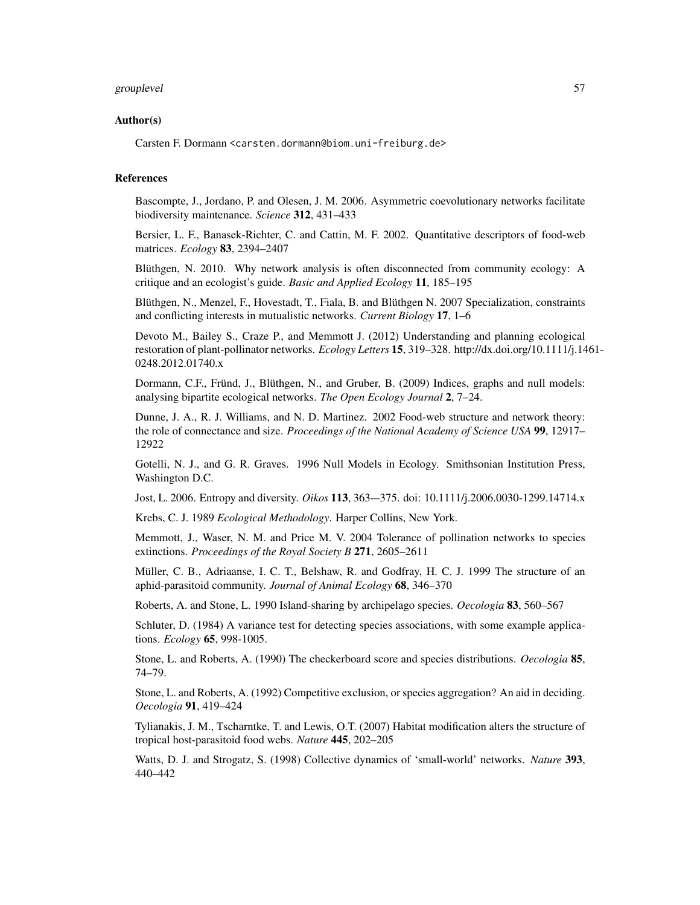## Author(s)

Carsten F. Dormann <carsten.dormann@biom.uni-freiburg.de>

## References

Bascompte, J., Jordano, P. and Olesen, J. M. 2006. Asymmetric coevolutionary networks facilitate biodiversity maintenance. *Science* **312**, 431–433

Bersier, L. F., Banasek-Richter, C. and Cattin, M. F. 2002. Quantitative descriptors of food-web matrices. *Ecology* **83**, 2394–2407

Blüthgen, N. 2010. Why network analysis is often disconnected from community ecology: A critique and an ecologist's guide. *Basic and Applied Ecology* **11**, 185–195

Blüthgen, N., Menzel, F., Hovestadt, T., Fiala, B. and Blüthgen N. 2007 Specialization, constraints and conflicting interests in mutualistic networks. *Current Biology* **17**, 1–6

Devoto M., Bailey S., Craze P., and Memmott J. (2012) Understanding and planning ecological restoration of plant-pollinator networks. *Ecology Letters* **15**, 319–328. http://dx.doi.org/10.1111/j.1461-0248.2012.01740.x

Dormann, C.F., Fründ, J., Blüthgen, N., and Gruber, B. (2009) Indices, graphs and null models: analysing bipartite ecological networks. *The Open Ecology Journal* **2**, 7–24.

Dunne, J. A., R. J. Williams, and N. D. Martinez. 2002 Food-web structure and network theory: the role of connectance and size. *Proceedings of the National Academy of Science USA* **99**, 12917–12922

Gotelli, N. J., and G. R. Graves. 1996 Null Models in Ecology. Smithsonian Institution Press, Washington D.C.

Jost, L. 2006. Entropy and diversity. *Oikos* **113**, 363-–375. doi: 10.1111/j.2006.0030-1299.14714.x

Krebs, C. J. 1989 *Ecological Methodology*. Harper Collins, New York.

Memmott, J., Waser, N. M. and Price M. V. 2004 Tolerance of pollination networks to species extinctions. *Proceedings of the Royal Society B* **271**, 2605–2611

Müller, C. B., Adriaanse, I. C. T., Belshaw, R. and Godfray, H. C. J. 1999 The structure of an aphid-parasitoid community. *Journal of Animal Ecology* **68**, 346–370

Roberts, A. and Stone, L. 1990 Island-sharing by archipelago species. *Oecologia* **83**, 560–567

Schluter, D. (1984) A variance test for detecting species associations, with some example applications. *Ecology* **65**, 998-1005.

Stone, L. and Roberts, A. (1990) The checkerboard score and species distributions. *Oecologia* **85**, 74–79.

Stone, L. and Roberts, A. (1992) Competitive exclusion, or species aggregation? An aid in deciding. *Oecologia* **91**, 419–424

Tylianakis, J. M., Tscharntke, T. and Lewis, O.T. (2007) Habitat modification alters the structure of tropical host-parasitoid food webs. *Nature* **445**, 202–205

Watts, D. J. and Strogatz, S. (1998) Collective dynamics of 'small-world' networks. *Nature* **393**, 440–442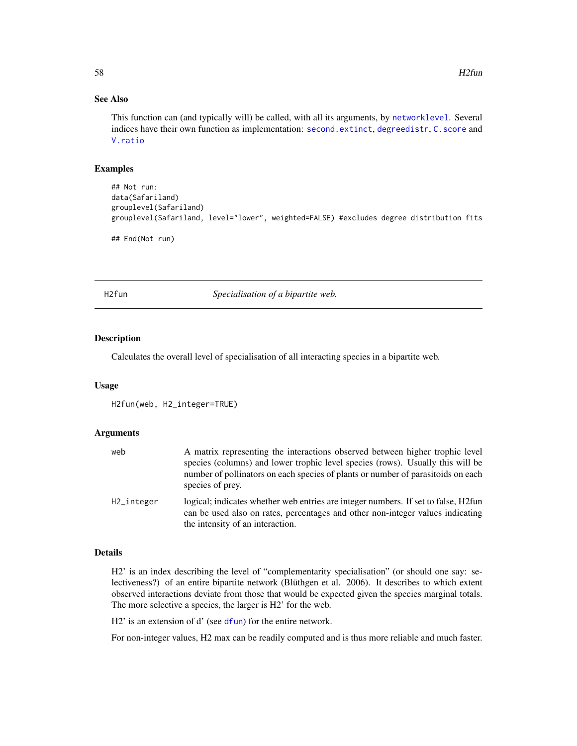### See Also

This function can (and typically will) be called, with all its arguments, by networklevel. Several indices have their own function as implementation: second.extinct, degreedistr, C.score and V.ratio

### Examples

```
## Not run:
data(Safariland)
grouplevel(Safariland)
grouplevel(Safariland, level="lower", weighted=FALSE) #excludes degree distribution fits

## End(Not run)
```

---

## H2fun — *Specialisation of a bipartite web.*

---

### Description

Calculates the overall level of specialisation of all interacting species in a bipartite web.

### Usage

```
H2fun(web, H2_integer=TRUE)
```

### Arguments

| | |
|---|---|
| web | A matrix representing the interactions observed between higher trophic level species (columns) and lower trophic level species (rows). Usually this will be number of pollinators on each species of plants or number of parasitoids on each species of prey. |
| H2_integer | logical; indicates whether web entries are integer numbers. If set to false, H2fun can be used also on rates, percentages and other non-integer values indicating the intensity of an interaction. |

### Details

H2' is an index describing the level of "complementarity specialisation" (or should one say: selectiveness?) of an entire bipartite network (Blüthgen et al. 2006). It describes to which extent observed interactions deviate from those that would be expected given the species marginal totals. The more selective a species, the larger is H2' for the web.

H2' is an extension of d' (see dfun) for the entire network.

For non-integer values, H2 max can be readily computed and is thus more reliable and much faster.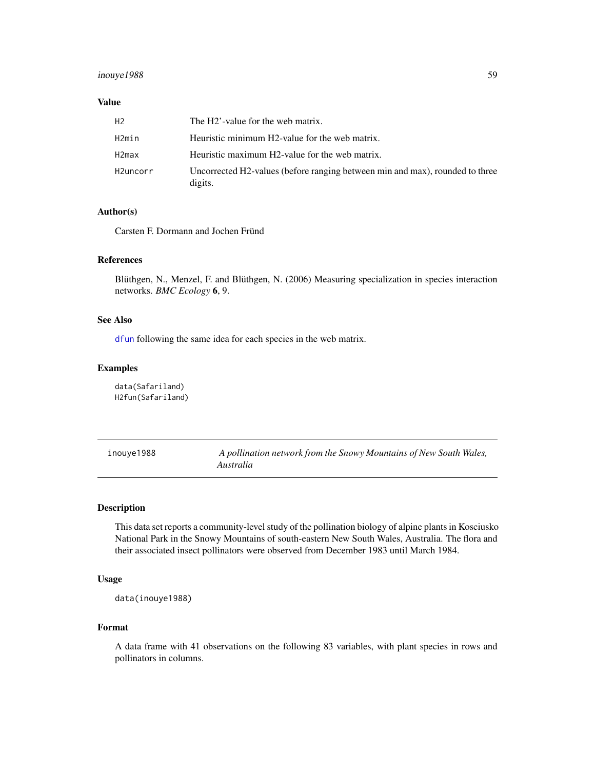### Value

| | |
|---|---|
| H2 | The H2'-value for the web matrix. |
| H2min | Heuristic minimum H2-value for the web matrix. |
| H2max | Heuristic maximum H2-value for the web matrix. |
| H2uncorr | Uncorrected H2-values (before ranging between min and max), rounded to three digits. |

### Author(s)

Carsten F. Dormann and Jochen Fründ

### References

Blüthgen, N., Menzel, F. and Blüthgen, N. (2006) Measuring specialization in species interaction networks. *BMC Ecology* **6**, 9.

### See Also

dfun following the same idea for each species in the web matrix.

### Examples

```
data(Safariland)
H2fun(Safariland)
```

---

## inouye1988 — *A pollination network from the Snowy Mountains of New South Wales, Australia*

---

### Description

This data set reports a community-level study of the pollination biology of alpine plants in Kosciusko National Park in the Snowy Mountains of south-eastern New South Wales, Australia. The flora and their associated insect pollinators were observed from December 1983 until March 1984.

### Usage

```
data(inouye1988)
```

### Format

A data frame with 41 observations on the following 83 variables, with plant species in rows and pollinators in columns.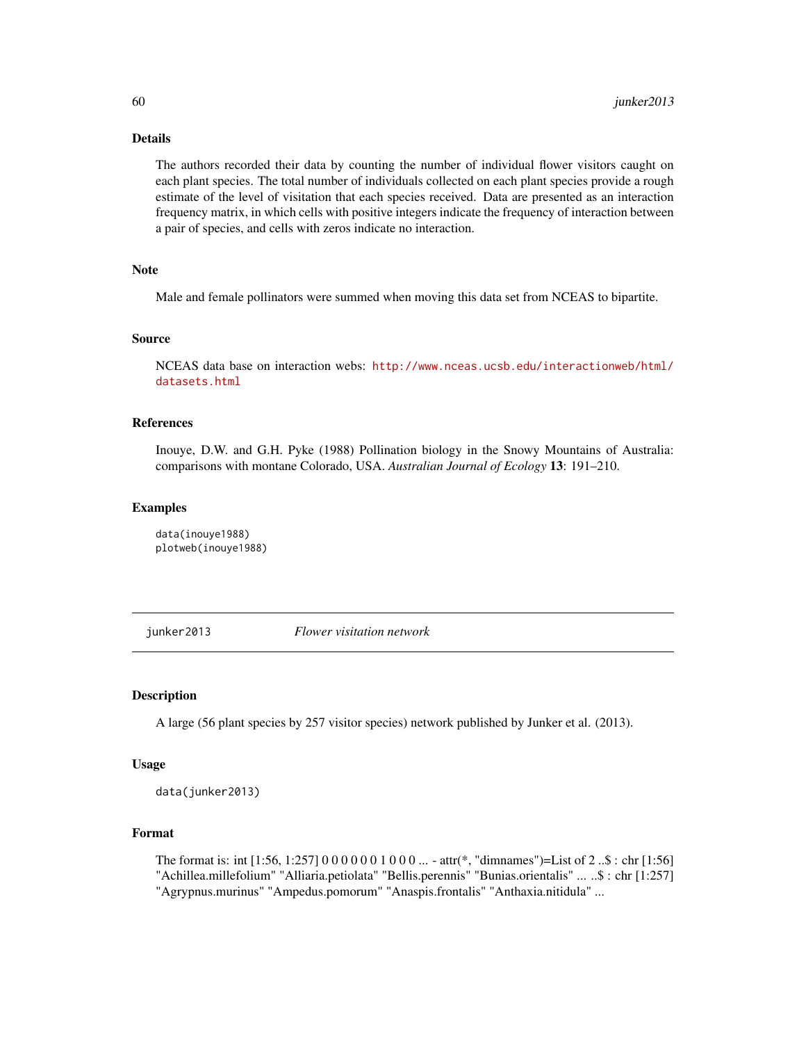### Details

The authors recorded their data by counting the number of individual flower visitors caught on each plant species. The total number of individuals collected on each plant species provide a rough estimate of the level of visitation that each species received. Data are presented as an interaction frequency matrix, in which cells with positive integers indicate the frequency of interaction between a pair of species, and cells with zeros indicate no interaction.

### Note

Male and female pollinators were summed when moving this data set from NCEAS to bipartite.

### Source

NCEAS data base on interaction webs: http://www.nceas.ucsb.edu/interactionweb/html/datasets.html

### References

Inouye, D.W. and G.H. Pyke (1988) Pollination biology in the Snowy Mountains of Australia: comparisons with montane Colorado, USA. *Australian Journal of Ecology* **13**: 191–210.

### Examples

```
data(inouye1988)
plotweb(inouye1988)
```

---

## junker2013 *Flower visitation network*

### Description

A large (56 plant species by 257 visitor species) network published by Junker et al. (2013).

### Usage

```
data(junker2013)
```

### Format

The format is: int [1:56, 1:257] 0 0 0 0 0 0 1 0 0 0 ... - attr(*, "dimnames")=List of 2 ..$ : chr [1:56] "Achillea.millefolium" "Alliaria.petiolata" "Bellis.perennis" "Bunias.orientalis" ... ..$ : chr [1:257] "Agrypnus.murinus" "Ampedus.pomorum" "Anaspis.frontalis" "Anthaxia.nitidula" ...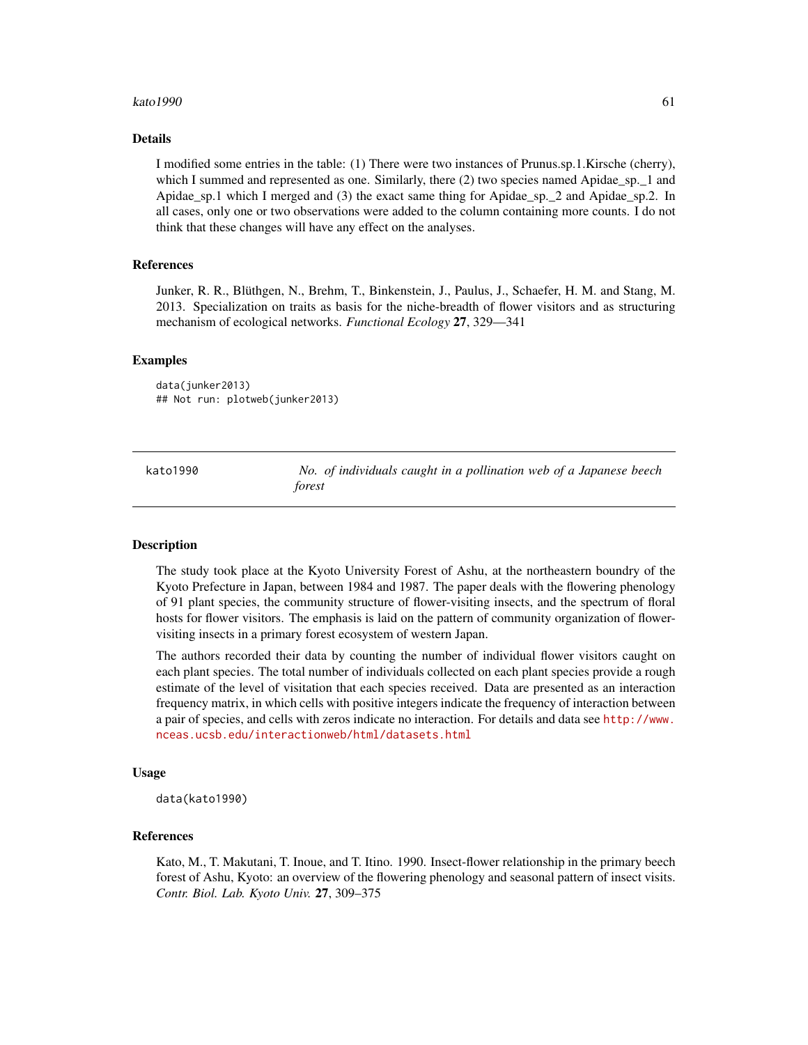### Details

I modified some entries in the table: (1) There were two instances of Prunus.sp.1.Kirsche (cherry), which I summed and represented as one. Similarly, there (2) two species named Apidae_sp._1 and Apidae_sp.1 which I merged and (3) the exact same thing for Apidae_sp._2 and Apidae_sp.2. In all cases, only one or two observations were added to the column containing more counts. I do not think that these changes will have any effect on the analyses.

### References

Junker, R. R., Blüthgen, N., Brehm, T., Binkenstein, J., Paulus, J., Schaefer, H. M. and Stang, M. 2013. Specialization on traits as basis for the niche-breadth of flower visitors and as structuring mechanism of ecological networks. *Functional Ecology* **27**, 329—341

### Examples

```
data(junker2013)
## Not run: plotweb(junker2013)
```

---

## kato1990 — *No. of individuals caught in a pollination web of a Japanese beech forest*

---

### Description

The study took place at the Kyoto University Forest of Ashu, at the northeastern boundry of the Kyoto Prefecture in Japan, between 1984 and 1987. The paper deals with the flowering phenology of 91 plant species, the community structure of flower-visiting insects, and the spectrum of floral hosts for flower visitors. The emphasis is laid on the pattern of community organization of flower-visiting insects in a primary forest ecosystem of western Japan.

The authors recorded their data by counting the number of individual flower visitors caught on each plant species. The total number of individuals collected on each plant species provide a rough estimate of the level of visitation that each species received. Data are presented as an interaction frequency matrix, in which cells with positive integers indicate the frequency of interaction between a pair of species, and cells with zeros indicate no interaction. For details and data see http://www.nceas.ucsb.edu/interactionweb/html/datasets.html

### Usage

```
data(kato1990)
```

### References

Kato, M., T. Makutani, T. Inoue, and T. Itino. 1990. Insect-flower relationship in the primary beech forest of Ashu, Kyoto: an overview of the flowering phenology and seasonal pattern of insect visits. *Contr. Biol. Lab. Kyoto Univ.* **27**, 309–375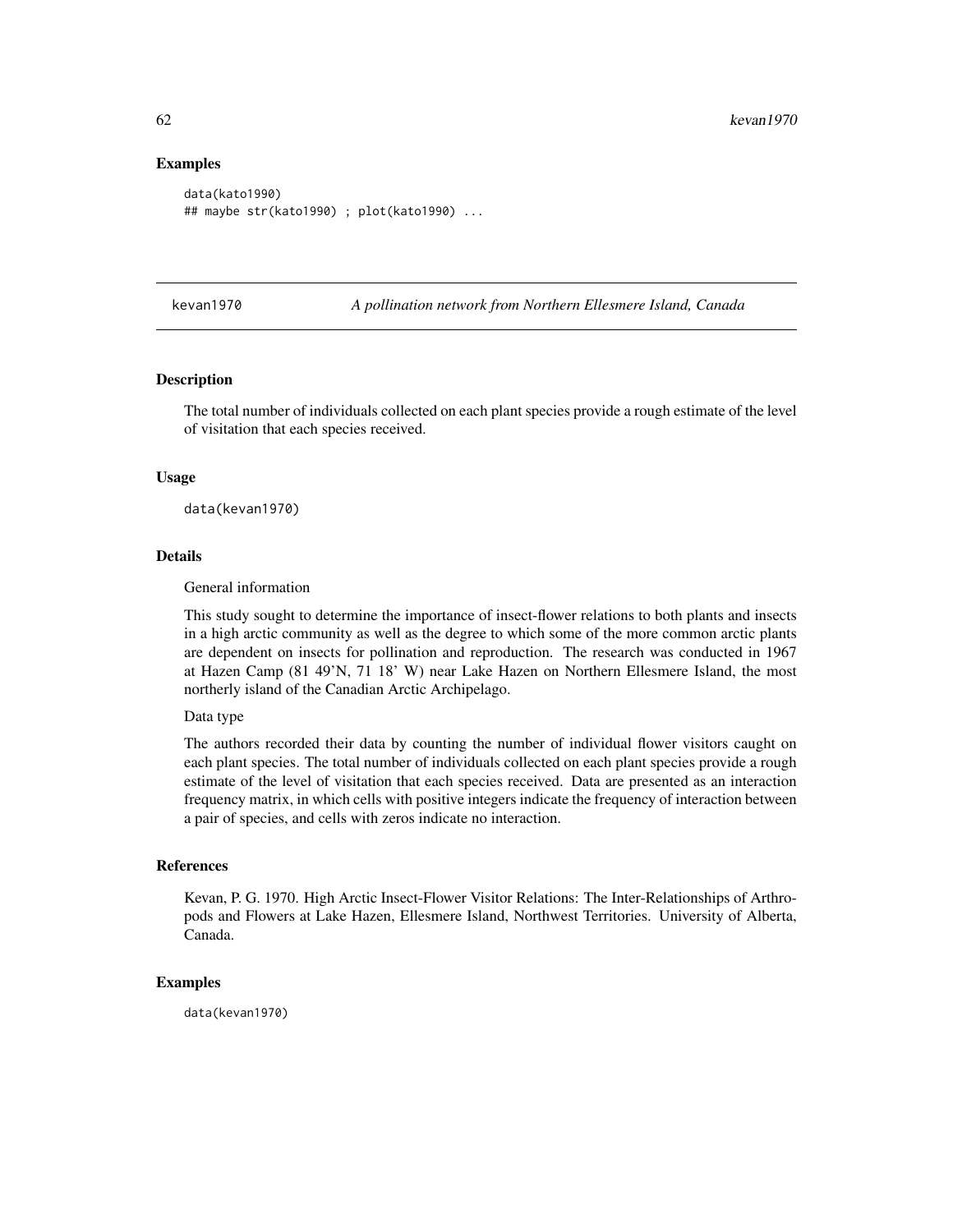### Examples

```
data(kato1990)
## maybe str(kato1990) ; plot(kato1990) ...
```

---

## kevan1970 — *A pollination network from Northern Ellesmere Island, Canada*

---

### Description

The total number of individuals collected on each plant species provide a rough estimate of the level of visitation that each species received.

### Usage

```
data(kevan1970)
```

### Details

General information

This study sought to determine the importance of insect-flower relations to both plants and insects in a high arctic community as well as the degree to which some of the more common arctic plants are dependent on insects for pollination and reproduction. The research was conducted in 1967 at Hazen Camp (81 49'N, 71 18' W) near Lake Hazen on Northern Ellesmere Island, the most northerly island of the Canadian Arctic Archipelago.

Data type

The authors recorded their data by counting the number of individual flower visitors caught on each plant species. The total number of individuals collected on each plant species provide a rough estimate of the level of visitation that each species received. Data are presented as an interaction frequency matrix, in which cells with positive integers indicate the frequency of interaction between a pair of species, and cells with zeros indicate no interaction.

### References

Kevan, P. G. 1970. High Arctic Insect-Flower Visitor Relations: The Inter-Relationships of Arthropods and Flowers at Lake Hazen, Ellesmere Island, Northwest Territories. University of Alberta, Canada.

### Examples

```
data(kevan1970)
```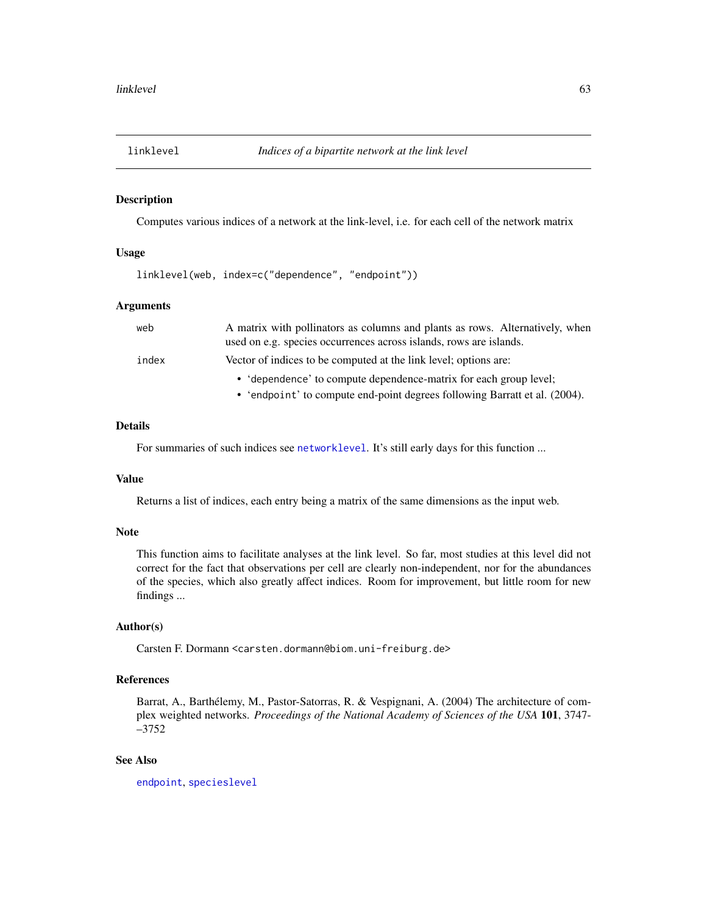# linklevel — *Indices of a bipartite network at the link level*

## Description

Computes various indices of a network at the link-level, i.e. for each cell of the network matrix

## Usage

```
linklevel(web, index=c("dependence", "endpoint"))
```

## Arguments

| | |
|---|---|
| `web` | A matrix with pollinators as columns and plants as rows. Alternatively, when used on e.g. species occurrences across islands, rows are islands. |
| `index` | Vector of indices to be computed at the link level; options are: <br>• ‘`dependence`’ to compute dependence-matrix for each group level; <br>• ‘`endpoint`’ to compute end-point degrees following Barratt et al. (2004). |

## Details

For summaries of such indices see `networklevel`. It’s still early days for this function ...

## Value

Returns a list of indices, each entry being a matrix of the same dimensions as the input web.

## Note

This function aims to facilitate analyses at the link level. So far, most studies at this level did not correct for the fact that observations per cell are clearly non-independent, nor for the abundances of the species, which also greatly affect indices. Room for improvement, but little room for new findings ...

## Author(s)

Carsten F. Dormann <carsten.dormann@biom.uni-freiburg.de>

## References

Barrat, A., Barthélemy, M., Pastor-Satorras, R. & Vespignani, A. (2004) The architecture of complex weighted networks. *Proceedings of the National Academy of Sciences of the USA* **101**, 3747–3752

## See Also

`endpoint`, `specieslevel`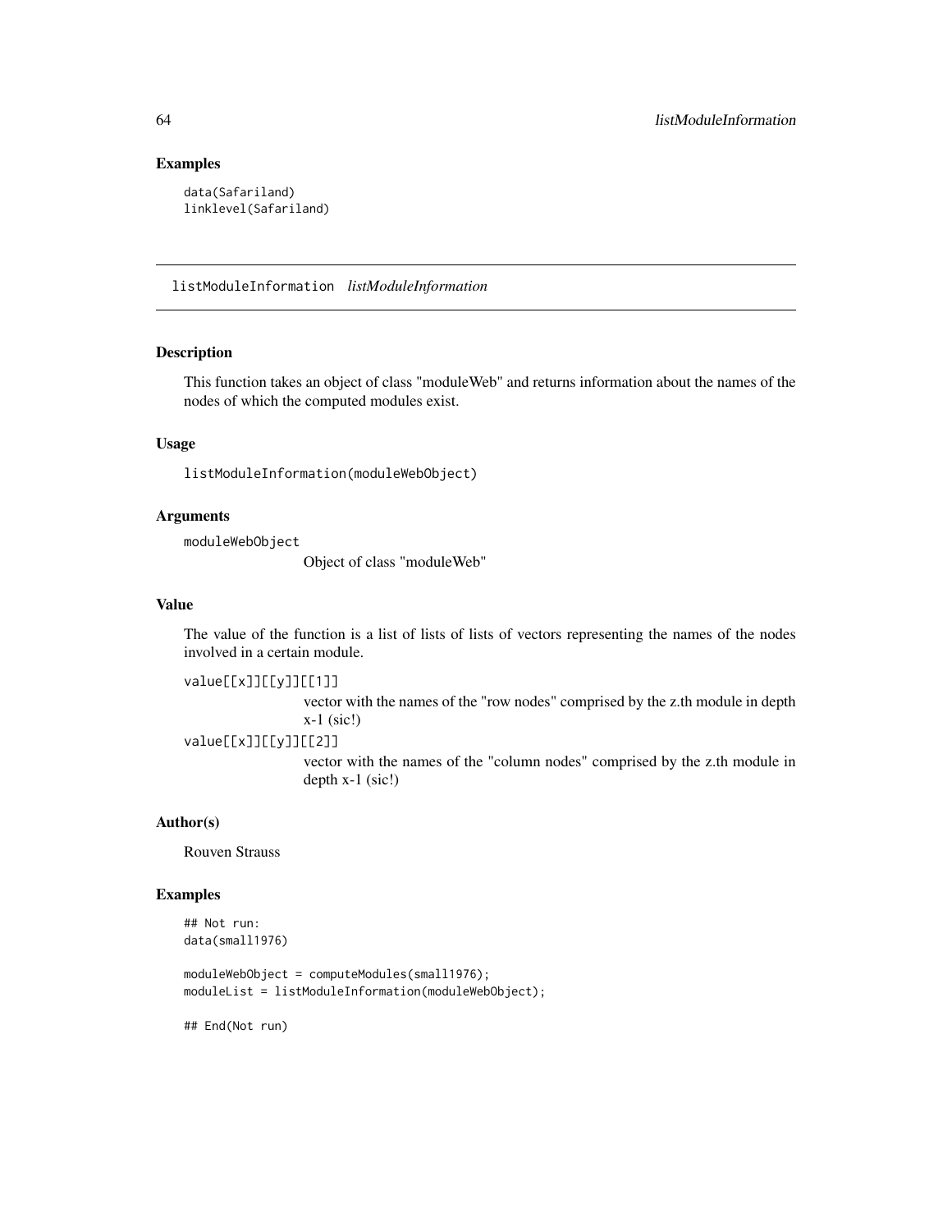## Examples

```
data(Safariland)
linklevel(Safariland)
```

---

# listModuleInformation *listModuleInformation*

---

## Description

This function takes an object of class "moduleWeb" and returns information about the names of the nodes of which the computed modules exist.

## Usage

```
listModuleInformation(moduleWebObject)
```

## Arguments

`moduleWebObject`
: Object of class "moduleWeb"

## Value

The value of the function is a list of lists of lists of vectors representing the names of the nodes involved in a certain module.

`value[[x]][[y]][[1]]`
: vector with the names of the "row nodes" comprised by the z.th module in depth x-1 (sic!)

`value[[x]][[y]][[2]]`
: vector with the names of the "column nodes" comprised by the z.th module in depth x-1 (sic!)

## Author(s)

Rouven Strauss

## Examples

```
## Not run:
data(small1976)

moduleWebObject = computeModules(small1976);
moduleList = listModuleInformation(moduleWebObject);

## End(Not run)
```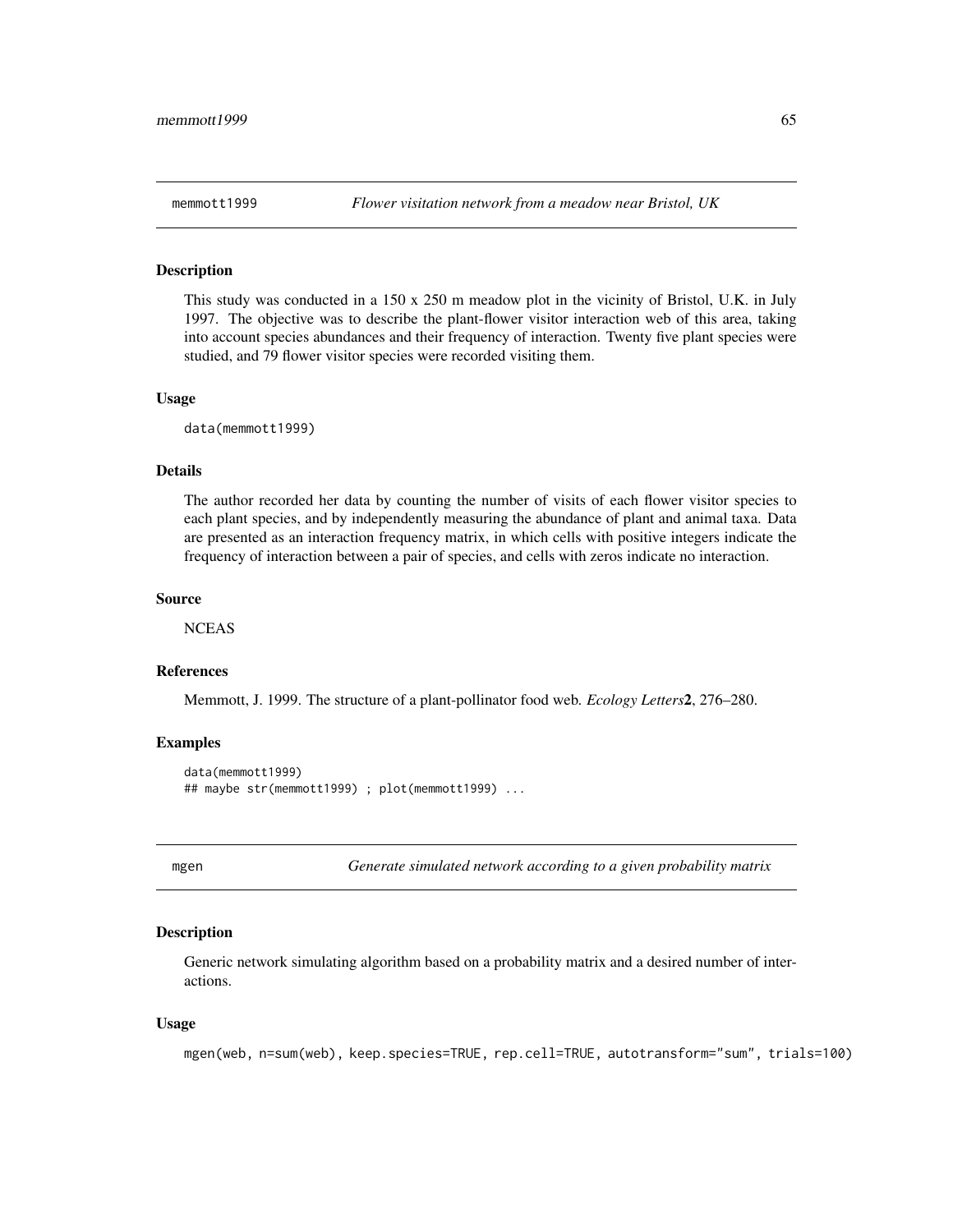## memmott1999 — *Flower visitation network from a meadow near Bristol, UK*

### Description

This study was conducted in a 150 x 250 m meadow plot in the vicinity of Bristol, U.K. in July 1997. The objective was to describe the plant-flower visitor interaction web of this area, taking into account species abundances and their frequency of interaction. Twenty five plant species were studied, and 79 flower visitor species were recorded visiting them.

### Usage

```
data(memmott1999)
```

### Details

The author recorded her data by counting the number of visits of each flower visitor species to each plant species, and by independently measuring the abundance of plant and animal taxa. Data are presented as an interaction frequency matrix, in which cells with positive integers indicate the frequency of interaction between a pair of species, and cells with zeros indicate no interaction.

### Source

NCEAS

### References

Memmott, J. 1999. The structure of a plant-pollinator food web. *Ecology Letters* **2**, 276–280.

### Examples

```
data(memmott1999)
## maybe str(memmott1999) ; plot(memmott1999) ...
```

## mgen — *Generate simulated network according to a given probability matrix*

### Description

Generic network simulating algorithm based on a probability matrix and a desired number of interactions.

### Usage

```
mgen(web, n=sum(web), keep.species=TRUE, rep.cell=TRUE, autotransform="sum", trials=100)
```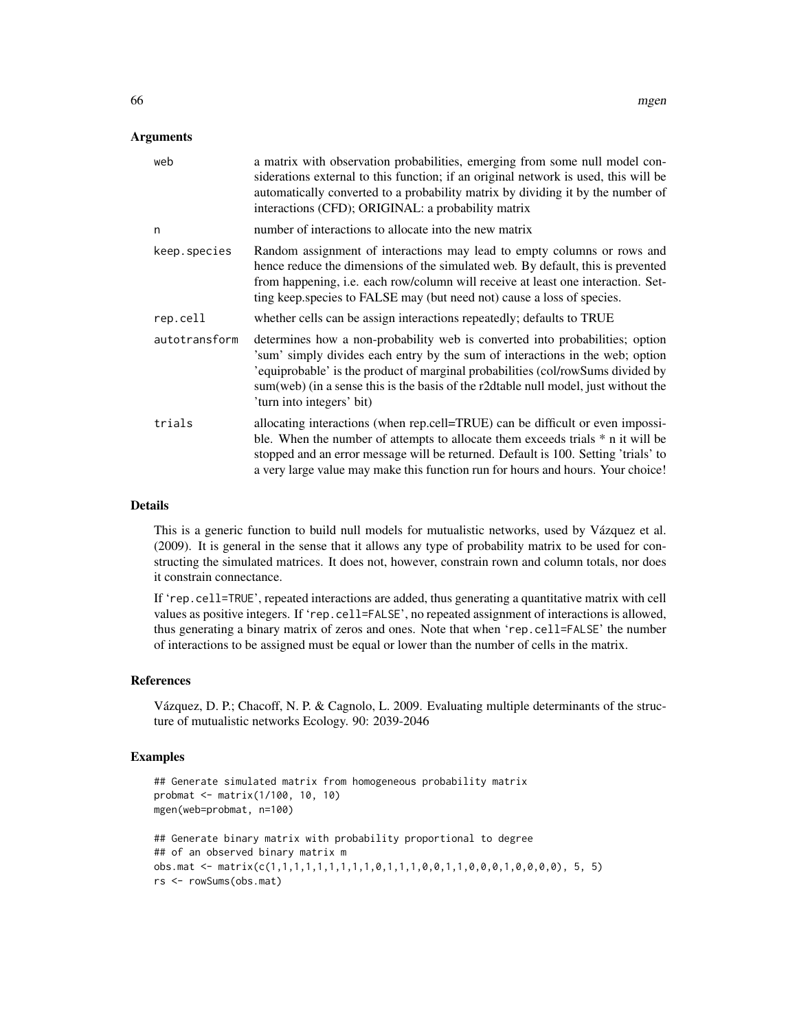### Arguments

| | |
|---|---|
| web | a matrix with observation probabilities, emerging from some null model considerations external to this function; if an original network is used, this will be automatically converted to a probability matrix by dividing it by the number of interactions (CFD); ORIGINAL: a probability matrix |
| n | number of interactions to allocate into the new matrix |
| keep.species | Random assignment of interactions may lead to empty columns or rows and hence reduce the dimensions of the simulated web. By default, this is prevented from happening, i.e. each row/column will receive at least one interaction. Setting keep.species to FALSE may (but need not) cause a loss of species. |
| rep.cell | whether cells can be assign interactions repeatedly; defaults to TRUE |
| autotransform | determines how a non-probability web is converted into probabilities; option 'sum' simply divides each entry by the sum of interactions in the web; option 'equiprobable' is the product of marginal probabilities (col/rowSums divided by sum(web) (in a sense this is the basis of the r2dtable null model, just without the 'turn into integers' bit) |
| trials | allocating interactions (when rep.cell=TRUE) can be difficult or even impossible. When the number of attempts to allocate them exceeds trials * n it will be stopped and an error message will be returned. Default is 100. Setting 'trials' to a very large value may make this function run for hours and hours. Your choice! |

### Details

This is a generic function to build null models for mutualistic networks, used by Vázquez et al. (2009). It is general in the sense that it allows any type of probability matrix to be used for constructing the simulated matrices. It does not, however, constrain rown and column totals, nor does it constrain connectance.

If 'rep.cell=TRUE', repeated interactions are added, thus generating a quantitative matrix with cell values as positive integers. If 'rep.cell=FALSE', no repeated assignment of interactions is allowed, thus generating a binary matrix of zeros and ones. Note that when 'rep.cell=FALSE' the number of interactions to be assigned must be equal or lower than the number of cells in the matrix.

### References

Vázquez, D. P.; Chacoff, N. P. & Cagnolo, L. 2009. Evaluating multiple determinants of the structure of mutualistic networks Ecology. 90: 2039-2046

### Examples

```
## Generate simulated matrix from homogeneous probability matrix
probmat <- matrix(1/100, 10, 10)
mgen(web=probmat, n=100)

## Generate binary matrix with probability proportional to degree
## of an observed binary matrix m
obs.mat <- matrix(c(1,1,1,1,1,1,1,1,1,0,1,1,1,0,0,1,1,0,0,0,1,0,0,0,0), 5, 5)
rs <- rowSums(obs.mat)
```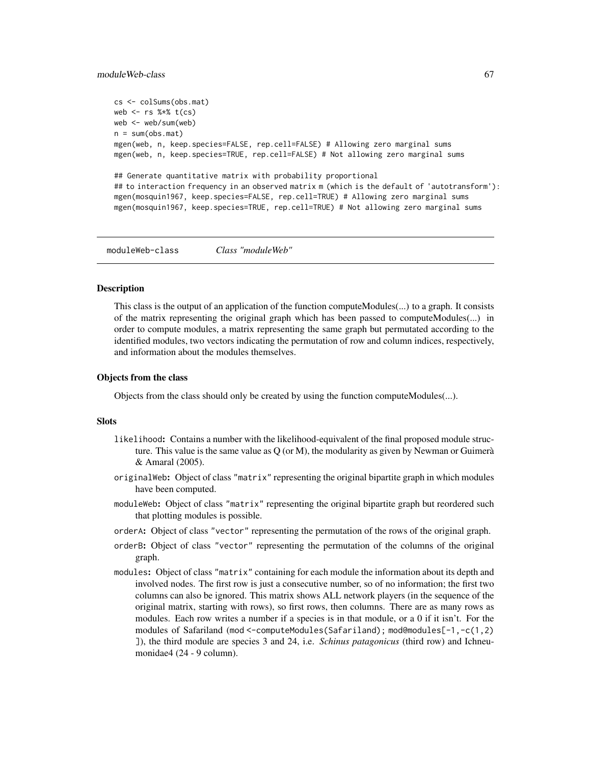```
cs <- colSums(obs.mat)
web <- rs %*% t(cs)
web <- web/sum(web)
n = sum(obs.mat)
mgen(web, n, keep.species=FALSE, rep.cell=FALSE) # Allowing zero marginal sums
mgen(web, n, keep.species=TRUE, rep.cell=FALSE) # Not allowing zero marginal sums

## Generate quantitative matrix with probability proportional
## to interaction frequency in an observed matrix m (which is the default of 'autotransform'):
mgen(mosquin1967, keep.species=FALSE, rep.cell=TRUE) # Allowing zero marginal sums
mgen(mosquin1967, keep.species=TRUE, rep.cell=TRUE) # Not allowing zero marginal sums
```

---

# moduleWeb-class    *Class "moduleWeb"*

## Description

This class is the output of an application of the function computeModules(...) to a graph. It consists of the matrix representing the original graph which has been passed to computeModules(...) in order to compute modules, a matrix representing the same graph but permutated according to the identified modules, two vectors indicating the permutation of row and column indices, respectively, and information about the modules themselves.

## Objects from the class

Objects from the class should only be created by using the function computeModules(...).

## Slots

- `likelihood`: Contains a number with the likelihood-equivalent of the final proposed module structure. This value is the same value as Q (or M), the modularity as given by Newman or Guimerà & Amaral (2005).
- `originalWeb`: Object of class `"matrix"` representing the original bipartite graph in which modules have been computed.
- `moduleWeb`: Object of class `"matrix"` representing the original bipartite graph but reordered such that plotting modules is possible.
- `orderA`: Object of class `"vector"` representing the permutation of the rows of the original graph.
- `orderB`: Object of class `"vector"` representing the permutation of the columns of the original graph.
- `modules`: Object of class `"matrix"` containing for each module the information about its depth and involved nodes. The first row is just a consecutive number, so of no information; the first two columns can also be ignored. This matrix shows ALL network players (in the sequence of the original matrix, starting with rows), so first rows, then columns. There are as many rows as modules. Each row writes a number if a species is in that module, or a 0 if it isn't. For the modules of Safariland (`mod <-computeModules(Safariland); mod@modules[-1,-c(1,2) ]`), the third module are species 3 and 24, i.e. *Schinus patagonicus* (third row) and Ichneumonidae4 (24 - 9 column).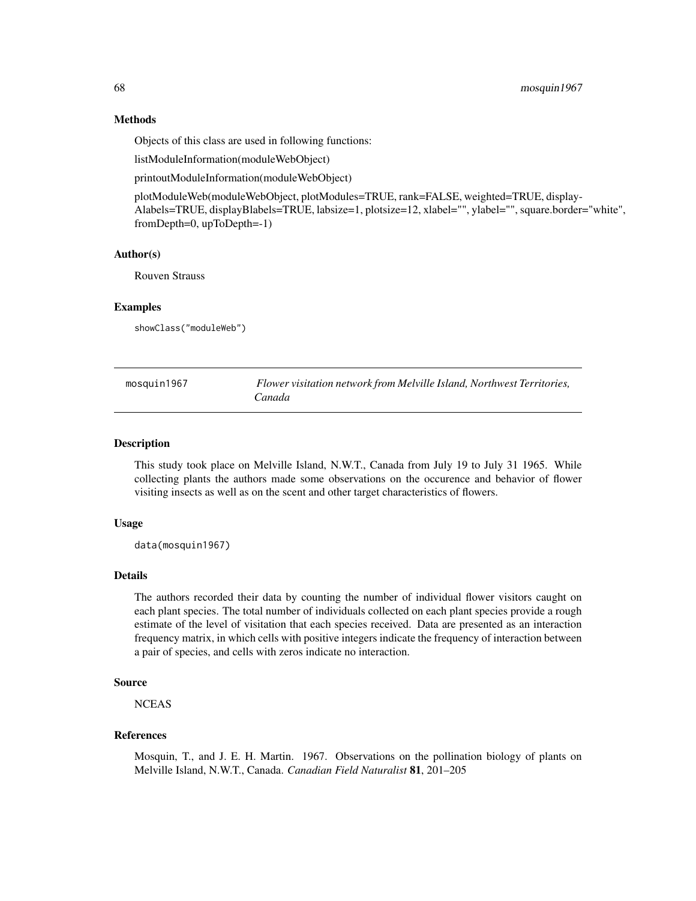### Methods

Objects of this class are used in following functions:

listModuleInformation(moduleWebObject)

printoutModuleInformation(moduleWebObject)

plotModuleWeb(moduleWebObject, plotModules=TRUE, rank=FALSE, weighted=TRUE, displayAlabels=TRUE, displayBlabels=TRUE, labsize=1, plotsize=12, xlabel="", ylabel="", square.border="white", fromDepth=0, upToDepth=-1)

### Author(s)

Rouven Strauss

### Examples

```
showClass("moduleWeb")
```

---

## mosquin1967 — *Flower visitation network from Melville Island, Northwest Territories, Canada*

### Description

This study took place on Melville Island, N.W.T., Canada from July 19 to July 31 1965. While collecting plants the authors made some observations on the occurence and behavior of flower visiting insects as well as on the scent and other target characteristics of flowers.

### Usage

```
data(mosquin1967)
```

### Details

The authors recorded their data by counting the number of individual flower visitors caught on each plant species. The total number of individuals collected on each plant species provide a rough estimate of the level of visitation that each species received. Data are presented as an interaction frequency matrix, in which cells with positive integers indicate the frequency of interaction between a pair of species, and cells with zeros indicate no interaction.

### Source

NCEAS

### References

Mosquin, T., and J. E. H. Martin. 1967. Observations on the pollination biology of plants on Melville Island, N.W.T., Canada. *Canadian Field Naturalist* **81**, 201–205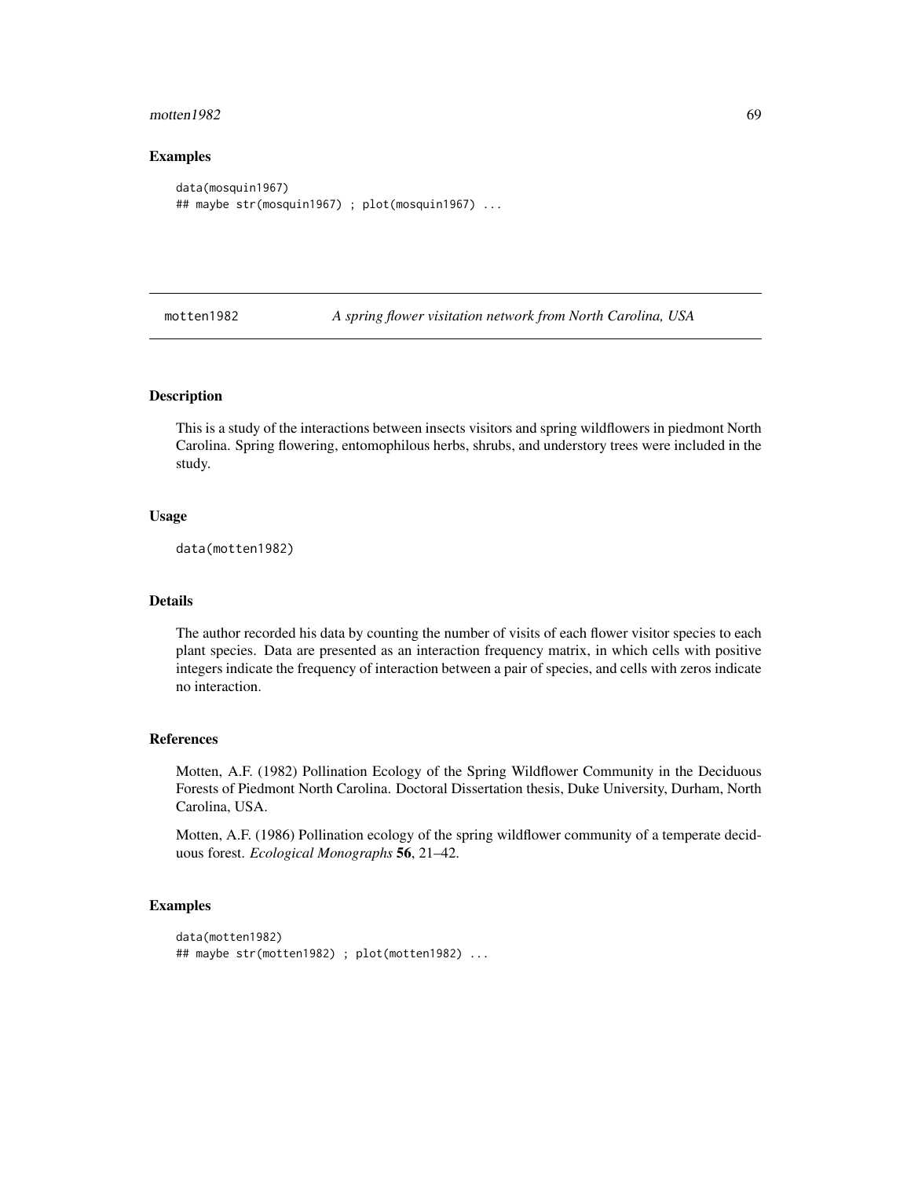### Examples

```
data(mosquin1967)
## maybe str(mosquin1967) ; plot(mosquin1967) ...
```

---

## motten1982 — *A spring flower visitation network from North Carolina, USA*

### Description

This is a study of the interactions between insects visitors and spring wildflowers in piedmont North Carolina. Spring flowering, entomophilous herbs, shrubs, and understory trees were included in the study.

### Usage

```
data(motten1982)
```

### Details

The author recorded his data by counting the number of visits of each flower visitor species to each plant species. Data are presented as an interaction frequency matrix, in which cells with positive integers indicate the frequency of interaction between a pair of species, and cells with zeros indicate no interaction.

### References

Motten, A.F. (1982) Pollination Ecology of the Spring Wildflower Community in the Deciduous Forests of Piedmont North Carolina. Doctoral Dissertation thesis, Duke University, Durham, North Carolina, USA.

Motten, A.F. (1986) Pollination ecology of the spring wildflower community of a temperate deciduous forest. *Ecological Monographs* **56**, 21–42.

### Examples

```
data(motten1982)
## maybe str(motten1982) ; plot(motten1982) ...
```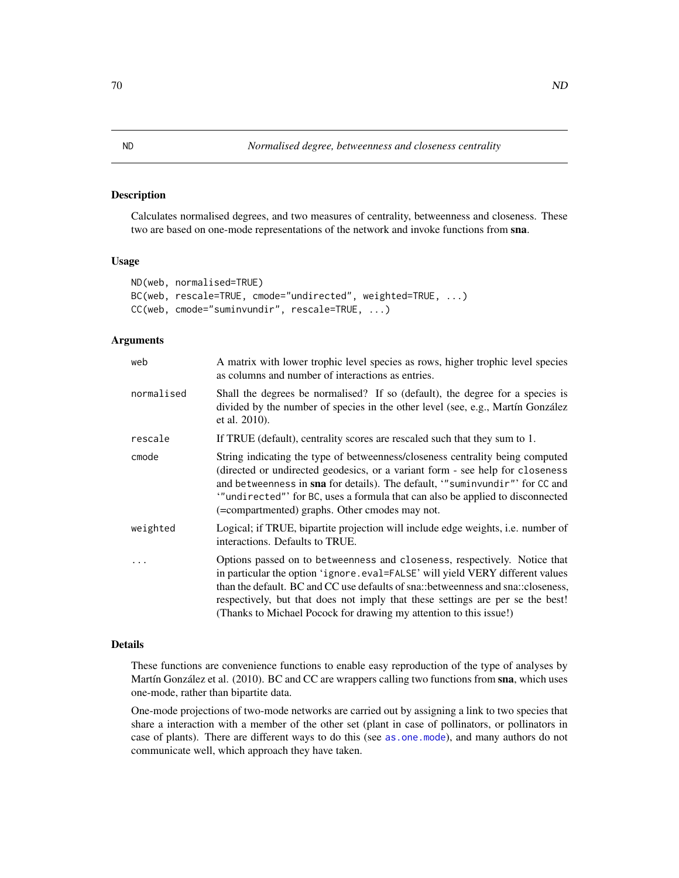ND *Normalised degree, betweenness and closeness centrality*

## Description

Calculates normalised degrees, and two measures of centrality, betweenness and closeness. These two are based on one-mode representations of the network and invoke functions from **sna**.

## Usage

```
ND(web, normalised=TRUE)
BC(web, rescale=TRUE, cmode="undirected", weighted=TRUE, ...)
CC(web, cmode="suminvundir", rescale=TRUE, ...)
```

## Arguments

| | |
|---|---|
| `web` | A matrix with lower trophic level species as rows, higher trophic level species as columns and number of interactions as entries. |
| `normalised` | Shall the degrees be normalised? If so (default), the degree for a species is divided by the number of species in the other level (see, e.g., Martín González et al. 2010). |
| `rescale` | If TRUE (default), centrality scores are rescaled such that they sum to 1. |
| `cmode` | String indicating the type of betweenness/closeness centrality being computed (directed or undirected geodesics, or a variant form - see help for `closeness` and `betweenness` in **sna** for details). The default, '`"suminvundir"`' for `CC` and '`"undirected"`' for `BC`, uses a formula that can also be applied to disconnected (=compartmented) graphs. Other cmodes may not. |
| `weighted` | Logical; if TRUE, bipartite projection will include edge weights, i.e. number of interactions. Defaults to TRUE. |
| `...` | Options passed on to `betweenness` and `closeness`, respectively. Notice that in particular the option '`ignore.eval=FALSE`' will yield VERY different values than the default. BC and CC use defaults of sna::betweenness and sna::closeness, respectively, but that does not imply that these settings are per se the best! (Thanks to Michael Pocock for drawing my attention to this issue!) |

## Details

These functions are convenience functions to enable easy reproduction of the type of analyses by Martín González et al. (2010). BC and CC are wrappers calling two functions from **sna**, which uses one-mode, rather than bipartite data.

One-mode projections of two-mode networks are carried out by assigning a link to two species that share a interaction with a member of the other set (plant in case of pollinators, or pollinators in case of plants). There are different ways to do this (see `as.one.mode`), and many authors do not communicate well, which approach they have taken.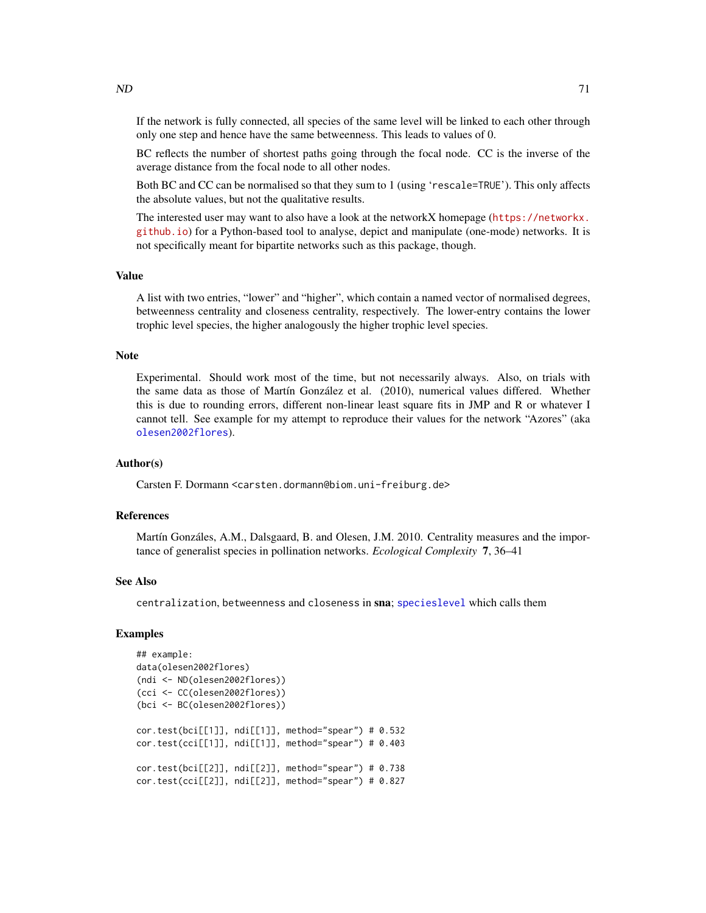If the network is fully connected, all species of the same level will be linked to each other through only one step and hence have the same betweenness. This leads to values of 0.

BC reflects the number of shortest paths going through the focal node. CC is the inverse of the average distance from the focal node to all other nodes.

Both BC and CC can be normalised so that they sum to 1 (using `rescale=TRUE`). This only affects the absolute values, but not the qualitative results.

The interested user may want to also have a look at the networkX homepage (https://networkx.github.io) for a Python-based tool to analyse, depict and manipulate (one-mode) networks. It is not specifically meant for bipartite networks such as this package, though.

## Value

A list with two entries, "lower" and "higher", which contain a named vector of normalised degrees, betweenness centrality and closeness centrality, respectively. The lower-entry contains the lower trophic level species, the higher analogously the higher trophic level species.

## Note

Experimental. Should work most of the time, but not necessarily always. Also, on trials with the same data as those of Martín González et al. (2010), numerical values differed. Whether this is due to rounding errors, different non-linear least square fits in JMP and R or whatever I cannot tell. See example for my attempt to reproduce their values for the network "Azores" (aka `olesen2002flores`).

## Author(s)

Carsten F. Dormann <carsten.dormann@biom.uni-freiburg.de>

## References

Martín Gonzáles, A.M., Dalsgaard, B. and Olesen, J.M. 2010. Centrality measures and the importance of generalist species in pollination networks. *Ecological Complexity* **7**, 36–41

## See Also

`centralization`, `betweenness` and `closeness` in **sna**; `specieslevel` which calls them

## Examples

```
## example:
data(olesen2002flores)
(ndi <- ND(olesen2002flores))
(cci <- CC(olesen2002flores))
(bci <- BC(olesen2002flores))

cor.test(bci[[1]], ndi[[1]], method="spear") # 0.532
cor.test(cci[[1]], ndi[[1]], method="spear") # 0.403

cor.test(bci[[2]], ndi[[2]], method="spear") # 0.738
cor.test(cci[[2]], ndi[[2]], method="spear") # 0.827
```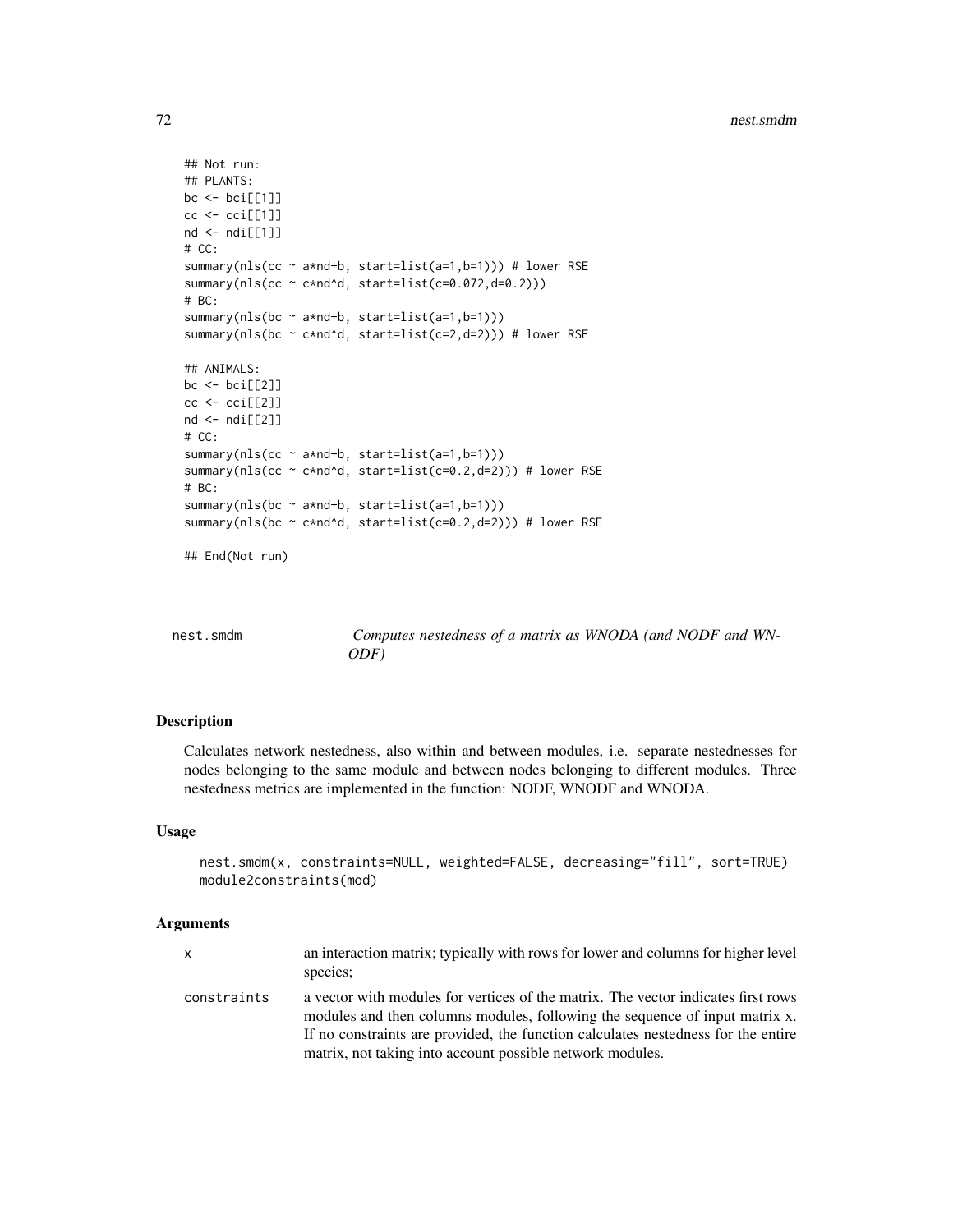```
## Not run:
## PLANTS:
bc <- bci[[1]]
cc <- cci[[1]]
nd <- ndi[[1]]
# CC:
summary(nls(cc ~ a*nd+b, start=list(a=1,b=1))) # lower RSE
summary(nls(cc ~ c*nd^d, start=list(c=0.072,d=0.2)))
# BC:
summary(nls(bc ~ a*nd+b, start=list(a=1,b=1)))
summary(nls(bc ~ c*nd^d, start=list(c=2,d=2))) # lower RSE

## ANIMALS:
bc <- bci[[2]]
cc <- cci[[2]]
nd <- ndi[[2]]
# CC:
summary(nls(cc ~ a*nd+b, start=list(a=1,b=1)))
summary(nls(cc ~ c*nd^d, start=list(c=0.2,d=2))) # lower RSE
# BC:
summary(nls(bc ~ a*nd+b, start=list(a=1,b=1)))
summary(nls(bc ~ c*nd^d, start=list(c=0.2,d=2))) # lower RSE

## End(Not run)
```

---

## nest.smdm — *Computes nestedness of a matrix as WNODA (and NODF and WNODF)*

---

### Description

Calculates network nestedness, also within and between modules, i.e. separate nestednesses for nodes belonging to the same module and between nodes belonging to different modules. Three nestedness metrics are implemented in the function: NODF, WNODF and WNODA.

### Usage

```
nest.smdm(x, constraints=NULL, weighted=FALSE, decreasing="fill", sort=TRUE)
module2constraints(mod)
```

### Arguments

| | |
|---|---|
| x | an interaction matrix; typically with rows for lower and columns for higher level species; |
| constraints | a vector with modules for vertices of the matrix. The vector indicates first rows modules and then columns modules, following the sequence of input matrix x. If no constraints are provided, the function calculates nestedness for the entire matrix, not taking into account possible network modules. |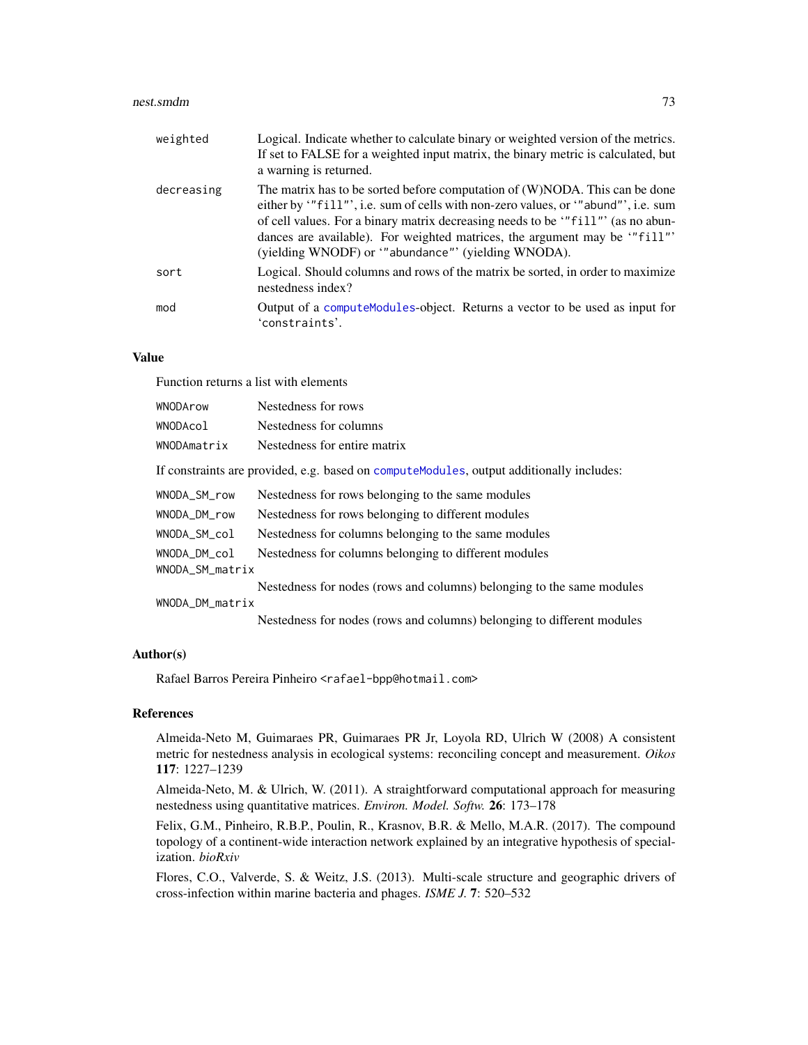| | |
|---|---|
| `weighted` | Logical. Indicate whether to calculate binary or weighted version of the metrics. If set to FALSE for a weighted input matrix, the binary metric is calculated, but a warning is returned. |
| `decreasing` | The matrix has to be sorted before computation of (W)NODA. This can be done either by '"fill"', i.e. sum of cells with non-zero values, or '"abund"', i.e. sum of cell values. For a binary matrix decreasing needs to be '"fill"' (as no abundances are available). For weighted matrices, the argument may be '"fill"' (yielding WNODF) or '"abundance"' (yielding WNODA). |
| `sort` | Logical. Should columns and rows of the matrix be sorted, in order to maximize nestedness index? |
| `mod` | Output of a `computeModules`-object. Returns a vector to be used as input for 'constraints'. |

## Value

Function returns a list with elements

| | |
|---|---|
| `WNODArow` | Nestedness for rows |
| `WNODAcol` | Nestedness for columns |
| `WNODAmatrix` | Nestedness for entire matrix |

If constraints are provided, e.g. based on `computeModules`, output additionally includes:

| | |
|---|---|
| `WNODA_SM_row` | Nestedness for rows belonging to the same modules |
| `WNODA_DM_row` | Nestedness for rows belonging to different modules |
| `WNODA_SM_col` | Nestedness for columns belonging to the same modules |
| `WNODA_DM_col` | Nestedness for columns belonging to different modules |
| `WNODA_SM_matrix` | Nestedness for nodes (rows and columns) belonging to the same modules |
| `WNODA_DM_matrix` | Nestedness for nodes (rows and columns) belonging to different modules |

## Author(s)

Rafael Barros Pereira Pinheiro <rafael-bpp@hotmail.com>

## References

Almeida-Neto M, Guimaraes PR, Guimaraes PR Jr, Loyola RD, Ulrich W (2008) A consistent metric for nestedness analysis in ecological systems: reconciling concept and measurement. *Oikos* **117**: 1227–1239

Almeida-Neto, M. & Ulrich, W. (2011). A straightforward computational approach for measuring nestedness using quantitative matrices. *Environ. Model. Softw.* **26**: 173–178

Felix, G.M., Pinheiro, R.B.P., Poulin, R., Krasnov, B.R. & Mello, M.A.R. (2017). The compound topology of a continent-wide interaction network explained by an integrative hypothesis of specialization. *bioRxiv*

Flores, C.O., Valverde, S. & Weitz, J.S. (2013). Multi-scale structure and geographic drivers of cross-infection within marine bacteria and phages. *ISME J.* **7**: 520–532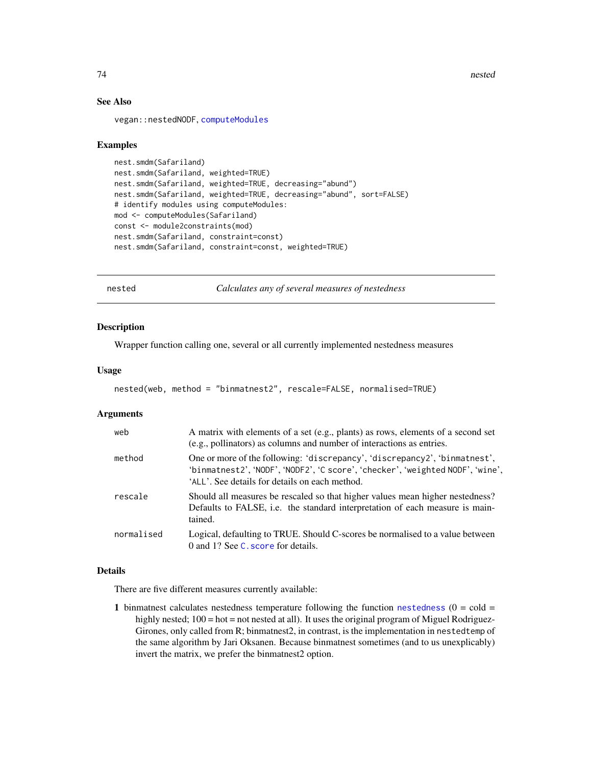### See Also

vegan::nestedNODF, computeModules

### Examples

```
nest.smdm(Safariland)
nest.smdm(Safariland, weighted=TRUE)
nest.smdm(Safariland, weighted=TRUE, decreasing="abund")
nest.smdm(Safariland, weighted=TRUE, decreasing="abund", sort=FALSE)
# identify modules using computeModules:
mod <- computeModules(Safariland)
const <- module2constraints(mod)
nest.smdm(Safariland, constraint=const)
nest.smdm(Safariland, constraint=const, weighted=TRUE)
```

---

## nested — *Calculates any of several measures of nestedness*

### Description

Wrapper function calling one, several or all currently implemented nestedness measures

### Usage

```
nested(web, method = "binmatnest2", rescale=FALSE, normalised=TRUE)
```

### Arguments

| | |
|---|---|
| `web` | A matrix with elements of a set (e.g., plants) as rows, elements of a second set (e.g., pollinators) as columns and number of interactions as entries. |
| `method` | One or more of the following: 'discrepancy', 'discrepancy2', 'binmatnest', 'binmatnest2', 'NODF', 'NODF2', 'C score', 'checker', 'weighted NODF', 'wine', 'ALL'. See details for details on each method. |
| `rescale` | Should all measures be rescaled so that higher values mean higher nestedness? Defaults to FALSE, i.e. the standard interpretation of each measure is maintained. |
| `normalised` | Logical, defaulting to TRUE. Should C-scores be normalised to a value between 0 and 1? See `C.score` for details. |

### Details

There are five different measures currently available:

**1** binmatnest calculates nestedness temperature following the function `nestedness` (0 = cold = highly nested; 100 = hot = not nested at all). It uses the original program of Miguel Rodriguez-Girones, only called from R; binmatnest2, in contrast, is the implementation in `nestedtemp` of the same algorithm by Jari Oksanen. Because binmatnest sometimes (and to us unexplicably) invert the matrix, we prefer the binmatnest2 option.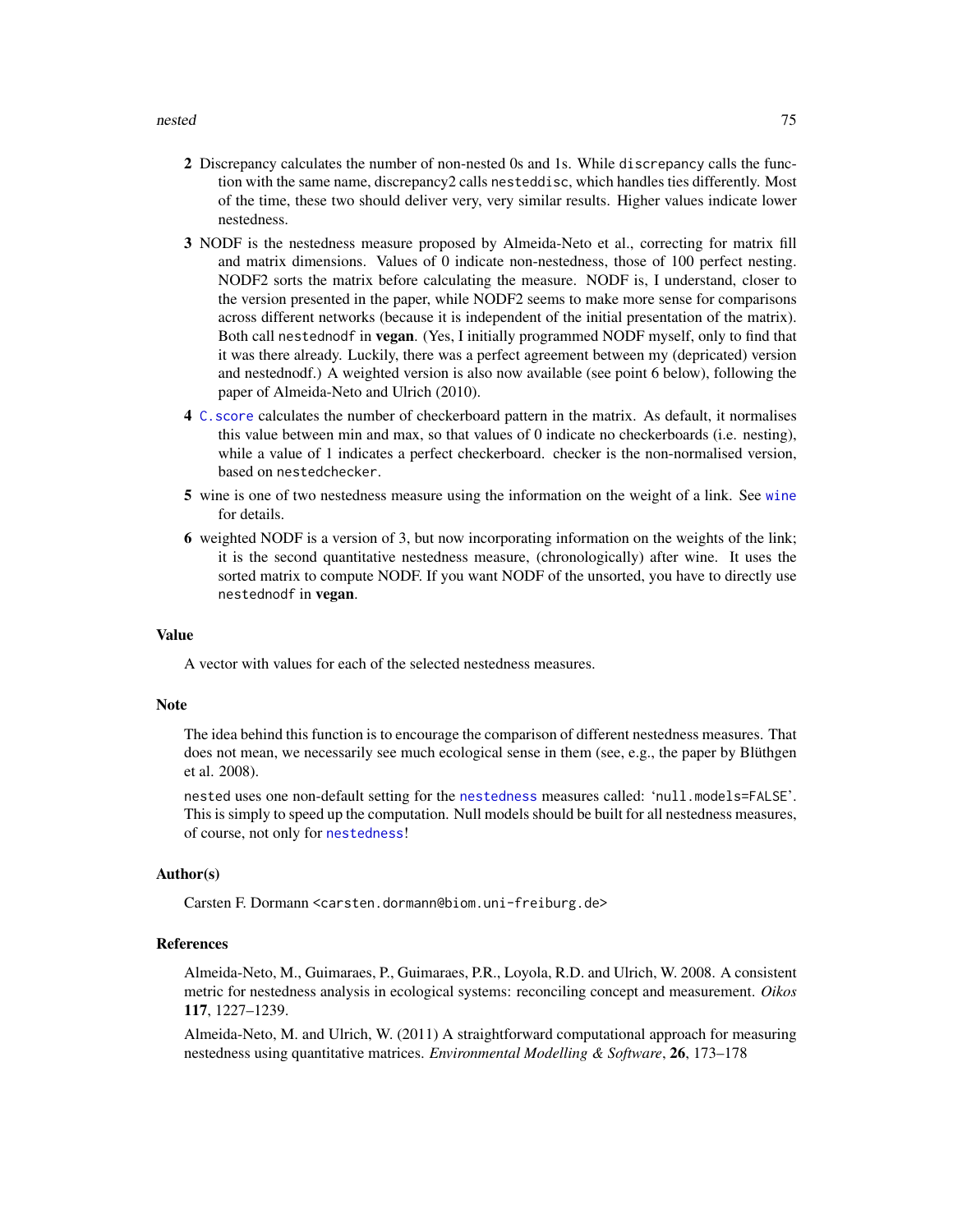**2** Discrepancy calculates the number of non-nested 0s and 1s. While `discrepancy` calls the function with the same name, discrepancy2 calls `nesteddisc`, which handles ties differently. Most of the time, these two should deliver very, very similar results. Higher values indicate lower nestedness.

**3** NODF is the nestedness measure proposed by Almeida-Neto et al., correcting for matrix fill and matrix dimensions. Values of 0 indicate non-nestedness, those of 100 perfect nesting. NODF2 sorts the matrix before calculating the measure. NODF is, I understand, closer to the version presented in the paper, while NODF2 seems to make more sense for comparisons across different networks (because it is independent of the initial presentation of the matrix). Both call `nestednodf` in **vegan**. (Yes, I initially programmed NODF myself, only to find that it was there already. Luckily, there was a perfect agreement between my (depricated) version and nestednodf.) A weighted version is also now available (see point 6 below), following the paper of Almeida-Neto and Ulrich (2010).

**4** `C.score` calculates the number of checkerboard pattern in the matrix. As default, it normalises this value between min and max, so that values of 0 indicate no checkerboards (i.e. nesting), while a value of 1 indicates a perfect checkerboard. checker is the non-normalised version, based on `nestedchecker`.

**5** wine is one of two nestedness measure using the information on the weight of a link. See `wine` for details.

**6** weighted NODF is a version of 3, but now incorporating information on the weights of the link; it is the second quantitative nestedness measure, (chronologically) after wine. It uses the sorted matrix to compute NODF. If you want NODF of the unsorted, you have to directly use `nestednodf` in **vegan**.

## Value

A vector with values for each of the selected nestedness measures.

## Note

The idea behind this function is to encourage the comparison of different nestedness measures. That does not mean, we necessarily see much ecological sense in them (see, e.g., the paper by Blüthgen et al. 2008).

`nested` uses one non-default setting for the `nestedness` measures called: '`null.models=FALSE`'. This is simply to speed up the computation. Null models should be built for all nestedness measures, of course, not only for `nestedness`!

## Author(s)

Carsten F. Dormann <carsten.dormann@biom.uni-freiburg.de>

## References

Almeida-Neto, M., Guimaraes, P., Guimaraes, P.R., Loyola, R.D. and Ulrich, W. 2008. A consistent metric for nestedness analysis in ecological systems: reconciling concept and measurement. *Oikos* **117**, 1227–1239.

Almeida-Neto, M. and Ulrich, W. (2011) A straightforward computational approach for measuring nestedness using quantitative matrices. *Environmental Modelling & Software*, **26**, 173–178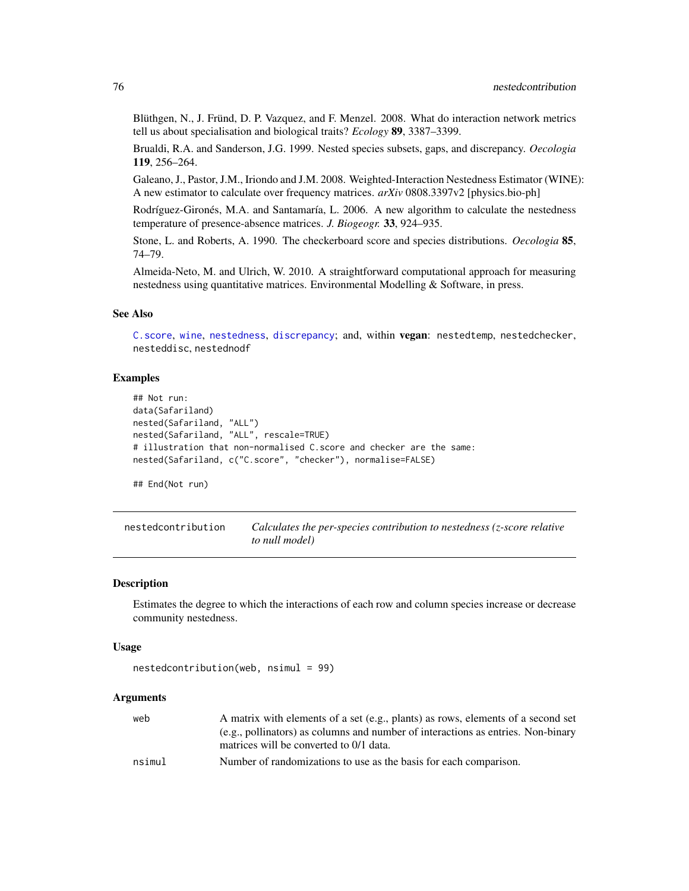Blüthgen, N., J. Fründ, D. P. Vazquez, and F. Menzel. 2008. What do interaction network metrics tell us about specialisation and biological traits? *Ecology* **89**, 3387–3399.

Brualdi, R.A. and Sanderson, J.G. 1999. Nested species subsets, gaps, and discrepancy. *Oecologia* **119**, 256–264.

Galeano, J., Pastor, J.M., Iriondo and J.M. 2008. Weighted-Interaction Nestedness Estimator (WINE): A new estimator to calculate over frequency matrices. *arXiv* 0808.3397v2 [physics.bio-ph]

Rodríguez-Gironés, M.A. and Santamaría, L. 2006. A new algorithm to calculate the nestedness temperature of presence-absence matrices. *J. Biogeogr.* **33**, 924–935.

Stone, L. and Roberts, A. 1990. The checkerboard score and species distributions. *Oecologia* **85**, 74–79.

Almeida-Neto, M. and Ulrich, W. 2010. A straightforward computational approach for measuring nestedness using quantitative matrices. Environmental Modelling & Software, in press.

### See Also

`C.score`, `wine`, `nestedness`, `discrepancy`; and, within **vegan**: `nestedtemp`, `nestedchecker`, `nesteddisc`, `nestednodf`

### Examples

```
## Not run:
data(Safariland)
nested(Safariland, "ALL")
nested(Safariland, "ALL", rescale=TRUE)
# illustration that non-normalised C.score and checker are the same:
nested(Safariland, c("C.score", "checker"), normalise=FALSE)

## End(Not run)
```

---

## nestedcontribution — *Calculates the per-species contribution to nestedness (z-score relative to null model)*

### Description

Estimates the degree to which the interactions of each row and column species increase or decrease community nestedness.

### Usage

```
nestedcontribution(web, nsimul = 99)
```

### Arguments

| | |
|---|---|
| web | A matrix with elements of a set (e.g., plants) as rows, elements of a second set (e.g., pollinators) as columns and number of interactions as entries. Non-binary matrices will be converted to 0/1 data. |
| nsimul | Number of randomizations to use as the basis for each comparison. |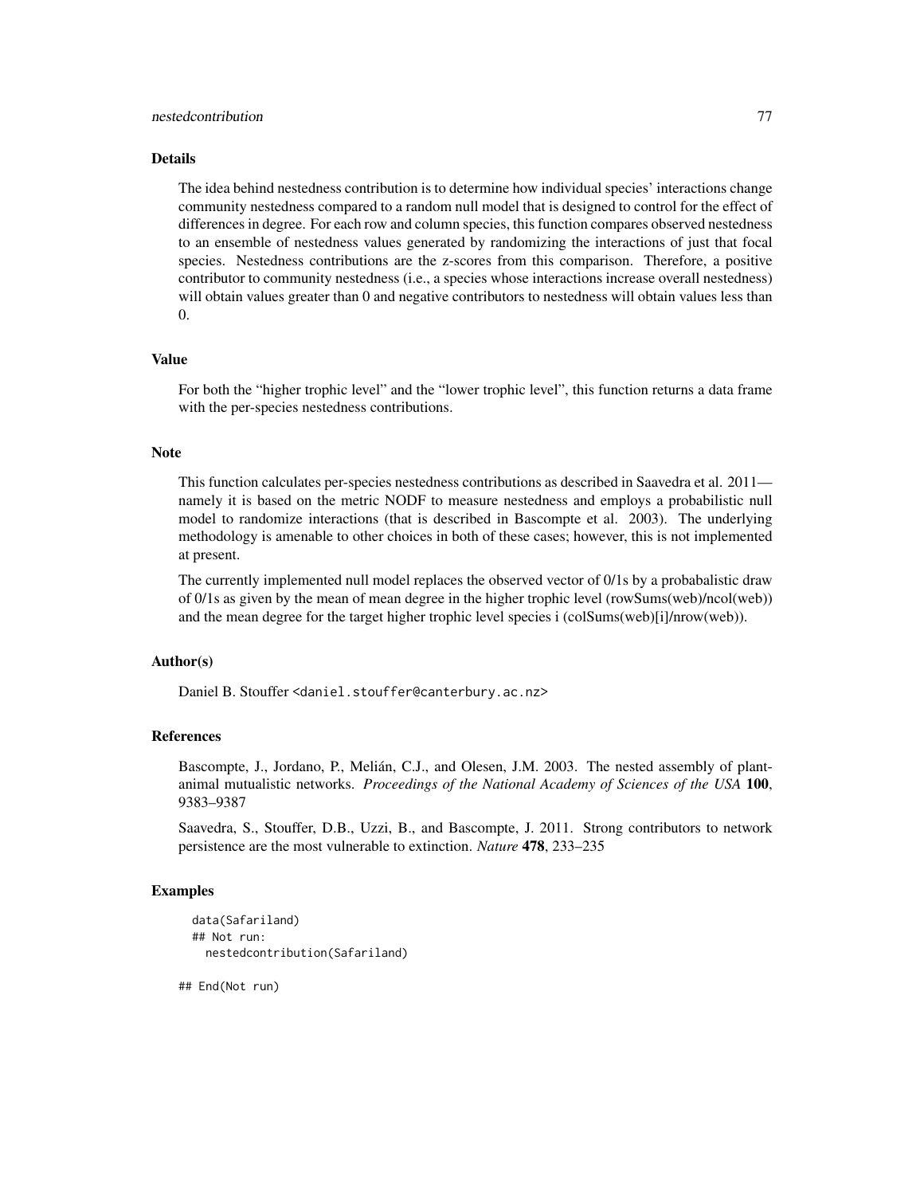## Details

The idea behind nestedness contribution is to determine how individual species' interactions change community nestedness compared to a random null model that is designed to control for the effect of differences in degree. For each row and column species, this function compares observed nestedness to an ensemble of nestedness values generated by randomizing the interactions of just that focal species. Nestedness contributions are the z-scores from this comparison. Therefore, a positive contributor to community nestedness (i.e., a species whose interactions increase overall nestedness) will obtain values greater than 0 and negative contributors to nestedness will obtain values less than 0.

## Value

For both the "higher trophic level" and the "lower trophic level", this function returns a data frame with the per-species nestedness contributions.

## Note

This function calculates per-species nestedness contributions as described in Saavedra et al. 2011—namely it is based on the metric NODF to measure nestedness and employs a probabilistic null model to randomize interactions (that is described in Bascompte et al. 2003). The underlying methodology is amenable to other choices in both of these cases; however, this is not implemented at present.

The currently implemented null model replaces the observed vector of 0/1s by a probabalistic draw of 0/1s as given by the mean of mean degree in the higher trophic level (rowSums(web)/ncol(web)) and the mean degree for the target higher trophic level species i (colSums(web)[i]/nrow(web)).

## Author(s)

Daniel B. Stouffer <daniel.stouffer@canterbury.ac.nz>

## References

Bascompte, J., Jordano, P., Melián, C.J., and Olesen, J.M. 2003. The nested assembly of plant-animal mutualistic networks. *Proceedings of the National Academy of Sciences of the USA* **100**, 9383–9387

Saavedra, S., Stouffer, D.B., Uzzi, B., and Bascompte, J. 2011. Strong contributors to network persistence are the most vulnerable to extinction. *Nature* **478**, 233–235

## Examples

```
data(Safariland)
## Not run:
  nestedcontribution(Safariland)

## End(Not run)
```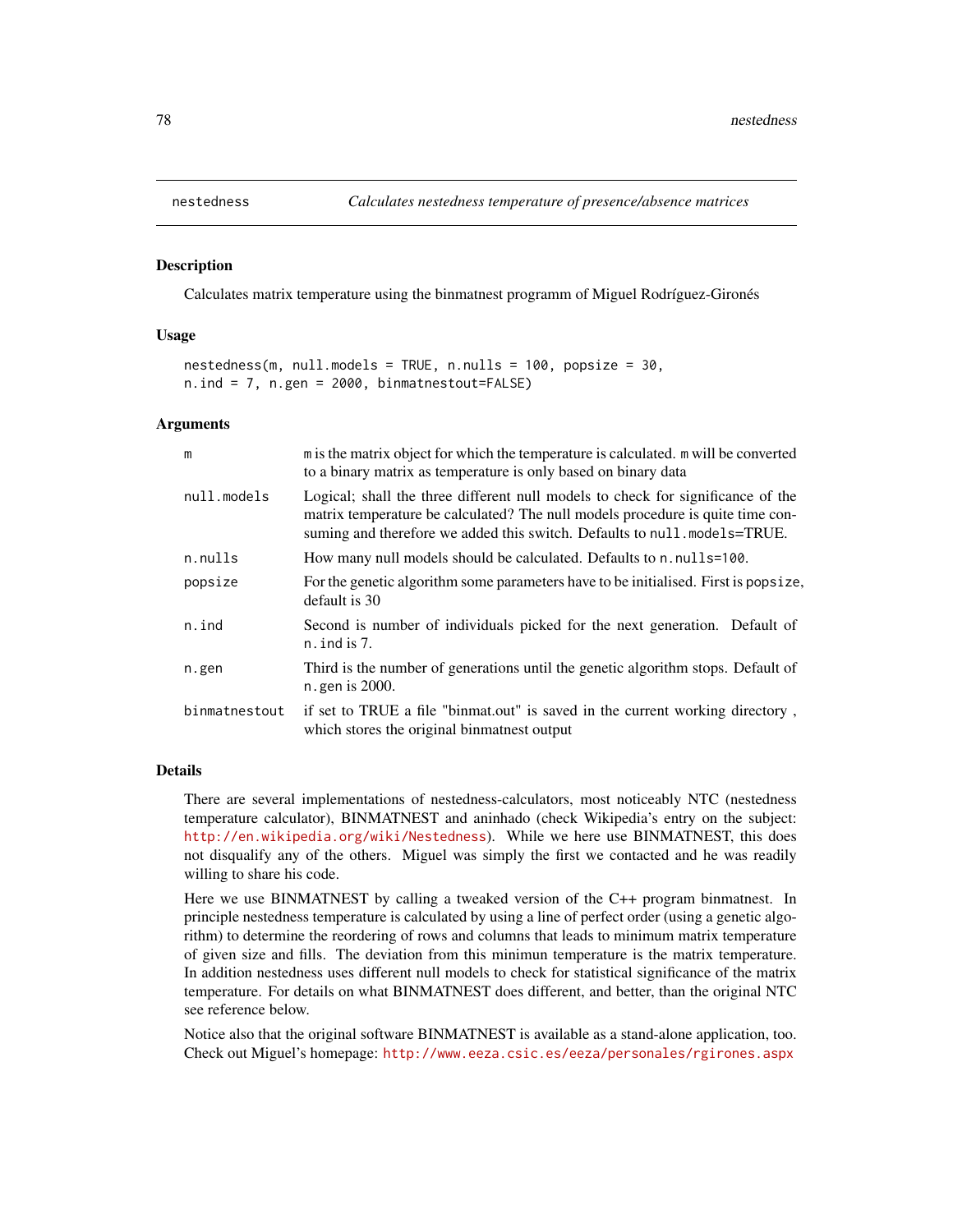nestedness *Calculates nestedness temperature of presence/absence matrices*

## Description

Calculates matrix temperature using the binmatnest programm of Miguel Rodríguez-Gironés

## Usage

```
nestedness(m, null.models = TRUE, n.nulls = 100, popsize = 30,
n.ind = 7, n.gen = 2000, binmatnestout=FALSE)
```

## Arguments

| | |
|---|---|
| m | m is the matrix object for which the temperature is calculated. m will be converted to a binary matrix as temperature is only based on binary data |
| null.models | Logical; shall the three different null models to check for significance of the matrix temperature be calculated? The null models procedure is quite time consuming and therefore we added this switch. Defaults to null.models=TRUE. |
| n.nulls | How many null models should be calculated. Defaults to n.nulls=100. |
| popsize | For the genetic algorithm some parameters have to be initialised. First is popsize, default is 30 |
| n.ind | Second is number of individuals picked for the next generation. Default of n.ind is 7. |
| n.gen | Third is the number of generations until the genetic algorithm stops. Default of n.gen is 2000. |
| binmatnestout | if set to TRUE a file "binmat.out" is saved in the current working directory , which stores the original binmatnest output |

## Details

There are several implementations of nestedness-calculators, most noticeably NTC (nestedness temperature calculator), BINMATNEST and aninhado (check Wikipedia's entry on the subject: http://en.wikipedia.org/wiki/Nestedness). While we here use BINMATNEST, this does not disqualify any of the others. Miguel was simply the first we contacted and he was readily willing to share his code.

Here we use BINMATNEST by calling a tweaked version of the C++ program binmatnest. In principle nestedness temperature is calculated by using a line of perfect order (using a genetic algorithm) to determine the reordering of rows and columns that leads to minimum matrix temperature of given size and fills. The deviation from this minimun temperature is the matrix temperature. In addition nestedness uses different null models to check for statistical significance of the matrix temperature. For details on what BINMATNEST does different, and better, than the original NTC see reference below.

Notice also that the original software BINMATNEST is available as a stand-alone application, too. Check out Miguel's homepage: http://www.eeza.csic.es/eeza/personales/rgirones.aspx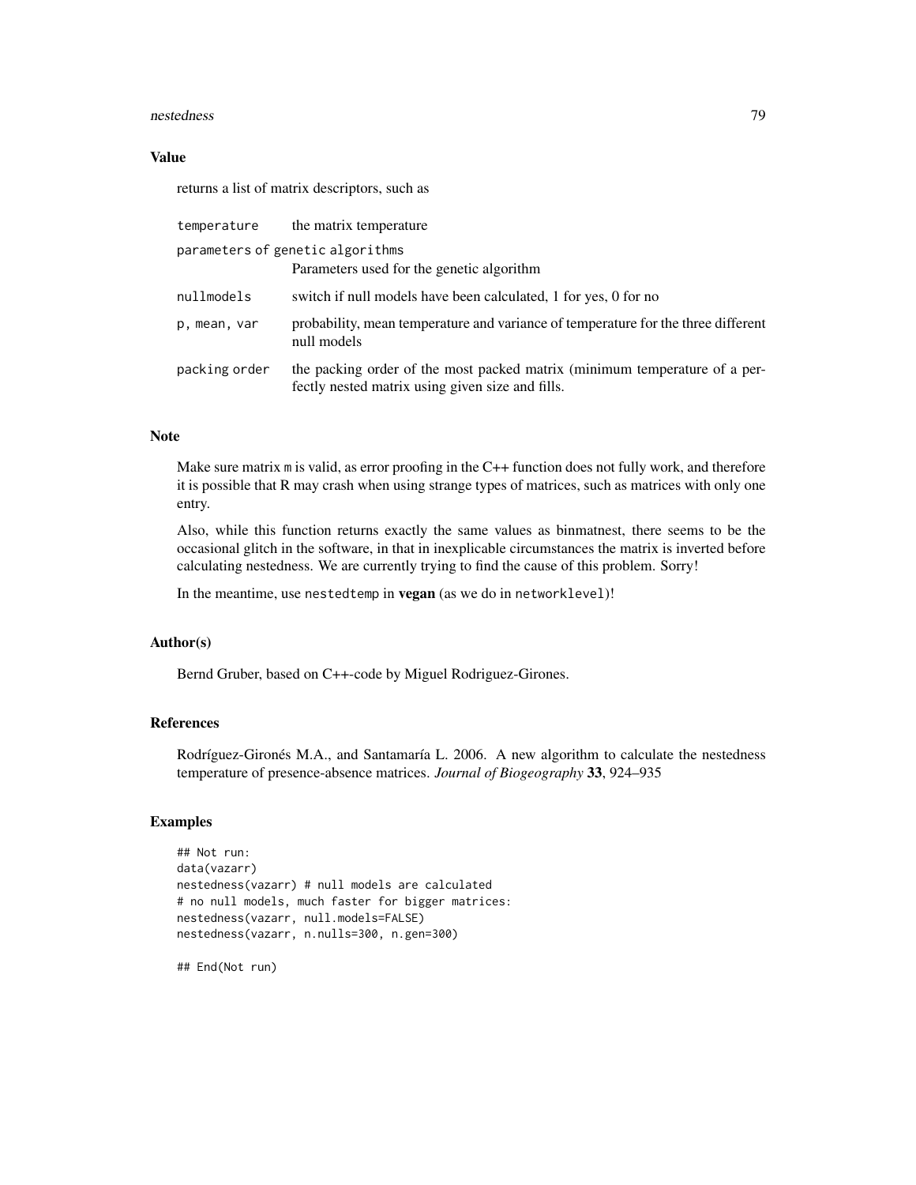## Value

returns a list of matrix descriptors, such as

| | |
|---|---|
| `temperature` | the matrix temperature |
| `parameters of genetic algorithms` | Parameters used for the genetic algorithm |
| `nullmodels` | switch if null models have been calculated, 1 for yes, 0 for no |
| `p, mean, var` | probability, mean temperature and variance of temperature for the three different null models |
| `packing order` | the packing order of the most packed matrix (minimum temperature of a perfectly nested matrix using given size and fills. |

## Note

Make sure matrix `m` is valid, as error proofing in the C++ function does not fully work, and therefore it is possible that R may crash when using strange types of matrices, such as matrices with only one entry.

Also, while this function returns exactly the same values as binmatnest, there seems to be the occasional glitch in the software, in that in inexplicable circumstances the matrix is inverted before calculating nestedness. We are currently trying to find the cause of this problem. Sorry!

In the meantime, use `nestedtemp` in **vegan** (as we do in `networklevel`)!

## Author(s)

Bernd Gruber, based on C++-code by Miguel Rodriguez-Girones.

## References

Rodríguez-Gironés M.A., and Santamaría L. 2006. A new algorithm to calculate the nestedness temperature of presence-absence matrices. *Journal of Biogeography* **33**, 924–935

## Examples

```
## Not run:
data(vazarr)
nestedness(vazarr) # null models are calculated
# no null models, much faster for bigger matrices:
nestedness(vazarr, null.models=FALSE)
nestedness(vazarr, n.nulls=300, n.gen=300)

## End(Not run)
```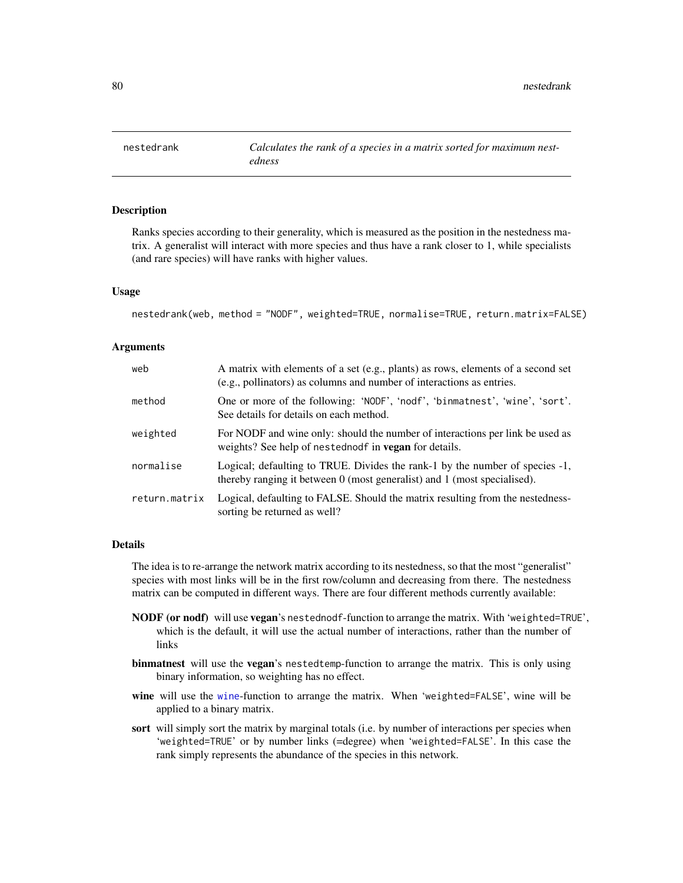## nestedrank — *Calculates the rank of a species in a matrix sorted for maximum nestedness*

### Description

Ranks species according to their generality, which is measured as the position in the nestedness matrix. A generalist will interact with more species and thus have a rank closer to 1, while specialists (and rare species) will have ranks with higher values.

### Usage

```
nestedrank(web, method = "NODF", weighted=TRUE, normalise=TRUE, return.matrix=FALSE)
```

### Arguments

| | |
|---|---|
| web | A matrix with elements of a set (e.g., plants) as rows, elements of a second set (e.g., pollinators) as columns and number of interactions as entries. |
| method | One or more of the following: 'NODF', 'nodf', 'binmatnest', 'wine', 'sort'. See details for details on each method. |
| weighted | For NODF and wine only: should the number of interactions per link be used as weights? See help of nestednodf in **vegan** for details. |
| normalise | Logical; defaulting to TRUE. Divides the rank-1 by the number of species -1, thereby ranging it between 0 (most generalist) and 1 (most specialised). |
| return.matrix | Logical, defaulting to FALSE. Should the matrix resulting from the nestedness-sorting be returned as well? |

### Details

The idea is to re-arrange the network matrix according to its nestedness, so that the most "generalist" species with most links will be in the first row/column and decreasing from there. The nestedness matrix can be computed in different ways. There are four different methods currently available:

**NODF (or nodf)** will use **vegan**'s nestednodf-function to arrange the matrix. With 'weighted=TRUE', which is the default, it will use the actual number of interactions, rather than the number of links

**binmatnest** will use the **vegan**'s nestedtemp-function to arrange the matrix. This is only using binary information, so weighting has no effect.

**wine** will use the wine-function to arrange the matrix. When 'weighted=FALSE', wine will be applied to a binary matrix.

**sort** will simply sort the matrix by marginal totals (i.e. by number of interactions per species when 'weighted=TRUE' or by number links (=degree) when 'weighted=FALSE'. In this case the rank simply represents the abundance of the species in this network.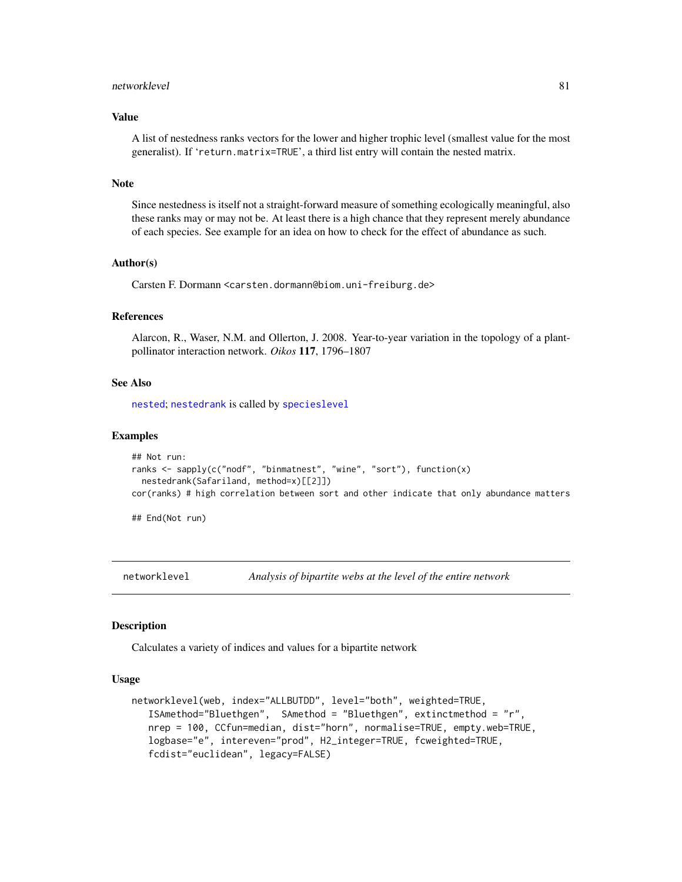### Value

A list of nestedness ranks vectors for the lower and higher trophic level (smallest value for the most generalist). If 'return.matrix=TRUE', a third list entry will contain the nested matrix.

### Note

Since nestedness is itself not a straight-forward measure of something ecologically meaningful, also these ranks may or may not be. At least there is a high chance that they represent merely abundance of each species. See example for an idea on how to check for the effect of abundance as such.

### Author(s)

Carsten F. Dormann <carsten.dormann@biom.uni-freiburg.de>

### References

Alarcon, R., Waser, N.M. and Ollerton, J. 2008. Year-to-year variation in the topology of a plant-pollinator interaction network. *Oikos* **117**, 1796–1807

### See Also

nested; nestedrank is called by specieslevel

### Examples

```
## Not run:
ranks <- sapply(c("nodf", "binmatnest", "wine", "sort"), function(x)
  nestedrank(Safariland, method=x)[[2]])
cor(ranks) # high correlation between sort and other indicate that only abundance matters

## End(Not run)
```

---

## networklevel — *Analysis of bipartite webs at the level of the entire network*

### Description

Calculates a variety of indices and values for a bipartite network

### Usage

```
networklevel(web, index="ALLBUTDD", level="both", weighted=TRUE,
   ISAmethod="Bluethgen",  SAmethod = "Bluethgen", extinctmethod = "r",
   nrep = 100, CCfun=median, dist="horn", normalise=TRUE, empty.web=TRUE,
   logbase="e", intereven="prod", H2_integer=TRUE, fcweighted=TRUE,
   fcdist="euclidean", legacy=FALSE)
```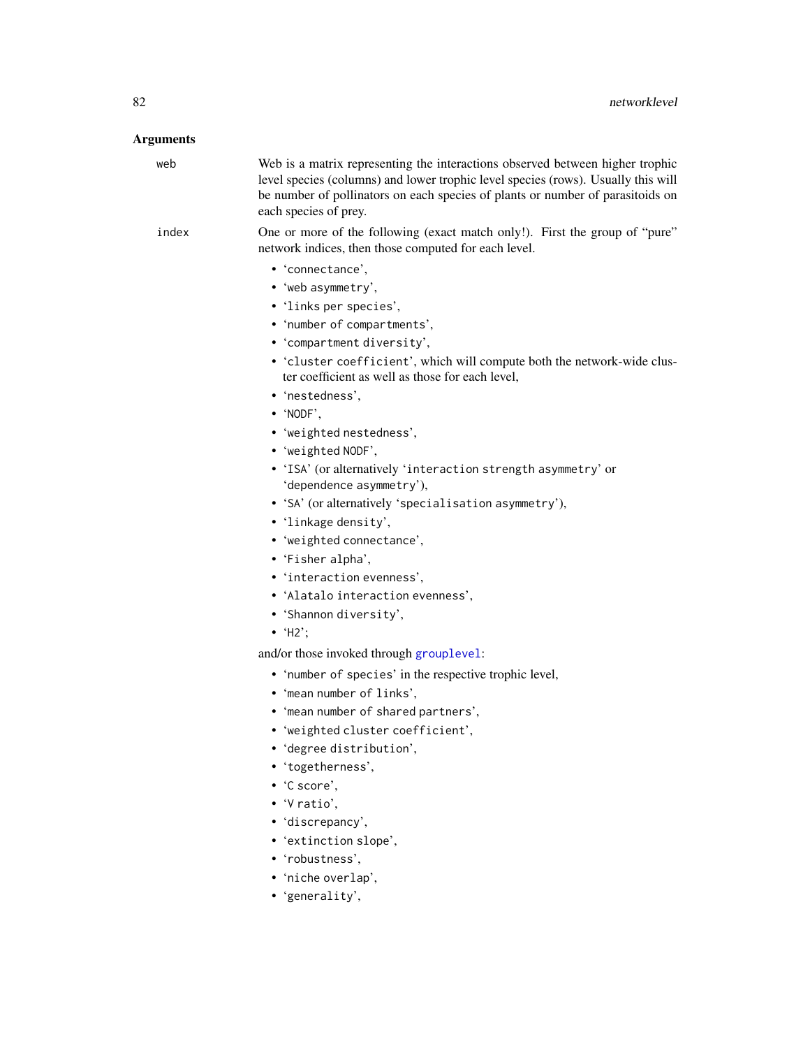## Arguments

**web** Web is a matrix representing the interactions observed between higher trophic level species (columns) and lower trophic level species (rows). Usually this will be number of pollinators on each species of plants or number of parasitoids on each species of prey.

**index** One or more of the following (exact match only!). First the group of "pure" network indices, then those computed for each level.

- 'connectance',
- 'web asymmetry',
- 'links per species',
- 'number of compartments',
- 'compartment diversity',
- 'cluster coefficient', which will compute both the network-wide cluster coefficient as well as those for each level,
- 'nestedness',
- 'NODF',
- 'weighted nestedness',
- 'weighted NODF',
- 'ISA' (or alternatively 'interaction strength asymmetry' or 'dependence asymmetry'),
- 'SA' (or alternatively 'specialisation asymmetry'),
- 'linkage density',
- 'weighted connectance',
- 'Fisher alpha',
- 'interaction evenness',
- 'Alatalo interaction evenness',
- 'Shannon diversity',
- 'H2';

and/or those invoked through grouplevel:

- 'number of species' in the respective trophic level,
- 'mean number of links',
- 'mean number of shared partners',
- 'weighted cluster coefficient',
- 'degree distribution',
- 'togetherness',
- 'C score',
- 'V ratio',
- 'discrepancy',
- 'extinction slope',
- 'robustness',
- 'niche overlap',
- 'generality',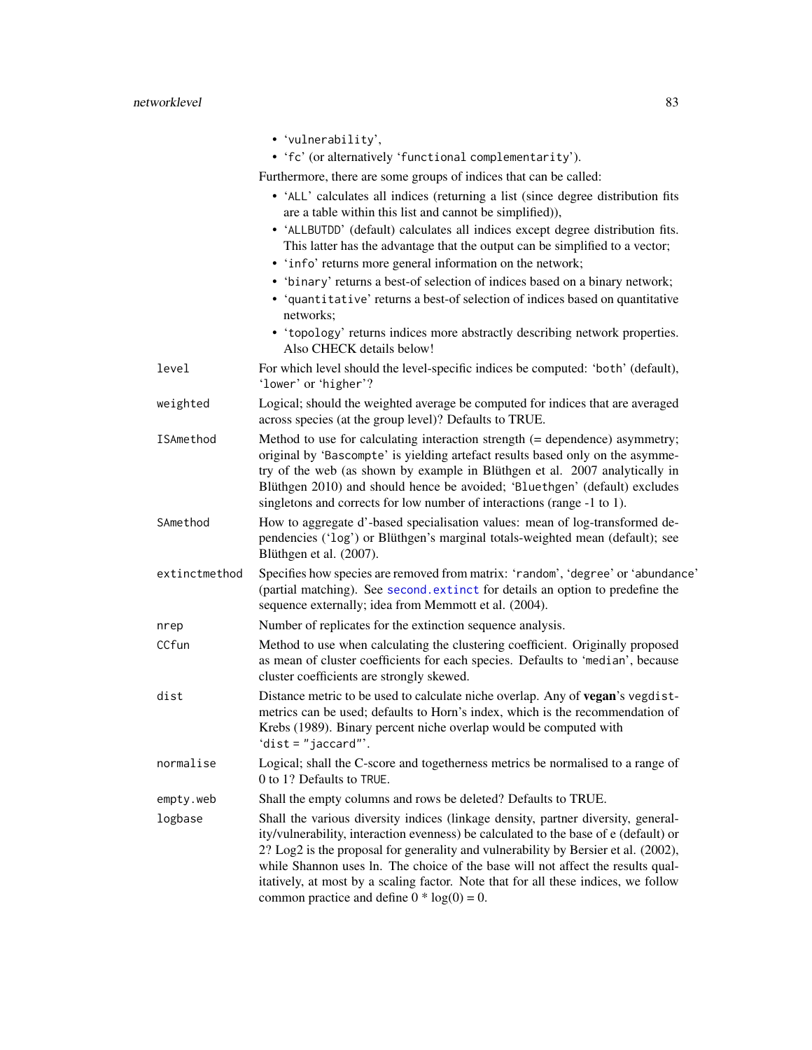- 'vulnerability',
- 'fc' (or alternatively 'functional complementarity').

Furthermore, there are some groups of indices that can be called:

- 'ALL' calculates all indices (returning a list (since degree distribution fits are a table within this list and cannot be simplified)),
- 'ALLBUTDD' (default) calculates all indices except degree distribution fits. This latter has the advantage that the output can be simplified to a vector;
- 'info' returns more general information on the network;
- 'binary' returns a best-of selection of indices based on a binary network;
- 'quantitative' returns a best-of selection of indices based on quantitative networks;
- 'topology' returns indices more abstractly describing network properties. Also CHECK details below!

| | |
|---|---|
| level | For which level should the level-specific indices be computed: 'both' (default), 'lower' or 'higher'? |
| weighted | Logical; should the weighted average be computed for indices that are averaged across species (at the group level)? Defaults to TRUE. |
| ISAmethod | Method to use for calculating interaction strength (= dependence) asymmetry; original by 'Bascompte' is yielding artefact results based only on the asymmetry of the web (as shown by example in Blüthgen et al. 2007 analytically in Blüthgen 2010) and should hence be avoided; 'Bluethgen' (default) excludes singletons and corrects for low number of interactions (range -1 to 1). |
| SAmethod | How to aggregate d'-based specialisation values: mean of log-transformed dependencies ('log') or Blüthgen's marginal totals-weighted mean (default); see Blüthgen et al. (2007). |
| extinctmethod | Specifies how species are removed from matrix: 'random', 'degree' or 'abundance' (partial matching). See second.extinct for details an option to predefine the sequence externally; idea from Memmott et al. (2004). |
| nrep | Number of replicates for the extinction sequence analysis. |
| CCfun | Method to use when calculating the clustering coefficient. Originally proposed as mean of cluster coefficients for each species. Defaults to 'median', because cluster coefficients are strongly skewed. |
| dist | Distance metric to be used to calculate niche overlap. Any of **vegan**'s vegdist-metrics can be used; defaults to Horn's index, which is the recommendation of Krebs (1989). Binary percent niche overlap would be computed with 'dist = "jaccard"'. |
| normalise | Logical; shall the C-score and togetherness metrics be normalised to a range of 0 to 1? Defaults to TRUE. |
| empty.web | Shall the empty columns and rows be deleted? Defaults to TRUE. |
| logbase | Shall the various diversity indices (linkage density, partner diversity, generality/vulnerability, interaction evenness) be calculated to the base of e (default) or 2? Log2 is the proposal for generality and vulnerability by Bersier et al. (2002), while Shannon uses ln. The choice of the base will not affect the results qualitatively, at most by a scaling factor. Note that for all these indices, we follow common practice and define $0 * \log(0) = 0$. |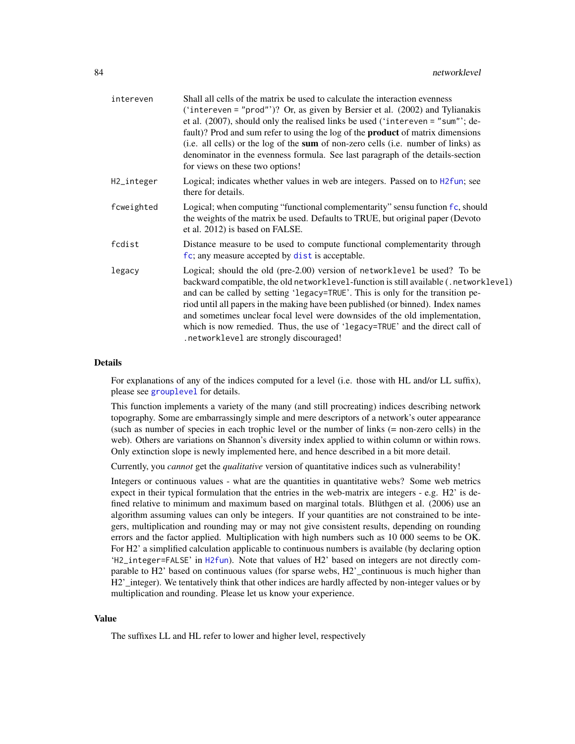intereven
: Shall all cells of the matrix be used to calculate the interaction evenness (`intereven = "prod"`)? Or, as given by Bersier et al. (2002) and Tylianakis et al. (2007), should only the realised links be used (`intereven = "sum"`; default)? Prod and sum refer to using the log of the **product** of matrix dimensions (i.e. all cells) or the log of the **sum** of non-zero cells (i.e. number of links) as denominator in the evenness formula. See last paragraph of the details-section for views on these two options!

H2_integer
: Logical; indicates whether values in web are integers. Passed on to `H2fun`; see there for details.

fcweighted
: Logical; when computing "functional complementarity" sensu function `fc`, should the weights of the matrix be used. Defaults to TRUE, but original paper (Devoto et al. 2012) is based on FALSE.

fcdist
: Distance measure to be used to compute functional complementarity through `fc`; any measure accepted by `dist` is acceptable.

legacy
: Logical; should the old (pre-2.00) version of `networklevel` be used? To be backward compatible, the old `networklevel`-function is still available (`.networklevel`) and can be called by setting `legacy=TRUE`. This is only for the transition period until all papers in the making have been published (or binned). Index names and sometimes unclear focal level were downsides of the old implementation, which is now remedied. Thus, the use of `legacy=TRUE` and the direct call of `.networklevel` are strongly discouraged!

## Details

For explanations of any of the indices computed for a level (i.e. those with HL and/or LL suffix), please see `grouplevel` for details.

This function implements a variety of the many (and still procreating) indices describing network topography. Some are embarrassingly simple and mere descriptors of a network's outer appearance (such as number of species in each trophic level or the number of links (= non-zero cells) in the web). Others are variations on Shannon's diversity index applied to within column or within rows. Only extinction slope is newly implemented here, and hence described in a bit more detail.

Currently, you *cannot* get the *qualitative* version of quantitative indices such as vulnerability!

Integers or continuous values - what are the quantities in quantitative webs? Some web metrics expect in their typical formulation that the entries in the web-matrix are integers - e.g. H2' is defined relative to minimum and maximum based on marginal totals. Blüthgen et al. (2006) use an algorithm assuming values can only be integers. If your quantities are not constrained to be integers, multiplication and rounding may or may not give consistent results, depending on rounding errors and the factor applied. Multiplication with high numbers such as 10 000 seems to be OK. For H2' a simplified calculation applicable to continuous numbers is available (by declaring option `H2_integer=FALSE` in `H2fun`). Note that values of H2' based on integers are not directly comparable to H2' based on continuous values (for sparse webs, H2'_continuous is much higher than H2'_integer). We tentatively think that other indices are hardly affected by non-integer values or by multiplication and rounding. Please let us know your experience.

## Value

The suffixes LL and HL refer to lower and higher level, respectively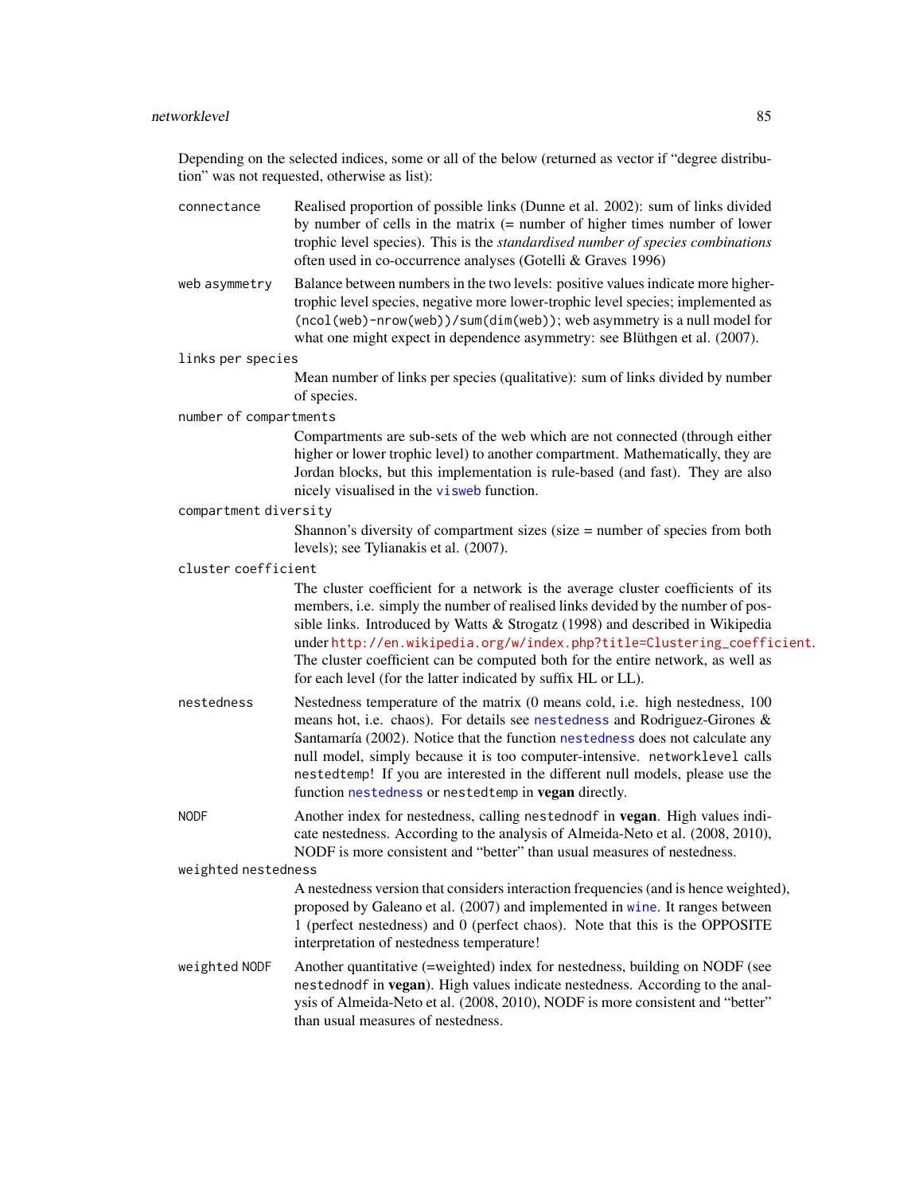Depending on the selected indices, some or all of the below (returned as vector if "degree distribution" was not requested, otherwise as list):

`connectance`
: Realised proportion of possible links (Dunne et al. 2002): sum of links divided by number of cells in the matrix (= number of higher times number of lower trophic level species). This is the *standardised number of species combinations* often used in co-occurrence analyses (Gotelli & Graves 1996)

`web asymmetry`
: Balance between numbers in the two levels: positive values indicate more higher-trophic level species, negative more lower-trophic level species; implemented as `(ncol(web)-nrow(web))/sum(dim(web))`; web asymmetry is a null model for what one might expect in dependence asymmetry: see Blüthgen et al. (2007).

`links per species`
: Mean number of links per species (qualitative): sum of links divided by number of species.

`number of compartments`
: Compartments are sub-sets of the web which are not connected (through either higher or lower trophic level) to another compartment. Mathematically, they are Jordan blocks, but this implementation is rule-based (and fast). They are also nicely visualised in the `visweb` function.

`compartment diversity`
: Shannon's diversity of compartment sizes (size = number of species from both levels); see Tylianakis et al. (2007).

`cluster coefficient`
: The cluster coefficient for a network is the average cluster coefficients of its members, i.e. simply the number of realised links devided by the number of possible links. Introduced by Watts & Strogatz (1998) and described in Wikipedia under http://en.wikipedia.org/w/index.php?title=Clustering_coefficient. The cluster coefficient can be computed both for the entire network, as well as for each level (for the latter indicated by suffix HL or LL).

`nestedness`
: Nestedness temperature of the matrix (0 means cold, i.e. high nestedness, 100 means hot, i.e. chaos). For details see `nestedness` and Rodriguez-Girones & Santamaría (2002). Notice that the function `nestedness` does not calculate any null model, simply because it is too computer-intensive. `networklevel` calls `nestedtemp`! If you are interested in the different null models, please use the function `nestedness` or `nestedtemp` in **vegan** directly.

`NODF`
: Another index for nestedness, calling `nestednodf` in **vegan**. High values indicate nestedness. According to the analysis of Almeida-Neto et al. (2008, 2010), NODF is more consistent and "better" than usual measures of nestedness.

`weighted nestedness`
: A nestedness version that considers interaction frequencies (and is hence weighted), proposed by Galeano et al. (2007) and implemented in `wine`. It ranges between 1 (perfect nestedness) and 0 (perfect chaos). Note that this is the OPPOSITE interpretation of nestedness temperature!

`weighted NODF`
: Another quantitative (=weighted) index for nestedness, building on NODF (see `nestednodf` in **vegan**). High values indicate nestedness. According to the analysis of Almeida-Neto et al. (2008, 2010), NODF is more consistent and "better" than usual measures of nestedness.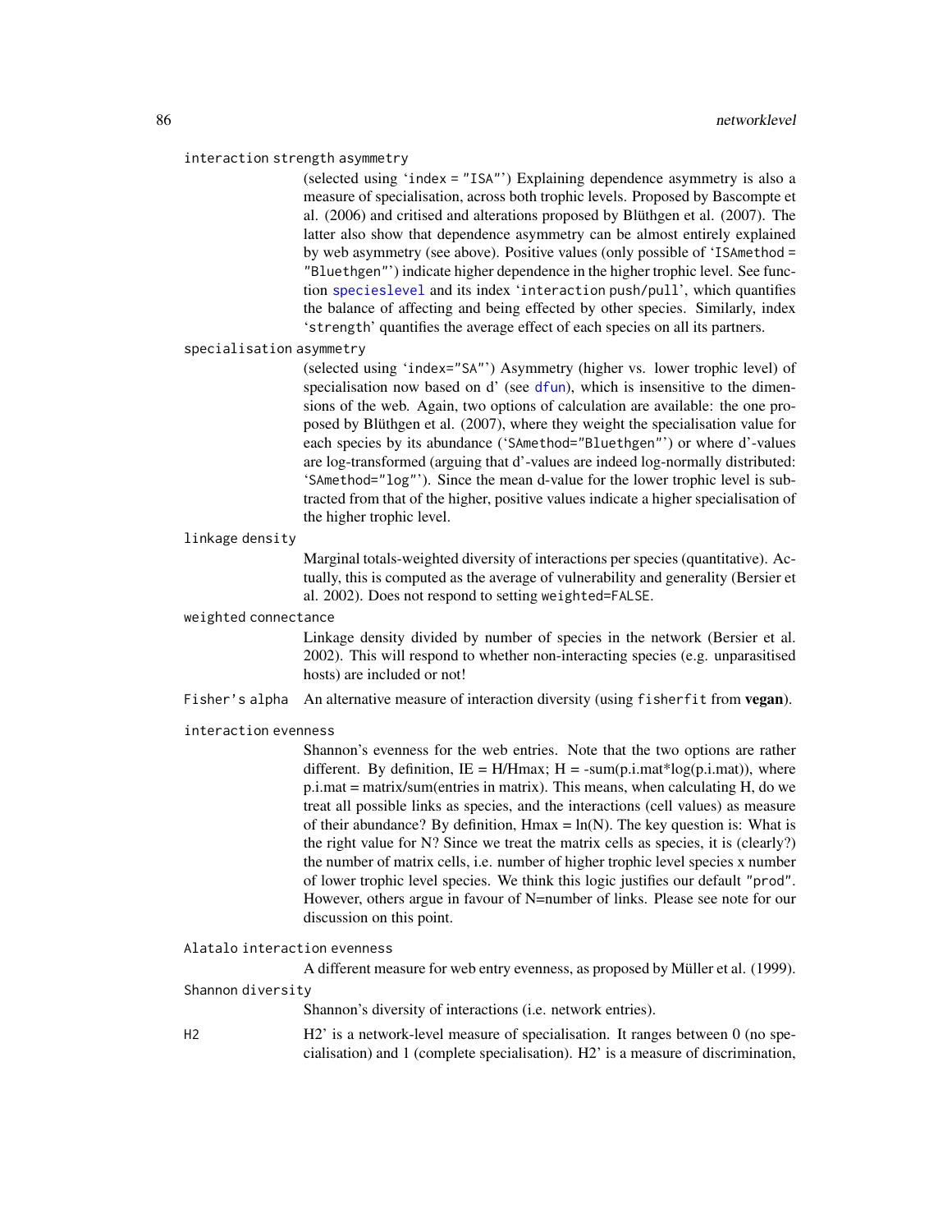`interaction strength asymmetry`
: (selected using 'index = "ISA"') Explaining dependence asymmetry is also a measure of specialisation, across both trophic levels. Proposed by Bascompte et al. (2006) and critised and alterations proposed by Blüthgen et al. (2007). The latter also show that dependence asymmetry can be almost entirely explained by web asymmetry (see above). Positive values (only possible of 'ISAmethod = "Bluethgen"') indicate higher dependence in the higher trophic level. See function `specieslevel` and its index 'interaction push/pull', which quantifies the balance of affecting and being effected by other species. Similarly, index 'strength' quantifies the average effect of each species on all its partners.

`specialisation asymmetry`
: (selected using 'index="SA"') Asymmetry (higher vs. lower trophic level) of specialisation now based on d' (see `dfun`), which is insensitive to the dimensions of the web. Again, two options of calculation are available: the one proposed by Blüthgen et al. (2007), where they weight the specialisation value for each species by its abundance ('SAmethod="Bluethgen"') or where d'-values are log-transformed (arguing that d'-values are indeed log-normally distributed: 'SAmethod="log"'). Since the mean d-value for the lower trophic level is subtracted from that of the higher, positive values indicate a higher specialisation of the higher trophic level.

`linkage density`
: Marginal totals-weighted diversity of interactions per species (quantitative). Actually, this is computed as the average of vulnerability and generality (Bersier et al. 2002). Does not respond to setting `weighted=FALSE`.

`weighted connectance`
: Linkage density divided by number of species in the network (Bersier et al. 2002). This will respond to whether non-interacting species (e.g. unparasitised hosts) are included or not!

`Fisher's alpha`
: An alternative measure of interaction diversity (using `fisherfit` from **vegan**).

`interaction evenness`
: Shannon's evenness for the web entries. Note that the two options are rather different. By definition, IE = H/Hmax; H = -sum(p.i.mat*log(p.i.mat)), where p.i.mat = matrix/sum(entries in matrix). This means, when calculating H, do we treat all possible links as species, and the interactions (cell values) as measure of their abundance? By definition, Hmax = ln(N). The key question is: What is the right value for N? Since we treat the matrix cells as species, it is (clearly?) the number of matrix cells, i.e. number of higher trophic level species x number of lower trophic level species. We think this logic justifies our default "prod". However, others argue in favour of N=number of links. Please see note for our discussion on this point.

`Alatalo interaction evenness`
: A different measure for web entry evenness, as proposed by Müller et al. (1999).

`Shannon diversity`
: Shannon's diversity of interactions (i.e. network entries).

`H2`
: H2' is a network-level measure of specialisation. It ranges between 0 (no specialisation) and 1 (complete specialisation). H2' is a measure of discrimination,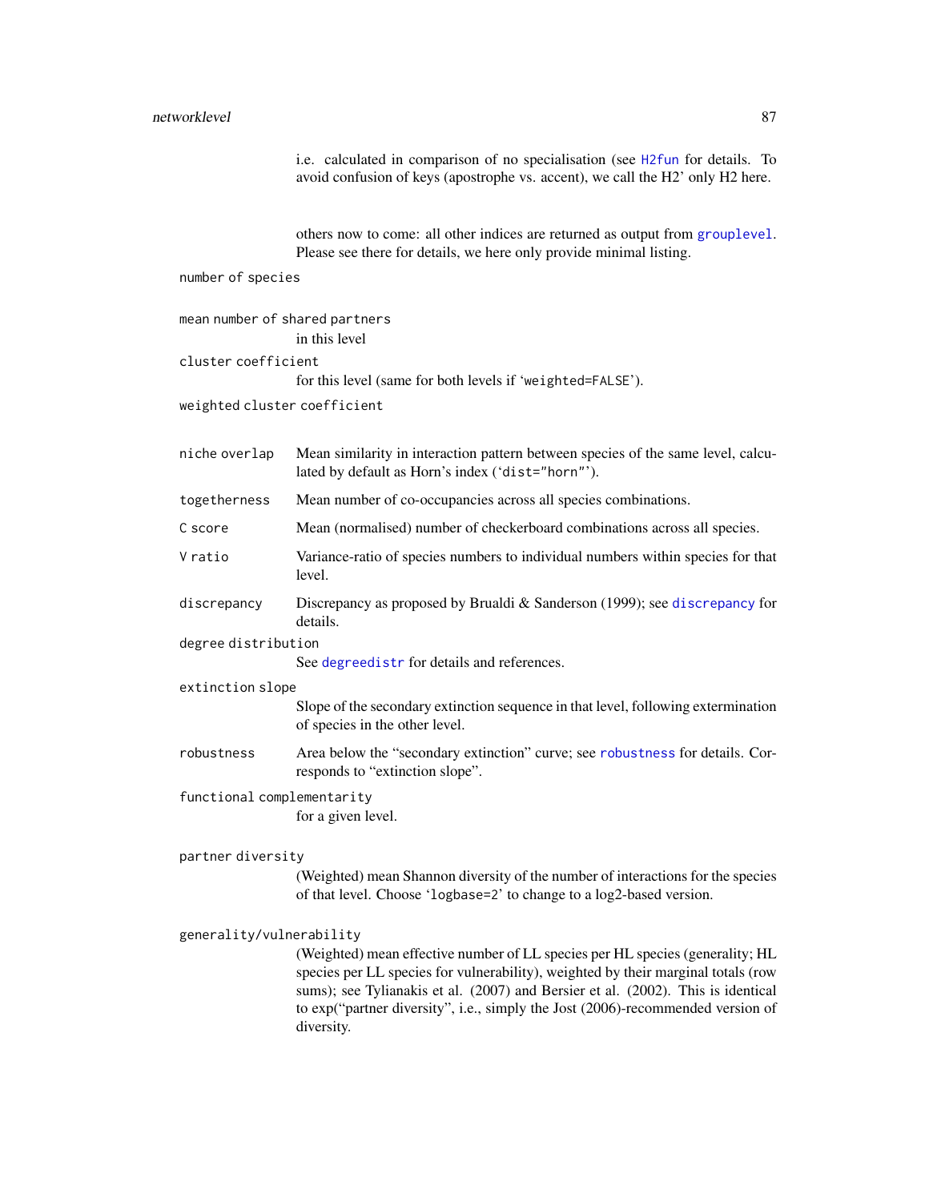i.e. calculated in comparison of no specialisation (see H2fun for details. To avoid confusion of keys (apostrophe vs. accent), we call the H2' only H2 here.

others now to come: all other indices are returned as output from grouplevel. Please see there for details, we here only provide minimal listing.

`number of species`

`mean number of shared partners`
: in this level

`cluster coefficient`
: for this level (same for both levels if 'weighted=FALSE').

`weighted cluster coefficient`

`niche overlap`
: Mean similarity in interaction pattern between species of the same level, calculated by default as Horn's index ('dist="horn"').

`togetherness`
: Mean number of co-occupancies across all species combinations.

`C score`
: Mean (normalised) number of checkerboard combinations across all species.

`V ratio`
: Variance-ratio of species numbers to individual numbers within species for that level.

`discrepancy`
: Discrepancy as proposed by Brualdi & Sanderson (1999); see discrepancy for details.

`degree distribution`
: See degreedistr for details and references.

`extinction slope`
: Slope of the secondary extinction sequence in that level, following extermination of species in the other level.

`robustness`
: Area below the "secondary extinction" curve; see robustness for details. Corresponds to "extinction slope".

`functional complementarity`
: for a given level.

`partner diversity`
: (Weighted) mean Shannon diversity of the number of interactions for the species of that level. Choose 'logbase=2' to change to a log2-based version.

`generality/vulnerability`
: (Weighted) mean effective number of LL species per HL species (generality; HL species per LL species for vulnerability), weighted by their marginal totals (row sums); see Tylianakis et al. (2007) and Bersier et al. (2002). This is identical to exp("partner diversity", i.e., simply the Jost (2006)-recommended version of diversity.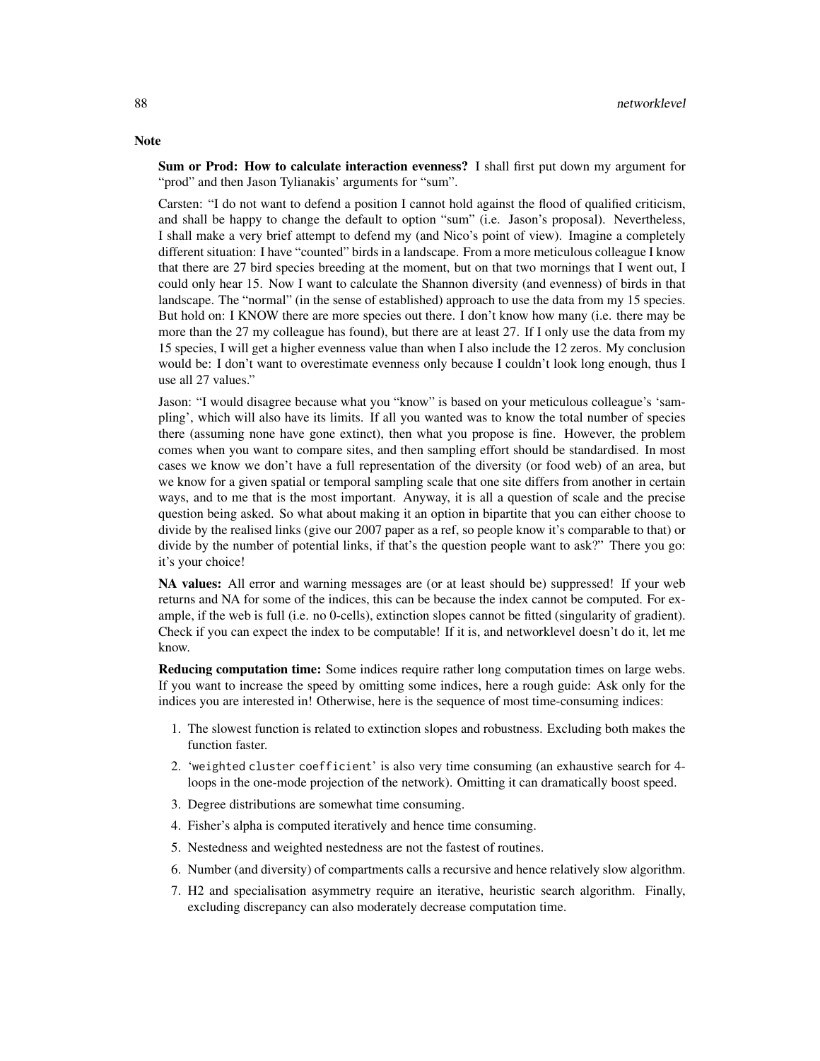## Note

**Sum or Prod: How to calculate interaction evenness?** I shall first put down my argument for "prod" and then Jason Tylianakis' arguments for "sum".

Carsten: "I do not want to defend a position I cannot hold against the flood of qualified criticism, and shall be happy to change the default to option "sum" (i.e. Jason's proposal). Nevertheless, I shall make a very brief attempt to defend my (and Nico's point of view). Imagine a completely different situation: I have "counted" birds in a landscape. From a more meticulous colleague I know that there are 27 bird species breeding at the moment, but on that two mornings that I went out, I could only hear 15. Now I want to calculate the Shannon diversity (and evenness) of birds in that landscape. The "normal" (in the sense of established) approach to use the data from my 15 species. But hold on: I KNOW there are more species out there. I don't know how many (i.e. there may be more than the 27 my colleague has found), but there are at least 27. If I only use the data from my 15 species, I will get a higher evenness value than when I also include the 12 zeros. My conclusion would be: I don't want to overestimate evenness only because I couldn't look long enough, thus I use all 27 values."

Jason: "I would disagree because what you "know" is based on your meticulous colleague's 'sampling', which will also have its limits. If all you wanted was to know the total number of species there (assuming none have gone extinct), then what you propose is fine. However, the problem comes when you want to compare sites, and then sampling effort should be standardised. In most cases we know we don't have a full representation of the diversity (or food web) of an area, but we know for a given spatial or temporal sampling scale that one site differs from another in certain ways, and to me that is the most important. Anyway, it is all a question of scale and the precise question being asked. So what about making it an option in bipartite that you can either choose to divide by the realised links (give our 2007 paper as a ref, so people know it's comparable to that) or divide by the number of potential links, if that's the question people want to ask?" There you go: it's your choice!

**NA values:** All error and warning messages are (or at least should be) suppressed! If your web returns and NA for some of the indices, this can be because the index cannot be computed. For example, if the web is full (i.e. no 0-cells), extinction slopes cannot be fitted (singularity of gradient). Check if you can expect the index to be computable! If it is, and networklevel doesn't do it, let me know.

**Reducing computation time:** Some indices require rather long computation times on large webs. If you want to increase the speed by omitting some indices, here a rough guide: Ask only for the indices you are interested in! Otherwise, here is the sequence of most time-consuming indices:

1. The slowest function is related to extinction slopes and robustness. Excluding both makes the function faster.
2. '`weighted cluster coefficient`' is also very time consuming (an exhaustive search for 4-loops in the one-mode projection of the network). Omitting it can dramatically boost speed.
3. Degree distributions are somewhat time consuming.
4. Fisher's alpha is computed iteratively and hence time consuming.
5. Nestedness and weighted nestedness are not the fastest of routines.
6. Number (and diversity) of compartments calls a recursive and hence relatively slow algorithm.
7. H2 and specialisation asymmetry require an iterative, heuristic search algorithm. Finally, excluding discrepancy can also moderately decrease computation time.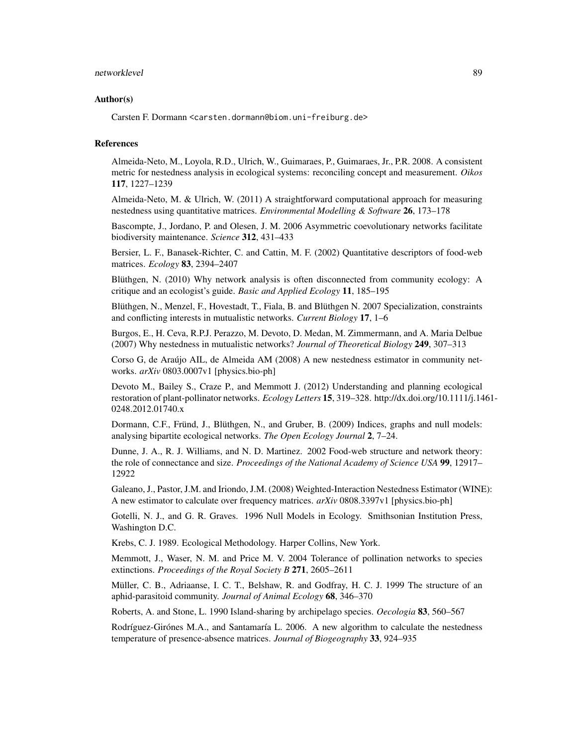### Author(s)

Carsten F. Dormann <carsten.dormann@biom.uni-freiburg.de>

### References

Almeida-Neto, M., Loyola, R.D., Ulrich, W., Guimaraes, P., Guimaraes, Jr., P.R. 2008. A consistent metric for nestedness analysis in ecological systems: reconciling concept and measurement. *Oikos* **117**, 1227–1239

Almeida-Neto, M. & Ulrich, W. (2011) A straightforward computational approach for measuring nestedness using quantitative matrices. *Environmental Modelling & Software* **26**, 173–178

Bascompte, J., Jordano, P. and Olesen, J. M. 2006 Asymmetric coevolutionary networks facilitate biodiversity maintenance. *Science* **312**, 431–433

Bersier, L. F., Banasek-Richter, C. and Cattin, M. F. (2002) Quantitative descriptors of food-web matrices. *Ecology* **83**, 2394–2407

Blüthgen, N. (2010) Why network analysis is often disconnected from community ecology: A critique and an ecologist's guide. *Basic and Applied Ecology* **11**, 185–195

Blüthgen, N., Menzel, F., Hovestadt, T., Fiala, B. and Blüthgen N. 2007 Specialization, constraints and conflicting interests in mutualistic networks. *Current Biology* **17**, 1–6

Burgos, E., H. Ceva, R.P.J. Perazzo, M. Devoto, D. Medan, M. Zimmermann, and A. Maria Delbue (2007) Why nestedness in mutualistic networks? *Journal of Theoretical Biology* **249**, 307–313

Corso G, de Araújo AIL, de Almeida AM (2008) A new nestedness estimator in community networks. *arXiv* 0803.0007v1 [physics.bio-ph]

Devoto M., Bailey S., Craze P., and Memmott J. (2012) Understanding and planning ecological restoration of plant-pollinator networks. *Ecology Letters* **15**, 319–328. http://dx.doi.org/10.1111/j.1461-0248.2012.01740.x

Dormann, C.F., Fründ, J., Blüthgen, N., and Gruber, B. (2009) Indices, graphs and null models: analysing bipartite ecological networks. *The Open Ecology Journal* **2**, 7–24.

Dunne, J. A., R. J. Williams, and N. D. Martinez. 2002 Food-web structure and network theory: the role of connectance and size. *Proceedings of the National Academy of Science USA* **99**, 12917–12922

Galeano, J., Pastor, J.M. and Iriondo, J.M. (2008) Weighted-Interaction Nestedness Estimator (WINE): A new estimator to calculate over frequency matrices. *arXiv* 0808.3397v1 [physics.bio-ph]

Gotelli, N. J., and G. R. Graves. 1996 Null Models in Ecology. Smithsonian Institution Press, Washington D.C.

Krebs, C. J. 1989. Ecological Methodology. Harper Collins, New York.

Memmott, J., Waser, N. M. and Price M. V. 2004 Tolerance of pollination networks to species extinctions. *Proceedings of the Royal Society B* **271**, 2605–2611

Müller, C. B., Adriaanse, I. C. T., Belshaw, R. and Godfray, H. C. J. 1999 The structure of an aphid-parasitoid community. *Journal of Animal Ecology* **68**, 346–370

Roberts, A. and Stone, L. 1990 Island-sharing by archipelago species. *Oecologia* **83**, 560–567

Rodríguez-Girónes M.A., and Santamaría L. 2006. A new algorithm to calculate the nestedness temperature of presence-absence matrices. *Journal of Biogeography* **33**, 924–935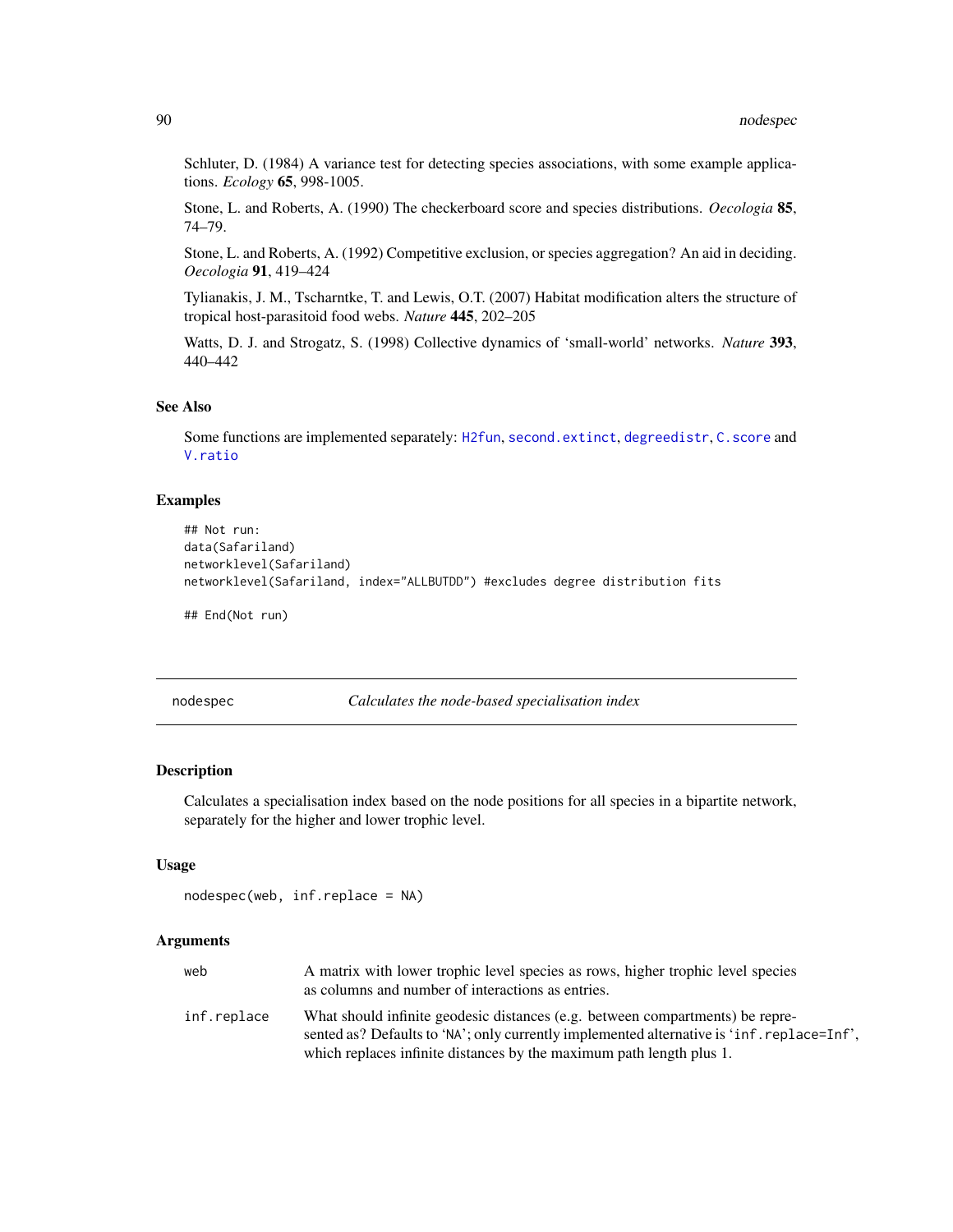Schluter, D. (1984) A variance test for detecting species associations, with some example applications. *Ecology* **65**, 998-1005.

Stone, L. and Roberts, A. (1990) The checkerboard score and species distributions. *Oecologia* **85**, 74–79.

Stone, L. and Roberts, A. (1992) Competitive exclusion, or species aggregation? An aid in deciding. *Oecologia* **91**, 419–424

Tylianakis, J. M., Tscharntke, T. and Lewis, O.T. (2007) Habitat modification alters the structure of tropical host-parasitoid food webs. *Nature* **445**, 202–205

Watts, D. J. and Strogatz, S. (1998) Collective dynamics of 'small-world' networks. *Nature* **393**, 440–442

### See Also

Some functions are implemented separately: `H2fun`, `second.extinct`, `degreedistr`, `C.score` and `V.ratio`

### Examples

```
## Not run:
data(Safariland)
networklevel(Safariland)
networklevel(Safariland, index="ALLBUTDD") #excludes degree distribution fits

## End(Not run)
```

---

## nodespec — *Calculates the node-based specialisation index*

### Description

Calculates a specialisation index based on the node positions for all species in a bipartite network, separately for the higher and lower trophic level.

### Usage

```
nodespec(web, inf.replace = NA)
```

### Arguments

| | |
|---|---|
| `web` | A matrix with lower trophic level species as rows, higher trophic level species as columns and number of interactions as entries. |
| `inf.replace` | What should infinite geodesic distances (e.g. between compartments) be represented as? Defaults to 'NA'; only currently implemented alternative is 'inf.replace=Inf', which replaces infinite distances by the maximum path length plus 1. |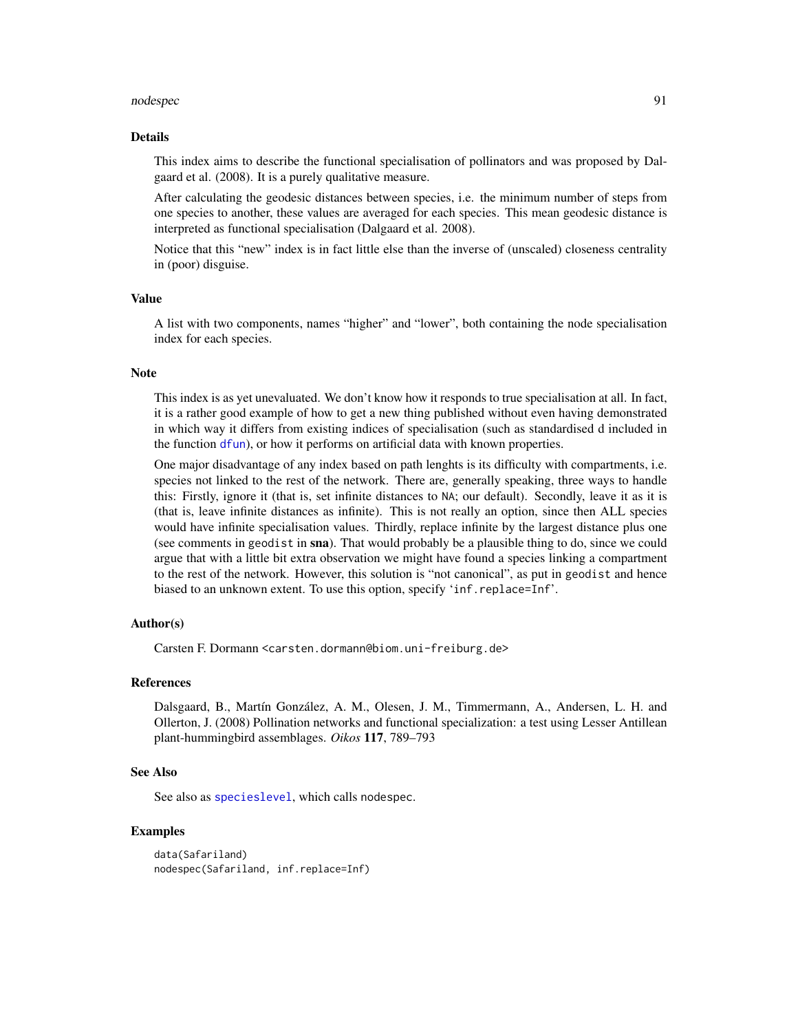## Details

This index aims to describe the functional specialisation of pollinators and was proposed by Dalgaard et al. (2008). It is a purely qualitative measure.

After calculating the geodesic distances between species, i.e. the minimum number of steps from one species to another, these values are averaged for each species. This mean geodesic distance is interpreted as functional specialisation (Dalgaard et al. 2008).

Notice that this "new" index is in fact little else than the inverse of (unscaled) closeness centrality in (poor) disguise.

## Value

A list with two components, names "higher" and "lower", both containing the node specialisation index for each species.

## Note

This index is as yet unevaluated. We don't know how it responds to true specialisation at all. In fact, it is a rather good example of how to get a new thing published without even having demonstrated in which way it differs from existing indices of specialisation (such as standardised d included in the function `dfun`), or how it performs on artificial data with known properties.

One major disadvantage of any index based on path lenghts is its difficulty with compartments, i.e. species not linked to the rest of the network. There are, generally speaking, three ways to handle this: Firstly, ignore it (that is, set infinite distances to `NA`; our default). Secondly, leave it as it is (that is, leave infinite distances as infinite). This is not really an option, since then ALL species would have infinite specialisation values. Thirdly, replace infinite by the largest distance plus one (see comments in `geodist` in **sna**). That would probably be a plausible thing to do, since we could argue that with a little bit extra observation we might have found a species linking a compartment to the rest of the network. However, this solution is "not canonical", as put in `geodist` and hence biased to an unknown extent. To use this option, specify '`inf.replace=Inf`'.

## Author(s)

Carsten F. Dormann <carsten.dormann@biom.uni-freiburg.de>

## References

Dalsgaard, B., Martín González, A. M., Olesen, J. M., Timmermann, A., Andersen, L. H. and Ollerton, J. (2008) Pollination networks and functional specialization: a test using Lesser Antillean plant-hummingbird assemblages. *Oikos* **117**, 789–793

## See Also

See also as `specieslevel`, which calls `nodespec`.

## Examples

```
data(Safariland)
nodespec(Safariland, inf.replace=Inf)
```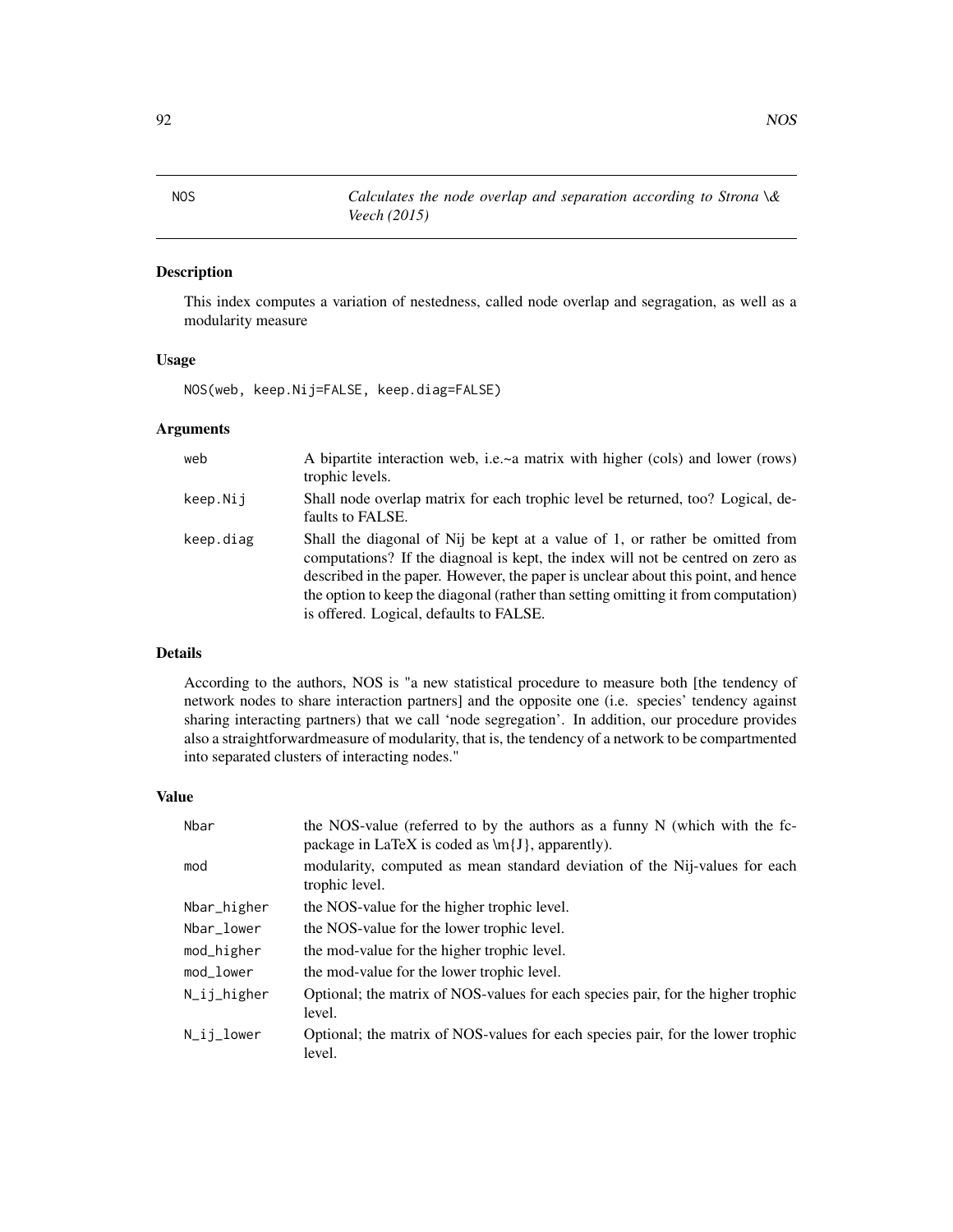# NOS — *Calculates the node overlap and separation according to Strona \& Veech (2015)*

## Description

This index computes a variation of nestedness, called node overlap and segragation, as well as a modularity measure

## Usage

```
NOS(web, keep.Nij=FALSE, keep.diag=FALSE)
```

## Arguments

| | |
|---|---|
| web | A bipartite interaction web, i.e.~a matrix with higher (cols) and lower (rows) trophic levels. |
| keep.Nij | Shall node overlap matrix for each trophic level be returned, too? Logical, defaults to FALSE. |
| keep.diag | Shall the diagonal of Nij be kept at a value of 1, or rather be omitted from computations? If the diagnoal is kept, the index will not be centred on zero as described in the paper. However, the paper is unclear about this point, and hence the option to keep the diagonal (rather than setting omitting it from computation) is offered. Logical, defaults to FALSE. |

## Details

According to the authors, NOS is "a new statistical procedure to measure both [the tendency of network nodes to share interaction partners] and the opposite one (i.e. species' tendency against sharing interacting partners) that we call 'node segregation'. In addition, our procedure provides also a straightforwardmeasure of modularity, that is, the tendency of a network to be compartmented into separated clusters of interacting nodes."

## Value

| | |
|---|---|
| Nbar | the NOS-value (referred to by the authors as a funny N (which with the fc-package in LaTeX is coded as \m{J}, apparently). |
| mod | modularity, computed as mean standard deviation of the Nij-values for each trophic level. |
| Nbar_higher | the NOS-value for the higher trophic level. |
| Nbar_lower | the NOS-value for the lower trophic level. |
| mod_higher | the mod-value for the higher trophic level. |
| mod_lower | the mod-value for the lower trophic level. |
| N_ij_higher | Optional; the matrix of NOS-values for each species pair, for the higher trophic level. |
| N_ij_lower | Optional; the matrix of NOS-values for each species pair, for the lower trophic level. |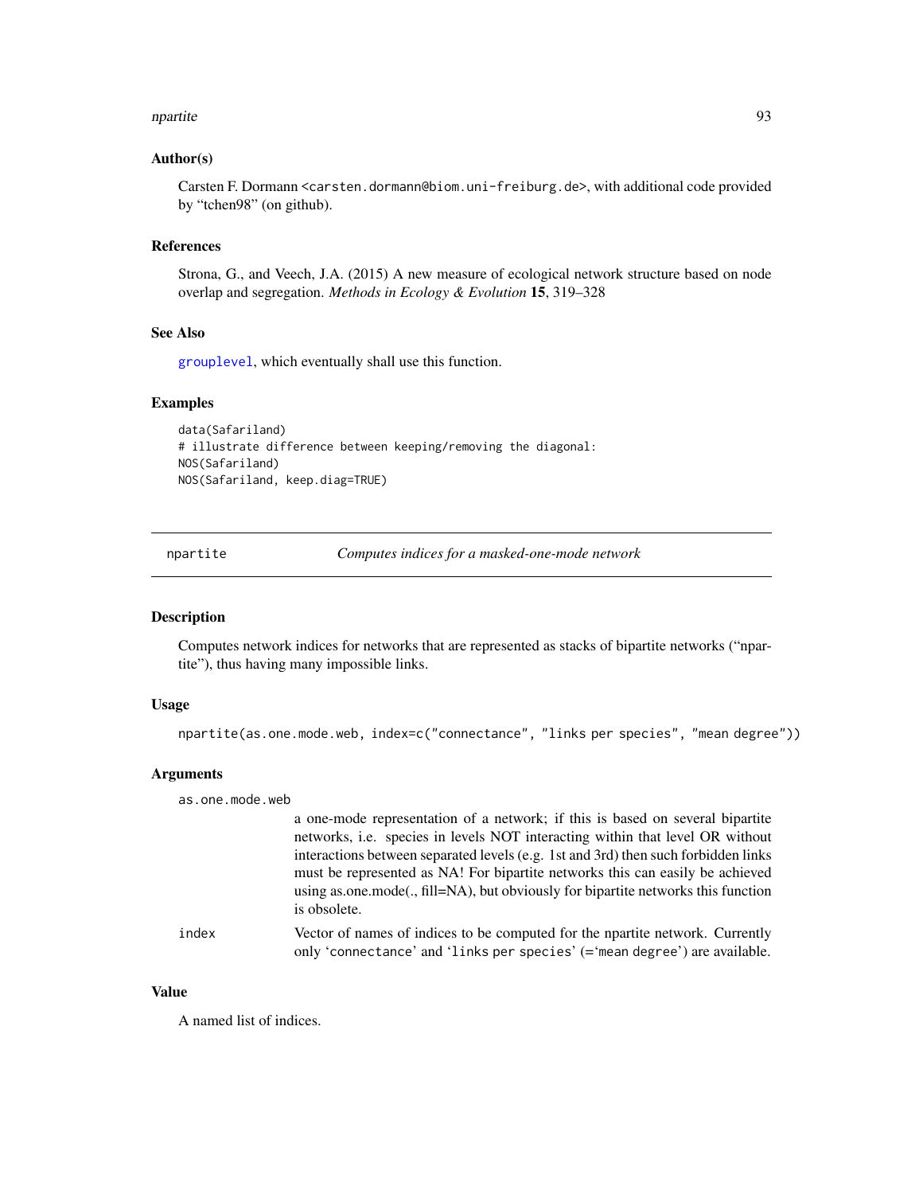## Author(s)

Carsten F. Dormann <carsten.dormann@biom.uni-freiburg.de>, with additional code provided by "tchen98" (on github).

## References

Strona, G., and Veech, J.A. (2015) A new measure of ecological network structure based on node overlap and segregation. *Methods in Ecology & Evolution* **15**, 319–328

## See Also

grouplevel, which eventually shall use this function.

## Examples

```
data(Safariland)
# illustrate difference between keeping/removing the diagonal:
NOS(Safariland)
NOS(Safariland, keep.diag=TRUE)
```

---

# npartite *Computes indices for a masked-one-mode network*

## Description

Computes network indices for networks that are represented as stacks of bipartite networks ("npartite"), thus having many impossible links.

## Usage

```
npartite(as.one.mode.web, index=c("connectance", "links per species", "mean degree"))
```

## Arguments

as.one.mode.web
: a one-mode representation of a network; if this is based on several bipartite networks, i.e. species in levels NOT interacting within that level OR without interactions between separated levels (e.g. 1st and 3rd) then such forbidden links must be represented as NA! For bipartite networks this can easily be achieved using as.one.mode(., fill=NA), but obviously for bipartite networks this function is obsolete.

index
: Vector of names of indices to be computed for the npartite network. Currently only 'connectance' and 'links per species' (='mean degree') are available.

## Value

A named list of indices.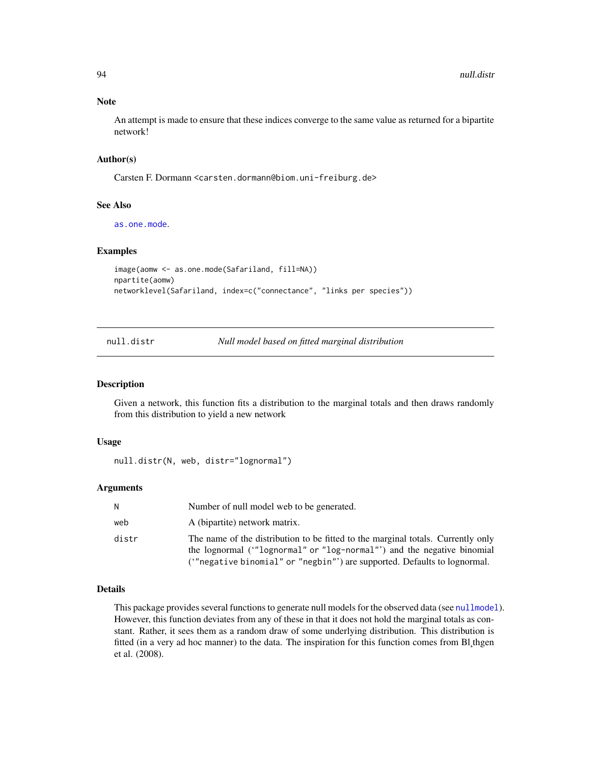### Note

An attempt is made to ensure that these indices converge to the same value as returned for a bipartite network!

### Author(s)

Carsten F. Dormann <carsten.dormann@biom.uni-freiburg.de>

### See Also

`as.one.mode`.

### Examples

```
image(aomw <- as.one.mode(Safariland, fill=NA))
npartite(aomw)
networklevel(Safariland, index=c("connectance", "links per species"))
```

---

## null.distr *Null model based on fitted marginal distribution*

### Description

Given a network, this function fits a distribution to the marginal totals and then draws randomly from this distribution to yield a new network

### Usage

```
null.distr(N, web, distr="lognormal")
```

### Arguments

| | |
|---|---|
| N | Number of null model web to be generated. |
| web | A (bipartite) network matrix. |
| distr | The name of the distribution to be fitted to the marginal totals. Currently only the lognormal ('"lognormal" or "log-normal"') and the negative binomial ('"negative binomial" or "negbin"') are supported. Defaults to lognormal. |

### Details

This package provides several functions to generate null models for the observed data (see `nullmodel`). However, this function deviates from any of these in that it does not hold the marginal totals as constant. Rather, it sees them as a random draw of some underlying distribution. This distribution is fitted (in a very ad hoc manner) to the data. The inspiration for this function comes from Bl¸thgen et al. (2008).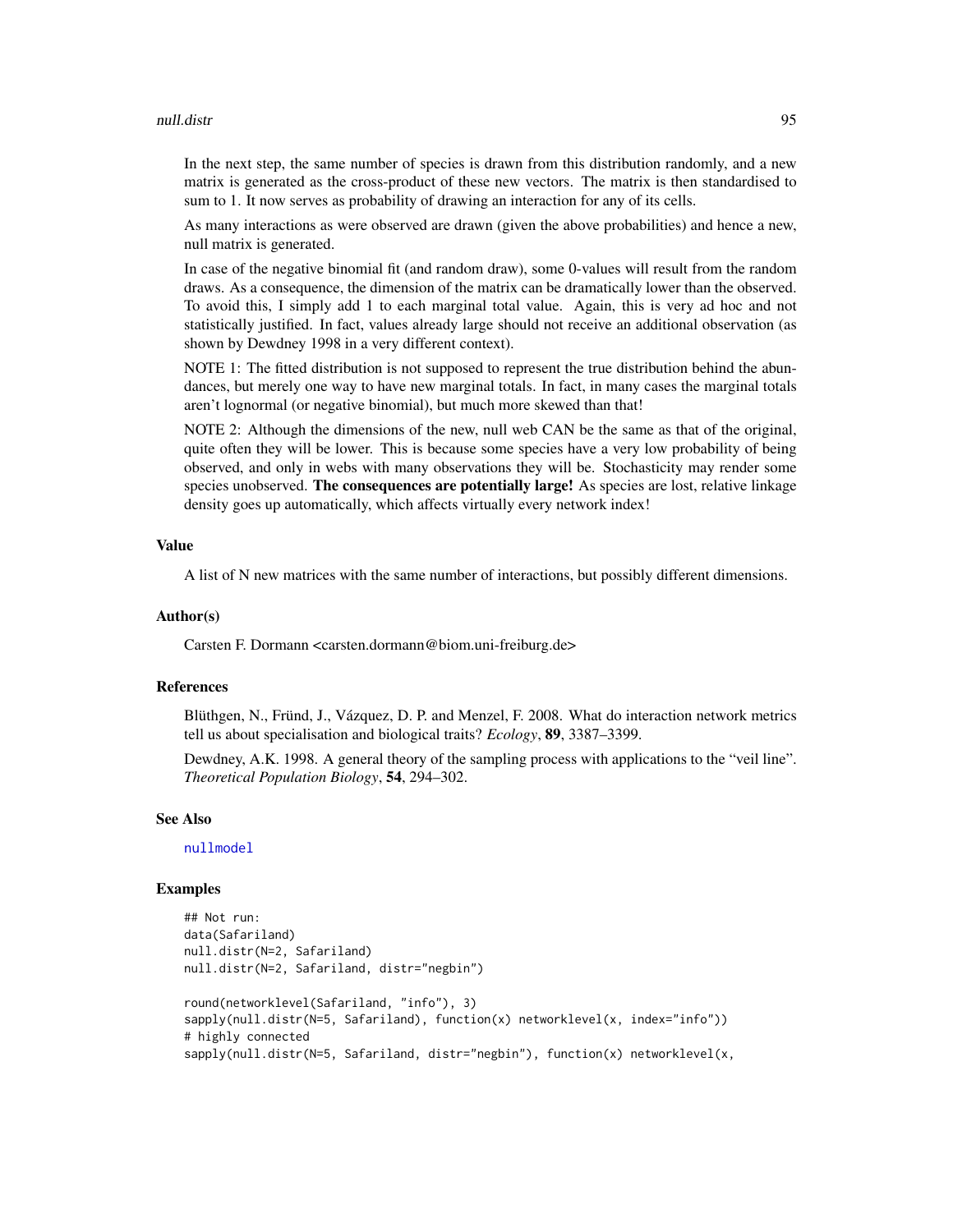In the next step, the same number of species is drawn from this distribution randomly, and a new matrix is generated as the cross-product of these new vectors. The matrix is then standardised to sum to 1. It now serves as probability of drawing an interaction for any of its cells.

As many interactions as were observed are drawn (given the above probabilities) and hence a new, null matrix is generated.

In case of the negative binomial fit (and random draw), some 0-values will result from the random draws. As a consequence, the dimension of the matrix can be dramatically lower than the observed. To avoid this, I simply add 1 to each marginal total value. Again, this is very ad hoc and not statistically justified. In fact, values already large should not receive an additional observation (as shown by Dewdney 1998 in a very different context).

NOTE 1: The fitted distribution is not supposed to represent the true distribution behind the abundances, but merely one way to have new marginal totals. In fact, in many cases the marginal totals aren't lognormal (or negative binomial), but much more skewed than that!

NOTE 2: Although the dimensions of the new, null web CAN be the same as that of the original, quite often they will be lower. This is because some species have a very low probability of being observed, and only in webs with many observations they will be. Stochasticity may render some species unobserved. **The consequences are potentially large!** As species are lost, relative linkage density goes up automatically, which affects virtually every network index!

### Value

A list of N new matrices with the same number of interactions, but possibly different dimensions.

### Author(s)

Carsten F. Dormann <carsten.dormann@biom.uni-freiburg.de>

### References

Blüthgen, N., Fründ, J., Vázquez, D. P. and Menzel, F. 2008. What do interaction network metrics tell us about specialisation and biological traits? *Ecology*, **89**, 3387–3399.

Dewdney, A.K. 1998. A general theory of the sampling process with applications to the "veil line". *Theoretical Population Biology*, **54**, 294–302.

### See Also

nullmodel

### Examples

```
## Not run:
data(Safariland)
null.distr(N=2, Safariland)
null.distr(N=2, Safariland, distr="negbin")

round(networklevel(Safariland, "info"), 3)
sapply(null.distr(N=5, Safariland), function(x) networklevel(x, index="info"))
# highly connected
sapply(null.distr(N=5, Safariland, distr="negbin"), function(x) networklevel(x,
```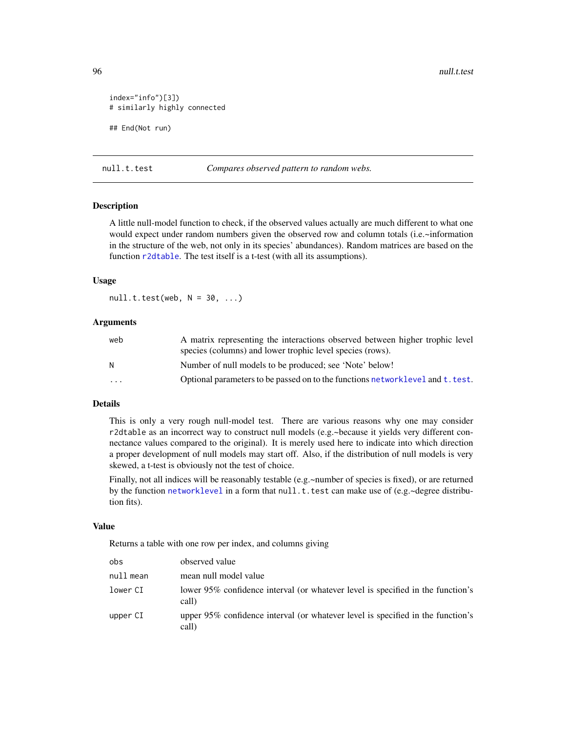```
index="info")[3])
# similarly highly connected

## End(Not run)
```

## null.t.test — *Compares observed pattern to random webs.*

### Description

A little null-model function to check, if the observed values actually are much different to what one would expect under random numbers given the observed row and column totals (i.e.~information in the structure of the web, not only in its species' abundances). Random matrices are based on the function r2dtable. The test itself is a t-test (with all its assumptions).

### Usage

```
null.t.test(web, N = 30, ...)
```

### Arguments

| | |
|---|---|
| web | A matrix representing the interactions observed between higher trophic level species (columns) and lower trophic level species (rows). |
| N | Number of null models to be produced; see 'Note' below! |
| ... | Optional parameters to be passed on to the functions networklevel and t.test. |

### Details

This is only a very rough null-model test. There are various reasons why one may consider r2dtable as an incorrect way to construct null models (e.g.~because it yields very different connectance values compared to the original). It is merely used here to indicate into which direction a proper development of null models may start off. Also, if the distribution of null models is very skewed, a t-test is obviously not the test of choice.

Finally, not all indices will be reasonably testable (e.g.~number of species is fixed), or are returned by the function networklevel in a form that null.t.test can make use of (e.g.~degree distribution fits).

### Value

Returns a table with one row per index, and columns giving

| | |
|---|---|
| obs | observed value |
| null mean | mean null model value |
| lower CI | lower 95% confidence interval (or whatever level is specified in the function's call) |
| upper CI | upper 95% confidence interval (or whatever level is specified in the function's call) |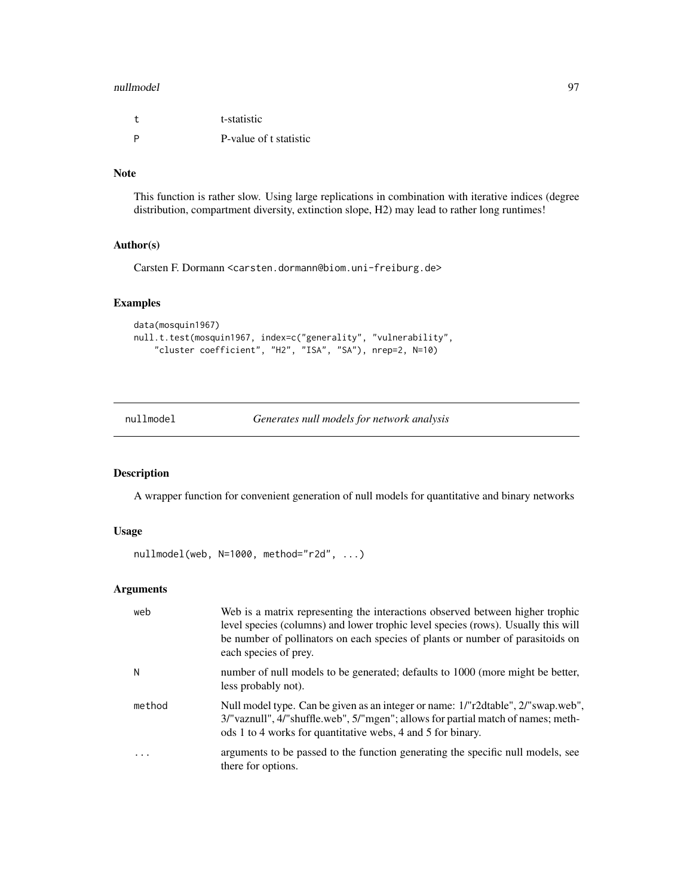| | |
|---|---|
| t | t-statistic |
| P | P-value of t statistic |

## Note

This function is rather slow. Using large replications in combination with iterative indices (degree distribution, compartment diversity, extinction slope, H2) may lead to rather long runtimes!

## Author(s)

Carsten F. Dormann <carsten.dormann@biom.uni-freiburg.de>

## Examples

```
data(mosquin1967)
null.t.test(mosquin1967, index=c("generality", "vulnerability",
    "cluster coefficient", "H2", "ISA", "SA"), nrep=2, N=10)
```

---

# nullmodel *Generates null models for network analysis*

## Description

A wrapper function for convenient generation of null models for quantitative and binary networks

## Usage

```
nullmodel(web, N=1000, method="r2d", ...)
```

## Arguments

| | |
|---|---|
| web | Web is a matrix representing the interactions observed between higher trophic level species (columns) and lower trophic level species (rows). Usually this will be number of pollinators on each species of plants or number of parasitoids on each species of prey. |
| N | number of null models to be generated; defaults to 1000 (more might be better, less probably not). |
| method | Null model type. Can be given as an integer or name: 1/"r2dtable", 2/"swap.web", 3/"vaznull", 4/"shuffle.web", 5/"mgen"; allows for partial match of names; methods 1 to 4 works for quantitative webs, 4 and 5 for binary. |
| ... | arguments to be passed to the function generating the specific null models, see there for options. |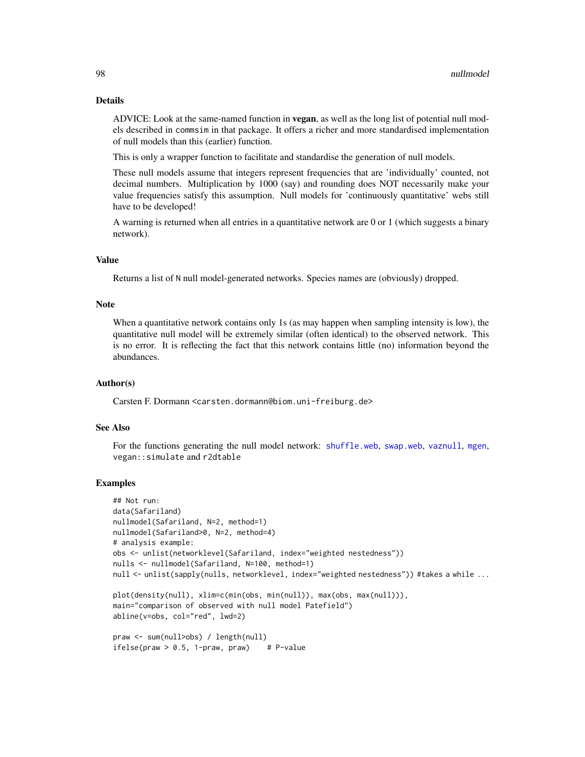## Details

ADVICE: Look at the same-named function in **vegan**, as well as the long list of potential null models described in `commsim` in that package. It offers a richer and more standardised implementation of null models than this (earlier) function.

This is only a wrapper function to facilitate and standardise the generation of null models.

These null models assume that integers represent frequencies that are 'individually' counted, not decimal numbers. Multiplication by 1000 (say) and rounding does NOT necessarily make your value frequencies satisfy this assumption. Null models for 'continuously quantitative' webs still have to be developed!

A warning is returned when all entries in a quantitative network are 0 or 1 (which suggests a binary network).

## Value

Returns a list of `N` null model-generated networks. Species names are (obviously) dropped.

## Note

When a quantitative network contains only 1s (as may happen when sampling intensity is low), the quantitative null model will be extremely similar (often identical) to the observed network. This is no error. It is reflecting the fact that this network contains little (no) information beyond the abundances.

## Author(s)

Carsten F. Dormann <carsten.dormann@biom.uni-freiburg.de>

## See Also

For the functions generating the null model network: `shuffle.web`, `swap.web`, `vaznull`, `mgen`, `vegan::simulate` and `r2dtable`

## Examples

```
## Not run:
data(Safariland)
nullmodel(Safariland, N=2, method=1)
nullmodel(Safariland>0, N=2, method=4)
# analysis example:
obs <- unlist(networklevel(Safariland, index="weighted nestedness"))
nulls <- nullmodel(Safariland, N=100, method=1)
null <- unlist(sapply(nulls, networklevel, index="weighted nestedness")) #takes a while ...

plot(density(null), xlim=c(min(obs, min(null)), max(obs, max(null))),
main="comparison of observed with null model Patefield")
abline(v=obs, col="red", lwd=2)

praw <- sum(null>obs) / length(null)
ifelse(praw > 0.5, 1-praw, praw)    # P-value
```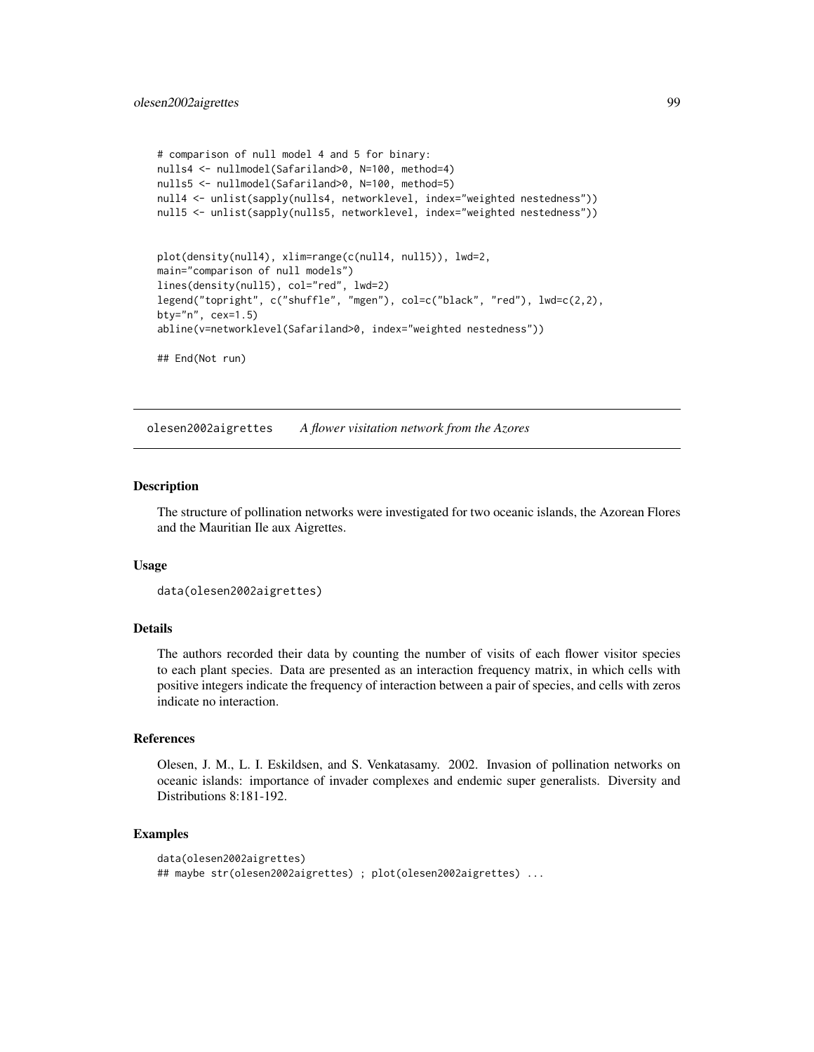```
# comparison of null model 4 and 5 for binary:
nulls4 <- nullmodel(Safariland>0, N=100, method=4)
nulls5 <- nullmodel(Safariland>0, N=100, method=5)
null4 <- unlist(sapply(nulls4, networklevel, index="weighted nestedness"))
null5 <- unlist(sapply(nulls5, networklevel, index="weighted nestedness"))


plot(density(null4), xlim=range(c(null4, null5)), lwd=2,
main="comparison of null models")
lines(density(null5), col="red", lwd=2)
legend("topright", c("shuffle", "mgen"), col=c("black", "red"), lwd=c(2,2),
bty="n", cex=1.5)
abline(v=networklevel(Safariland>0, index="weighted nestedness"))

## End(Not run)
```

---

## olesen2002aigrettes *A flower visitation network from the Azores*

### Description

The structure of pollination networks were investigated for two oceanic islands, the Azorean Flores and the Mauritian Ile aux Aigrettes.

### Usage

```
data(olesen2002aigrettes)
```

### Details

The authors recorded their data by counting the number of visits of each flower visitor species to each plant species. Data are presented as an interaction frequency matrix, in which cells with positive integers indicate the frequency of interaction between a pair of species, and cells with zeros indicate no interaction.

### References

Olesen, J. M., L. I. Eskildsen, and S. Venkatasamy. 2002. Invasion of pollination networks on oceanic islands: importance of invader complexes and endemic super generalists. Diversity and Distributions 8:181-192.

### Examples

```
data(olesen2002aigrettes)
## maybe str(olesen2002aigrettes) ; plot(olesen2002aigrettes) ...
```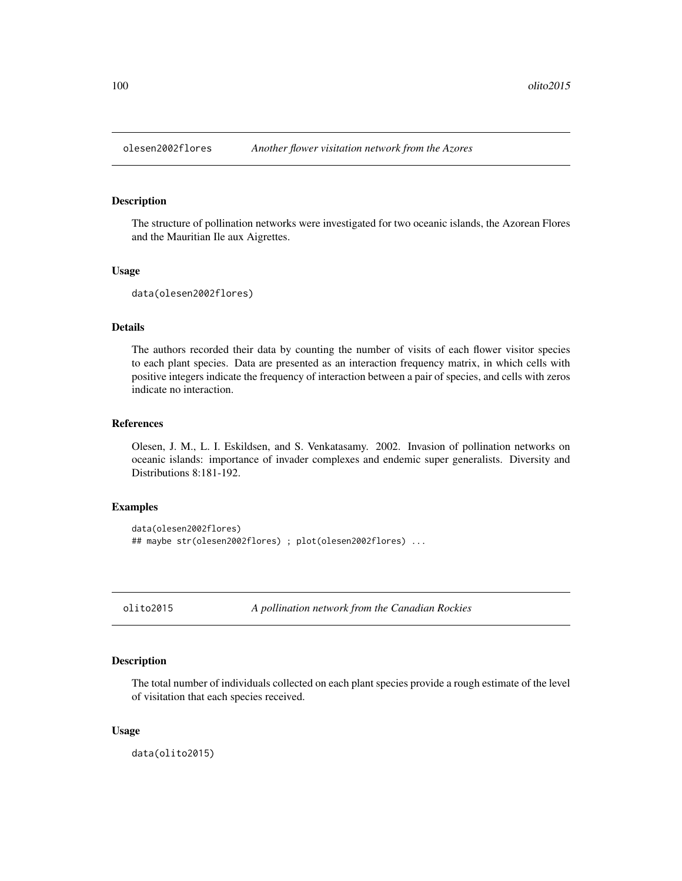## olesen2002flores — *Another flower visitation network from the Azores*

### Description

The structure of pollination networks were investigated for two oceanic islands, the Azorean Flores and the Mauritian Ile aux Aigrettes.

### Usage

```
data(olesen2002flores)
```

### Details

The authors recorded their data by counting the number of visits of each flower visitor species to each plant species. Data are presented as an interaction frequency matrix, in which cells with positive integers indicate the frequency of interaction between a pair of species, and cells with zeros indicate no interaction.

### References

Olesen, J. M., L. I. Eskildsen, and S. Venkatasamy. 2002. Invasion of pollination networks on oceanic islands: importance of invader complexes and endemic super generalists. Diversity and Distributions 8:181-192.

### Examples

```
data(olesen2002flores)
## maybe str(olesen2002flores) ; plot(olesen2002flores) ...
```

## olito2015 — *A pollination network from the Canadian Rockies*

### Description

The total number of individuals collected on each plant species provide a rough estimate of the level of visitation that each species received.

### Usage

```
data(olito2015)
```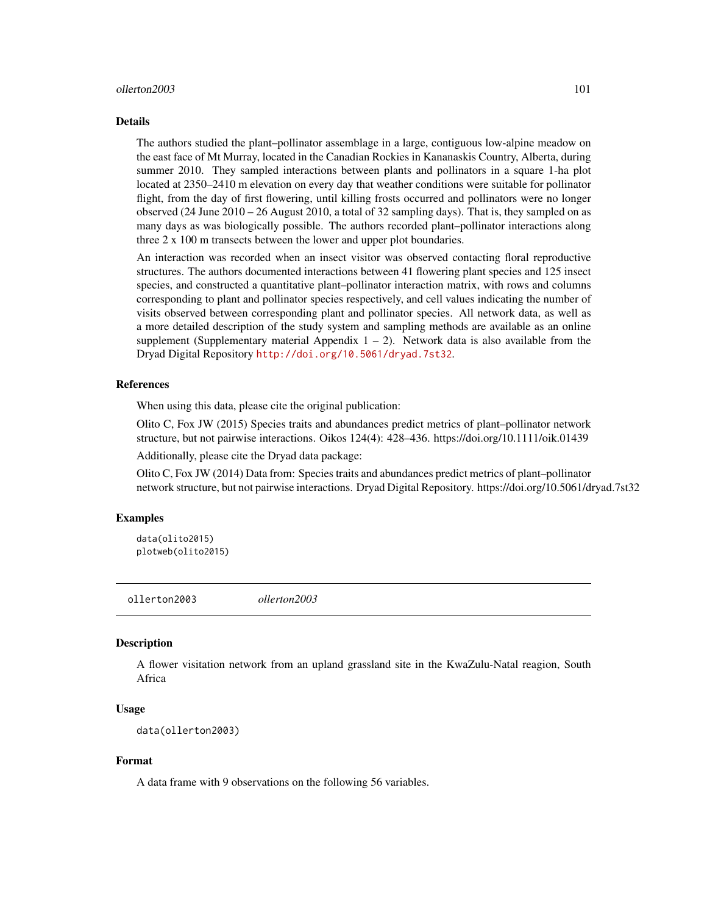### Details

The authors studied the plant–pollinator assemblage in a large, contiguous low-alpine meadow on the east face of Mt Murray, located in the Canadian Rockies in Kananaskis Country, Alberta, during summer 2010. They sampled interactions between plants and pollinators in a square 1-ha plot located at 2350–2410 m elevation on every day that weather conditions were suitable for pollinator flight, from the day of first flowering, until killing frosts occurred and pollinators were no longer observed (24 June 2010 – 26 August 2010, a total of 32 sampling days). That is, they sampled on as many days as was biologically possible. The authors recorded plant–pollinator interactions along three 2 x 100 m transects between the lower and upper plot boundaries.

An interaction was recorded when an insect visitor was observed contacting floral reproductive structures. The authors documented interactions between 41 flowering plant species and 125 insect species, and constructed a quantitative plant–pollinator interaction matrix, with rows and columns corresponding to plant and pollinator species respectively, and cell values indicating the number of visits observed between corresponding plant and pollinator species. All network data, as well as a more detailed description of the study system and sampling methods are available as an online supplement (Supplementary material Appendix 1 – 2). Network data is also available from the Dryad Digital Repository http://doi.org/10.5061/dryad.7st32.

### References

When using this data, please cite the original publication:

Olito C, Fox JW (2015) Species traits and abundances predict metrics of plant–pollinator network structure, but not pairwise interactions. Oikos 124(4): 428–436. https://doi.org/10.1111/oik.01439

Additionally, please cite the Dryad data package:

Olito C, Fox JW (2014) Data from: Species traits and abundances predict metrics of plant–pollinator network structure, but not pairwise interactions. Dryad Digital Repository. https://doi.org/10.5061/dryad.7st32

### Examples

```
data(olito2015)
plotweb(olito2015)
```

---

## ollerton2003 *ollerton2003*

### Description

A flower visitation network from an upland grassland site in the KwaZulu-Natal reagion, South Africa

### Usage

```
data(ollerton2003)
```

### Format

A data frame with 9 observations on the following 56 variables.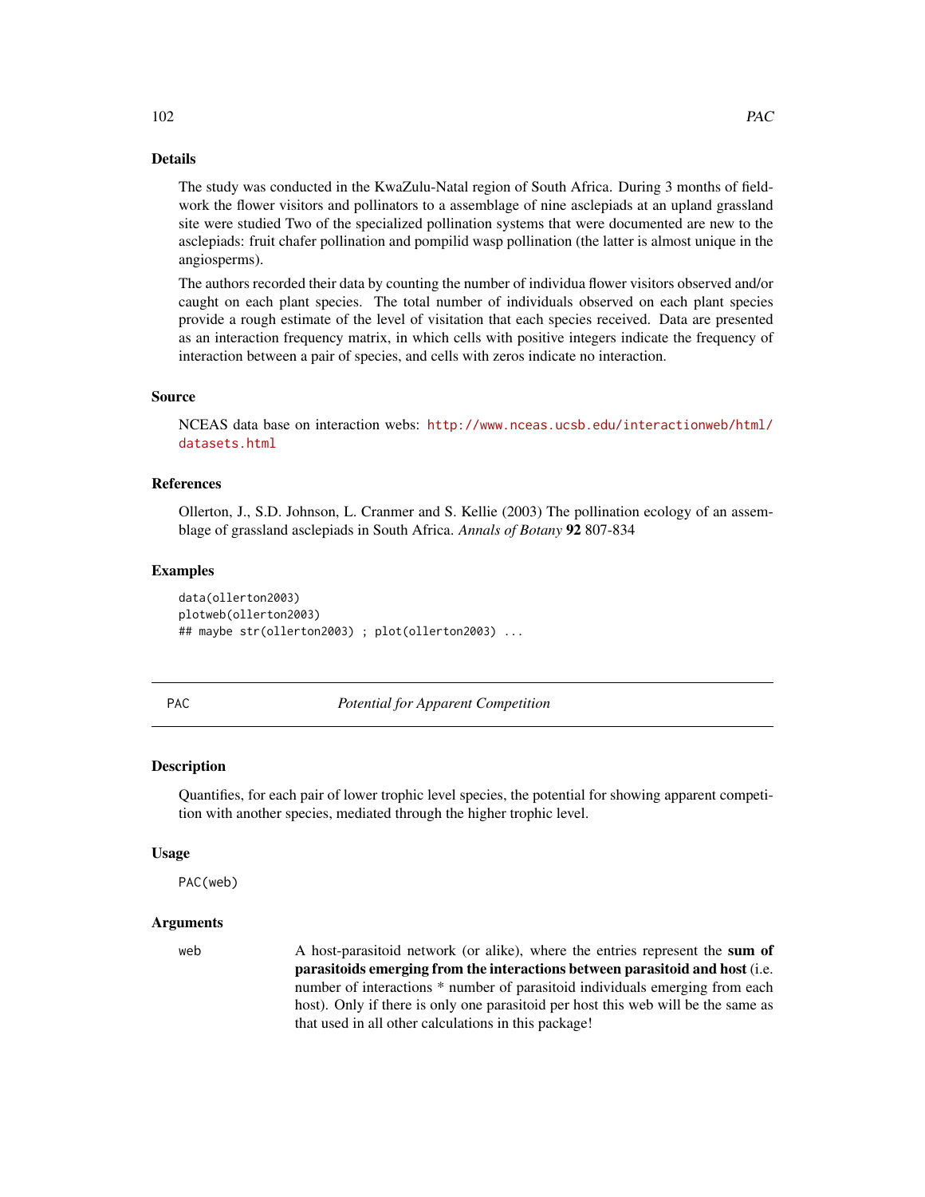## Details

The study was conducted in the KwaZulu-Natal region of South Africa. During 3 months of fieldwork the flower visitors and pollinators to a assemblage of nine asclepiads at an upland grassland site were studied Two of the specialized pollination systems that were documented are new to the asclepiads: fruit chafer pollination and pompilid wasp pollination (the latter is almost unique in the angiosperms).

The authors recorded their data by counting the number of individua flower visitors observed and/or caught on each plant species. The total number of individuals observed on each plant species provide a rough estimate of the level of visitation that each species received. Data are presented as an interaction frequency matrix, in which cells with positive integers indicate the frequency of interaction between a pair of species, and cells with zeros indicate no interaction.

## Source

NCEAS data base on interaction webs: http://www.nceas.ucsb.edu/interactionweb/html/datasets.html

## References

Ollerton, J., S.D. Johnson, L. Cranmer and S. Kellie (2003) The pollination ecology of an assemblage of grassland asclepiads in South Africa. *Annals of Botany* **92** 807-834

## Examples

```
data(ollerton2003)
plotweb(ollerton2003)
## maybe str(ollerton2003) ; plot(ollerton2003) ...
```

---

# PAC *Potential for Apparent Competition*

## Description

Quantifies, for each pair of lower trophic level species, the potential for showing apparent competition with another species, mediated through the higher trophic level.

## Usage

```
PAC(web)
```

## Arguments

| | |
|---|---|
| web | A host-parasitoid network (or alike), where the entries represent the **sum of parasitoids emerging from the interactions between parasitoid and host** (i.e. number of interactions * number of parasitoid individuals emerging from each host). Only if there is only one parasitoid per host this web will be the same as that used in all other calculations in this package! |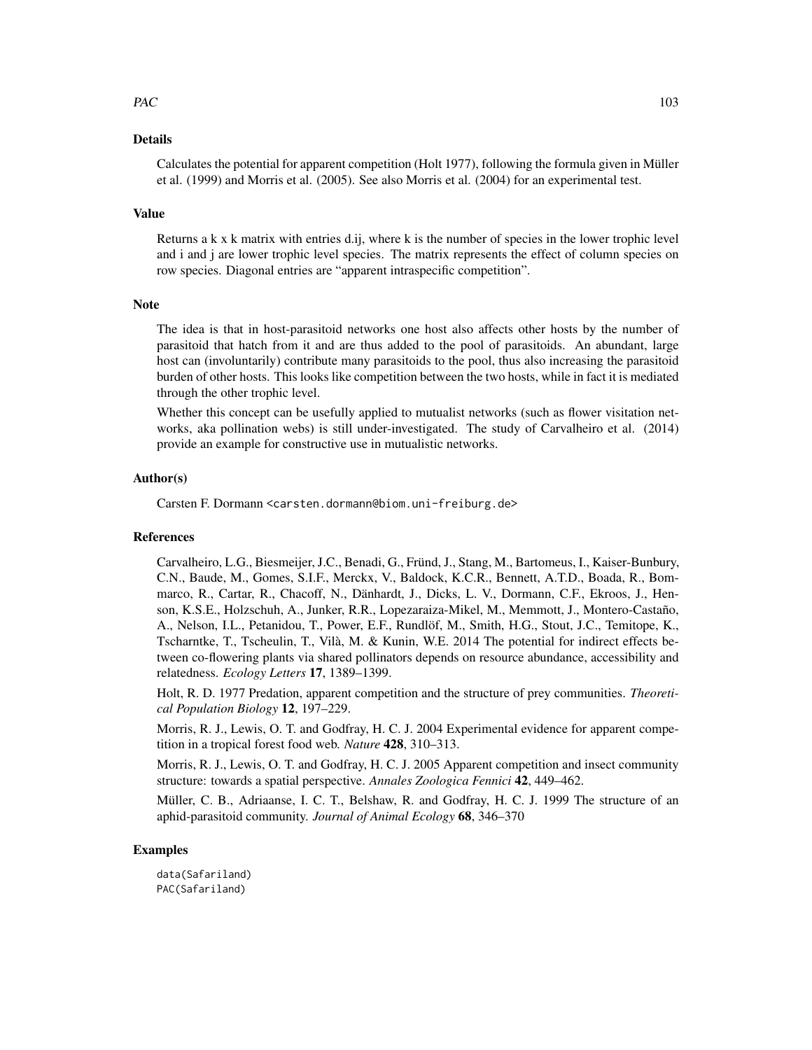## Details

Calculates the potential for apparent competition (Holt 1977), following the formula given in Müller et al. (1999) and Morris et al. (2005). See also Morris et al. (2004) for an experimental test.

## Value

Returns a k x k matrix with entries d.ij, where k is the number of species in the lower trophic level and i and j are lower trophic level species. The matrix represents the effect of column species on row species. Diagonal entries are "apparent intraspecific competition".

## Note

The idea is that in host-parasitoid networks one host also affects other hosts by the number of parasitoid that hatch from it and are thus added to the pool of parasitoids. An abundant, large host can (involuntarily) contribute many parasitoids to the pool, thus also increasing the parasitoid burden of other hosts. This looks like competition between the two hosts, while in fact it is mediated through the other trophic level.

Whether this concept can be usefully applied to mutualist networks (such as flower visitation networks, aka pollination webs) is still under-investigated. The study of Carvalheiro et al. (2014) provide an example for constructive use in mutualistic networks.

## Author(s)

Carsten F. Dormann <carsten.dormann@biom.uni-freiburg.de>

## References

Carvalheiro, L.G., Biesmeijer, J.C., Benadi, G., Fründ, J., Stang, M., Bartomeus, I., Kaiser-Bunbury, C.N., Baude, M., Gomes, S.I.F., Merckx, V., Baldock, K.C.R., Bennett, A.T.D., Boada, R., Bommarco, R., Cartar, R., Chacoff, N., Dänhardt, J., Dicks, L. V., Dormann, C.F., Ekroos, J., Henson, K.S.E., Holzschuh, A., Junker, R.R., Lopezaraiza-Mikel, M., Memmott, J., Montero-Castaño, A., Nelson, I.L., Petanidou, T., Power, E.F., Rundlöf, M., Smith, H.G., Stout, J.C., Temitope, K., Tscharntke, T., Tscheulin, T., Vilà, M. & Kunin, W.E. 2014 The potential for indirect effects between co-flowering plants via shared pollinators depends on resource abundance, accessibility and relatedness. *Ecology Letters* **17**, 1389–1399.

Holt, R. D. 1977 Predation, apparent competition and the structure of prey communities. *Theoretical Population Biology* **12**, 197–229.

Morris, R. J., Lewis, O. T. and Godfray, H. C. J. 2004 Experimental evidence for apparent competition in a tropical forest food web. *Nature* **428**, 310–313.

Morris, R. J., Lewis, O. T. and Godfray, H. C. J. 2005 Apparent competition and insect community structure: towards a spatial perspective. *Annales Zoologica Fennici* **42**, 449–462.

Müller, C. B., Adriaanse, I. C. T., Belshaw, R. and Godfray, H. C. J. 1999 The structure of an aphid-parasitoid community. *Journal of Animal Ecology* **68**, 346–370

## Examples

```
data(Safariland)
PAC(Safariland)
```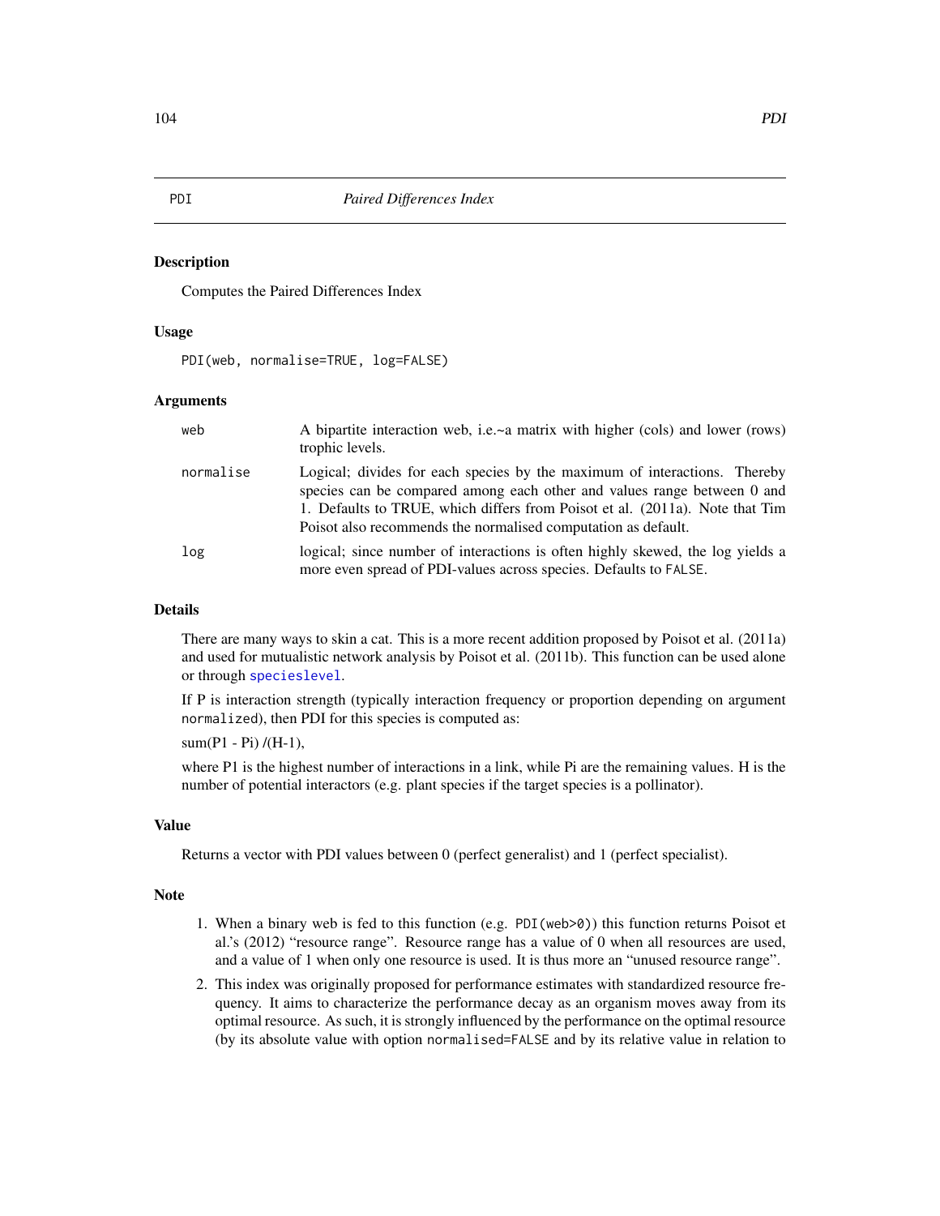PDI *Paired Differences Index*

## Description

Computes the Paired Differences Index

## Usage

```
PDI(web, normalise=TRUE, log=FALSE)
```

## Arguments

| | |
|---|---|
| web | A bipartite interaction web, i.e.~a matrix with higher (cols) and lower (rows) trophic levels. |
| normalise | Logical; divides for each species by the maximum of interactions. Thereby species can be compared among each other and values range between 0 and 1. Defaults to TRUE, which differs from Poisot et al. (2011a). Note that Tim Poisot also recommends the normalised computation as default. |
| log | logical; since number of interactions is often highly skewed, the log yields a more even spread of PDI-values across species. Defaults to FALSE. |

## Details

There are many ways to skin a cat. This is a more recent addition proposed by Poisot et al. (2011a) and used for mutualistic network analysis by Poisot et al. (2011b). This function can be used alone or through specieslevel.

If P is interaction strength (typically interaction frequency or proportion depending on argument normalized), then PDI for this species is computed as:

sum(P1 - Pi) /(H-1),

where P1 is the highest number of interactions in a link, while Pi are the remaining values. H is the number of potential interactors (e.g. plant species if the target species is a pollinator).

## Value

Returns a vector with PDI values between 0 (perfect generalist) and 1 (perfect specialist).

## Note

1. When a binary web is fed to this function (e.g. `PDI(web>0)`) this function returns Poisot et al.'s (2012) "resource range". Resource range has a value of 0 when all resources are used, and a value of 1 when only one resource is used. It is thus more an "unused resource range".
2. This index was originally proposed for performance estimates with standardized resource frequency. It aims to characterize the performance decay as an organism moves away from its optimal resource. As such, it is strongly influenced by the performance on the optimal resource (by its absolute value with option normalised=FALSE and by its relative value in relation to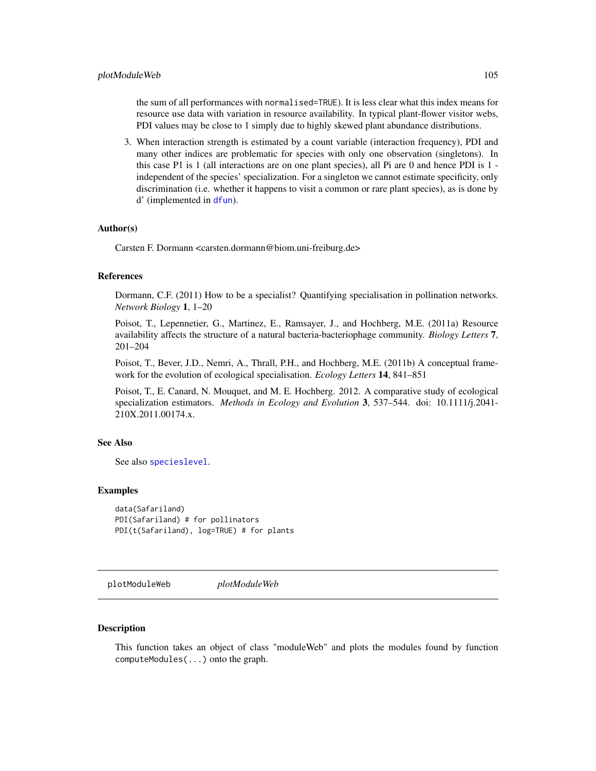the sum of all performances with normalised=TRUE). It is less clear what this index means for resource use data with variation in resource availability. In typical plant-flower visitor webs, PDI values may be close to 1 simply due to highly skewed plant abundance distributions.

3. When interaction strength is estimated by a count variable (interaction frequency), PDI and many other indices are problematic for species with only one observation (singletons). In this case P1 is 1 (all interactions are on one plant species), all Pi are 0 and hence PDI is 1 - independent of the species' specialization. For a singleton we cannot estimate specificity, only discrimination (i.e. whether it happens to visit a common or rare plant species), as is done by d' (implemented in dfun).

### Author(s)

Carsten F. Dormann <carsten.dormann@biom.uni-freiburg.de>

### References

Dormann, C.F. (2011) How to be a specialist? Quantifying specialisation in pollination networks. *Network Biology* **1**, 1–20

Poisot, T., Lepennetier, G., Martinez, E., Ramsayer, J., and Hochberg, M.E. (2011a) Resource availability affects the structure of a natural bacteria-bacteriophage community. *Biology Letters* **7**, 201–204

Poisot, T., Bever, J.D., Nemri, A., Thrall, P.H., and Hochberg, M.E. (2011b) A conceptual framework for the evolution of ecological specialisation. *Ecology Letters* **14**, 841–851

Poisot, T., E. Canard, N. Mouquet, and M. E. Hochberg. 2012. A comparative study of ecological specialization estimators. *Methods in Ecology and Evolution* **3**, 537–544. doi: 10.1111/j.2041-210X.2011.00174.x.

### See Also

See also specieslevel.

### Examples

```
data(Safariland)
PDI(Safariland) # for pollinators
PDI(t(Safariland), log=TRUE) # for plants
```

---

## plotModuleWeb *plotModuleWeb*

### Description

This function takes an object of class "moduleWeb" and plots the modules found by function computeModules(...) onto the graph.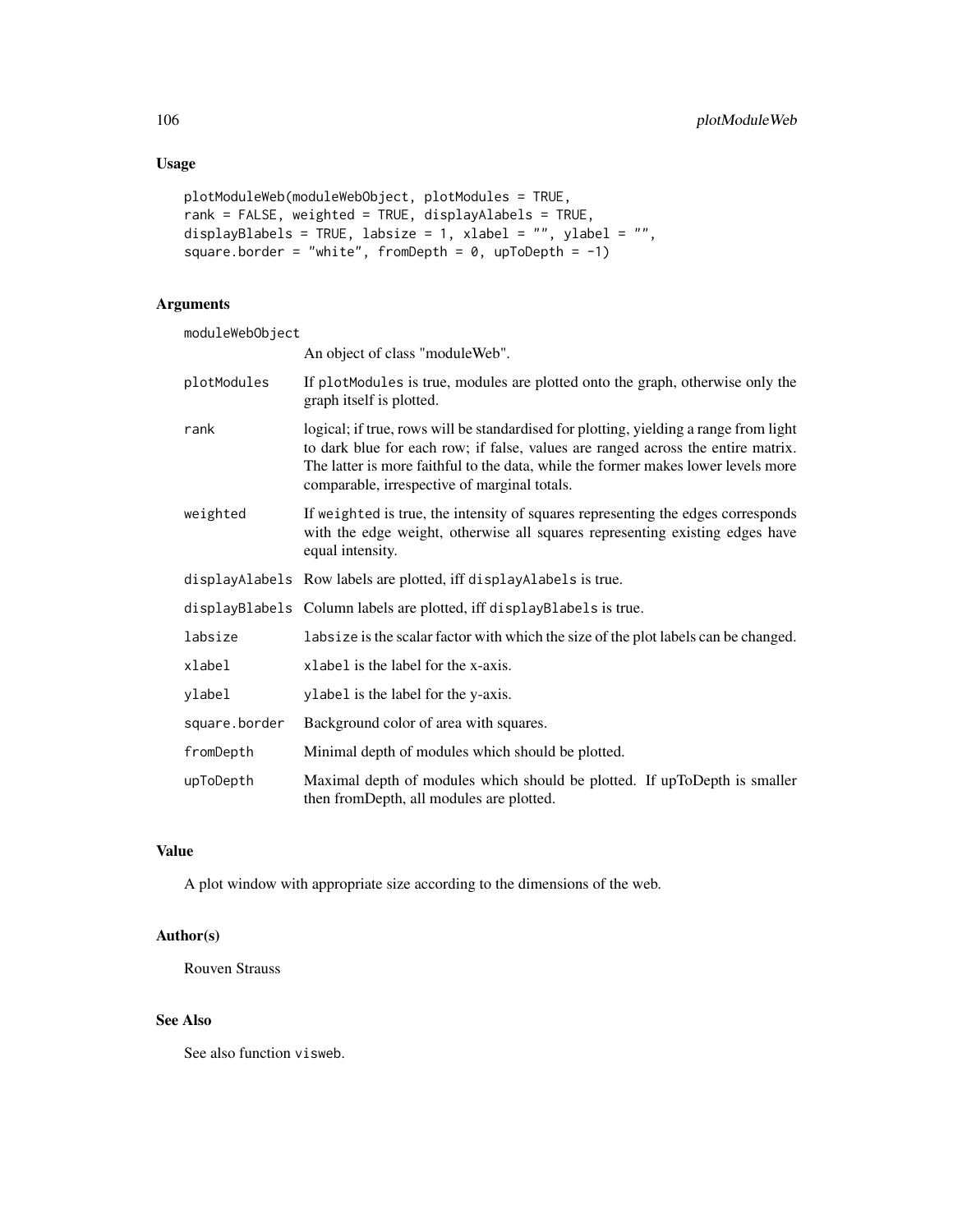## Usage

```
plotModuleWeb(moduleWebObject, plotModules = TRUE,
rank = FALSE, weighted = TRUE, displayAlabels = TRUE,
displayBlabels = TRUE, labsize = 1, xlabel = "", ylabel = "",
square.border = "white", fromDepth = 0, upToDepth = -1)
```

## Arguments

| | |
|---|---|
| `moduleWebObject` | An object of class "moduleWeb". |
| `plotModules` | If `plotModules` is true, modules are plotted onto the graph, otherwise only the graph itself is plotted. |
| `rank` | logical; if true, rows will be standardised for plotting, yielding a range from light to dark blue for each row; if false, values are ranged across the entire matrix. The latter is more faithful to the data, while the former makes lower levels more comparable, irrespective of marginal totals. |
| `weighted` | If `weighted` is true, the intensity of squares representing the edges corresponds with the edge weight, otherwise all squares representing existing edges have equal intensity. |
| `displayAlabels` | Row labels are plotted, iff `displayAlabels` is true. |
| `displayBlabels` | Column labels are plotted, iff `displayBlabels` is true. |
| `labsize` | `labsize` is the scalar factor with which the size of the plot labels can be changed. |
| `xlabel` | `xlabel` is the label for the x-axis. |
| `ylabel` | `ylabel` is the label for the y-axis. |
| `square.border` | Background color of area with squares. |
| `fromDepth` | Minimal depth of modules which should be plotted. |
| `upToDepth` | Maximal depth of modules which should be plotted. If upToDepth is smaller then fromDepth, all modules are plotted. |

## Value

A plot window with appropriate size according to the dimensions of the web.

## Author(s)

Rouven Strauss

## See Also

See also function `visweb`.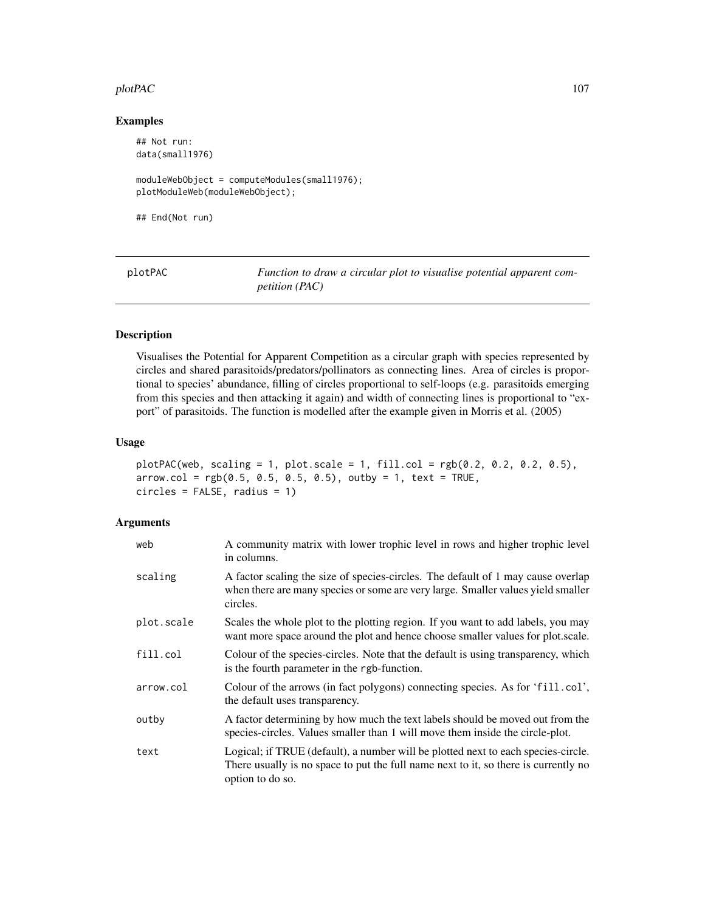### Examples

```
## Not run:
data(small1976)

moduleWebObject = computeModules(small1976);
plotModuleWeb(moduleWebObject);

## End(Not run)
```

---

## plotPAC — *Function to draw a circular plot to visualise potential apparent competition (PAC)*

---

### Description

Visualises the Potential for Apparent Competition as a circular graph with species represented by circles and shared parasitoids/predators/pollinators as connecting lines. Area of circles is proportional to species' abundance, filling of circles proportional to self-loops (e.g. parasitoids emerging from this species and then attacking it again) and width of connecting lines is proportional to "export" of parasitoids. The function is modelled after the example given in Morris et al. (2005)

### Usage

```
plotPAC(web, scaling = 1, plot.scale = 1, fill.col = rgb(0.2, 0.2, 0.2, 0.5),
arrow.col = rgb(0.5, 0.5, 0.5, 0.5), outby = 1, text = TRUE,
circles = FALSE, radius = 1)
```

### Arguments

| | |
|---|---|
| `web` | A community matrix with lower trophic level in rows and higher trophic level in columns. |
| `scaling` | A factor scaling the size of species-circles. The default of 1 may cause overlap when there are many species or some are very large. Smaller values yield smaller circles. |
| `plot.scale` | Scales the whole plot to the plotting region. If you want to add labels, you may want more space around the plot and hence choose smaller values for plot.scale. |
| `fill.col` | Colour of the species-circles. Note that the default is using transparency, which is the fourth parameter in the `rgb`-function. |
| `arrow.col` | Colour of the arrows (in fact polygons) connecting species. As for '`fill.col`', the default uses transparency. |
| `outby` | A factor determining by how much the text labels should be moved out from the species-circles. Values smaller than 1 will move them inside the circle-plot. |
| `text` | Logical; if TRUE (default), a number will be plotted next to each species-circle. There usually is no space to put the full name next to it, so there is currently no option to do so. |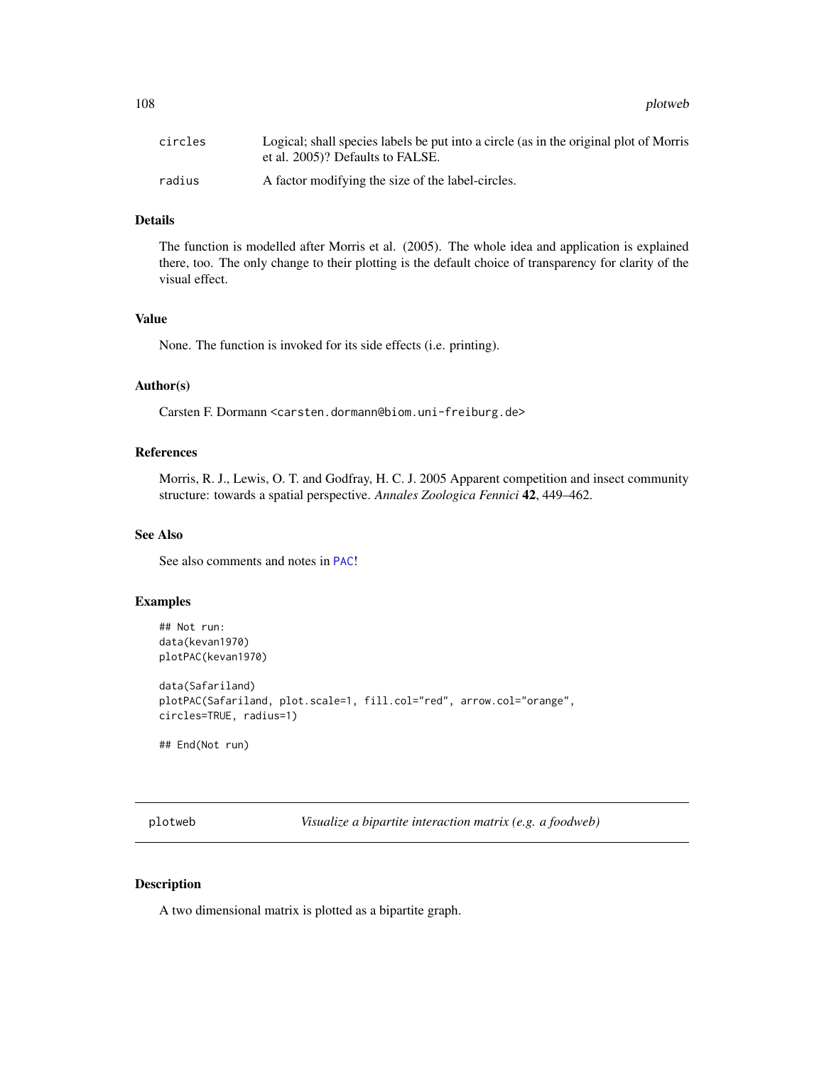| | |
|---|---|
| circles | Logical; shall species labels be put into a circle (as in the original plot of Morris et al. 2005)? Defaults to FALSE. |
| radius | A factor modifying the size of the label-circles. |

### Details

The function is modelled after Morris et al. (2005). The whole idea and application is explained there, too. The only change to their plotting is the default choice of transparency for clarity of the visual effect.

### Value

None. The function is invoked for its side effects (i.e. printing).

### Author(s)

Carsten F. Dormann <carsten.dormann@biom.uni-freiburg.de>

### References

Morris, R. J., Lewis, O. T. and Godfray, H. C. J. 2005 Apparent competition and insect community structure: towards a spatial perspective. *Annales Zoologica Fennici* **42**, 449–462.

### See Also

See also comments and notes in PAC!

### Examples

```
## Not run:
data(kevan1970)
plotPAC(kevan1970)

data(Safariland)
plotPAC(Safariland, plot.scale=1, fill.col="red", arrow.col="orange",
circles=TRUE, radius=1)

## End(Not run)
```

---

## plotweb — *Visualize a bipartite interaction matrix (e.g. a foodweb)*

### Description

A two dimensional matrix is plotted as a bipartite graph.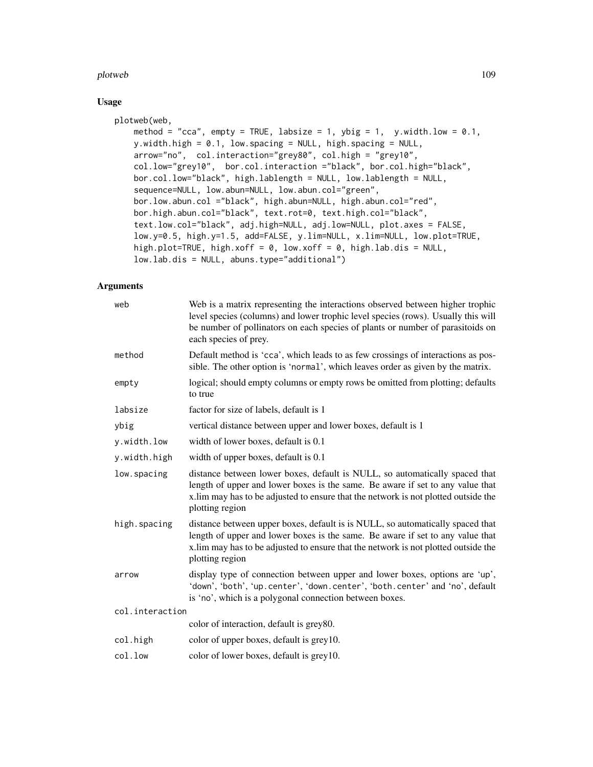## Usage

```
plotweb(web,
    method = "cca", empty = TRUE, labsize = 1, ybig = 1,  y.width.low = 0.1,
    y.width.high = 0.1, low.spacing = NULL, high.spacing = NULL,
    arrow="no",  col.interaction="grey80", col.high = "grey10",
    col.low="grey10",  bor.col.interaction ="black", bor.col.high="black",
    bor.col.low="black", high.lablength = NULL, low.lablength = NULL,
    sequence=NULL, low.abun=NULL, low.abun.col="green",
    bor.low.abun.col ="black", high.abun=NULL, high.abun.col="red",
    bor.high.abun.col="black", text.rot=0, text.high.col="black",
    text.low.col="black", adj.high=NULL, adj.low=NULL, plot.axes = FALSE,
    low.y=0.5, high.y=1.5, add=FALSE, y.lim=NULL, x.lim=NULL, low.plot=TRUE,
    high.plot=TRUE, high.xoff = 0, low.xoff = 0, high.lab.dis = NULL,
    low.lab.dis = NULL, abuns.type="additional")
```

## Arguments

| | |
|---|---|
| `web` | Web is a matrix representing the interactions observed between higher trophic level species (columns) and lower trophic level species (rows). Usually this will be number of pollinators on each species of plants or number of parasitoids on each species of prey. |
| `method` | Default method is 'cca', which leads to as few crossings of interactions as possible. The other option is 'normal', which leaves order as given by the matrix. |
| `empty` | logical; should empty columns or empty rows be omitted from plotting; defaults to true |
| `labsize` | factor for size of labels, default is 1 |
| `ybig` | vertical distance between upper and lower boxes, default is 1 |
| `y.width.low` | width of lower boxes, default is 0.1 |
| `y.width.high` | width of upper boxes, default is 0.1 |
| `low.spacing` | distance between lower boxes, default is NULL, so automatically spaced that length of upper and lower boxes is the same. Be aware if set to any value that x.lim may has to be adjusted to ensure that the network is not plotted outside the plotting region |
| `high.spacing` | distance between upper boxes, default is is NULL, so automatically spaced that length of upper and lower boxes is the same. Be aware if set to any value that x.lim may has to be adjusted to ensure that the network is not plotted outside the plotting region |
| `arrow` | display type of connection between upper and lower boxes, options are 'up', 'down', 'both', 'up.center', 'down.center', 'both.center' and 'no', default is 'no', which is a polygonal connection between boxes. |
| `col.interaction` | color of interaction, default is grey80. |
| `col.high` | color of upper boxes, default is grey10. |
| `col.low` | color of lower boxes, default is grey10. |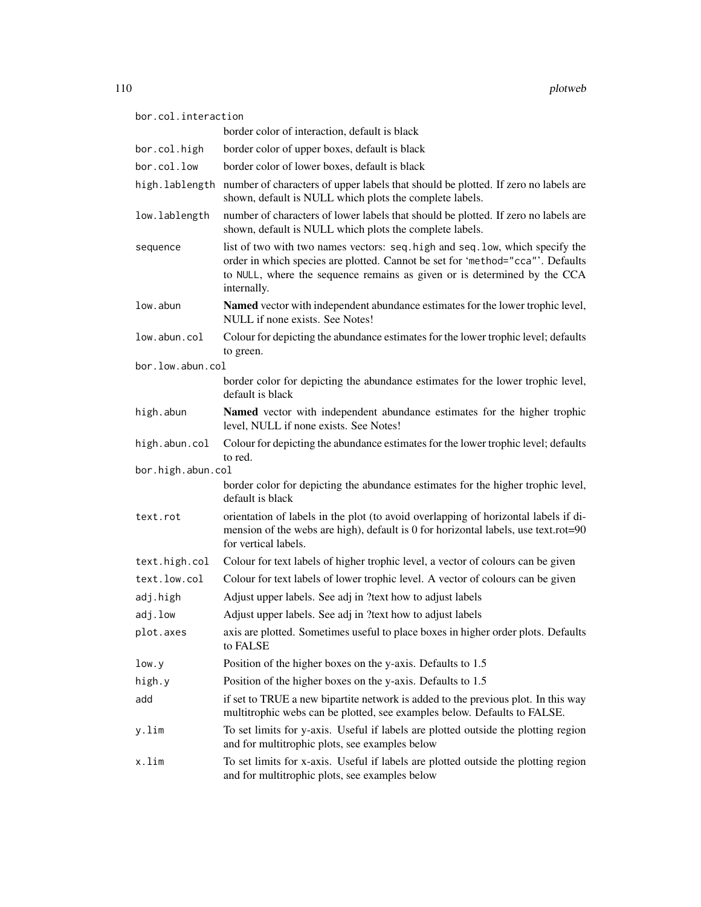| | |
|---|---|
| `bor.col.interaction` | border color of interaction, default is black |
| `bor.col.high` | border color of upper boxes, default is black |
| `bor.col.low` | border color of lower boxes, default is black |
| `high.lablength` | number of characters of upper labels that should be plotted. If zero no labels are shown, default is NULL which plots the complete labels. |
| `low.lablength` | number of characters of lower labels that should be plotted. If zero no labels are shown, default is NULL which plots the complete labels. |
| `sequence` | list of two with two names vectors: `seq.high` and `seq.low`, which specify the order in which species are plotted. Cannot be set for 'method="cca"'. Defaults to NULL, where the sequence remains as given or is determined by the CCA internally. |
| `low.abun` | **Named** vector with independent abundance estimates for the lower trophic level, NULL if none exists. See Notes! |
| `low.abun.col` | Colour for depicting the abundance estimates for the lower trophic level; defaults to green. |
| `bor.low.abun.col` | border color for depicting the abundance estimates for the lower trophic level, default is black |
| `high.abun` | **Named** vector with independent abundance estimates for the higher trophic level, NULL if none exists. See Notes! |
| `high.abun.col` | Colour for depicting the abundance estimates for the lower trophic level; defaults to red. |
| `bor.high.abun.col` | border color for depicting the abundance estimates for the higher trophic level, default is black |
| `text.rot` | orientation of labels in the plot (to avoid overlapping of horizontal labels if dimension of the webs are high), default is 0 for horizontal labels, use text.rot=90 for vertical labels. |
| `text.high.col` | Colour for text labels of higher trophic level, a vector of colours can be given |
| `text.low.col` | Colour for text labels of lower trophic level. A vector of colours can be given |
| `adj.high` | Adjust upper labels. See adj in ?text how to adjust labels |
| `adj.low` | Adjust upper labels. See adj in ?text how to adjust labels |
| `plot.axes` | axis are plotted. Sometimes useful to place boxes in higher order plots. Defaults to FALSE |
| `low.y` | Position of the higher boxes on the y-axis. Defaults to 1.5 |
| `high.y` | Position of the higher boxes on the y-axis. Defaults to 1.5 |
| `add` | if set to TRUE a new bipartite network is added to the previous plot. In this way multitrophic webs can be plotted, see examples below. Defaults to FALSE. |
| `y.lim` | To set limits for y-axis. Useful if labels are plotted outside the plotting region and for multitrophic plots, see examples below |
| `x.lim` | To set limits for x-axis. Useful if labels are plotted outside the plotting region and for multitrophic plots, see examples below |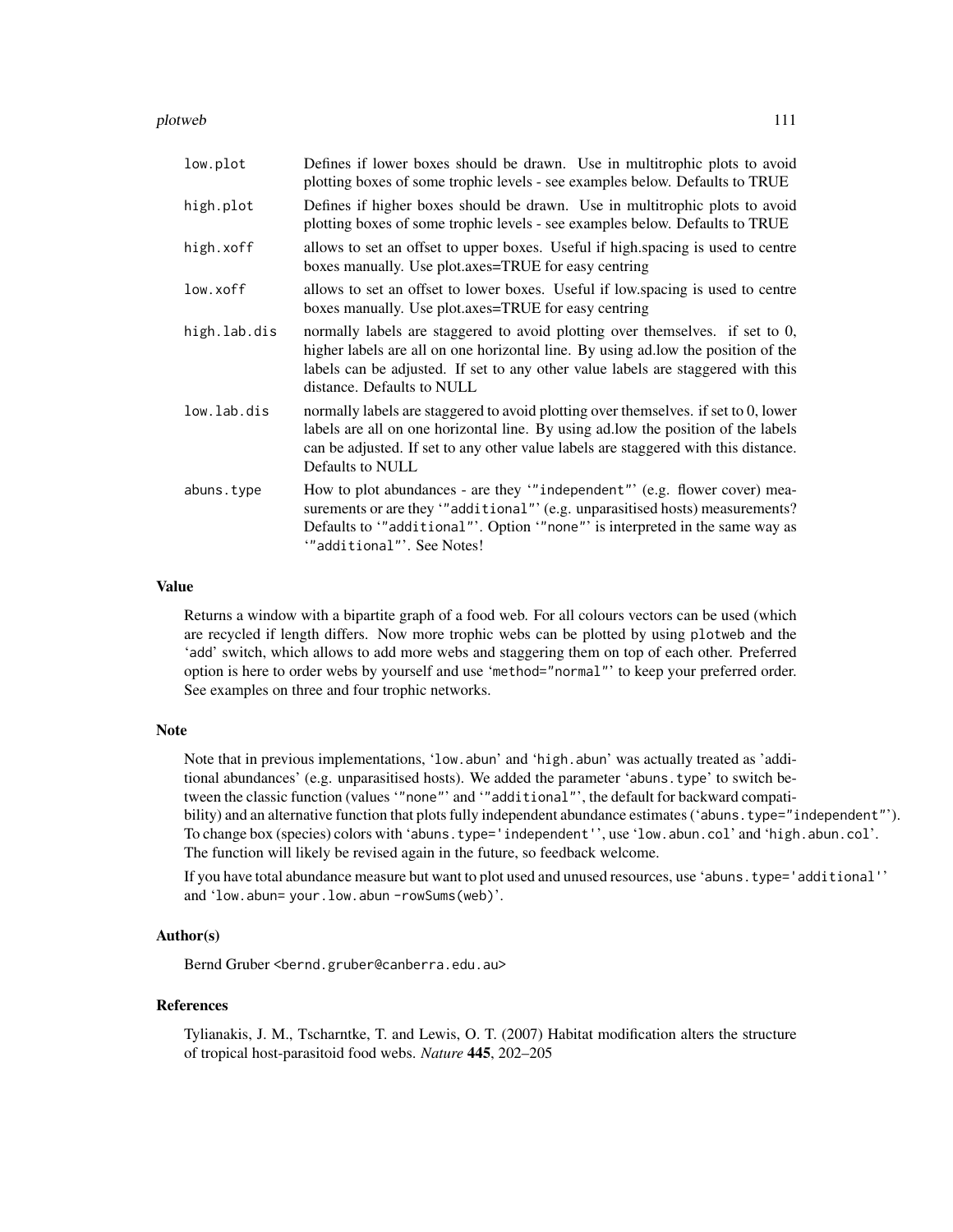| | |
|---|---|
| `low.plot` | Defines if lower boxes should be drawn. Use in multitrophic plots to avoid plotting boxes of some trophic levels - see examples below. Defaults to TRUE |
| `high.plot` | Defines if higher boxes should be drawn. Use in multitrophic plots to avoid plotting boxes of some trophic levels - see examples below. Defaults to TRUE |
| `high.xoff` | allows to set an offset to upper boxes. Useful if high.spacing is used to centre boxes manually. Use plot.axes=TRUE for easy centring |
| `low.xoff` | allows to set an offset to lower boxes. Useful if low.spacing is used to centre boxes manually. Use plot.axes=TRUE for easy centring |
| `high.lab.dis` | normally labels are staggered to avoid plotting over themselves. if set to 0, higher labels are all on one horizontal line. By using ad.low the position of the labels can be adjusted. If set to any other value labels are staggered with this distance. Defaults to NULL |
| `low.lab.dis` | normally labels are staggered to avoid plotting over themselves. if set to 0, lower labels are all on one horizontal line. By using ad.low the position of the labels can be adjusted. If set to any other value labels are staggered with this distance. Defaults to NULL |
| `abuns.type` | How to plot abundances - are they '`"independent"`' (e.g. flower cover) measurements or are they '`"additional"`' (e.g. unparasitised hosts) measurements? Defaults to '`"additional"`'. Option '`"none"`' is interpreted in the same way as '`"additional"`'. See Notes! |

## Value

Returns a window with a bipartite graph of a food web. For all colours vectors can be used (which are recycled if length differs. Now more trophic webs can be plotted by using `plotweb` and the 'add' switch, which allows to add more webs and staggering them on top of each other. Preferred option is here to order webs by yourself and use '`method="normal"`' to keep your preferred order. See examples on three and four trophic networks.

## Note

Note that in previous implementations, '`low.abun`' and '`high.abun`' was actually treated as 'additional abundances' (e.g. unparasitised hosts). We added the parameter '`abuns.type`' to switch between the classic function (values '`"none"`' and '`"additional"`', the default for backward compatibility) and an alternative function that plots fully independent abundance estimates ('`abuns.type="independent"`'). To change box (species) colors with '`abuns.type='independent'`', use '`low.abun.col`' and '`high.abun.col`'. The function will likely be revised again in the future, so feedback welcome.

If you have total abundance measure but want to plot used and unused resources, use '`abuns.type='additional'`' and '`low.abun= your.low.abun -rowSums(web)`'.

## Author(s)

Bernd Gruber <bernd.gruber@canberra.edu.au>

## References

Tylianakis, J. M., Tscharntke, T. and Lewis, O. T. (2007) Habitat modification alters the structure of tropical host-parasitoid food webs. *Nature* **445**, 202–205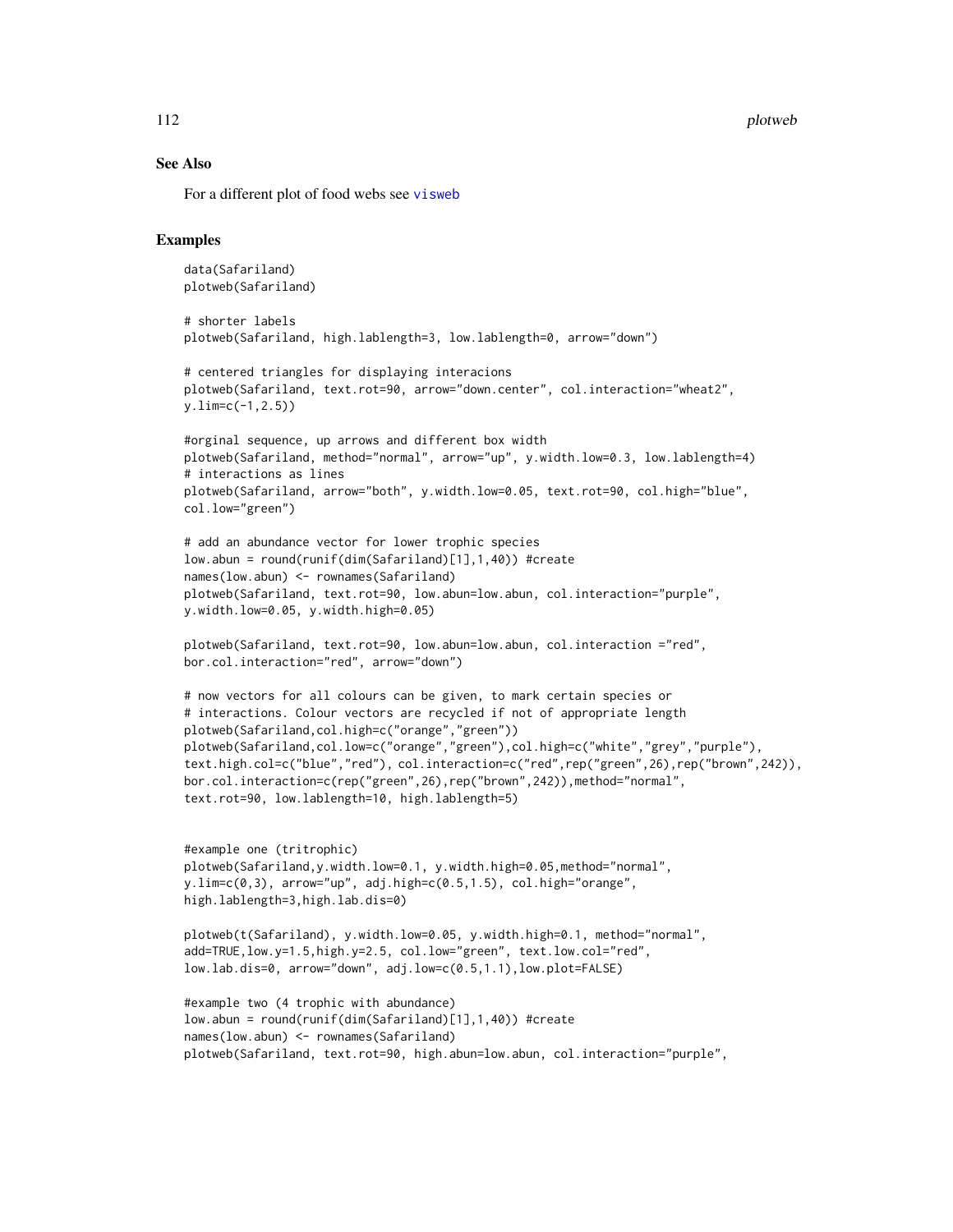## See Also

For a different plot of food webs see visweb

## Examples

```
data(Safariland)
plotweb(Safariland)

# shorter labels
plotweb(Safariland, high.lablength=3, low.lablength=0, arrow="down")

# centered triangles for displaying interacions
plotweb(Safariland, text.rot=90, arrow="down.center", col.interaction="wheat2",
y.lim=c(-1,2.5))

#orginal sequence, up arrows and different box width
plotweb(Safariland, method="normal", arrow="up", y.width.low=0.3, low.lablength=4)
# interactions as lines
plotweb(Safariland, arrow="both", y.width.low=0.05, text.rot=90, col.high="blue",
col.low="green")

# add an abundance vector for lower trophic species
low.abun = round(runif(dim(Safariland)[1],1,40)) #create
names(low.abun) <- rownames(Safariland)
plotweb(Safariland, text.rot=90, low.abun=low.abun, col.interaction="purple",
y.width.low=0.05, y.width.high=0.05)

plotweb(Safariland, text.rot=90, low.abun=low.abun, col.interaction ="red",
bor.col.interaction="red", arrow="down")

# now vectors for all colours can be given, to mark certain species or
# interactions. Colour vectors are recycled if not of appropriate length
plotweb(Safariland,col.high=c("orange","green"))
plotweb(Safariland,col.low=c("orange","green"),col.high=c("white","grey","purple"),
text.high.col=c("blue","red"), col.interaction=c("red",rep("green",26),rep("brown",242)),
bor.col.interaction=c(rep("green",26),rep("brown",242)),method="normal",
text.rot=90, low.lablength=10, high.lablength=5)


#example one (tritrophic)
plotweb(Safariland,y.width.low=0.1, y.width.high=0.05,method="normal",
y.lim=c(0,3), arrow="up", adj.high=c(0.5,1.5), col.high="orange",
high.lablength=3,high.lab.dis=0)

plotweb(t(Safariland), y.width.low=0.05, y.width.high=0.1, method="normal",
add=TRUE,low.y=1.5,high.y=2.5, col.low="green", text.low.col="red",
low.lab.dis=0, arrow="down", adj.low=c(0.5,1.1),low.plot=FALSE)

#example two (4 trophic with abundance)
low.abun = round(runif(dim(Safariland)[1],1,40)) #create
names(low.abun) <- rownames(Safariland)
plotweb(Safariland, text.rot=90, high.abun=low.abun, col.interaction="purple",
```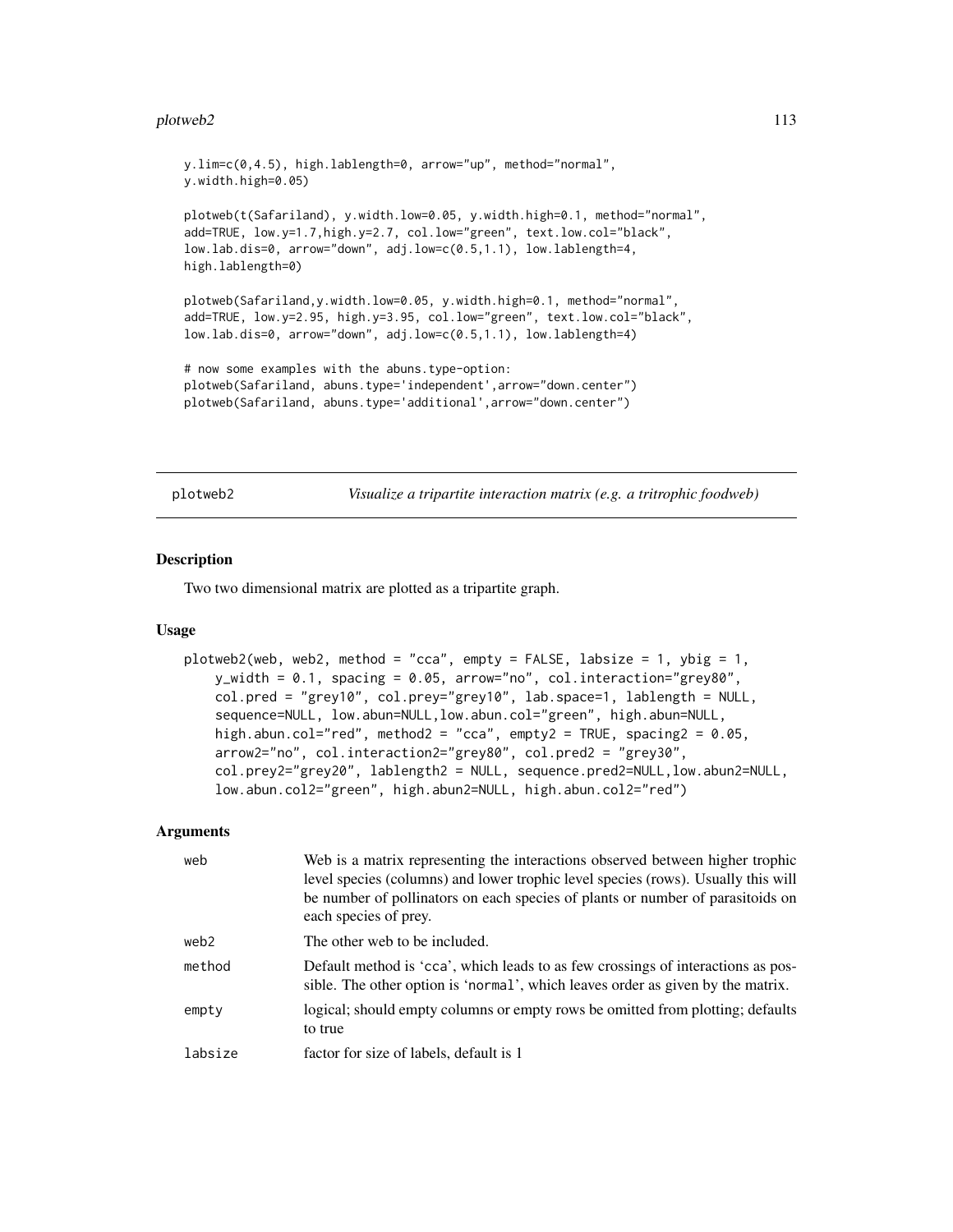```
y.lim=c(0,4.5), high.lablength=0, arrow="up", method="normal",
y.width.high=0.05)

plotweb(t(Safariland), y.width.low=0.05, y.width.high=0.1, method="normal",
add=TRUE, low.y=1.7,high.y=2.7, col.low="green", text.low.col="black",
low.lab.dis=0, arrow="down", adj.low=c(0.5,1.1), low.lablength=4,
high.lablength=0)

plotweb(Safariland,y.width.low=0.05, y.width.high=0.1, method="normal",
add=TRUE, low.y=2.95, high.y=3.95, col.low="green", text.low.col="black",
low.lab.dis=0, arrow="down", adj.low=c(0.5,1.1), low.lablength=4)

# now some examples with the abuns.type-option:
plotweb(Safariland, abuns.type='independent',arrow="down.center")
plotweb(Safariland, abuns.type='additional',arrow="down.center")
```

## plotweb2 — *Visualize a tripartite interaction matrix (e.g. a tritrophic foodweb)*

### Description

Two two dimensional matrix are plotted as a tripartite graph.

### Usage

```
plotweb2(web, web2, method = "cca", empty = FALSE, labsize = 1, ybig = 1,
    y_width = 0.1, spacing = 0.05, arrow="no", col.interaction="grey80",
    col.pred = "grey10", col.prey="grey10", lab.space=1, lablength = NULL,
    sequence=NULL, low.abun=NULL,low.abun.col="green", high.abun=NULL,
    high.abun.col="red", method2 = "cca", empty2 = TRUE, spacing2 = 0.05,
    arrow2="no", col.interaction2="grey80", col.pred2 = "grey30",
    col.prey2="grey20", lablength2 = NULL, sequence.pred2=NULL,low.abun2=NULL,
    low.abun.col2="green", high.abun2=NULL, high.abun.col2="red")
```

### Arguments

| | |
|---|---|
| web | Web is a matrix representing the interactions observed between higher trophic level species (columns) and lower trophic level species (rows). Usually this will be number of pollinators on each species of plants or number of parasitoids on each species of prey. |
| web2 | The other web to be included. |
| method | Default method is 'cca', which leads to as few crossings of interactions as possible. The other option is 'normal', which leaves order as given by the matrix. |
| empty | logical; should empty columns or empty rows be omitted from plotting; defaults to true |
| labsize | factor for size of labels, default is 1 |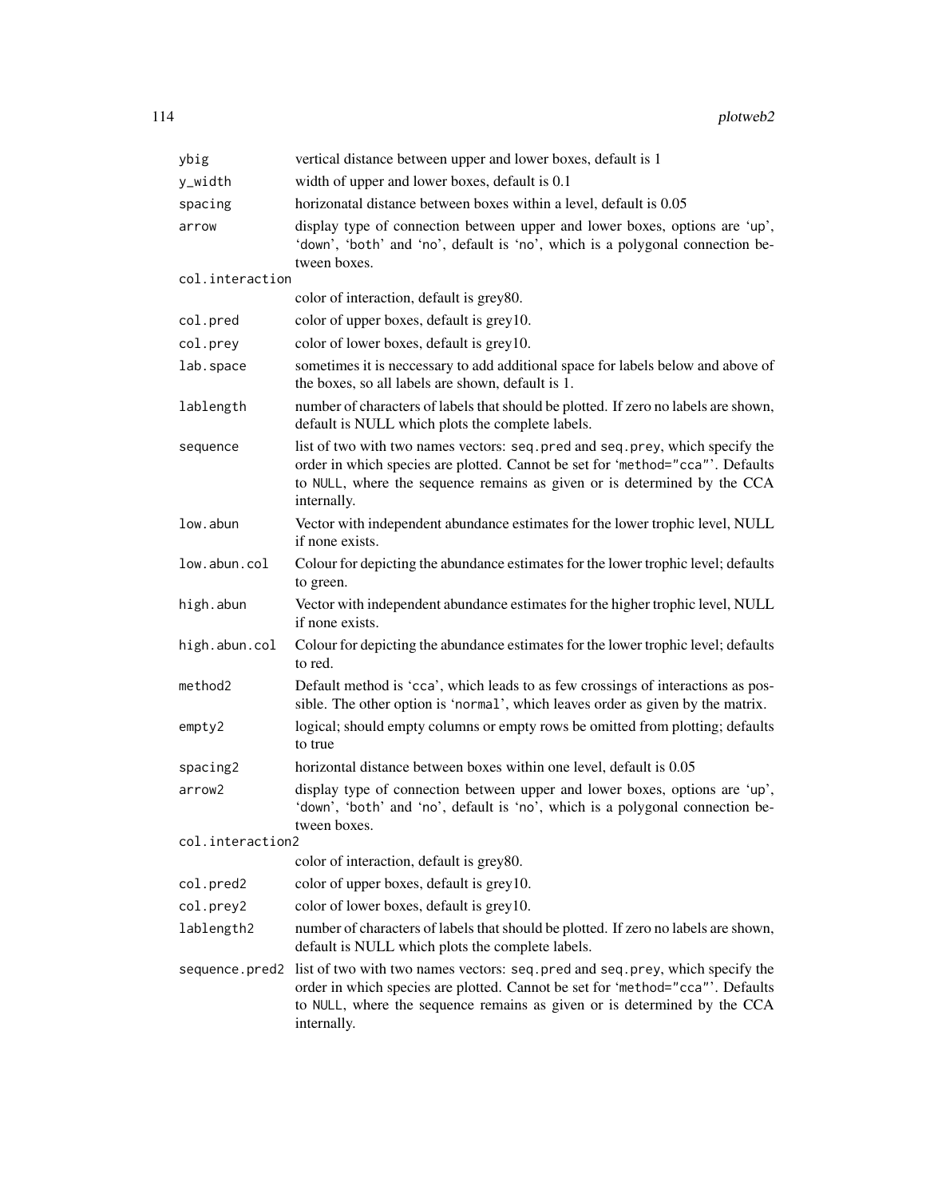| | |
|---|---|
| `ybig` | vertical distance between upper and lower boxes, default is 1 |
| `y_width` | width of upper and lower boxes, default is 0.1 |
| `spacing` | horizonatal distance between boxes within a level, default is 0.05 |
| `arrow` | display type of connection between upper and lower boxes, options are 'up', 'down', 'both' and 'no', default is 'no', which is a polygonal connection between boxes. |
| `col.interaction` | color of interaction, default is grey80. |
| `col.pred` | color of upper boxes, default is grey10. |
| `col.prey` | color of lower boxes, default is grey10. |
| `lab.space` | sometimes it is neccessary to add additional space for labels below and above of the boxes, so all labels are shown, default is 1. |
| `lablength` | number of characters of labels that should be plotted. If zero no labels are shown, default is NULL which plots the complete labels. |
| `sequence` | list of two with two names vectors: `seq.pred` and `seq.prey`, which specify the order in which species are plotted. Cannot be set for '`method="cca"`'. Defaults to `NULL`, where the sequence remains as given or is determined by the CCA internally. |
| `low.abun` | Vector with independent abundance estimates for the lower trophic level, NULL if none exists. |
| `low.abun.col` | Colour for depicting the abundance estimates for the lower trophic level; defaults to green. |
| `high.abun` | Vector with independent abundance estimates for the higher trophic level, NULL if none exists. |
| `high.abun.col` | Colour for depicting the abundance estimates for the lower trophic level; defaults to red. |
| `method2` | Default method is '`cca`', which leads to as few crossings of interactions as possible. The other option is '`normal`', which leaves order as given by the matrix. |
| `empty2` | logical; should empty columns or empty rows be omitted from plotting; defaults to true |
| `spacing2` | horizontal distance between boxes within one level, default is 0.05 |
| `arrow2` | display type of connection between upper and lower boxes, options are 'up', 'down', 'both' and 'no', default is 'no', which is a polygonal connection between boxes. |
| `col.interaction2` | color of interaction, default is grey80. |
| `col.pred2` | color of upper boxes, default is grey10. |
| `col.prey2` | color of lower boxes, default is grey10. |
| `lablength2` | number of characters of labels that should be plotted. If zero no labels are shown, default is NULL which plots the complete labels. |
| `sequence.pred2` | list of two with two names vectors: `seq.pred` and `seq.prey`, which specify the order in which species are plotted. Cannot be set for '`method="cca"`'. Defaults to `NULL`, where the sequence remains as given or is determined by the CCA internally. |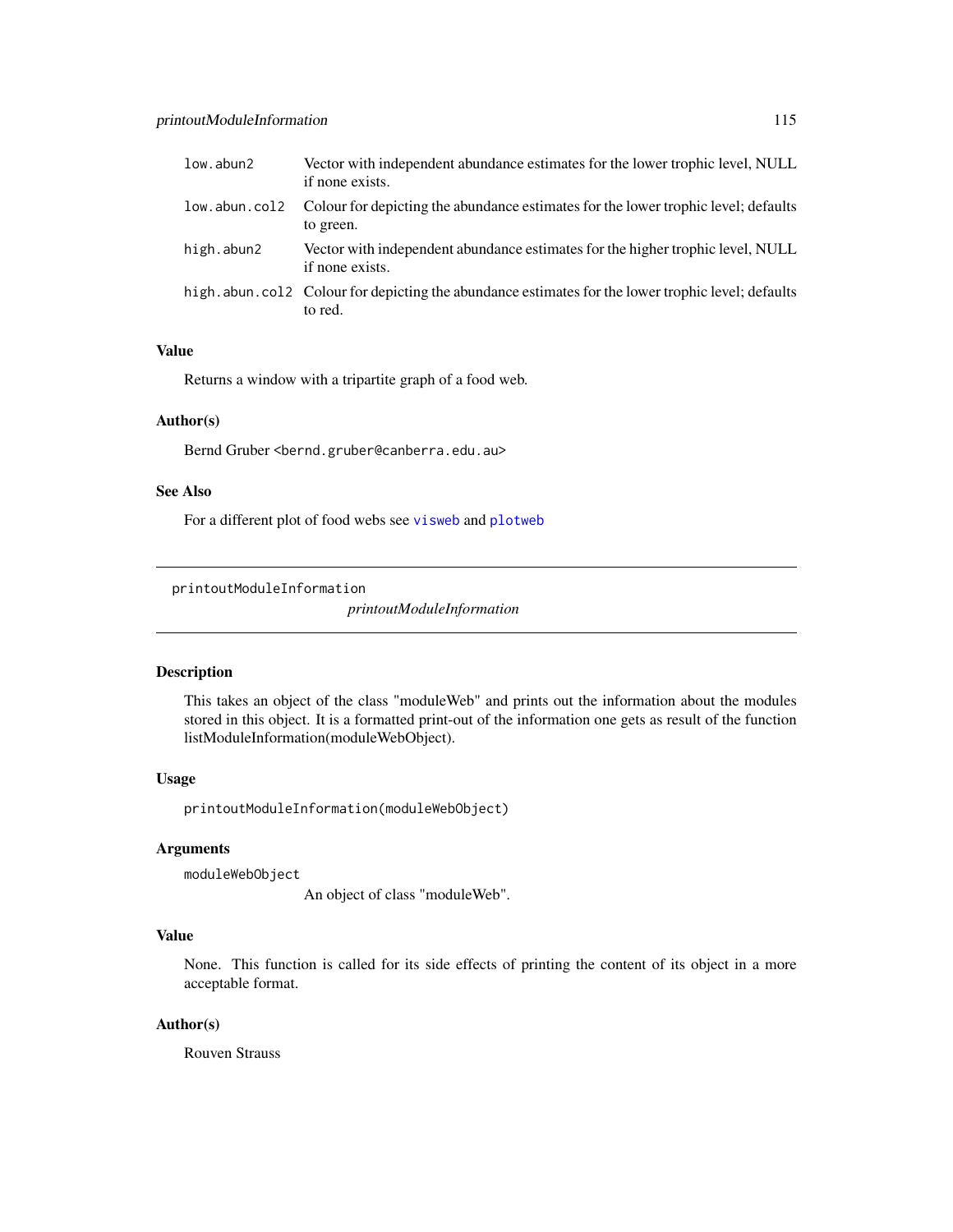| | |
|---|---|
| `low.abun2` | Vector with independent abundance estimates for the lower trophic level, NULL if none exists. |
| `low.abun.col2` | Colour for depicting the abundance estimates for the lower trophic level; defaults to green. |
| `high.abun2` | Vector with independent abundance estimates for the higher trophic level, NULL if none exists. |
| `high.abun.col2` | Colour for depicting the abundance estimates for the lower trophic level; defaults to red. |

### Value

Returns a window with a tripartite graph of a food web.

### Author(s)

Bernd Gruber <bernd.gruber@canberra.edu.au>

### See Also

For a different plot of food webs see `visweb` and `plotweb`

---

## printoutModuleInformation

*printoutModuleInformation*

---

### Description

This takes an object of the class "moduleWeb" and prints out the information about the modules stored in this object. It is a formatted print-out of the information one gets as result of the function listModuleInformation(moduleWebObject).

### Usage

```
printoutModuleInformation(moduleWebObject)
```

### Arguments

| | |
|---|---|
| `moduleWebObject` | An object of class "moduleWeb". |

### Value

None. This function is called for its side effects of printing the content of its object in a more acceptable format.

### Author(s)

Rouven Strauss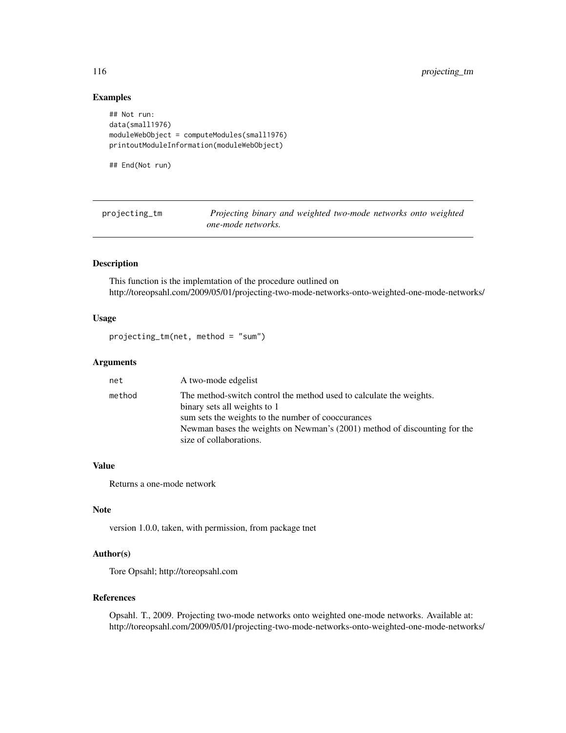## Examples

```
## Not run:
data(small1976)
moduleWebObject = computeModules(small1976)
printoutModuleInformation(moduleWebObject)

## End(Not run)
```

---

# projecting_tm — *Projecting binary and weighted two-mode networks onto weighted one-mode networks.*

---

## Description

This function is the implemtation of the procedure outlined on http://toreopsahl.com/2009/05/01/projecting-two-mode-networks-onto-weighted-one-mode-networks/

## Usage

```
projecting_tm(net, method = "sum")
```

## Arguments

| | |
|---|---|
| `net` | A two-mode edgelist |
| `method` | The method-switch control the method used to calculate the weights.<br>binary sets all weights to 1<br>sum sets the weights to the number of cooccurances<br>Newman bases the weights on Newman's (2001) method of discounting for the size of collaborations. |

## Value

Returns a one-mode network

## Note

version 1.0.0, taken, with permission, from package tnet

## Author(s)

Tore Opsahl; http://toreopsahl.com

## References

Opsahl. T., 2009. Projecting two-mode networks onto weighted one-mode networks. Available at: http://toreopsahl.com/2009/05/01/projecting-two-mode-networks-onto-weighted-one-mode-networks/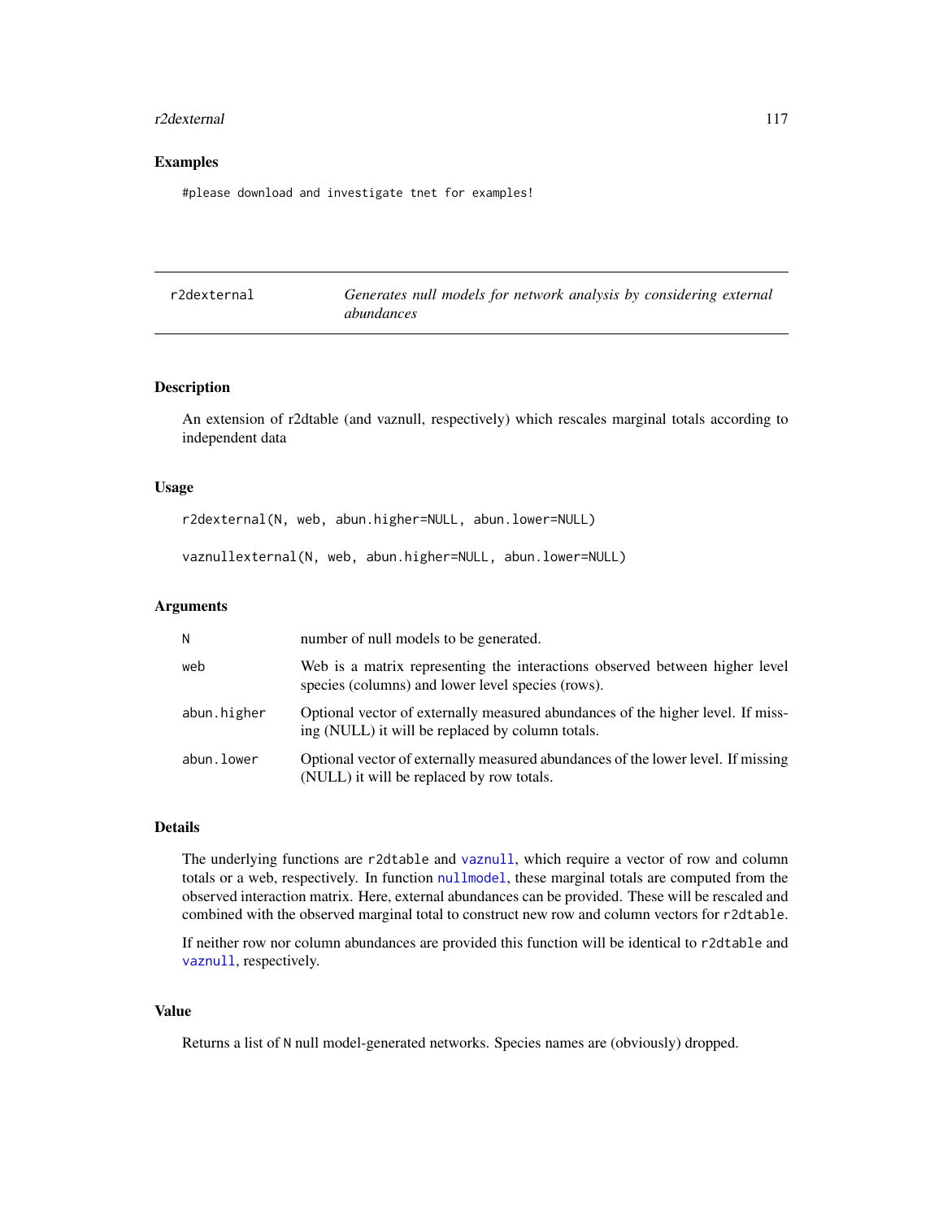### Examples

```
#please download and investigate tnet for examples!
```

## r2dexternal *Generates null models for network analysis by considering external abundances*

### Description

An extension of r2dtable (and vaznull, respectively) which rescales marginal totals according to independent data

### Usage

```
r2dexternal(N, web, abun.higher=NULL, abun.lower=NULL)

vaznullexternal(N, web, abun.higher=NULL, abun.lower=NULL)
```

### Arguments

| | |
|---|---|
| N | number of null models to be generated. |
| web | Web is a matrix representing the interactions observed between higher level species (columns) and lower level species (rows). |
| abun.higher | Optional vector of externally measured abundances of the higher level. If missing (NULL) it will be replaced by column totals. |
| abun.lower | Optional vector of externally measured abundances of the lower level. If missing (NULL) it will be replaced by row totals. |

### Details

The underlying functions are `r2dtable` and `vaznull`, which require a vector of row and column totals or a web, respectively. In function `nullmodel`, these marginal totals are computed from the observed interaction matrix. Here, external abundances can be provided. These will be rescaled and combined with the observed marginal total to construct new row and column vectors for `r2dtable`.

If neither row nor column abundances are provided this function will be identical to `r2dtable` and `vaznull`, respectively.

### Value

Returns a list of `N` null model-generated networks. Species names are (obviously) dropped.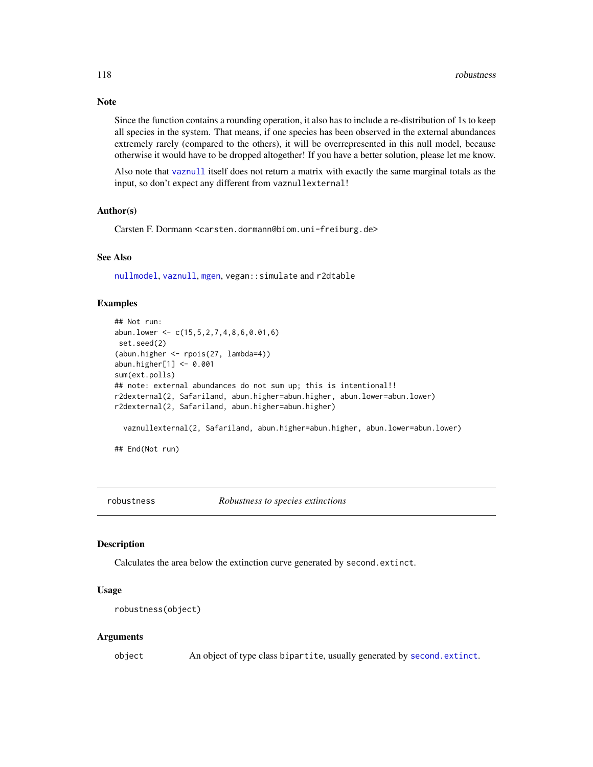### Note

Since the function contains a rounding operation, it also has to include a re-distribution of 1s to keep all species in the system. That means, if one species has been observed in the external abundances extremely rarely (compared to the others), it will be overrepresented in this null model, because otherwise it would have to be dropped altogether! If you have a better solution, please let me know.

Also note that `vaznull` itself does not return a matrix with exactly the same marginal totals as the input, so don't expect any different from `vaznullexternal`!

### Author(s)

Carsten F. Dormann <carsten.dormann@biom.uni-freiburg.de>

### See Also

`nullmodel`, `vaznull`, `mgen`, `vegan::simulate` and `r2dtable`

### Examples

```
## Not run:
abun.lower <- c(15,5,2,7,4,8,6,0.01,6)
 set.seed(2)
(abun.higher <- rpois(27, lambda=4))
abun.higher[1] <- 0.001
sum(ext.polls)
## note: external abundances do not sum up; this is intentional!!
r2dexternal(2, Safariland, abun.higher=abun.higher, abun.lower=abun.lower)
r2dexternal(2, Safariland, abun.higher=abun.higher)

  vaznullexternal(2, Safariland, abun.higher=abun.higher, abun.lower=abun.lower)

## End(Not run)
```

---

## robustness *Robustness to species extinctions*

### Description

Calculates the area below the extinction curve generated by `second.extinct`.

### Usage

```
robustness(object)
```

### Arguments

| | |
|---|---|
| `object` | An object of type class `bipartite`, usually generated by `second.extinct`. |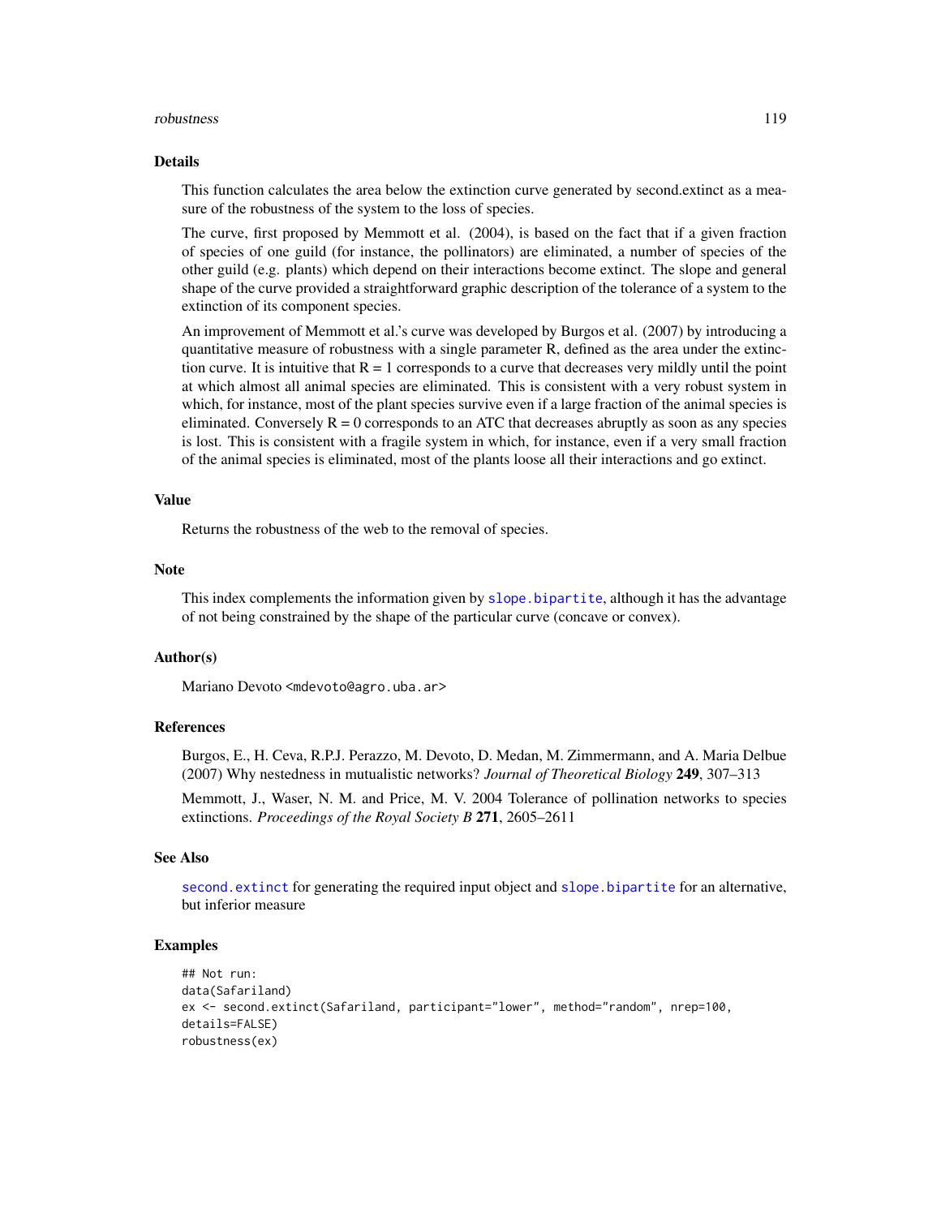## Details

This function calculates the area below the extinction curve generated by second.extinct as a measure of the robustness of the system to the loss of species.

The curve, first proposed by Memmott et al. (2004), is based on the fact that if a given fraction of species of one guild (for instance, the pollinators) are eliminated, a number of species of the other guild (e.g. plants) which depend on their interactions become extinct. The slope and general shape of the curve provided a straightforward graphic description of the tolerance of a system to the extinction of its component species.

An improvement of Memmott et al.'s curve was developed by Burgos et al. (2007) by introducing a quantitative measure of robustness with a single parameter R, defined as the area under the extinction curve. It is intuitive that $R = 1$ corresponds to a curve that decreases very mildly until the point at which almost all animal species are eliminated. This is consistent with a very robust system in which, for instance, most of the plant species survive even if a large fraction of the animal species is eliminated. Conversely $R = 0$ corresponds to an ATC that decreases abruptly as soon as any species is lost. This is consistent with a fragile system in which, for instance, even if a very small fraction of the animal species is eliminated, most of the plants loose all their interactions and go extinct.

## Value

Returns the robustness of the web to the removal of species.

## Note

This index complements the information given by `slope.bipartite`, although it has the advantage of not being constrained by the shape of the particular curve (concave or convex).

## Author(s)

Mariano Devoto <mdevoto@agro.uba.ar>

## References

Burgos, E., H. Ceva, R.P.J. Perazzo, M. Devoto, D. Medan, M. Zimmermann, and A. Maria Delbue (2007) Why nestedness in mutualistic networks? *Journal of Theoretical Biology* **249**, 307–313

Memmott, J., Waser, N. M. and Price, M. V. 2004 Tolerance of pollination networks to species extinctions. *Proceedings of the Royal Society B* **271**, 2605–2611

## See Also

`second.extinct` for generating the required input object and `slope.bipartite` for an alternative, but inferior measure

## Examples

```
## Not run:
data(Safariland)
ex <- second.extinct(Safariland, participant="lower", method="random", nrep=100,
details=FALSE)
robustness(ex)
```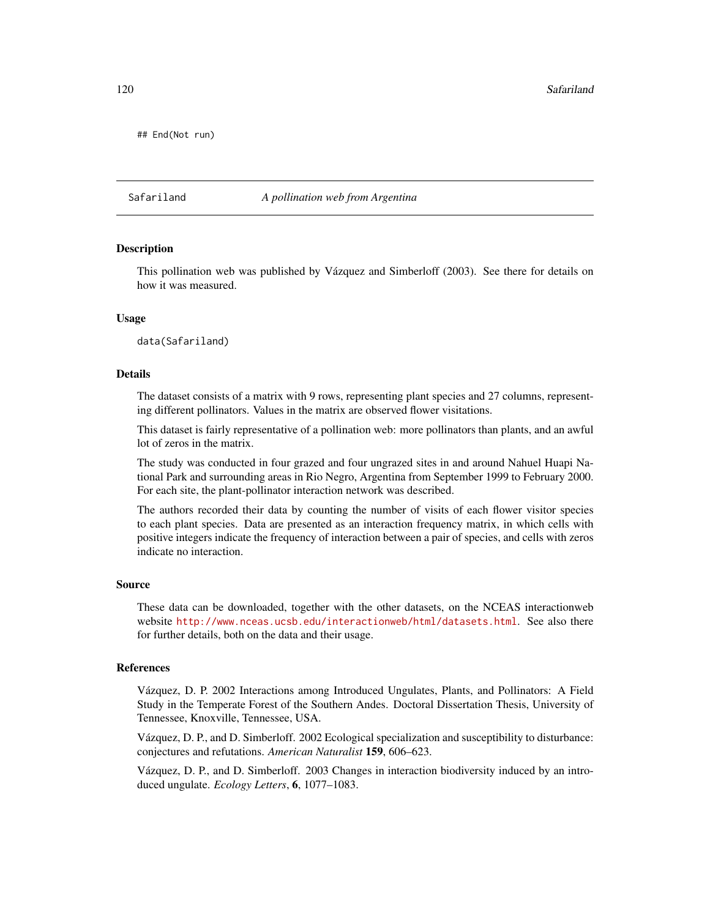```
## End(Not run)
```

## Safariland *A pollination web from Argentina*

### Description

This pollination web was published by Vázquez and Simberloff (2003). See there for details on how it was measured.

### Usage

```
data(Safariland)
```

### Details

The dataset consists of a matrix with 9 rows, representing plant species and 27 columns, representing different pollinators. Values in the matrix are observed flower visitations.

This dataset is fairly representative of a pollination web: more pollinators than plants, and an awful lot of zeros in the matrix.

The study was conducted in four grazed and four ungrazed sites in and around Nahuel Huapi National Park and surrounding areas in Rio Negro, Argentina from September 1999 to February 2000. For each site, the plant-pollinator interaction network was described.

The authors recorded their data by counting the number of visits of each flower visitor species to each plant species. Data are presented as an interaction frequency matrix, in which cells with positive integers indicate the frequency of interaction between a pair of species, and cells with zeros indicate no interaction.

### Source

These data can be downloaded, together with the other datasets, on the NCEAS interactionweb website http://www.nceas.ucsb.edu/interactionweb/html/datasets.html. See also there for further details, both on the data and their usage.

### References

Vázquez, D. P. 2002 Interactions among Introduced Ungulates, Plants, and Pollinators: A Field Study in the Temperate Forest of the Southern Andes. Doctoral Dissertation Thesis, University of Tennessee, Knoxville, Tennessee, USA.

Vázquez, D. P., and D. Simberloff. 2002 Ecological specialization and susceptibility to disturbance: conjectures and refutations. *American Naturalist* **159**, 606–623.

Vázquez, D. P., and D. Simberloff. 2003 Changes in interaction biodiversity induced by an introduced ungulate. *Ecology Letters*, **6**, 1077–1083.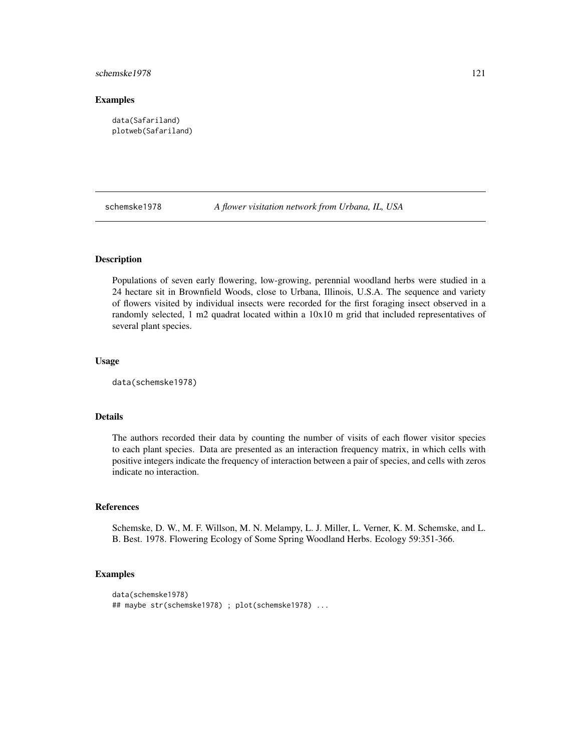## Examples

```
data(Safariland)
plotweb(Safariland)
```

---

schemske1978 *A flower visitation network from Urbana, IL, USA*

---

### Description

Populations of seven early flowering, low-growing, perennial woodland herbs were studied in a 24 hectare sit in Brownfield Woods, close to Urbana, Illinois, U.S.A. The sequence and variety of flowers visited by individual insects were recorded for the first foraging insect observed in a randomly selected, 1 m2 quadrat located within a 10x10 m grid that included representatives of several plant species.

### Usage

```
data(schemske1978)
```

### Details

The authors recorded their data by counting the number of visits of each flower visitor species to each plant species. Data are presented as an interaction frequency matrix, in which cells with positive integers indicate the frequency of interaction between a pair of species, and cells with zeros indicate no interaction.

### References

Schemske, D. W., M. F. Willson, M. N. Melampy, L. J. Miller, L. Verner, K. M. Schemske, and L. B. Best. 1978. Flowering Ecology of Some Spring Woodland Herbs. Ecology 59:351-366.

### Examples

```
data(schemske1978)
## maybe str(schemske1978) ; plot(schemske1978) ...
```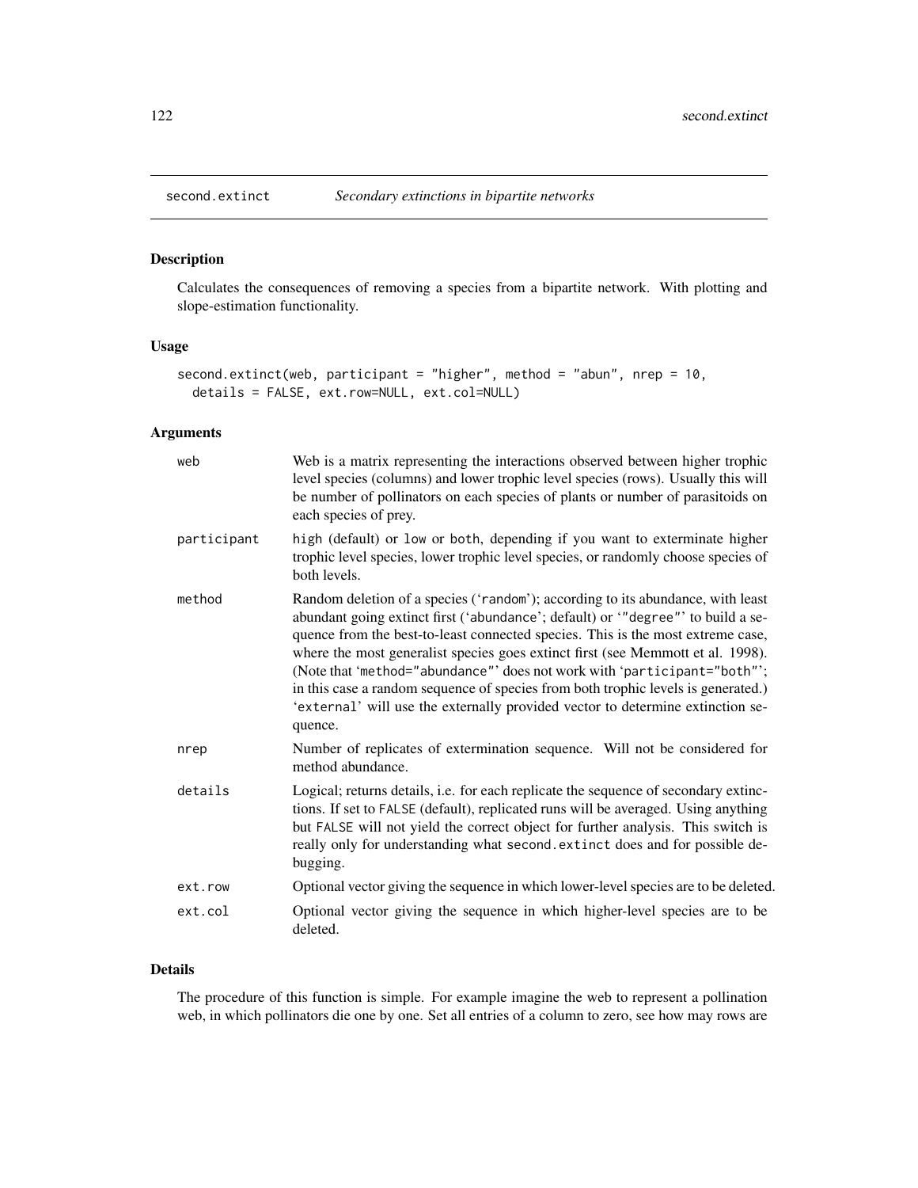## second.extinct — *Secondary extinctions in bipartite networks*

### Description

Calculates the consequences of removing a species from a bipartite network. With plotting and slope-estimation functionality.

### Usage

```
second.extinct(web, participant = "higher", method = "abun", nrep = 10,
  details = FALSE, ext.row=NULL, ext.col=NULL)
```

### Arguments

| | |
|---|---|
| `web` | Web is a matrix representing the interactions observed between higher trophic level species (columns) and lower trophic level species (rows). Usually this will be number of pollinators on each species of plants or number of parasitoids on each species of prey. |
| `participant` | `high` (default) or `low` or `both`, depending if you want to exterminate higher trophic level species, lower trophic level species, or randomly choose species of both levels. |
| `method` | Random deletion of a species ('`random`'); according to its abundance, with least abundant going extinct first ('`abundance`'; default) or '`"degree"`' to build a sequence from the best-to-least connected species. This is the most extreme case, where the most generalist species goes extinct first (see Memmott et al. 1998). (Note that '`method="abundance"`' does not work with '`participant="both"`'; in this case a random sequence of species from both trophic levels is generated.) '`external`' will use the externally provided vector to determine extinction sequence. |
| `nrep` | Number of replicates of extermination sequence. Will not be considered for method abundance. |
| `details` | Logical; returns details, i.e. for each replicate the sequence of secondary extinctions. If set to `FALSE` (default), replicated runs will be averaged. Using anything but `FALSE` will not yield the correct object for further analysis. This switch is really only for understanding what `second.extinct` does and for possible debugging. |
| `ext.row` | Optional vector giving the sequence in which lower-level species are to be deleted. |
| `ext.col` | Optional vector giving the sequence in which higher-level species are to be deleted. |

### Details

The procedure of this function is simple. For example imagine the web to represent a pollination web, in which pollinators die one by one. Set all entries of a column to zero, see how may rows are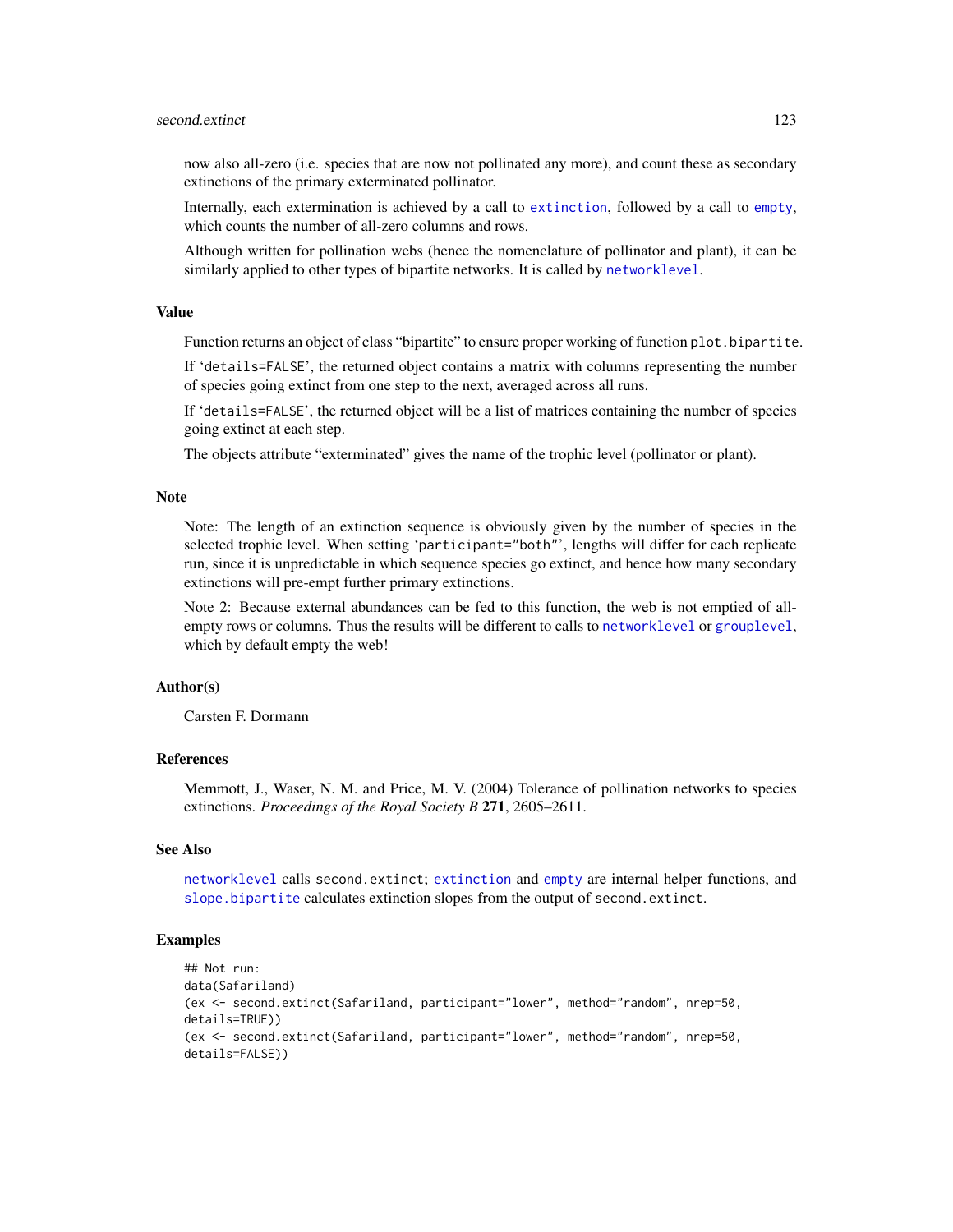now also all-zero (i.e. species that are now not pollinated any more), and count these as secondary extinctions of the primary exterminated pollinator.

Internally, each extermination is achieved by a call to `extinction`, followed by a call to `empty`, which counts the number of all-zero columns and rows.

Although written for pollination webs (hence the nomenclature of pollinator and plant), it can be similarly applied to other types of bipartite networks. It is called by `networklevel`.

## Value

Function returns an object of class "bipartite" to ensure proper working of function `plot.bipartite`.

If '`details=FALSE`', the returned object contains a matrix with columns representing the number of species going extinct from one step to the next, averaged across all runs.

If '`details=FALSE`', the returned object will be a list of matrices containing the number of species going extinct at each step.

The objects attribute "exterminated" gives the name of the trophic level (pollinator or plant).

## Note

Note: The length of an extinction sequence is obviously given by the number of species in the selected trophic level. When setting '`participant="both"`', lengths will differ for each replicate run, since it is unpredictable in which sequence species go extinct, and hence how many secondary extinctions will pre-empt further primary extinctions.

Note 2: Because external abundances can be fed to this function, the web is not emptied of all-empty rows or columns. Thus the results will be different to calls to `networklevel` or `grouplevel`, which by default empty the web!

## Author(s)

Carsten F. Dormann

## References

Memmott, J., Waser, N. M. and Price, M. V. (2004) Tolerance of pollination networks to species extinctions. *Proceedings of the Royal Society B* **271**, 2605–2611.

## See Also

`networklevel` calls `second.extinct`; `extinction` and `empty` are internal helper functions, and `slope.bipartite` calculates extinction slopes from the output of `second.extinct`.

## Examples

```
## Not run:
data(Safariland)
(ex <- second.extinct(Safariland, participant="lower", method="random", nrep=50,
details=TRUE))
(ex <- second.extinct(Safariland, participant="lower", method="random", nrep=50,
details=FALSE))
```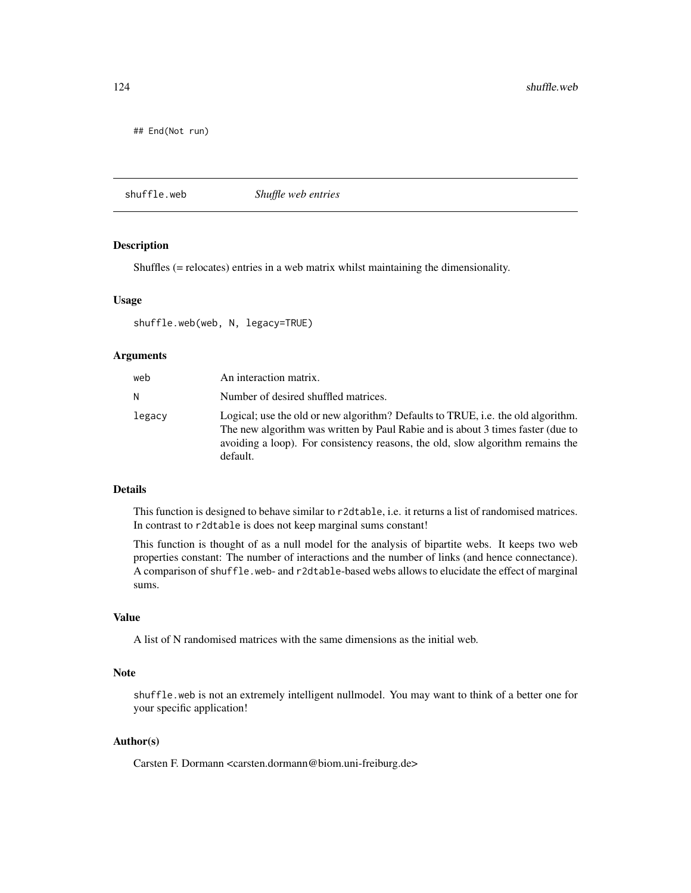```
## End(Not run)
```

---

## shuffle.web *Shuffle web entries*

---

### Description

Shuffles (= relocates) entries in a web matrix whilst maintaining the dimensionality.

### Usage

```
shuffle.web(web, N, legacy=TRUE)
```

### Arguments

| | |
|---|---|
| `web` | An interaction matrix. |
| `N` | Number of desired shuffled matrices. |
| `legacy` | Logical; use the old or new algorithm? Defaults to TRUE, i.e. the old algorithm. The new algorithm was written by Paul Rabie and is about 3 times faster (due to avoiding a loop). For consistency reasons, the old, slow algorithm remains the default. |

### Details

This function is designed to behave similar to `r2dtable`, i.e. it returns a list of randomised matrices. In contrast to `r2dtable` is does not keep marginal sums constant!

This function is thought of as a null model for the analysis of bipartite webs. It keeps two web properties constant: The number of interactions and the number of links (and hence connectance). A comparison of `shuffle.web`- and `r2dtable`-based webs allows to elucidate the effect of marginal sums.

### Value

A list of N randomised matrices with the same dimensions as the initial web.

### Note

`shuffle.web` is not an extremely intelligent nullmodel. You may want to think of a better one for your specific application!

### Author(s)

Carsten F. Dormann <carsten.dormann@biom.uni-freiburg.de>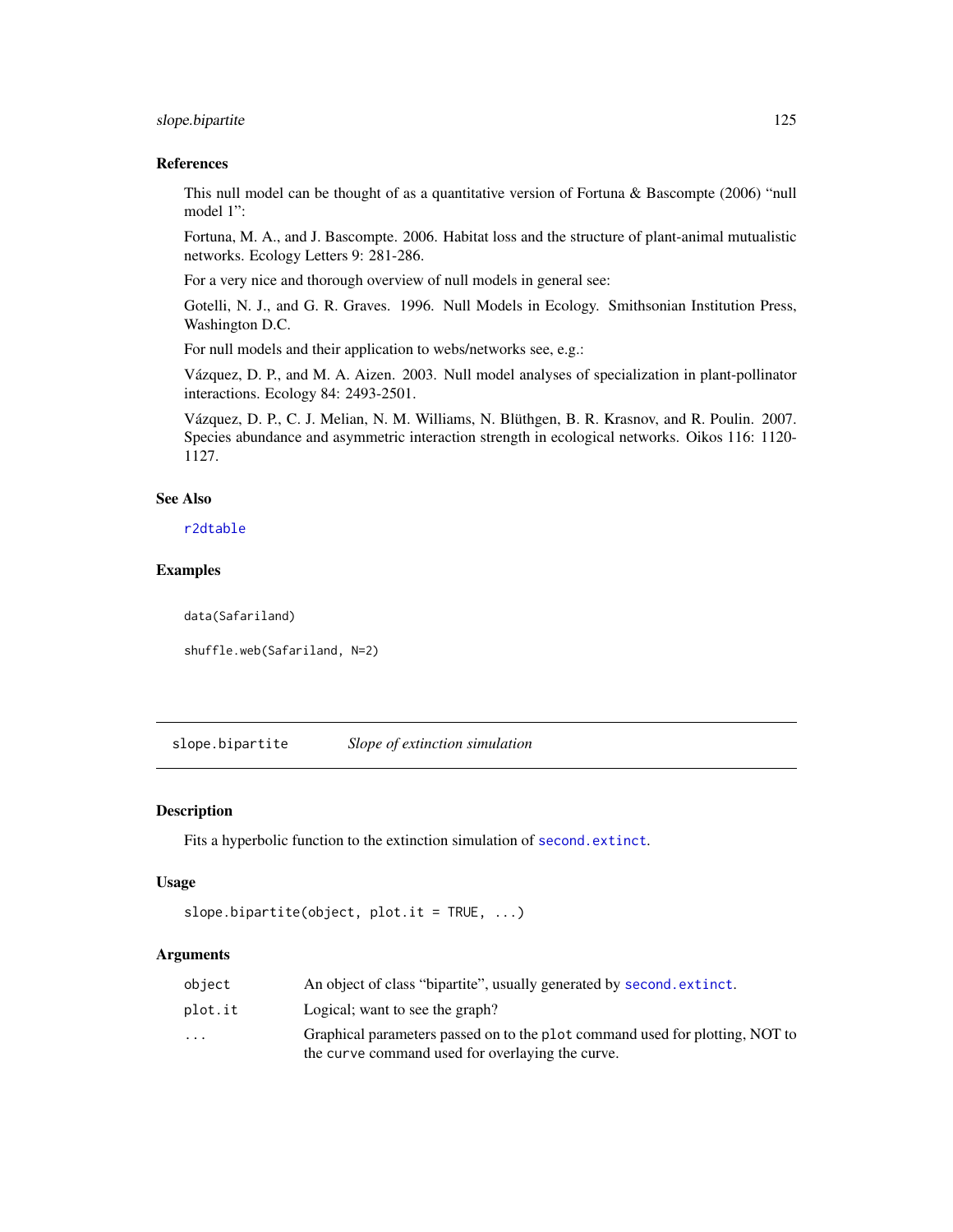### References

This null model can be thought of as a quantitative version of Fortuna & Bascompte (2006) "null model 1":

Fortuna, M. A., and J. Bascompte. 2006. Habitat loss and the structure of plant-animal mutualistic networks. Ecology Letters 9: 281-286.

For a very nice and thorough overview of null models in general see:

Gotelli, N. J., and G. R. Graves. 1996. Null Models in Ecology. Smithsonian Institution Press, Washington D.C.

For null models and their application to webs/networks see, e.g.:

Vázquez, D. P., and M. A. Aizen. 2003. Null model analyses of specialization in plant-pollinator interactions. Ecology 84: 2493-2501.

Vázquez, D. P., C. J. Melian, N. M. Williams, N. Blüthgen, B. R. Krasnov, and R. Poulin. 2007. Species abundance and asymmetric interaction strength in ecological networks. Oikos 116: 1120-1127.

### See Also

`r2dtable`

### Examples

```
data(Safariland)

shuffle.web(Safariland, N=2)
```

---

## slope.bipartite *Slope of extinction simulation*

### Description

Fits a hyperbolic function to the extinction simulation of `second.extinct`.

### Usage

```
slope.bipartite(object, plot.it = TRUE, ...)
```

### Arguments

| | |
|---|---|
| `object` | An object of class "bipartite", usually generated by `second.extinct`. |
| `plot.it` | Logical; want to see the graph? |
| `...` | Graphical parameters passed on to the `plot` command used for plotting, NOT to the `curve` command used for overlaying the curve. |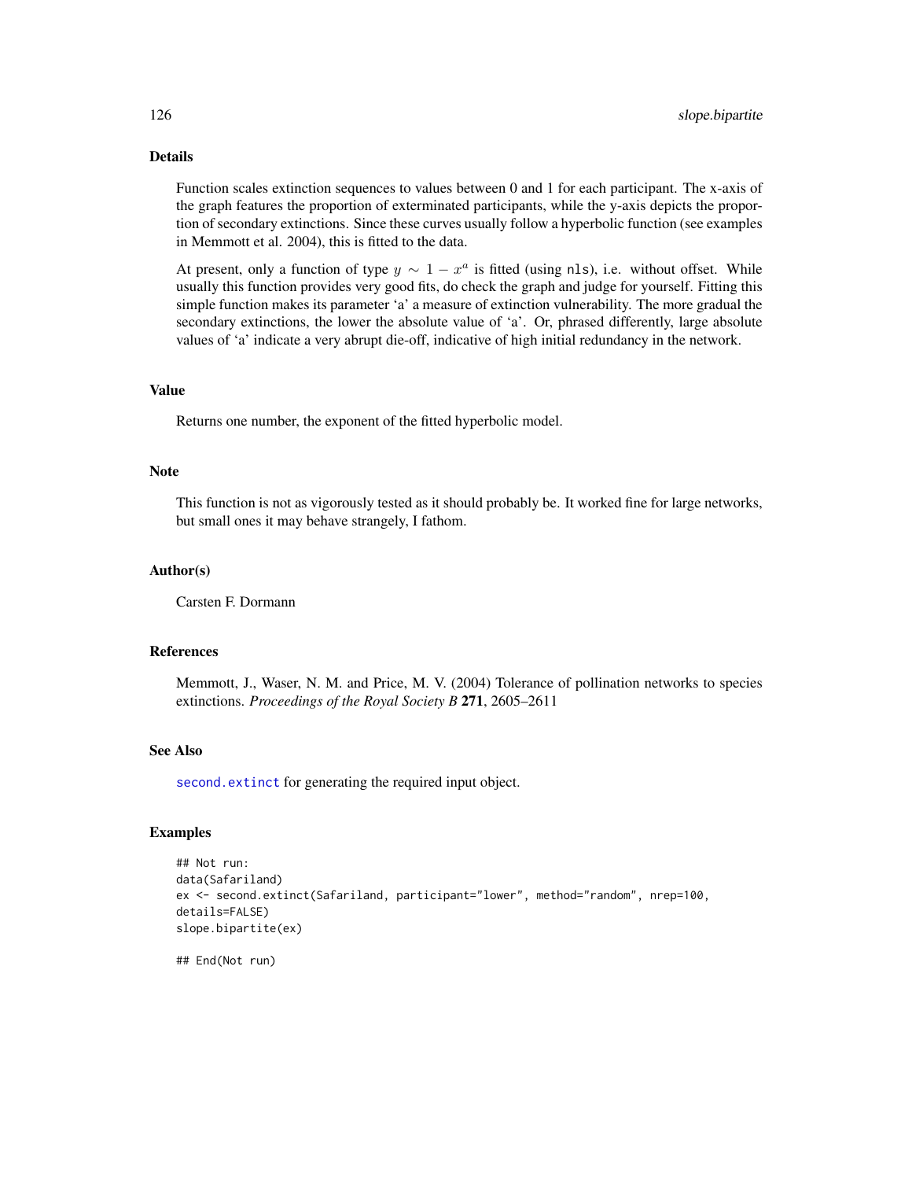## Details

Function scales extinction sequences to values between 0 and 1 for each participant. The x-axis of the graph features the proportion of exterminated participants, while the y-axis depicts the proportion of secondary extinctions. Since these curves usually follow a hyperbolic function (see examples in Memmott et al. 2004), this is fitted to the data.

At present, only a function of type $y \sim 1 - x^a$ is fitted (using `nls`), i.e. without offset. While usually this function provides very good fits, do check the graph and judge for yourself. Fitting this simple function makes its parameter 'a' a measure of extinction vulnerability. The more gradual the secondary extinctions, the lower the absolute value of 'a'. Or, phrased differently, large absolute values of 'a' indicate a very abrupt die-off, indicative of high initial redundancy in the network.

## Value

Returns one number, the exponent of the fitted hyperbolic model.

## Note

This function is not as vigorously tested as it should probably be. It worked fine for large networks, but small ones it may behave strangely, I fathom.

## Author(s)

Carsten F. Dormann

## References

Memmott, J., Waser, N. M. and Price, M. V. (2004) Tolerance of pollination networks to species extinctions. *Proceedings of the Royal Society B* **271**, 2605–2611

## See Also

`second.extinct` for generating the required input object.

## Examples

```
## Not run:
data(Safariland)
ex <- second.extinct(Safariland, participant="lower", method="random", nrep=100,
details=FALSE)
slope.bipartite(ex)

## End(Not run)
```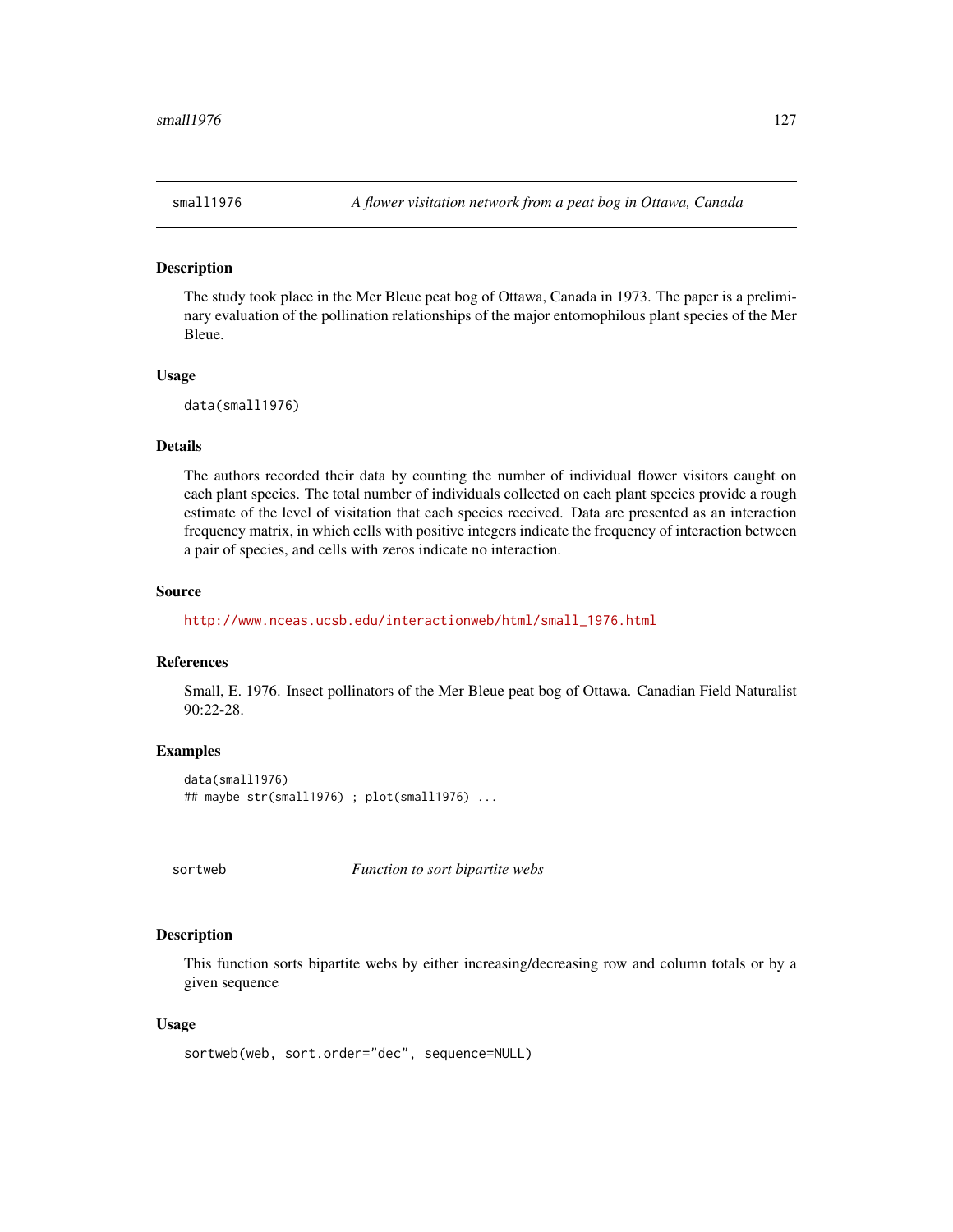## small1976 *A flower visitation network from a peat bog in Ottawa, Canada*

### Description

The study took place in the Mer Bleue peat bog of Ottawa, Canada in 1973. The paper is a preliminary evaluation of the pollination relationships of the major entomophilous plant species of the Mer Bleue.

### Usage

```
data(small1976)
```

### Details

The authors recorded their data by counting the number of individual flower visitors caught on each plant species. The total number of individuals collected on each plant species provide a rough estimate of the level of visitation that each species received. Data are presented as an interaction frequency matrix, in which cells with positive integers indicate the frequency of interaction between a pair of species, and cells with zeros indicate no interaction.

### Source

http://www.nceas.ucsb.edu/interactionweb/html/small_1976.html

### References

Small, E. 1976. Insect pollinators of the Mer Bleue peat bog of Ottawa. Canadian Field Naturalist 90:22-28.

### Examples

```
data(small1976)
## maybe str(small1976) ; plot(small1976) ...
```

## sortweb *Function to sort bipartite webs*

### Description

This function sorts bipartite webs by either increasing/decreasing row and column totals or by a given sequence

### Usage

```
sortweb(web, sort.order="dec", sequence=NULL)
```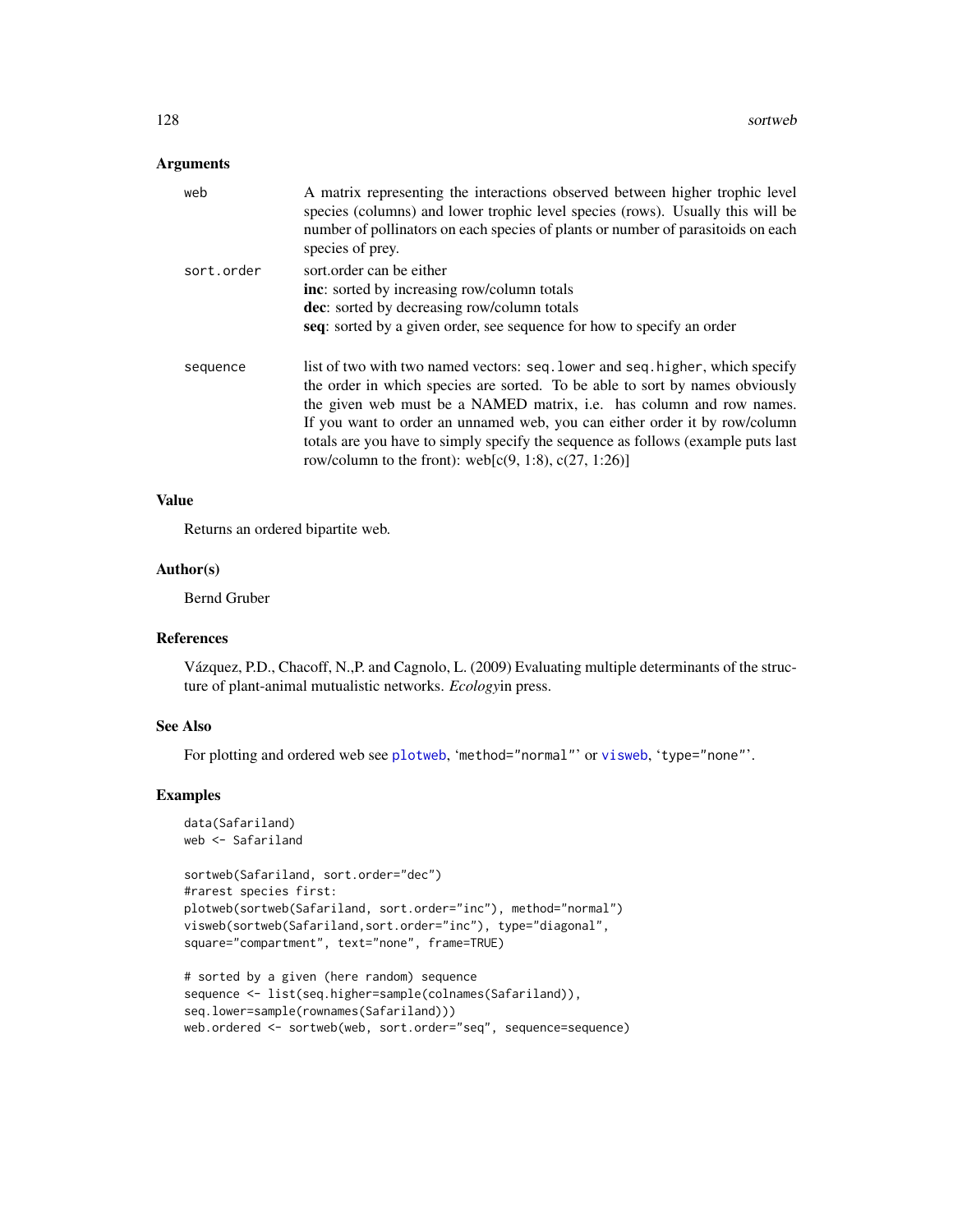## Arguments

`web` A matrix representing the interactions observed between higher trophic level species (columns) and lower trophic level species (rows). Usually this will be number of pollinators on each species of plants or number of parasitoids on each species of prey.

`sort.order` sort.order can be either
**inc**: sorted by increasing row/column totals
**dec**: sorted by decreasing row/column totals
**seq**: sorted by a given order, see sequence for how to specify an order

`sequence` list of two with two named vectors: `seq.lower` and `seq.higher`, which specify the order in which species are sorted. To be able to sort by names obviously the given web must be a NAMED matrix, i.e. has column and row names. If you want to order an unnamed web, you can either order it by row/column totals are you have to simply specify the sequence as follows (example puts last row/column to the front): web[c(9, 1:8), c(27, 1:26)]

## Value

Returns an ordered bipartite web.

## Author(s)

Bernd Gruber

## References

Vázquez, P.D., Chacoff, N.,P. and Cagnolo, L. (2009) Evaluating multiple determinants of the structure of plant-animal mutualistic networks. *Ecology*in press.

## See Also

For plotting and ordered web see plotweb, 'method="normal"' or visweb, 'type="none"'.

## Examples

```
data(Safariland)
web <- Safariland

sortweb(Safariland, sort.order="dec")
#rarest species first:
plotweb(sortweb(Safariland, sort.order="inc"), method="normal")
visweb(sortweb(Safariland,sort.order="inc"), type="diagonal",
square="compartment", text="none", frame=TRUE)

# sorted by a given (here random) sequence
sequence <- list(seq.higher=sample(colnames(Safariland)),
seq.lower=sample(rownames(Safariland)))
web.ordered <- sortweb(web, sort.order="seq", sequence=sequence)
```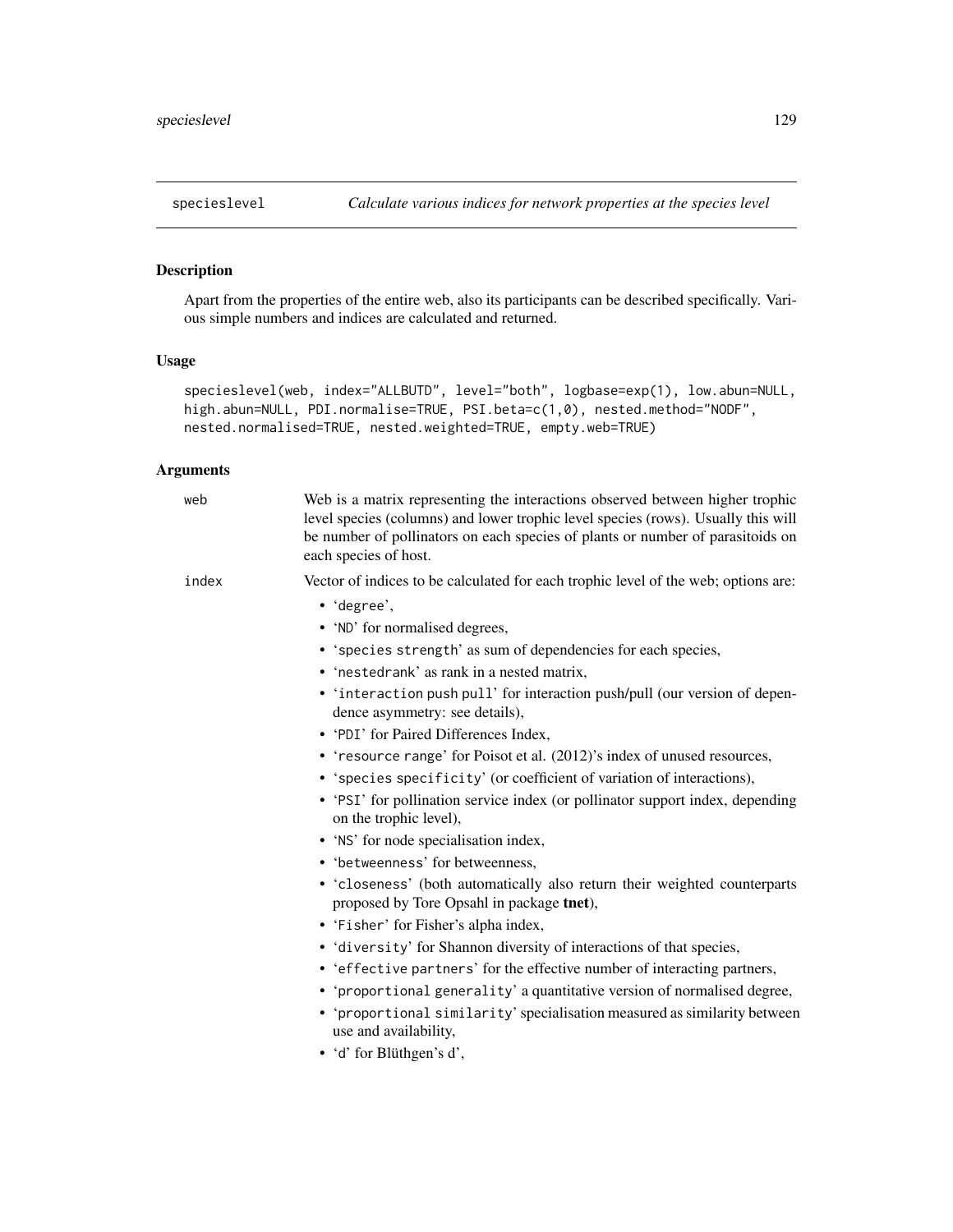## specieslevel — *Calculate various indices for network properties at the species level*

### Description

Apart from the properties of the entire web, also its participants can be described specifically. Various simple numbers and indices are calculated and returned.

### Usage

```
specieslevel(web, index="ALLBUTD", level="both", logbase=exp(1), low.abun=NULL,
high.abun=NULL, PDI.normalise=TRUE, PSI.beta=c(1,0), nested.method="NODF",
nested.normalised=TRUE, nested.weighted=TRUE, empty.web=TRUE)
```

### Arguments

**web** — Web is a matrix representing the interactions observed between higher trophic level species (columns) and lower trophic level species (rows). Usually this will be number of pollinators on each species of plants or number of parasitoids on each species of host.

**index** — Vector of indices to be calculated for each trophic level of the web; options are:

- 'degree',
- 'ND' for normalised degrees,
- 'species strength' as sum of dependencies for each species,
- 'nestedrank' as rank in a nested matrix,
- 'interaction push pull' for interaction push/pull (our version of dependence asymmetry: see details),
- 'PDI' for Paired Differences Index,
- 'resource range' for Poisot et al. (2012)'s index of unused resources,
- 'species specificity' (or coefficient of variation of interactions),
- 'PSI' for pollination service index (or pollinator support index, depending on the trophic level),
- 'NS' for node specialisation index,
- 'betweenness' for betweenness,
- 'closeness' (both automatically also return their weighted counterparts proposed by Tore Opsahl in package **tnet**),
- 'Fisher' for Fisher's alpha index,
- 'diversity' for Shannon diversity of interactions of that species,
- 'effective partners' for the effective number of interacting partners,
- 'proportional generality' a quantitative version of normalised degree,
- 'proportional similarity' specialisation measured as similarity between use and availability,
- 'd' for Blüthgen's d',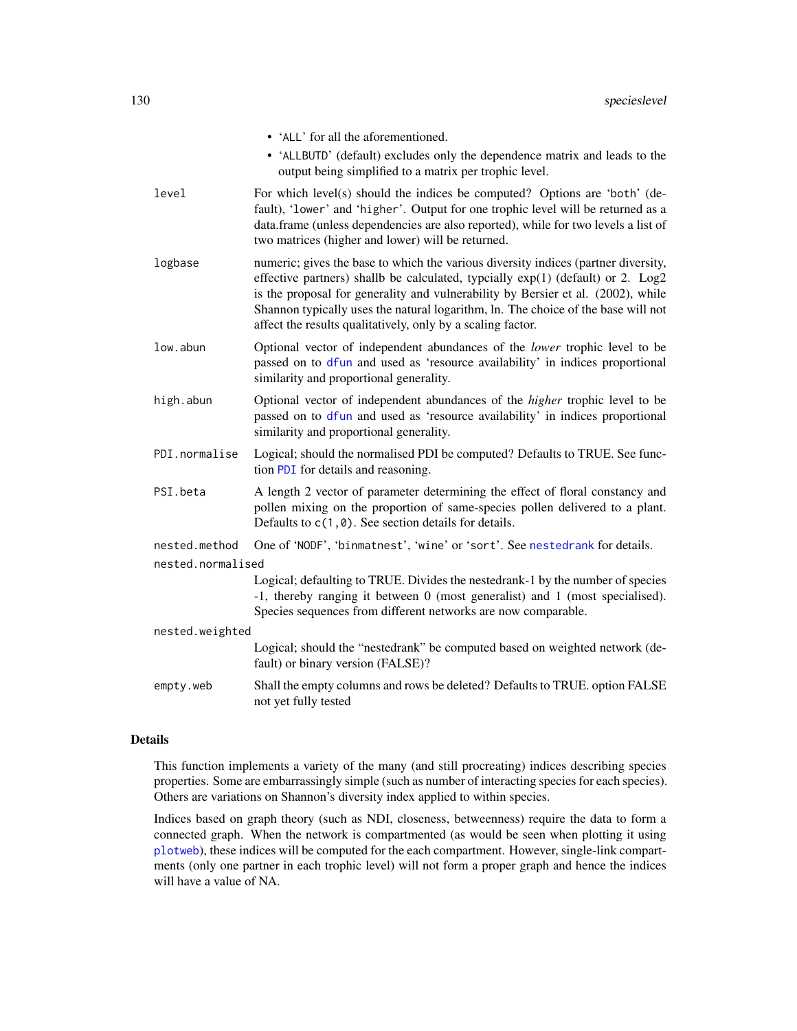- 'ALL' for all the aforementioned.
- 'ALLBUTD' (default) excludes only the dependence matrix and leads to the output being simplified to a matrix per trophic level.

`level` For which level(s) should the indices be computed? Options are 'both' (default), 'lower' and 'higher'. Output for one trophic level will be returned as a data.frame (unless dependencies are also reported), while for two levels a list of two matrices (higher and lower) will be returned.

`logbase` numeric; gives the base to which the various diversity indices (partner diversity, effective partners) shallb be calculated, typcially exp(1) (default) or 2. Log2 is the proposal for generality and vulnerability by Bersier et al. (2002), while Shannon typically uses the natural logarithm, ln. The choice of the base will not affect the results qualitatively, only by a scaling factor.

`low.abun` Optional vector of independent abundances of the *lower* trophic level to be passed on to `dfun` and used as 'resource availability' in indices proportional similarity and proportional generality.

`high.abun` Optional vector of independent abundances of the *higher* trophic level to be passed on to `dfun` and used as 'resource availability' in indices proportional similarity and proportional generality.

`PDI.normalise` Logical; should the normalised PDI be computed? Defaults to TRUE. See function `PDI` for details and reasoning.

`PSI.beta` A length 2 vector of parameter determining the effect of floral constancy and pollen mixing on the proportion of same-species pollen delivered to a plant. Defaults to `c(1,0)`. See section details for details.

`nested.method` One of 'NODF', 'binmatnest', 'wine' or 'sort'. See `nestedrank` for details.

`nested.normalised` Logical; defaulting to TRUE. Divides the nestedrank-1 by the number of species -1, thereby ranging it between 0 (most generalist) and 1 (most specialised). Species sequences from different networks are now comparable.

`nested.weighted` Logical; should the "nestedrank" be computed based on weighted network (default) or binary version (FALSE)?

`empty.web` Shall the empty columns and rows be deleted? Defaults to TRUE. option FALSE not yet fully tested

## Details

This function implements a variety of the many (and still procreating) indices describing species properties. Some are embarrassingly simple (such as number of interacting species for each species). Others are variations on Shannon's diversity index applied to within species.

Indices based on graph theory (such as NDI, closeness, betweenness) require the data to form a connected graph. When the network is compartmented (as would be seen when plotting it using `plotweb`), these indices will be computed for the each compartment. However, single-link compartments (only one partner in each trophic level) will not form a proper graph and hence the indices will have a value of NA.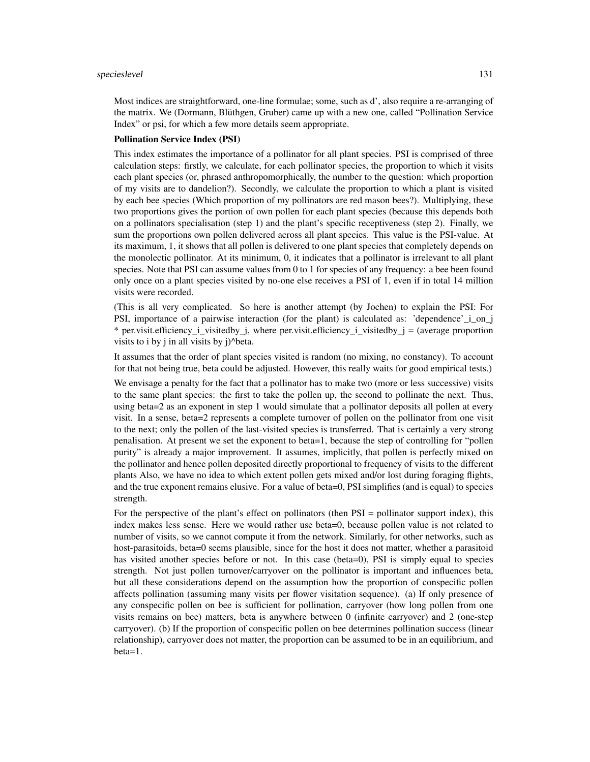Most indices are straightforward, one-line formulae; some, such as d', also require a re-arranging of the matrix. We (Dormann, Blüthgen, Gruber) came up with a new one, called "Pollination Service Index" or psi, for which a few more details seem appropriate.

**Pollination Service Index (PSI)**

This index estimates the importance of a pollinator for all plant species. PSI is comprised of three calculation steps: firstly, we calculate, for each pollinator species, the proportion to which it visits each plant species (or, phrased anthropomorphically, the number to the question: which proportion of my visits are to dandelion?). Secondly, we calculate the proportion to which a plant is visited by each bee species (Which proportion of my pollinators are red mason bees?). Multiplying, these two proportions gives the portion of own pollen for each plant species (because this depends both on a pollinators specialisation (step 1) and the plant's specific receptiveness (step 2). Finally, we sum the proportions own pollen delivered across all plant species. This value is the PSI-value. At its maximum, 1, it shows that all pollen is delivered to one plant species that completely depends on the monolectic pollinator. At its minimum, 0, it indicates that a pollinator is irrelevant to all plant species. Note that PSI can assume values from 0 to 1 for species of any frequency: a bee been found only once on a plant species visited by no-one else receives a PSI of 1, even if in total 14 million visits were recorded.

(This is all very complicated. So here is another attempt (by Jochen) to explain the PSI: For PSI, importance of a pairwise interaction (for the plant) is calculated as: 'dependence'_i_on_j * per.visit.efficiency_i_visitedby_j, where per.visit.efficiency_i_visitedby_j = (average proportion visits to i by j in all visits by j)^beta.

It assumes that the order of plant species visited is random (no mixing, no constancy). To account for that not being true, beta could be adjusted. However, this really waits for good empirical tests.)

We envisage a penalty for the fact that a pollinator has to make two (more or less successive) visits to the same plant species: the first to take the pollen up, the second to pollinate the next. Thus, using beta=2 as an exponent in step 1 would simulate that a pollinator deposits all pollen at every visit. In a sense, beta=2 represents a complete turnover of pollen on the pollinator from one visit to the next; only the pollen of the last-visited species is transferred. That is certainly a very strong penalisation. At present we set the exponent to beta=1, because the step of controlling for "pollen purity" is already a major improvement. It assumes, implicitly, that pollen is perfectly mixed on the pollinator and hence pollen deposited directly proportional to frequency of visits to the different plants Also, we have no idea to which extent pollen gets mixed and/or lost during foraging flights, and the true exponent remains elusive. For a value of beta=0, PSI simplifies (and is equal) to species strength.

For the perspective of the plant's effect on pollinators (then PSI = pollinator support index), this index makes less sense. Here we would rather use beta=0, because pollen value is not related to number of visits, so we cannot compute it from the network. Similarly, for other networks, such as host-parasitoids, beta=0 seems plausible, since for the host it does not matter, whether a parasitoid has visited another species before or not. In this case (beta=0), PSI is simply equal to species strength. Not just pollen turnover/carryover on the pollinator is important and influences beta, but all these considerations depend on the assumption how the proportion of conspecific pollen affects pollination (assuming many visits per flower visitation sequence). (a) If only presence of any conspecific pollen on bee is sufficient for pollination, carryover (how long pollen from one visits remains on bee) matters, beta is anywhere between 0 (infinite carryover) and 2 (one-step carryover). (b) If the proportion of conspecific pollen on bee determines pollination success (linear relationship), carryover does not matter, the proportion can be assumed to be in an equilibrium, and beta=1.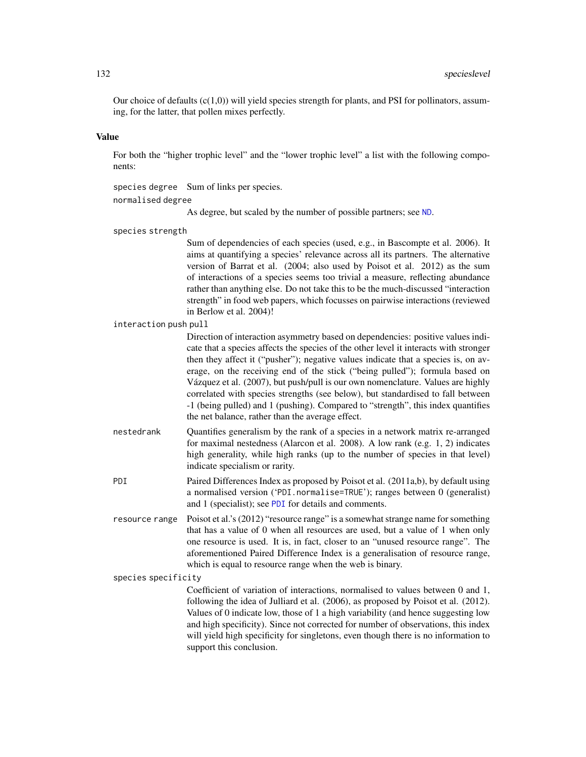Our choice of defaults (c(1,0)) will yield species strength for plants, and PSI for pollinators, assuming, for the latter, that pollen mixes perfectly.

### Value

For both the "higher trophic level" and the "lower trophic level" a list with the following components:

`species degree`
: Sum of links per species.

`normalised degree`
: As degree, but scaled by the number of possible partners; see ND.

`species strength`
: Sum of dependencies of each species (used, e.g., in Bascompte et al. 2006). It aims at quantifying a species' relevance across all its partners. The alternative version of Barrat et al. (2004; also used by Poisot et al. 2012) as the sum of interactions of a species seems too trivial a measure, reflecting abundance rather than anything else. Do not take this to be the much-discussed "interaction strength" in food web papers, which focusses on pairwise interactions (reviewed in Berlow et al. 2004)!

`interaction push pull`
: Direction of interaction asymmetry based on dependencies: positive values indicate that a species affects the species of the other level it interacts with stronger then they affect it ("pusher"); negative values indicate that a species is, on average, on the receiving end of the stick ("being pulled"); formula based on Vázquez et al. (2007), but push/pull is our own nomenclature. Values are highly correlated with species strengths (see below), but standardised to fall between -1 (being pulled) and 1 (pushing). Compared to "strength", this index quantifies the net balance, rather than the average effect.

`nestedrank`
: Quantifies generalism by the rank of a species in a network matrix re-arranged for maximal nestedness (Alarcon et al. 2008). A low rank (e.g. 1, 2) indicates high generality, while high ranks (up to the number of species in that level) indicate specialism or rarity.

`PDI`
: Paired Differences Index as proposed by Poisot et al. (2011a,b), by default using a normalised version ('`PDI.normalise=TRUE`'); ranges between 0 (generalist) and 1 (specialist); see PDI for details and comments.

`resource range`
: Poisot et al.'s (2012) "resource range" is a somewhat strange name for something that has a value of 0 when all resources are used, but a value of 1 when only one resource is used. It is, in fact, closer to an "unused resource range". The aforementioned Paired Difference Index is a generalisation of resource range, which is equal to resource range when the web is binary.

`species specificity`
: Coefficient of variation of interactions, normalised to values between 0 and 1, following the idea of Julliard et al. (2006), as proposed by Poisot et al. (2012). Values of 0 indicate low, those of 1 a high variability (and hence suggesting low and high specificity). Since not corrected for number of observations, this index will yield high specificity for singletons, even though there is no information to support this conclusion.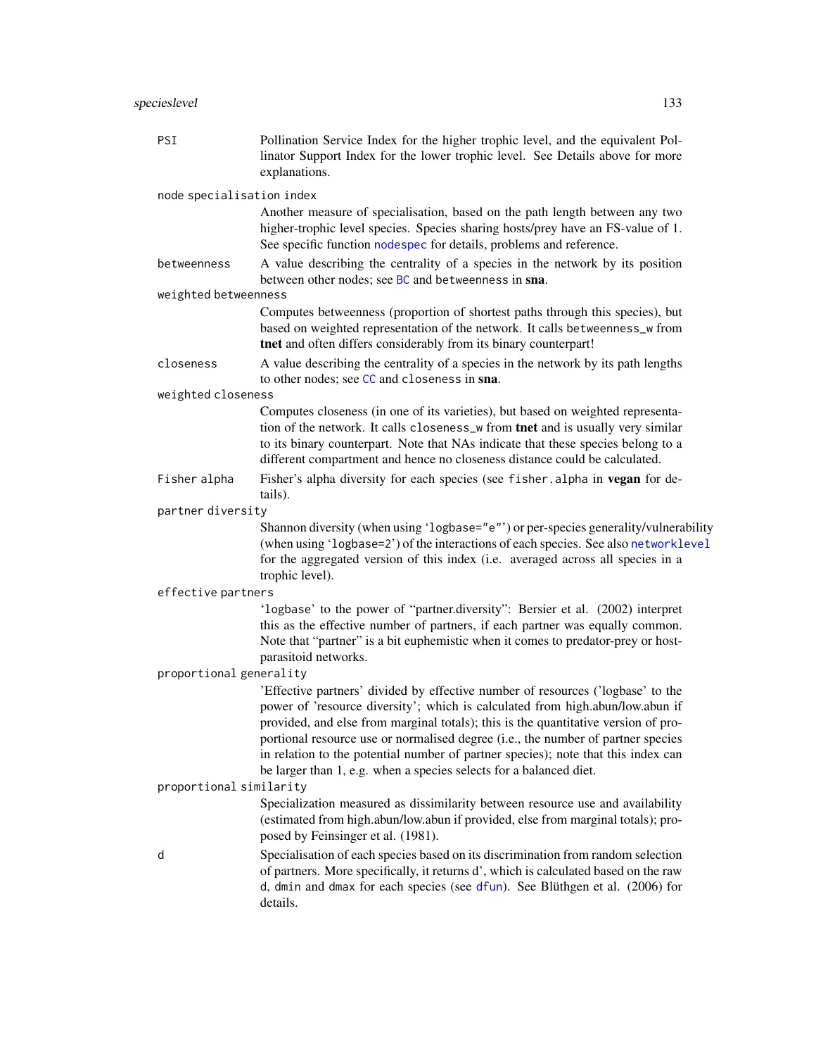**PSI**
: Pollination Service Index for the higher trophic level, and the equivalent Pollinator Support Index for the lower trophic level. See Details above for more explanations.

**node specialisation index**
: Another measure of specialisation, based on the path length between any two higher-trophic level species. Species sharing hosts/prey have an FS-value of 1. See specific function `nodespec` for details, problems and reference.

**betweenness**
: A value describing the centrality of a species in the network by its position between other nodes; see `BC` and `betweenness` in **sna**.

**weighted betweenness**
: Computes betweenness (proportion of shortest paths through this species), but based on weighted representation of the network. It calls `betweenness_w` from **tnet** and often differs considerably from its binary counterpart!

**closeness**
: A value describing the centrality of a species in the network by its path lengths to other nodes; see `CC` and `closeness` in **sna**.

**weighted closeness**
: Computes closeness (in one of its varieties), but based on weighted representation of the network. It calls `closeness_w` from **tnet** and is usually very similar to its binary counterpart. Note that NAs indicate that these species belong to a different compartment and hence no closeness distance could be calculated.

**Fisher alpha**
: Fisher's alpha diversity for each species (see `fisher.alpha` in **vegan** for details).

**partner diversity**
: Shannon diversity (when using '`logbase="e"`') or per-species generality/vulnerability (when using '`logbase=2`') of the interactions of each species. See also `networklevel` for the aggregated version of this index (i.e. averaged across all species in a trophic level).

**effective partners**
: '`logbase`' to the power of "partner.diversity": Bersier et al. (2002) interpret this as the effective number of partners, if each partner was equally common. Note that "partner" is a bit euphemistic when it comes to predator-prey or host-parasitoid networks.

**proportional generality**
: 'Effective partners' divided by effective number of resources ('logbase' to the power of 'resource diversity'; which is calculated from high.abun/low.abun if provided, and else from marginal totals); this is the quantitative version of proportional resource use or normalised degree (i.e., the number of partner species in relation to the potential number of partner species); note that this index can be larger than 1, e.g. when a species selects for a balanced diet.

**proportional similarity**
: Specialization measured as dissimilarity between resource use and availability (estimated from high.abun/low.abun if provided, else from marginal totals); proposed by Feinsinger et al. (1981).

**d**
: Specialisation of each species based on its discrimination from random selection of partners. More specifically, it returns d', which is calculated based on the raw d, `dmin` and `dmax` for each species (see `dfun`). See Blüthgen et al. (2006) for details.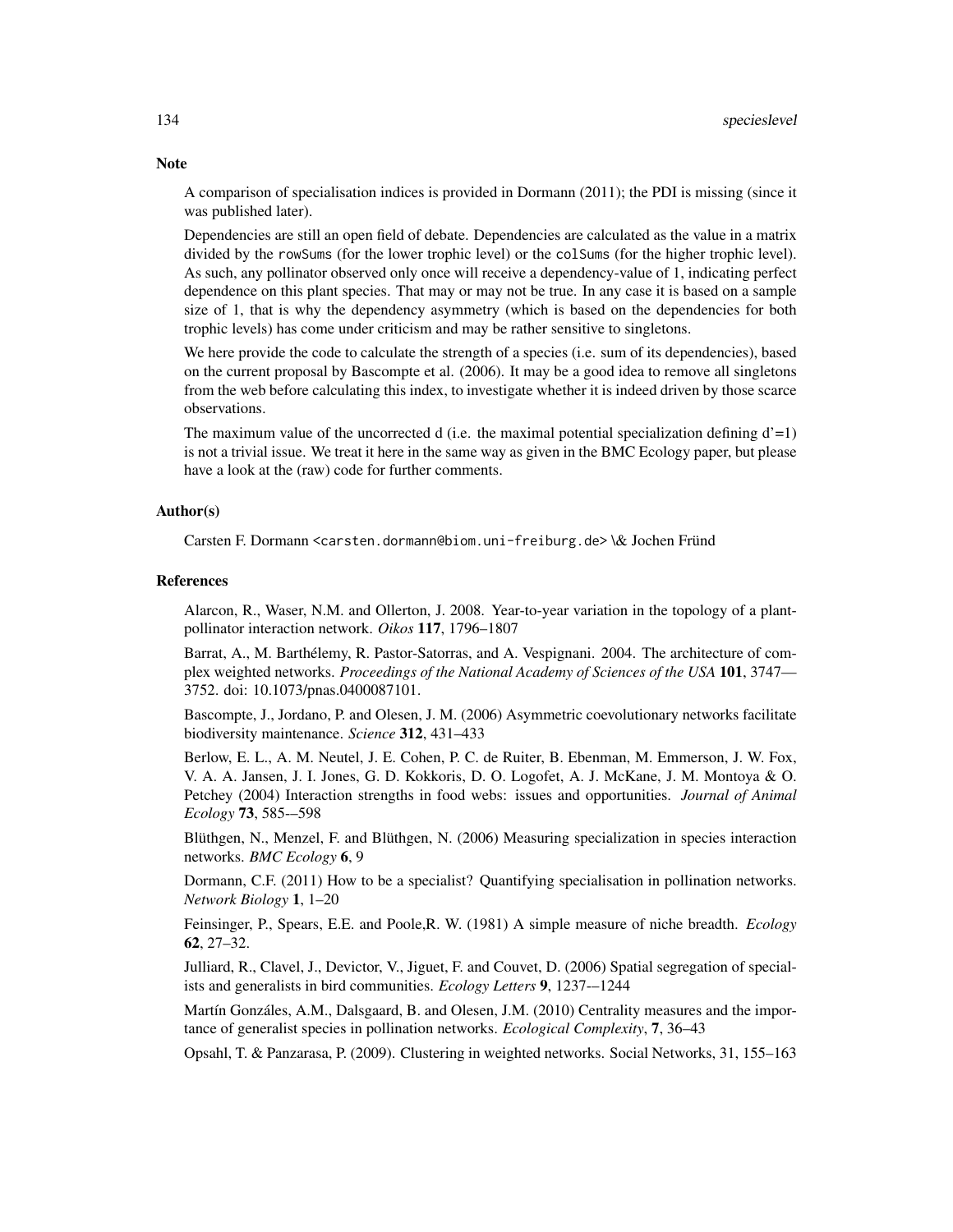## Note

A comparison of specialisation indices is provided in Dormann (2011); the PDI is missing (since it was published later).

Dependencies are still an open field of debate. Dependencies are calculated as the value in a matrix divided by the `rowSums` (for the lower trophic level) or the `colSums` (for the higher trophic level). As such, any pollinator observed only once will receive a dependency-value of 1, indicating perfect dependence on this plant species. That may or may not be true. In any case it is based on a sample size of 1, that is why the dependency asymmetry (which is based on the dependencies for both trophic levels) has come under criticism and may be rather sensitive to singletons.

We here provide the code to calculate the strength of a species (i.e. sum of its dependencies), based on the current proposal by Bascompte et al. (2006). It may be a good idea to remove all singletons from the web before calculating this index, to investigate whether it is indeed driven by those scarce observations.

The maximum value of the uncorrected d (i.e. the maximal potential specialization defining d'=1) is not a trivial issue. We treat it here in the same way as given in the BMC Ecology paper, but please have a look at the (raw) code for further comments.

## Author(s)

Carsten F. Dormann <carsten.dormann@biom.uni-freiburg.de> \& Jochen Fründ

## References

Alarcon, R., Waser, N.M. and Ollerton, J. 2008. Year-to-year variation in the topology of a plant-pollinator interaction network. *Oikos* **117**, 1796–1807

Barrat, A., M. Barthélemy, R. Pastor-Satorras, and A. Vespignani. 2004. The architecture of complex weighted networks. *Proceedings of the National Academy of Sciences of the USA* **101**, 3747—3752. doi: 10.1073/pnas.0400087101.

Bascompte, J., Jordano, P. and Olesen, J. M. (2006) Asymmetric coevolutionary networks facilitate biodiversity maintenance. *Science* **312**, 431–433

Berlow, E. L., A. M. Neutel, J. E. Cohen, P. C. de Ruiter, B. Ebenman, M. Emmerson, J. W. Fox, V. A. A. Jansen, J. I. Jones, G. D. Kokkoris, D. O. Logofet, A. J. McKane, J. M. Montoya & O. Petchey (2004) Interaction strengths in food webs: issues and opportunities. *Journal of Animal Ecology* **73**, 585-–598

Blüthgen, N., Menzel, F. and Blüthgen, N. (2006) Measuring specialization in species interaction networks. *BMC Ecology* **6**, 9

Dormann, C.F. (2011) How to be a specialist? Quantifying specialisation in pollination networks. *Network Biology* **1**, 1–20

Feinsinger, P., Spears, E.E. and Poole,R. W. (1981) A simple measure of niche breadth. *Ecology* **62**, 27–32.

Julliard, R., Clavel, J., Devictor, V., Jiguet, F. and Couvet, D. (2006) Spatial segregation of specialists and generalists in bird communities. *Ecology Letters* **9**, 1237-–1244

Martín Gonzáles, A.M., Dalsgaard, B. and Olesen, J.M. (2010) Centrality measures and the importance of generalist species in pollination networks. *Ecological Complexity*, **7**, 36–43

Opsahl, T. & Panzarasa, P. (2009). Clustering in weighted networks. Social Networks, 31, 155–163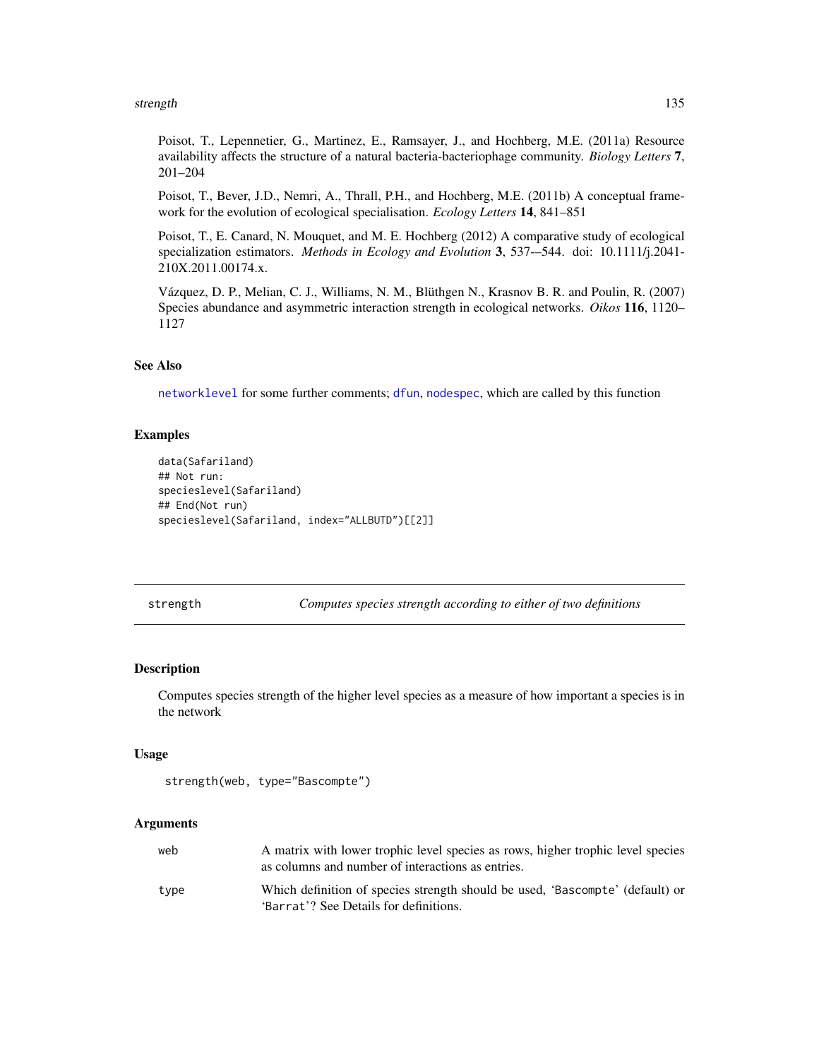Poisot, T., Lepennetier, G., Martinez, E., Ramsayer, J., and Hochberg, M.E. (2011a) Resource availability affects the structure of a natural bacteria-bacteriophage community. *Biology Letters* **7**, 201–204

Poisot, T., Bever, J.D., Nemri, A., Thrall, P.H., and Hochberg, M.E. (2011b) A conceptual framework for the evolution of ecological specialisation. *Ecology Letters* **14**, 841–851

Poisot, T., E. Canard, N. Mouquet, and M. E. Hochberg (2012) A comparative study of ecological specialization estimators. *Methods in Ecology and Evolution* **3**, 537-–544. doi: 10.1111/j.2041-210X.2011.00174.x.

Vázquez, D. P., Melian, C. J., Williams, N. M., Blüthgen N., Krasnov B. R. and Poulin, R. (2007) Species abundance and asymmetric interaction strength in ecological networks. *Oikos* **116**, 1120–1127

### See Also

`networklevel` for some further comments; `dfun`, `nodespec`, which are called by this function

### Examples

```
data(Safariland)
## Not run:
specieslevel(Safariland)
## End(Not run)
specieslevel(Safariland, index="ALLBUTD")[[2]]
```

---

## strength — *Computes species strength according to either of two definitions*

### Description

Computes species strength of the higher level species as a measure of how important a species is in the network

### Usage

```
strength(web, type="Bascompte")
```

### Arguments

| | |
|---|---|
| `web` | A matrix with lower trophic level species as rows, higher trophic level species as columns and number of interactions as entries. |
| `type` | Which definition of species strength should be used, '`Bascompte`' (default) or '`Barrat`'? See Details for definitions. |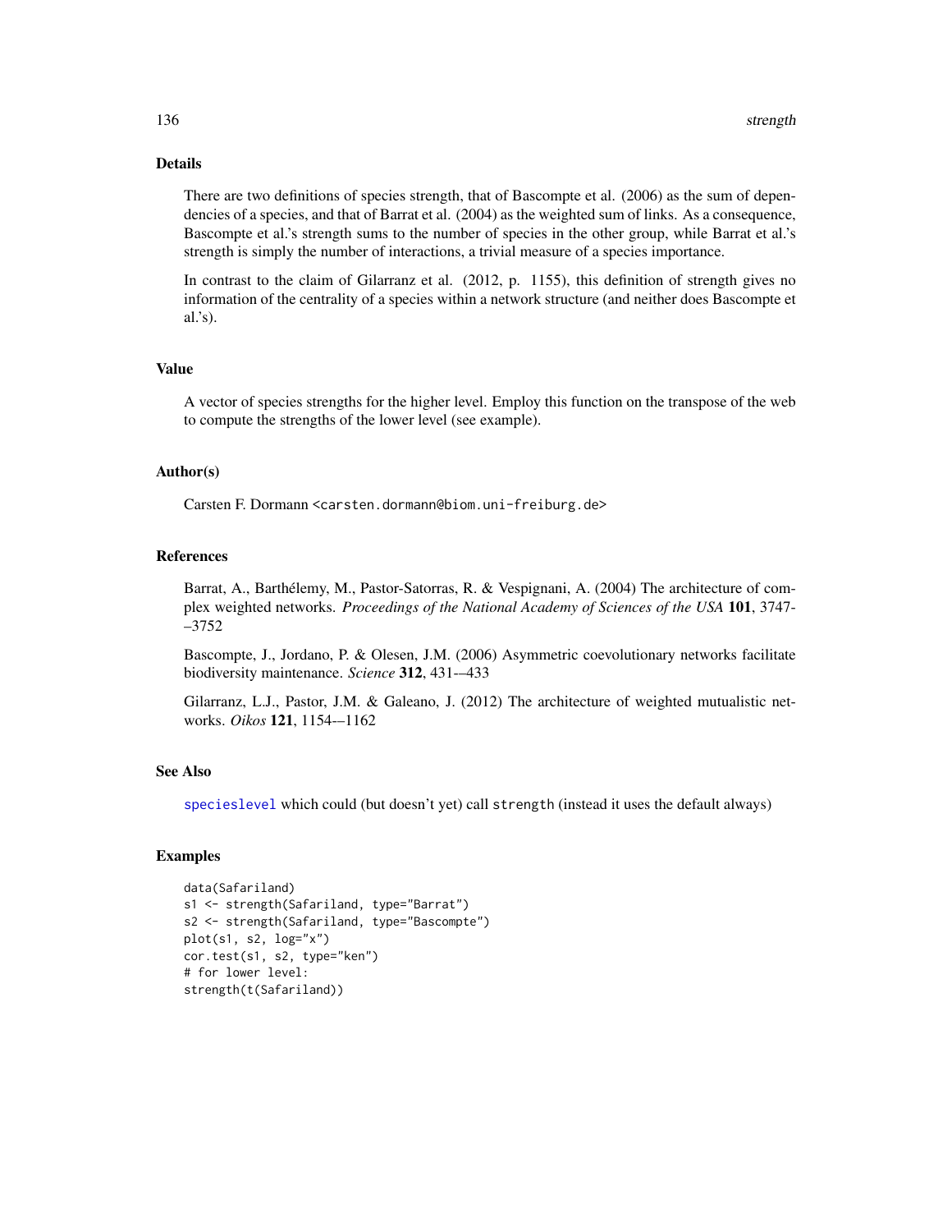## Details

There are two definitions of species strength, that of Bascompte et al. (2006) as the sum of dependencies of a species, and that of Barrat et al. (2004) as the weighted sum of links. As a consequence, Bascompte et al.'s strength sums to the number of species in the other group, while Barrat et al.'s strength is simply the number of interactions, a trivial measure of a species importance.

In contrast to the claim of Gilarranz et al. (2012, p. 1155), this definition of strength gives no information of the centrality of a species within a network structure (and neither does Bascompte et al.'s).

## Value

A vector of species strengths for the higher level. Employ this function on the transpose of the web to compute the strengths of the lower level (see example).

## Author(s)

Carsten F. Dormann <carsten.dormann@biom.uni-freiburg.de>

## References

Barrat, A., Barthélemy, M., Pastor-Satorras, R. & Vespignani, A. (2004) The architecture of complex weighted networks. *Proceedings of the National Academy of Sciences of the USA* **101**, 3747-–3752

Bascompte, J., Jordano, P. & Olesen, J.M. (2006) Asymmetric coevolutionary networks facilitate biodiversity maintenance. *Science* **312**, 431-–433

Gilarranz, L.J., Pastor, J.M. & Galeano, J. (2012) The architecture of weighted mutualistic networks. *Oikos* **121**, 1154-–1162

## See Also

specieslevel which could (but doesn't yet) call strength (instead it uses the default always)

## Examples

```
data(Safariland)
s1 <- strength(Safariland, type="Barrat")
s2 <- strength(Safariland, type="Bascompte")
plot(s1, s2, log="x")
cor.test(s1, s2, type="ken")
# for lower level:
strength(t(Safariland))
```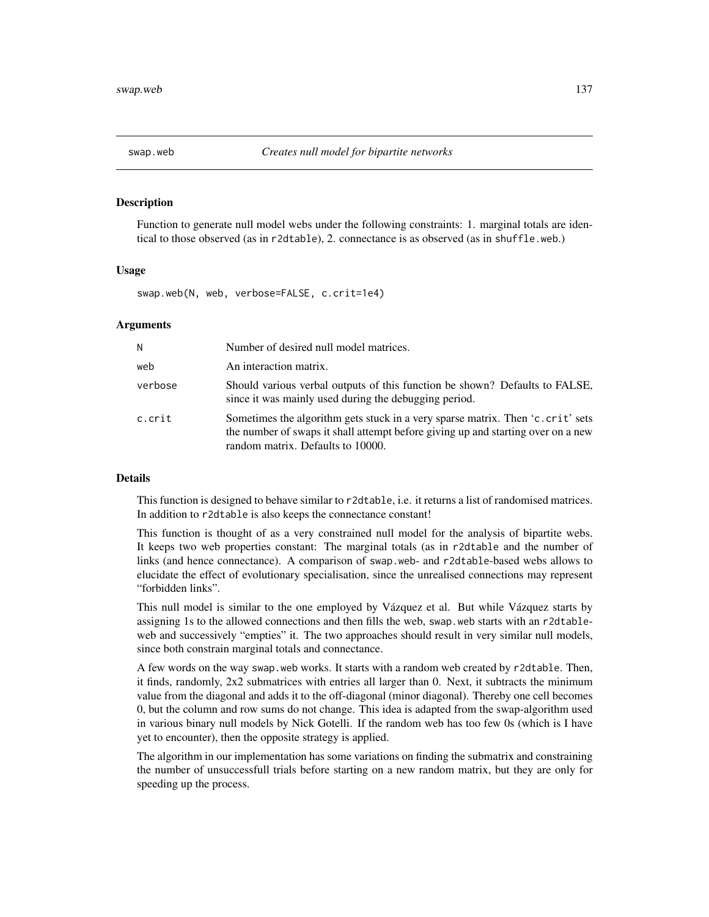# swap.web — *Creates null model for bipartite networks*

## Description

Function to generate null model webs under the following constraints: 1. marginal totals are identical to those observed (as in `r2dtable`), 2. connectance is as observed (as in `shuffle.web`.)

## Usage

```
swap.web(N, web, verbose=FALSE, c.crit=1e4)
```

## Arguments

| | |
|---|---|
| `N` | Number of desired null model matrices. |
| `web` | An interaction matrix. |
| `verbose` | Should various verbal outputs of this function be shown? Defaults to FALSE, since it was mainly used during the debugging period. |
| `c.crit` | Sometimes the algorithm gets stuck in a very sparse matrix. Then 'c.crit' sets the number of swaps it shall attempt before giving up and starting over on a new random matrix. Defaults to 10000. |

## Details

This function is designed to behave similar to `r2dtable`, i.e. it returns a list of randomised matrices. In addition to `r2dtable` is also keeps the connectance constant!

This function is thought of as a very constrained null model for the analysis of bipartite webs. It keeps two web properties constant: The marginal totals (as in `r2dtable` and the number of links (and hence connectance). A comparison of `swap.web`- and `r2dtable`-based webs allows to elucidate the effect of evolutionary specialisation, since the unrealised connections may represent "forbidden links".

This null model is similar to the one employed by Vázquez et al. But while Vázquez starts by assigning 1s to the allowed connections and then fills the web, `swap.web` starts with an `r2dtable`-web and successively "empties" it. The two approaches should result in very similar null models, since both constrain marginal totals and connectance.

A few words on the way `swap.web` works. It starts with a random web created by `r2dtable`. Then, it finds, randomly, 2x2 submatrices with entries all larger than 0. Next, it subtracts the minimum value from the diagonal and adds it to the off-diagonal (minor diagonal). Thereby one cell becomes 0, but the column and row sums do not change. This idea is adapted from the swap-algorithm used in various binary null models by Nick Gotelli. If the random web has too few 0s (which is I have yet to encounter), then the opposite strategy is applied.

The algorithm in our implementation has some variations on finding the submatrix and constraining the number of unsuccessfull trials before starting on a new random matrix, but they are only for speeding up the process.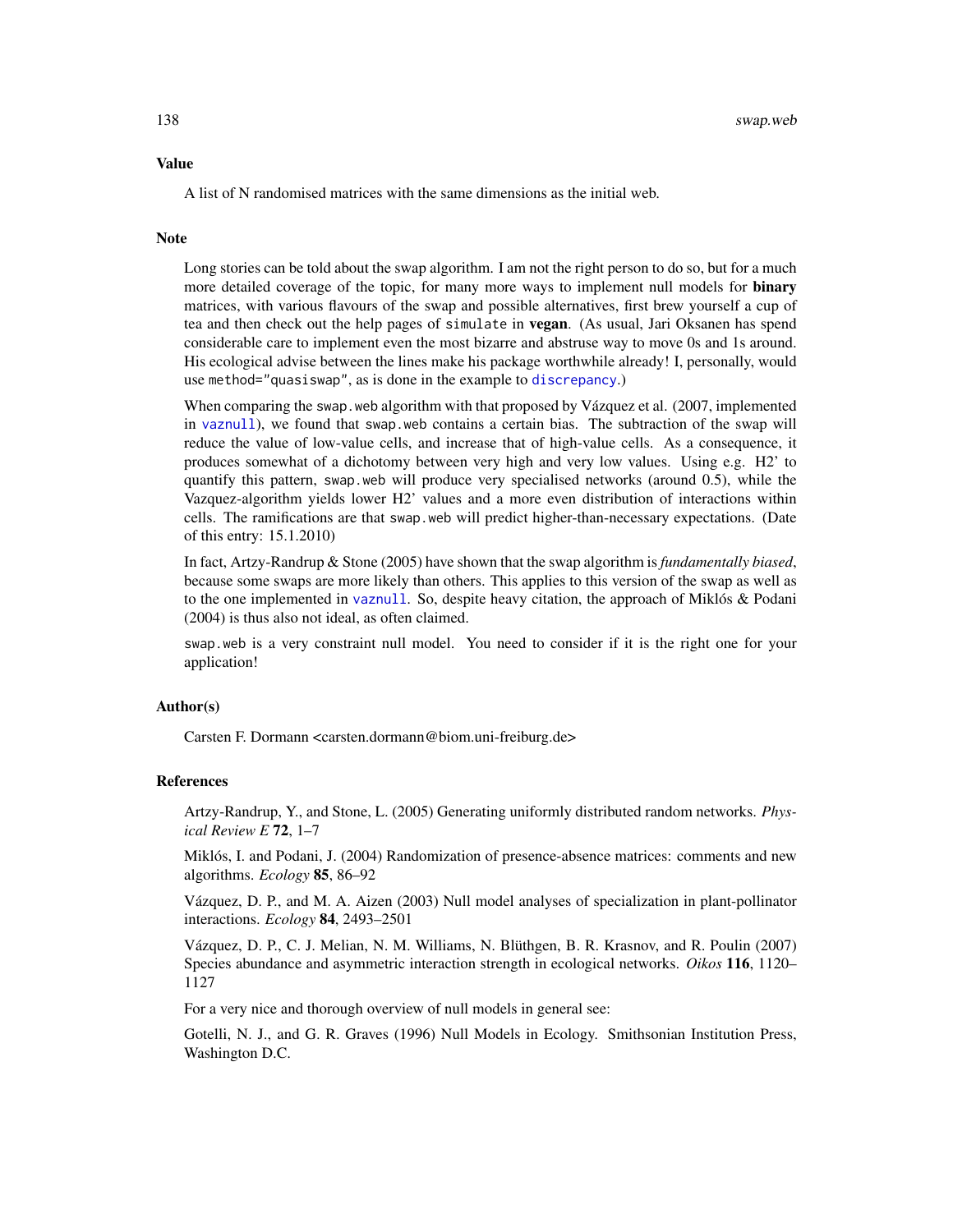## Value

A list of N randomised matrices with the same dimensions as the initial web.

## Note

Long stories can be told about the swap algorithm. I am not the right person to do so, but for a much more detailed coverage of the topic, for many more ways to implement null models for **binary** matrices, with various flavours of the swap and possible alternatives, first brew yourself a cup of tea and then check out the help pages of `simulate` in **vegan**. (As usual, Jari Oksanen has spend considerable care to implement even the most bizarre and abstruse way to move 0s and 1s around. His ecological advise between the lines make his package worthwhile already! I, personally, would use `method="quasiswap"`, as is done in the example to `discrepancy`.)

When comparing the `swap.web` algorithm with that proposed by Vázquez et al. (2007, implemented in `vaznull`), we found that `swap.web` contains a certain bias. The subtraction of the swap will reduce the value of low-value cells, and increase that of high-value cells. As a consequence, it produces somewhat of a dichotomy between very high and very low values. Using e.g. H2' to quantify this pattern, `swap.web` will produce very specialised networks (around 0.5), while the Vazquez-algorithm yields lower H2' values and a more even distribution of interactions within cells. The ramifications are that `swap.web` will predict higher-than-necessary expectations. (Date of this entry: 15.1.2010)

In fact, Artzy-Randrup & Stone (2005) have shown that the swap algorithm is *fundamentally biased*, because some swaps are more likely than others. This applies to this version of the swap as well as to the one implemented in `vaznull`. So, despite heavy citation, the approach of Miklós & Podani (2004) is thus also not ideal, as often claimed.

`swap.web` is a very constraint null model. You need to consider if it is the right one for your application!

## Author(s)

Carsten F. Dormann <carsten.dormann@biom.uni-freiburg.de>

## References

Artzy-Randrup, Y., and Stone, L. (2005) Generating uniformly distributed random networks. *Physical Review E* **72**, 1–7

Miklós, I. and Podani, J. (2004) Randomization of presence-absence matrices: comments and new algorithms. *Ecology* **85**, 86–92

Vázquez, D. P., and M. A. Aizen (2003) Null model analyses of specialization in plant-pollinator interactions. *Ecology* **84**, 2493–2501

Vázquez, D. P., C. J. Melian, N. M. Williams, N. Blüthgen, B. R. Krasnov, and R. Poulin (2007) Species abundance and asymmetric interaction strength in ecological networks. *Oikos* **116**, 1120–1127

For a very nice and thorough overview of null models in general see:

Gotelli, N. J., and G. R. Graves (1996) Null Models in Ecology. Smithsonian Institution Press, Washington D.C.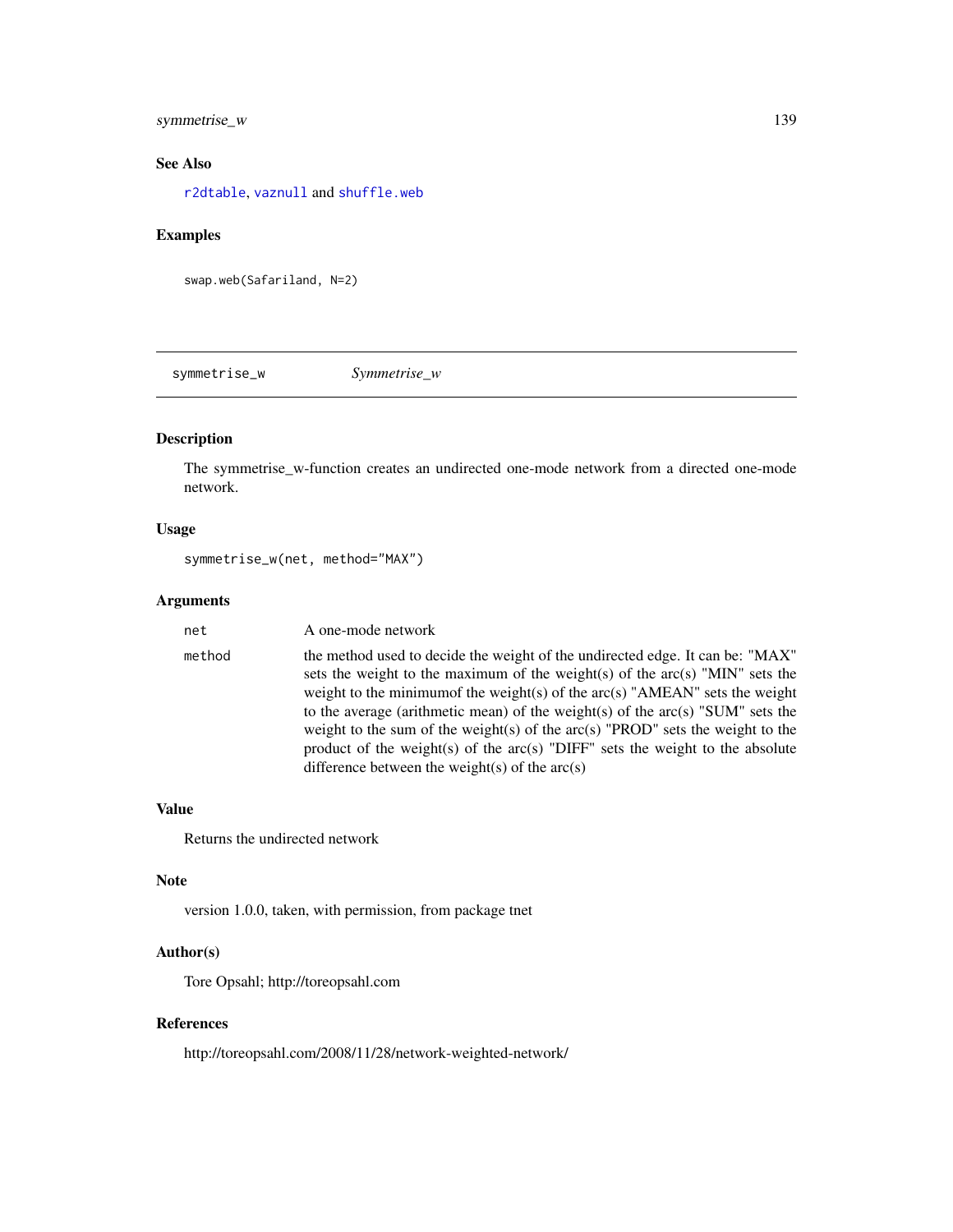## See Also

r2dtable, vaznull and shuffle.web

## Examples

```
swap.web(Safariland, N=2)
```

---

# symmetrise_w — *Symmetrise_w*

## Description

The symmetrise_w-function creates an undirected one-mode network from a directed one-mode network.

## Usage

```
symmetrise_w(net, method="MAX")
```

## Arguments

| | |
|---|---|
| net | A one-mode network |
| method | the method used to decide the weight of the undirected edge. It can be: "MAX" sets the weight to the maximum of the weight(s) of the arc(s) "MIN" sets the weight to the minimumof the weight(s) of the arc(s) "AMEAN" sets the weight to the average (arithmetic mean) of the weight(s) of the arc(s) "SUM" sets the weight to the sum of the weight(s) of the arc(s) "PROD" sets the weight to the product of the weight(s) of the arc(s) "DIFF" sets the weight to the absolute difference between the weight(s) of the arc(s) |

## Value

Returns the undirected network

## Note

version 1.0.0, taken, with permission, from package tnet

## Author(s)

Tore Opsahl; http://toreopsahl.com

## References

http://toreopsahl.com/2008/11/28/network-weighted-network/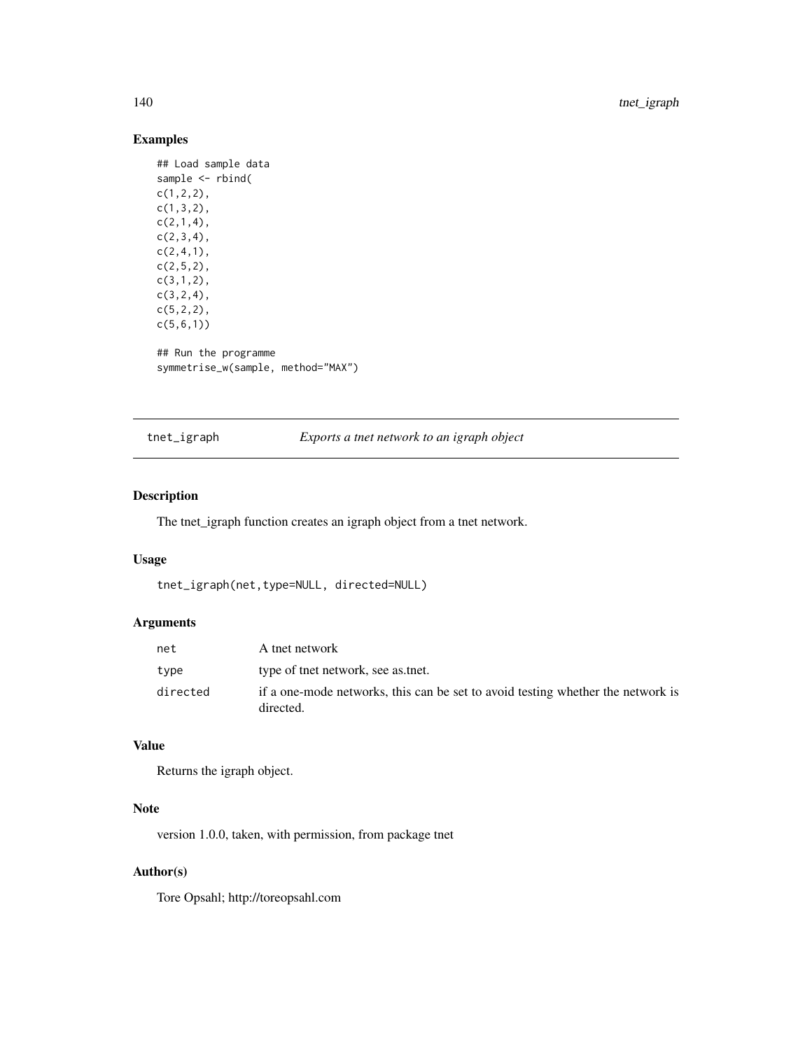## Examples

```
## Load sample data
sample <- rbind(
c(1,2,2),
c(1,3,2),
c(2,1,4),
c(2,3,4),
c(2,4,1),
c(2,5,2),
c(3,1,2),
c(3,2,4),
c(5,2,2),
c(5,6,1))

## Run the programme
symmetrise_w(sample, method="MAX")
```

---

# tnet_igraph — *Exports a tnet network to an igraph object*

---

## Description

The tnet_igraph function creates an igraph object from a tnet network.

## Usage

```
tnet_igraph(net,type=NULL, directed=NULL)
```

## Arguments

| | |
|---|---|
| `net` | A tnet network |
| `type` | type of tnet network, see as.tnet. |
| `directed` | if a one-mode networks, this can be set to avoid testing whether the network is directed. |

## Value

Returns the igraph object.

## Note

version 1.0.0, taken, with permission, from package tnet

## Author(s)

Tore Opsahl; http://toreopsahl.com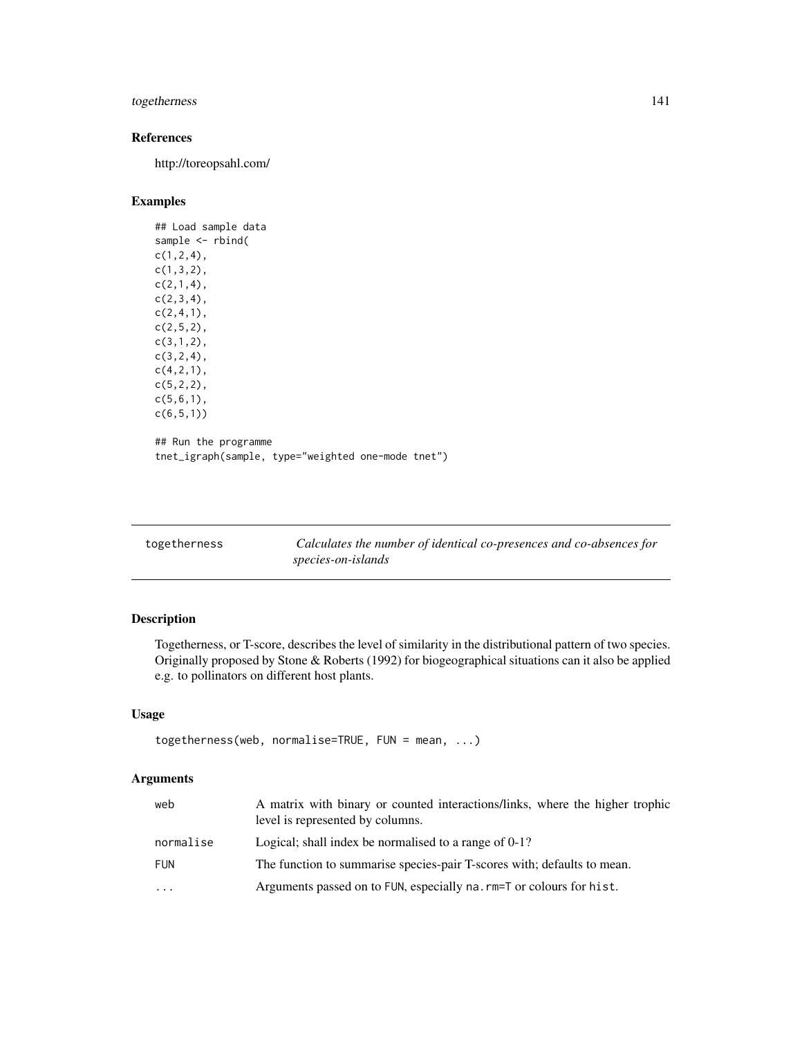### References

http://toreopsahl.com/

### Examples

```
## Load sample data
sample <- rbind(
c(1,2,4),
c(1,3,2),
c(2,1,4),
c(2,3,4),
c(2,4,1),
c(2,5,2),
c(3,1,2),
c(3,2,4),
c(4,2,1),
c(5,2,2),
c(5,6,1),
c(6,5,1))

## Run the programme
tnet_igraph(sample, type="weighted one-mode tnet")
```

---

## togetherness — *Calculates the number of identical co-presences and co-absences for species-on-islands*

---

### Description

Togetherness, or T-score, describes the level of similarity in the distributional pattern of two species. Originally proposed by Stone & Roberts (1992) for biogeographical situations can it also be applied e.g. to pollinators on different host plants.

### Usage

```
togetherness(web, normalise=TRUE, FUN = mean, ...)
```

### Arguments

| | |
|---|---|
| web | A matrix with binary or counted interactions/links, where the higher trophic level is represented by columns. |
| normalise | Logical; shall index be normalised to a range of 0-1? |
| FUN | The function to summarise species-pair T-scores with; defaults to mean. |
| ... | Arguments passed on to FUN, especially na.rm=T or colours for hist. |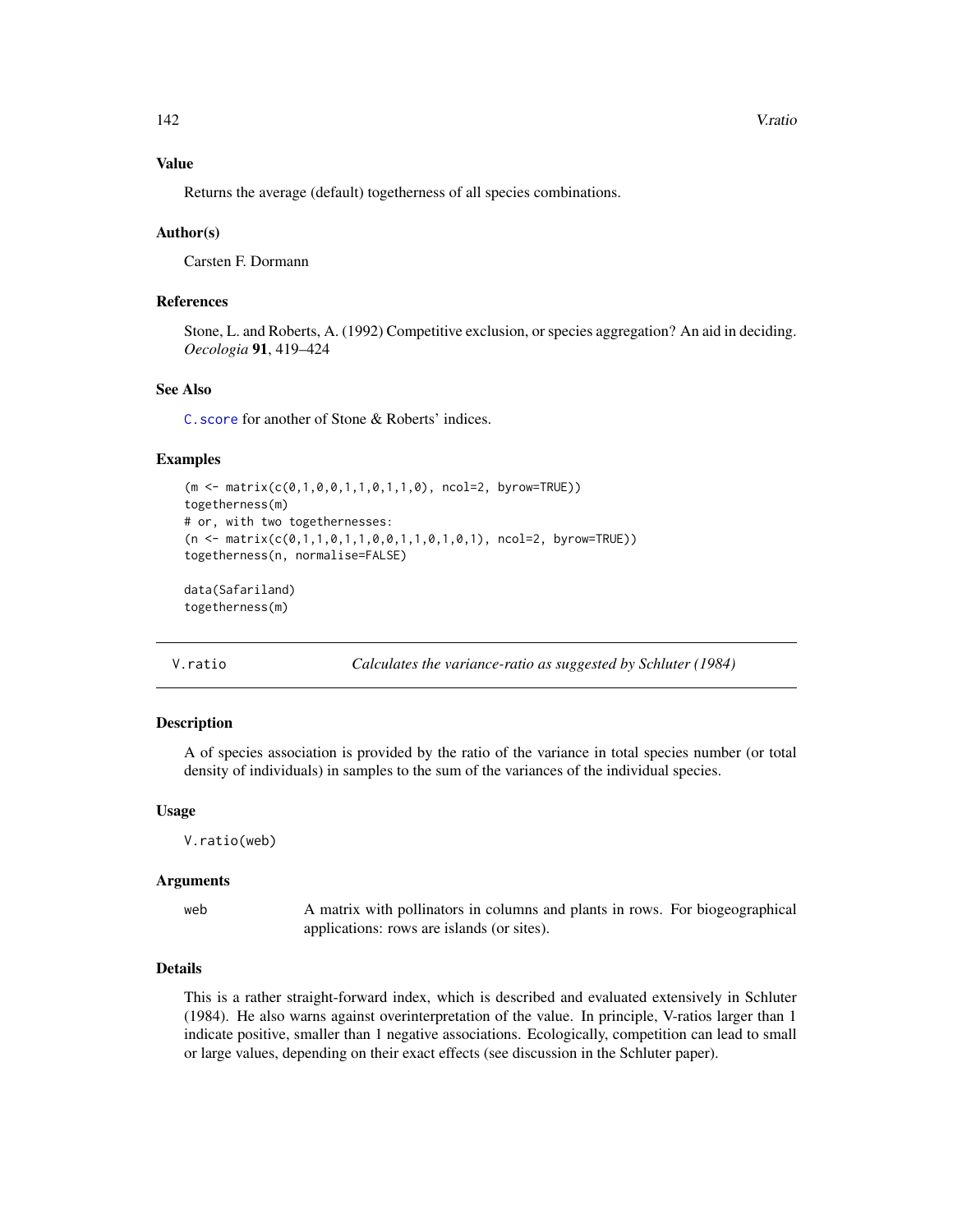### Value

Returns the average (default) togetherness of all species combinations.

### Author(s)

Carsten F. Dormann

### References

Stone, L. and Roberts, A. (1992) Competitive exclusion, or species aggregation? An aid in deciding. *Oecologia* **91**, 419–424

### See Also

C.score for another of Stone & Roberts' indices.

### Examples

```
(m <- matrix(c(0,1,0,0,1,1,0,1,1,0), ncol=2, byrow=TRUE))
togetherness(m)
# or, with two togethernesses:
(n <- matrix(c(0,1,1,0,1,1,0,0,1,1,0,1,0,1), ncol=2, byrow=TRUE))
togetherness(n, normalise=FALSE)

data(Safariland)
togetherness(m)
```

---

## V.ratio *Calculates the variance-ratio as suggested by Schluter (1984)*

### Description

A of species association is provided by the ratio of the variance in total species number (or total density of individuals) in samples to the sum of the variances of the individual species.

### Usage

```
V.ratio(web)
```

### Arguments

| | |
|---|---|
| web | A matrix with pollinators in columns and plants in rows. For biogeographical applications: rows are islands (or sites). |

### Details

This is a rather straight-forward index, which is described and evaluated extensively in Schluter (1984). He also warns against overinterpretation of the value. In principle, V-ratios larger than 1 indicate positive, smaller than 1 negative associations. Ecologically, competition can lead to small or large values, depending on their exact effects (see discussion in the Schluter paper).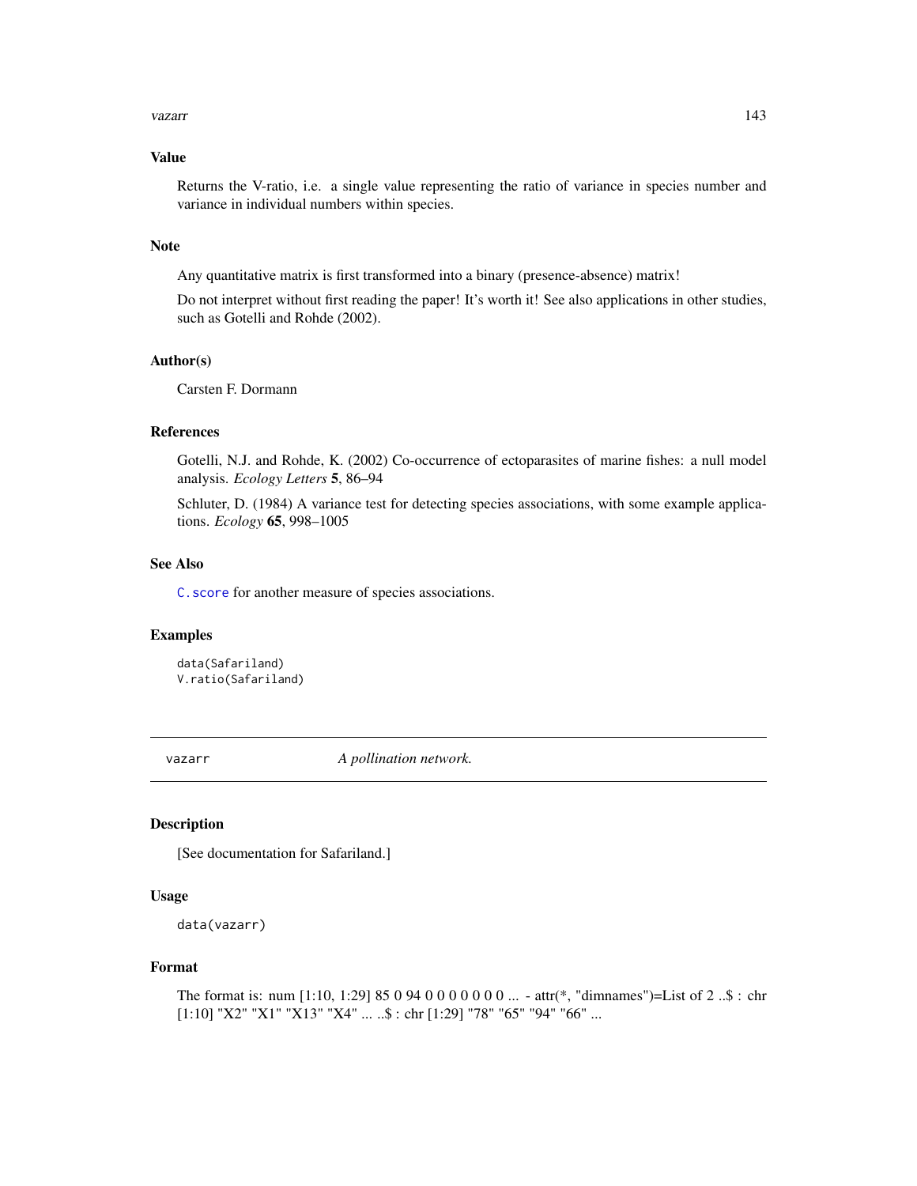### Value

Returns the V-ratio, i.e. a single value representing the ratio of variance in species number and variance in individual numbers within species.

### Note

Any quantitative matrix is first transformed into a binary (presence-absence) matrix!

Do not interpret without first reading the paper! It's worth it! See also applications in other studies, such as Gotelli and Rohde (2002).

### Author(s)

Carsten F. Dormann

### References

Gotelli, N.J. and Rohde, K. (2002) Co-occurrence of ectoparasites of marine fishes: a null model analysis. *Ecology Letters* **5**, 86–94

Schluter, D. (1984) A variance test for detecting species associations, with some example applications. *Ecology* **65**, 998–1005

### See Also

`C.score` for another measure of species associations.

### Examples

```
data(Safariland)
V.ratio(Safariland)
```

---

## vazarr    *A pollination network.*

---

### Description

[See documentation for Safariland.]

### Usage

```
data(vazarr)
```

### Format

The format is: num [1:10, 1:29] 85 0 94 0 0 0 0 0 0 0 ... - attr(*, "dimnames")=List of 2 ..$ : chr [1:10] "X2" "X1" "X13" "X4" ... ..$ : chr [1:29] "78" "65" "94" "66" ...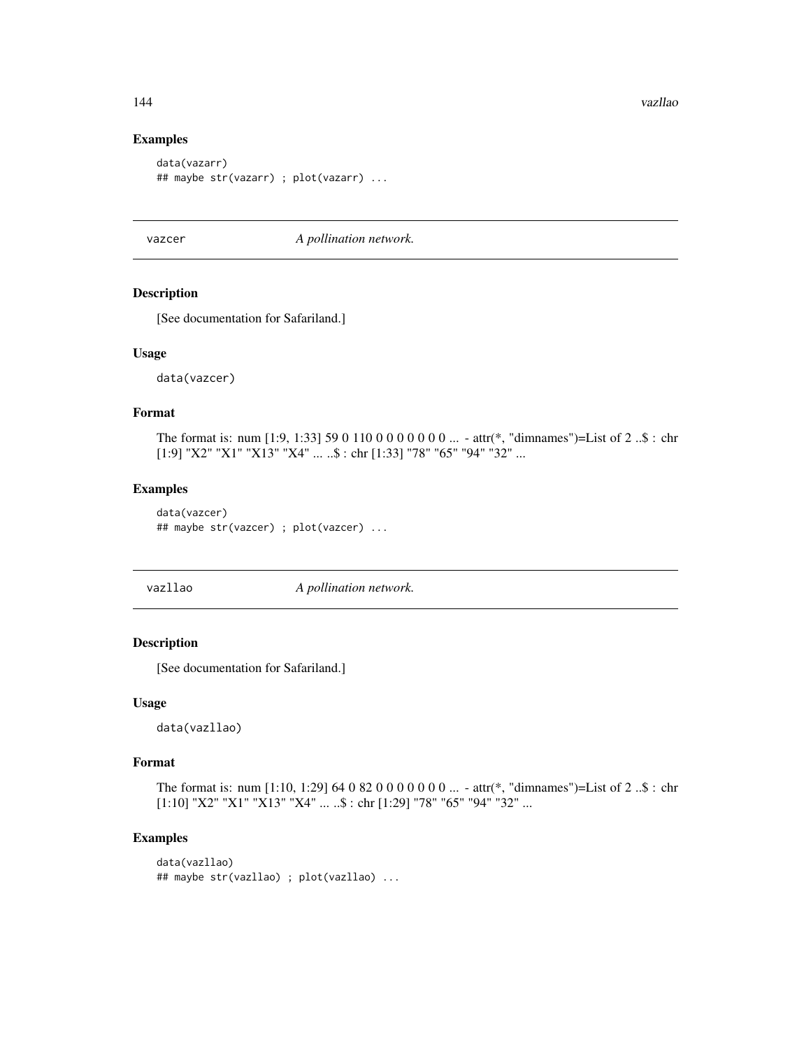## Examples

```
data(vazarr)
## maybe str(vazarr) ; plot(vazarr) ...
```

---

# vazcer *A pollination network.*

---

## Description

[See documentation for Safariland.]

## Usage

```
data(vazcer)
```

## Format

The format is: num [1:9, 1:33] 59 0 110 0 0 0 0 0 0 0 ... - attr(*, "dimnames")=List of 2 ..$ : chr [1:9] "X2" "X1" "X13" "X4" ... ..$ : chr [1:33] "78" "65" "94" "32" ...

## Examples

```
data(vazcer)
## maybe str(vazcer) ; plot(vazcer) ...
```

---

# vazllao *A pollination network.*

---

## Description

[See documentation for Safariland.]

## Usage

```
data(vazllao)
```

## Format

The format is: num [1:10, 1:29] 64 0 82 0 0 0 0 0 0 0 ... - attr(*, "dimnames")=List of 2 ..$ : chr [1:10] "X2" "X1" "X13" "X4" ... ..$ : chr [1:29] "78" "65" "94" "32" ...

## Examples

```
data(vazllao)
## maybe str(vazllao) ; plot(vazllao) ...
```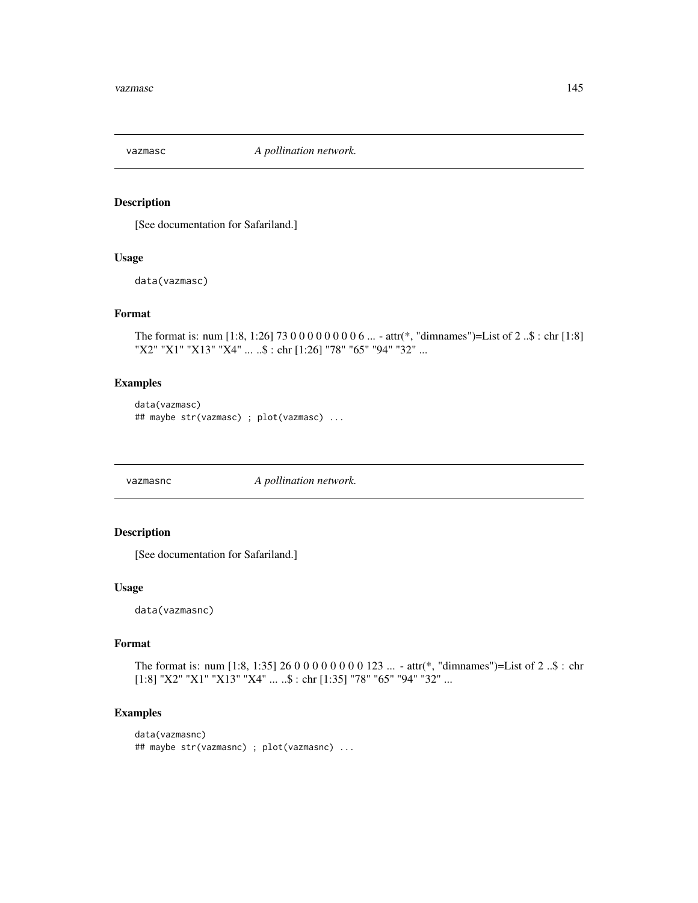## vazmasc — *A pollination network.*

### Description

[See documentation for Safariland.]

### Usage

```
data(vazmasc)
```

### Format

The format is: num [1:8, 1:26] 73 0 0 0 0 0 0 0 0 6 ... - attr(*, "dimnames")=List of 2 ..$ : chr [1:8] "X2" "X1" "X13" "X4" ... ..$ : chr [1:26] "78" "65" "94" "32" ...

### Examples

```
data(vazmasc)
## maybe str(vazmasc) ; plot(vazmasc) ...
```

## vazmasnc — *A pollination network.*

### Description

[See documentation for Safariland.]

### Usage

```
data(vazmasnc)
```

### Format

The format is: num [1:8, 1:35] 26 0 0 0 0 0 0 0 0 123 ... - attr(*, "dimnames")=List of 2 ..$ : chr [1:8] "X2" "X1" "X13" "X4" ... ..$ : chr [1:35] "78" "65" "94" "32" ...

### Examples

```
data(vazmasnc)
## maybe str(vazmasnc) ; plot(vazmasnc) ...
```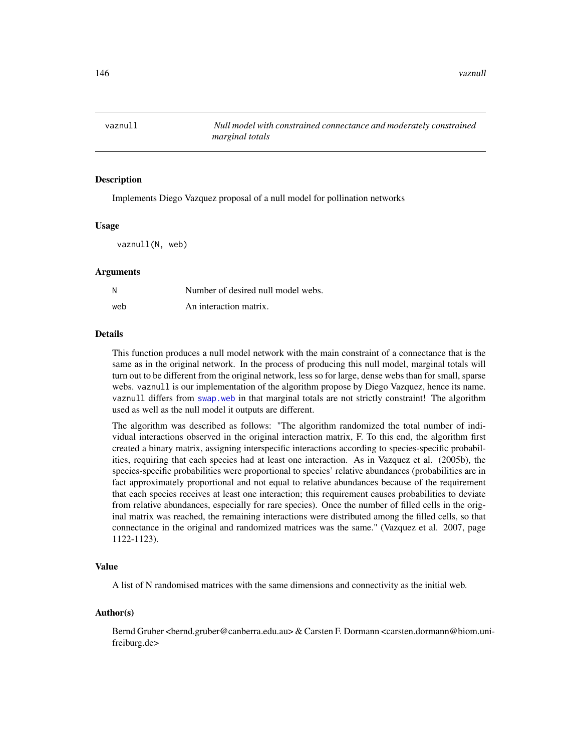## vaznull — *Null model with constrained connectance and moderately constrained marginal totals*

### Description

Implements Diego Vazquez proposal of a null model for pollination networks

### Usage

```
vaznull(N, web)
```

### Arguments

| | |
|---|---|
| N | Number of desired null model webs. |
| web | An interaction matrix. |

### Details

This function produces a null model network with the main constraint of a connectance that is the same as in the original network. In the process of producing this null model, marginal totals will turn out to be different from the original network, less so for large, dense webs than for small, sparse webs. `vaznull` is our implementation of the algorithm propose by Diego Vazquez, hence its name. `vaznull` differs from `swap.web` in that marginal totals are not strictly constraint! The algorithm used as well as the null model it outputs are different.

The algorithm was described as follows: "The algorithm randomized the total number of individual interactions observed in the original interaction matrix, F. To this end, the algorithm first created a binary matrix, assigning interspecific interactions according to species-specific probabilities, requiring that each species had at least one interaction. As in Vazquez et al. (2005b), the species-specific probabilities were proportional to species' relative abundances (probabilities are in fact approximately proportional and not equal to relative abundances because of the requirement that each species receives at least one interaction; this requirement causes probabilities to deviate from relative abundances, especially for rare species). Once the number of filled cells in the original matrix was reached, the remaining interactions were distributed among the filled cells, so that connectance in the original and randomized matrices was the same." (Vazquez et al. 2007, page 1122-1123).

### Value

A list of N randomised matrices with the same dimensions and connectivity as the initial web.

### Author(s)

Bernd Gruber <bernd.gruber@canberra.edu.au> & Carsten F. Dormann <carsten.dormann@biom.uni-freiburg.de>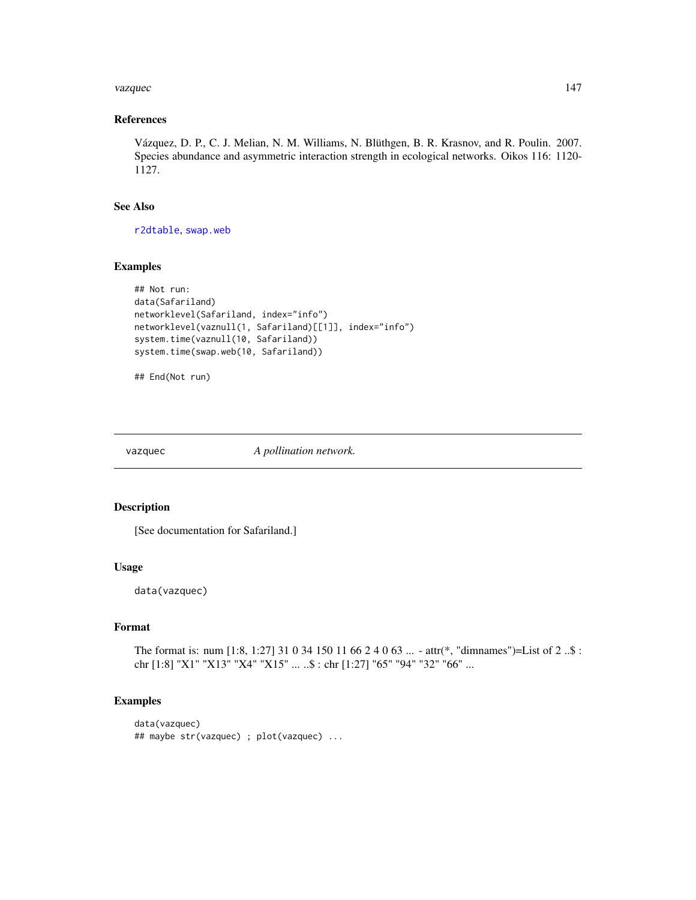### References

Vázquez, D. P., C. J. Melian, N. M. Williams, N. Blüthgen, B. R. Krasnov, and R. Poulin. 2007. Species abundance and asymmetric interaction strength in ecological networks. Oikos 116: 1120-1127.

### See Also

r2dtable, swap.web

### Examples

```
## Not run:
data(Safariland)
networklevel(Safariland, index="info")
networklevel(vaznull(1, Safariland)[[1]], index="info")
system.time(vaznull(10, Safariland))
system.time(swap.web(10, Safariland))

## End(Not run)
```

---

## vazquec — *A pollination network.*

### Description

[See documentation for Safariland.]

### Usage

```
data(vazquec)
```

### Format

The format is: num [1:8, 1:27] 31 0 34 150 11 66 2 4 0 63 ... - attr(*, "dimnames")=List of 2 ..$ : chr [1:8] "X1" "X13" "X4" "X15" ... ..$ : chr [1:27] "65" "94" "32" "66" ...

### Examples

```
data(vazquec)
## maybe str(vazquec) ; plot(vazquec) ...
```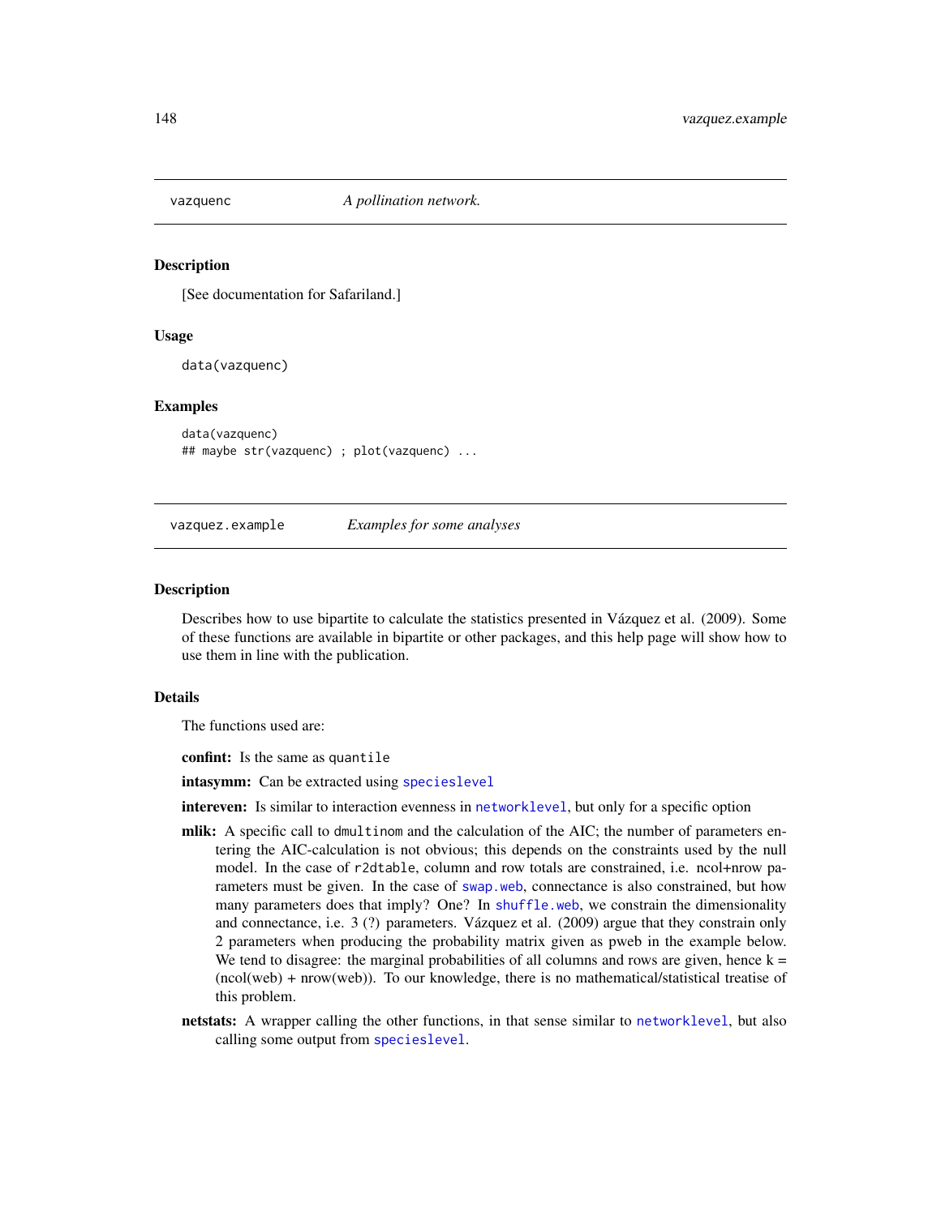## vazquenc — *A pollination network.*

### Description

[See documentation for Safariland.]

### Usage

```
data(vazquenc)
```

### Examples

```
data(vazquenc)
## maybe str(vazquenc) ; plot(vazquenc) ...
```

## vazquez.example — *Examples for some analyses*

### Description

Describes how to use bipartite to calculate the statistics presented in Vázquez et al. (2009). Some of these functions are available in bipartite or other packages, and this help page will show how to use them in line with the publication.

### Details

The functions used are:

**confint:** Is the same as `quantile`

**intasymm:** Can be extracted using `specieslevel`

**intereven:** Is similar to interaction evenness in `networklevel`, but only for a specific option

**mlik:** A specific call to `dmultinom` and the calculation of the AIC; the number of parameters entering the AIC-calculation is not obvious; this depends on the constraints used by the null model. In the case of `r2dtable`, column and row totals are constrained, i.e. ncol+nrow parameters must be given. In the case of `swap.web`, connectance is also constrained, but how many parameters does that imply? One? In `shuffle.web`, we constrain the dimensionality and connectance, i.e. 3 (?) parameters. Vázquez et al. (2009) argue that they constrain only 2 parameters when producing the probability matrix given as pweb in the example below. We tend to disagree: the marginal probabilities of all columns and rows are given, hence k = (ncol(web) + nrow(web)). To our knowledge, there is no mathematical/statistical treatise of this problem.

**netstats:** A wrapper calling the other functions, in that sense similar to `networklevel`, but also calling some output from `specieslevel`.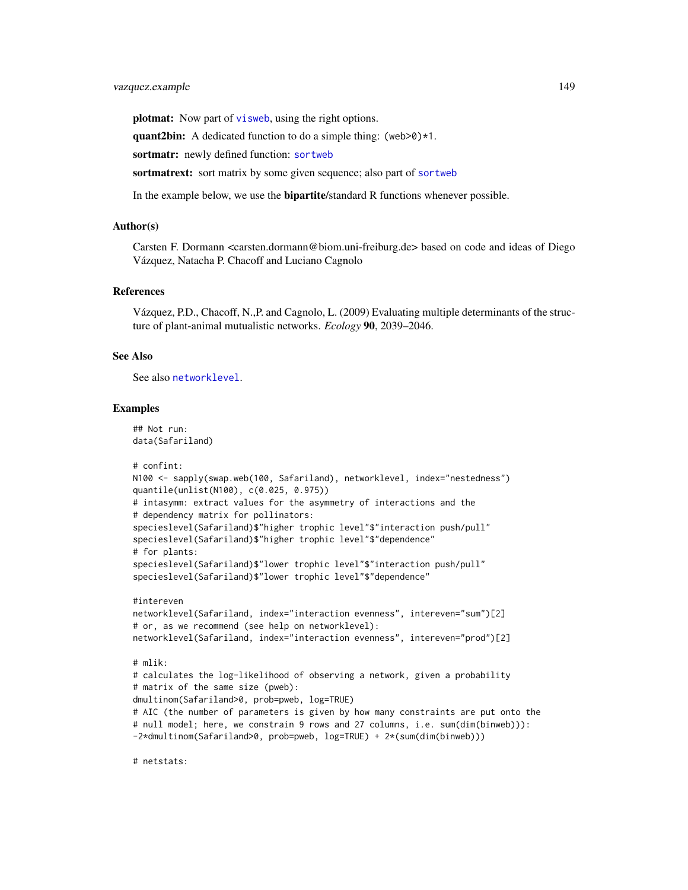**plotmat:** Now part of `visweb`, using the right options.

**quant2bin:** A dedicated function to do a simple thing: `(web>0)*1`.

**sortmatr:** newly defined function: `sortweb`

**sortmatrext:** sort matrix by some given sequence; also part of `sortweb`

In the example below, we use the **bipartite**/standard R functions whenever possible.

## Author(s)

Carsten F. Dormann <carsten.dormann@biom.uni-freiburg.de> based on code and ideas of Diego Vázquez, Natacha P. Chacoff and Luciano Cagnolo

## References

Vázquez, P.D., Chacoff, N.,P. and Cagnolo, L. (2009) Evaluating multiple determinants of the structure of plant-animal mutualistic networks. *Ecology* **90**, 2039–2046.

## See Also

See also `networklevel`.

## Examples

```
## Not run:
data(Safariland)

# confint:
N100 <- sapply(swap.web(100, Safariland), networklevel, index="nestedness")
quantile(unlist(N100), c(0.025, 0.975))
# intasymm: extract values for the asymmetry of interactions and the
# dependency matrix for pollinators:
specieslevel(Safariland)$"higher trophic level"$"interaction push/pull"
specieslevel(Safariland)$"higher trophic level"$"dependence"
# for plants:
specieslevel(Safariland)$"lower trophic level"$"interaction push/pull"
specieslevel(Safariland)$"lower trophic level"$"dependence"

#intereven
networklevel(Safariland, index="interaction evenness", intereven="sum")[2]
# or, as we recommend (see help on networklevel):
networklevel(Safariland, index="interaction evenness", intereven="prod")[2]

# mlik:
# calculates the log-likelihood of observing a network, given a probability
# matrix of the same size (pweb):
dmultinom(Safariland>0, prob=pweb, log=TRUE)
# AIC (the number of parameters is given by how many constraints are put onto the
# null model; here, we constrain 9 rows and 27 columns, i.e. sum(dim(binweb))):
-2*dmultinom(Safariland>0, prob=pweb, log=TRUE) + 2*(sum(dim(binweb)))

# netstats:
```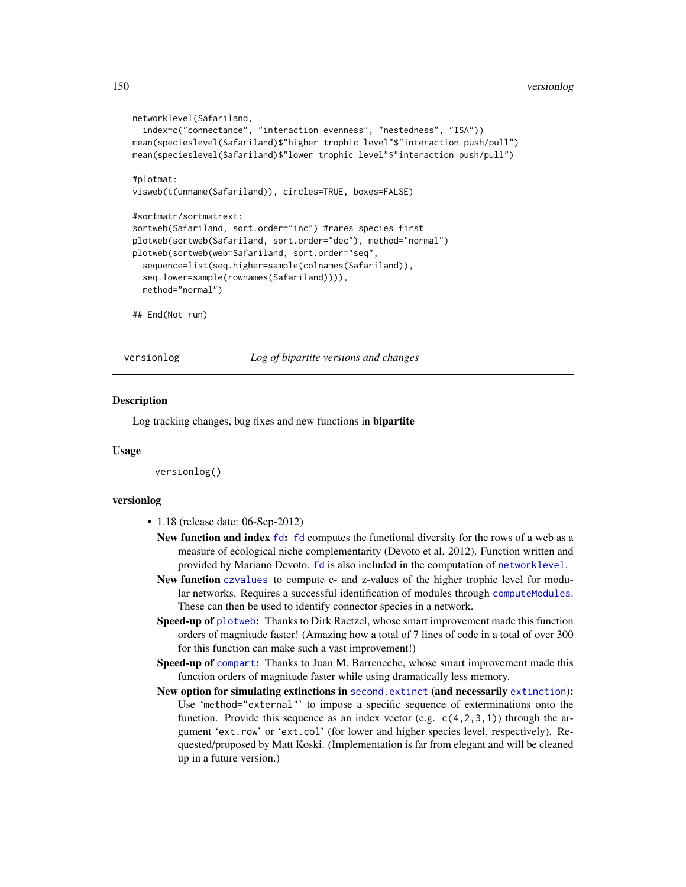```
networklevel(Safariland,
  index=c("connectance", "interaction evenness", "nestedness", "ISA"))
mean(specieslevel(Safariland)$"higher trophic level"$"interaction push/pull")
mean(specieslevel(Safariland)$"lower trophic level"$"interaction push/pull")

#plotmat:
visweb(t(unname(Safariland)), circles=TRUE, boxes=FALSE)

#sortmatr/sortmatrext:
sortweb(Safariland, sort.order="inc") #rares species first
plotweb(sortweb(Safariland, sort.order="dec"), method="normal")
plotweb(sortweb(web=Safariland, sort.order="seq",
  sequence=list(seq.higher=sample(colnames(Safariland)),
  seq.lower=sample(rownames(Safariland)))),
  method="normal")

## End(Not run)
```

---

## versionlog — *Log of bipartite versions and changes*

### Description

Log tracking changes, bug fixes and new functions in **bipartite**

### Usage

```
versionlog()
```

### versionlog

- 1.18 (release date: 06-Sep-2012)

  **New function and index `fd`:** `fd` computes the functional diversity for the rows of a web as a measure of ecological niche complementarity (Devoto et al. 2012). Function written and provided by Mariano Devoto. `fd` is also included in the computation of `networklevel`.

  **New function `czvalues`** to compute c- and z-values of the higher trophic level for modular networks. Requires a successful identification of modules through `computeModules`. These can then be used to identify connector species in a network.

  **Speed-up of `plotweb`:** Thanks to Dirk Raetzel, whose smart improvement made this function orders of magnitude faster! (Amazing how a total of 7 lines of code in a total of over 300 for this function can make such a vast improvement!)

  **Speed-up of `compart`:** Thanks to Juan M. Barreneche, whose smart improvement made this function orders of magnitude faster while using dramatically less memory.

  **New option for simulating extinctions in `second.extinct` (and necessarily `extinction`):** Use '`method="external"`' to impose a specific sequence of exterminations onto the function. Provide this sequence as an index vector (e.g. `c(4,2,3,1)`) through the argument '`ext.row`' or '`ext.col`' (for lower and higher species level, respectively). Requested/proposed by Matt Koski. (Implementation is far from elegant and will be cleaned up in a future version.)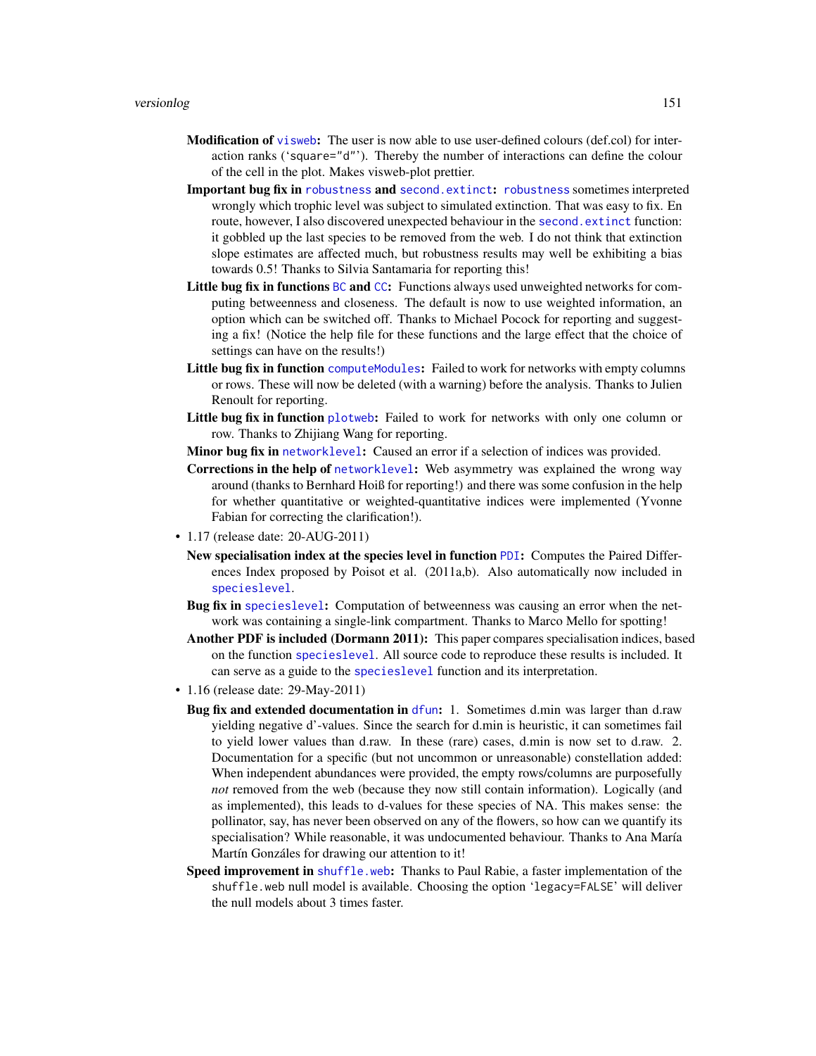**Modification of `visweb`:** The user is now able to use user-defined colours (def.col) for interaction ranks ('`square="d"`'). Thereby the number of interactions can define the colour of the cell in the plot. Makes visweb-plot prettier.

**Important bug fix in `robustness` and `second.extinct`:** `robustness` sometimes interpreted wrongly which trophic level was subject to simulated extinction. That was easy to fix. En route, however, I also discovered unexpected behaviour in the `second.extinct` function: it gobbled up the last species to be removed from the web. I do not think that extinction slope estimates are affected much, but robustness results may well be exhibiting a bias towards 0.5! Thanks to Silvia Santamaria for reporting this!

**Little bug fix in functions `BC` and `CC`:** Functions always used unweighted networks for computing betweenness and closeness. The default is now to use weighted information, an option which can be switched off. Thanks to Michael Pocock for reporting and suggesting a fix! (Notice the help file for these functions and the large effect that the choice of settings can have on the results!)

**Little bug fix in function `computeModules`:** Failed to work for networks with empty columns or rows. These will now be deleted (with a warning) before the analysis. Thanks to Julien Renoult for reporting.

**Little bug fix in function `plotweb`:** Failed to work for networks with only one column or row. Thanks to Zhijiang Wang for reporting.

**Minor bug fix in `networklevel`:** Caused an error if a selection of indices was provided.

**Corrections in the help of `networklevel`:** Web asymmetry was explained the wrong way around (thanks to Bernhard Hoiß for reporting!) and there was some confusion in the help for whether quantitative or weighted-quantitative indices were implemented (Yvonne Fabian for correcting the clarification!).

- 1.17 (release date: 20-AUG-2011)

  **New specialisation index at the species level in function `PDI`:** Computes the Paired Differences Index proposed by Poisot et al. (2011a,b). Also automatically now included in `specieslevel`.

  **Bug fix in `specieslevel`:** Computation of betweenness was causing an error when the network was containing a single-link compartment. Thanks to Marco Mello for spotting!

  **Another PDF is included (Dormann 2011):** This paper compares specialisation indices, based on the function `specieslevel`. All source code to reproduce these results is included. It can serve as a guide to the `specieslevel` function and its interpretation.

- 1.16 (release date: 29-May-2011)

  **Bug fix and extended documentation in `dfun`:** 1. Sometimes d.min was larger than d.raw yielding negative d'-values. Since the search for d.min is heuristic, it can sometimes fail to yield lower values than d.raw. In these (rare) cases, d.min is now set to d.raw. 2. Documentation for a specific (but not uncommon or unreasonable) constellation added: When independent abundances were provided, the empty rows/columns are purposefully *not* removed from the web (because they now still contain information). Logically (and as implemented), this leads to d-values for these species of NA. This makes sense: the pollinator, say, has never been observed on any of the flowers, so how can we quantify its specialisation? While reasonable, it was undocumented behaviour. Thanks to Ana María Martín Gonzáles for drawing our attention to it!

  **Speed improvement in `shuffle.web`:** Thanks to Paul Rabie, a faster implementation of the `shuffle.web` null model is available. Choosing the option '`legacy=FALSE`' will deliver the null models about 3 times faster.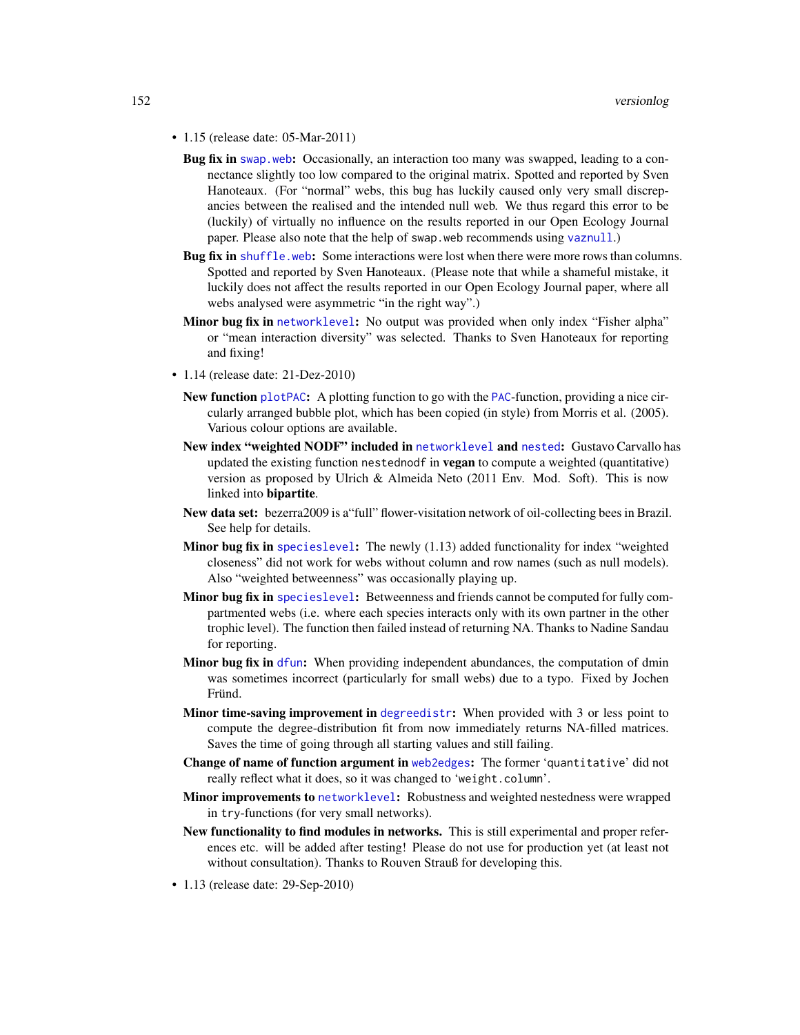- 1.15 (release date: 05-Mar-2011)

  **Bug fix in** swap.web**:** Occasionally, an interaction too many was swapped, leading to a connectance slightly too low compared to the original matrix. Spotted and reported by Sven Hanoteaux. (For "normal" webs, this bug has luckily caused only very small discrepancies between the realised and the intended null web. We thus regard this error to be (luckily) of virtually no influence on the results reported in our Open Ecology Journal paper. Please also note that the help of `swap.web` recommends using vaznull.)

  **Bug fix in** shuffle.web**:** Some interactions were lost when there were more rows than columns. Spotted and reported by Sven Hanoteaux. (Please note that while a shameful mistake, it luckily does not affect the results reported in our Open Ecology Journal paper, where all webs analysed were asymmetric "in the right way".)

  **Minor bug fix in** networklevel**:** No output was provided when only index "Fisher alpha" or "mean interaction diversity" was selected. Thanks to Sven Hanoteaux for reporting and fixing!

- 1.14 (release date: 21-Dez-2010)

  **New function** plotPAC**:** A plotting function to go with the PAC-function, providing a nice circularly arranged bubble plot, which has been copied (in style) from Morris et al. (2005). Various colour options are available.

  **New index "weighted NODF" included in** networklevel **and** nested**:** Gustavo Carvallo has updated the existing function `nestednodf` in **vegan** to compute a weighted (quantitative) version as proposed by Ulrich & Almeida Neto (2011 Env. Mod. Soft). This is now linked into **bipartite**.

  **New data set:** bezerra2009 is a"full" flower-visitation network of oil-collecting bees in Brazil. See help for details.

  **Minor bug fix in** specieslevel**:** The newly (1.13) added functionality for index "weighted closeness" did not work for webs without column and row names (such as null models). Also "weighted betweenness" was occasionally playing up.

  **Minor bug fix in** specieslevel**:** Betweenness and friends cannot be computed for fully compartmented webs (i.e. where each species interacts only with its own partner in the other trophic level). The function then failed instead of returning NA. Thanks to Nadine Sandau for reporting.

  **Minor bug fix in** dfun**:** When providing independent abundances, the computation of dmin was sometimes incorrect (particularly for small webs) due to a typo. Fixed by Jochen Fründ.

  **Minor time-saving improvement in** degreedistr**:** When provided with 3 or less point to compute the degree-distribution fit from now immediately returns NA-filled matrices. Saves the time of going through all starting values and still failing.

  **Change of name of function argument in** web2edges**:** The former '`quantitative`' did not really reflect what it does, so it was changed to '`weight.column`'.

  **Minor improvements to** networklevel**:** Robustness and weighted nestedness were wrapped in `try`-functions (for very small networks).

  **New functionality to find modules in networks.** This is still experimental and proper references etc. will be added after testing! Please do not use for production yet (at least not without consultation). Thanks to Rouven Strauß for developing this.

- 1.13 (release date: 29-Sep-2010)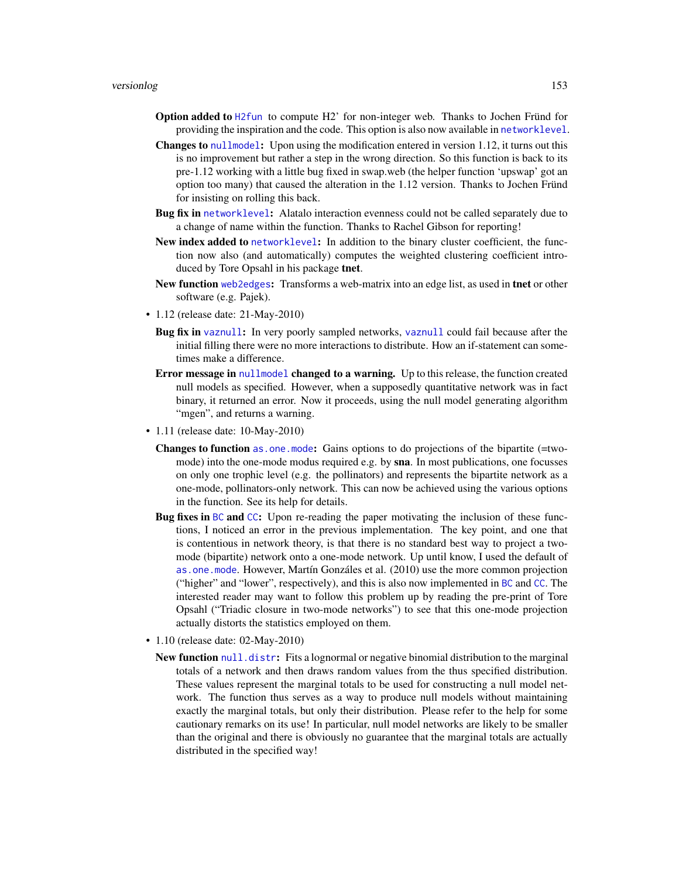**Option added to** `H2fun` to compute H2' for non-integer web. Thanks to Jochen Fründ for providing the inspiration and the code. This option is also now available in `networklevel`.

**Changes to** `nullmodel`**:** Upon using the modification entered in version 1.12, it turns out this is no improvement but rather a step in the wrong direction. So this function is back to its pre-1.12 working with a little bug fixed in swap.web (the helper function 'upswap' got an option too many) that caused the alteration in the 1.12 version. Thanks to Jochen Fründ for insisting on rolling this back.

**Bug fix in** `networklevel`**:** Alatalo interaction evenness could not be called separately due to a change of name within the function. Thanks to Rachel Gibson for reporting!

**New index added to** `networklevel`**:** In addition to the binary cluster coefficient, the function now also (and automatically) computes the weighted clustering coefficient introduced by Tore Opsahl in his package **tnet**.

**New function** `web2edges`**:** Transforms a web-matrix into an edge list, as used in **tnet** or other software (e.g. Pajek).

- 1.12 (release date: 21-May-2010)

  **Bug fix in** `vaznull`**:** In very poorly sampled networks, `vaznull` could fail because after the initial filling there were no more interactions to distribute. How an if-statement can sometimes make a difference.

  **Error message in** `nullmodel` **changed to a warning.** Up to this release, the function created null models as specified. However, when a supposedly quantitative network was in fact binary, it returned an error. Now it proceeds, using the null model generating algorithm "mgen", and returns a warning.

- 1.11 (release date: 10-May-2010)

  **Changes to function** `as.one.mode`**:** Gains options to do projections of the bipartite (=two-mode) into the one-mode modus required e.g. by **sna**. In most publications, one focusses on only one trophic level (e.g. the pollinators) and represents the bipartite network as a one-mode, pollinators-only network. This can now be achieved using the various options in the function. See its help for details.

  **Bug fixes in** `BC` **and** `CC`**:** Upon re-reading the paper motivating the inclusion of these functions, I noticed an error in the previous implementation. The key point, and one that is contentious in network theory, is that there is no standard best way to project a two-mode (bipartite) network onto a one-mode network. Up until know, I used the default of `as.one.mode`. However, Martín Gonzáles et al. (2010) use the more common projection ("higher" and "lower", respectively), and this is also now implemented in `BC` and `CC`. The interested reader may want to follow this problem up by reading the pre-print of Tore Opsahl ("Triadic closure in two-mode networks") to see that this one-mode projection actually distorts the statistics employed on them.

- 1.10 (release date: 02-May-2010)

  **New function** `null.distr`**:** Fits a lognormal or negative binomial distribution to the marginal totals of a network and then draws random values from the thus specified distribution. These values represent the marginal totals to be used for constructing a null model network. The function thus serves as a way to produce null models without maintaining exactly the marginal totals, but only their distribution. Please refer to the help for some cautionary remarks on its use! In particular, null model networks are likely to be smaller than the original and there is obviously no guarantee that the marginal totals are actually distributed in the specified way!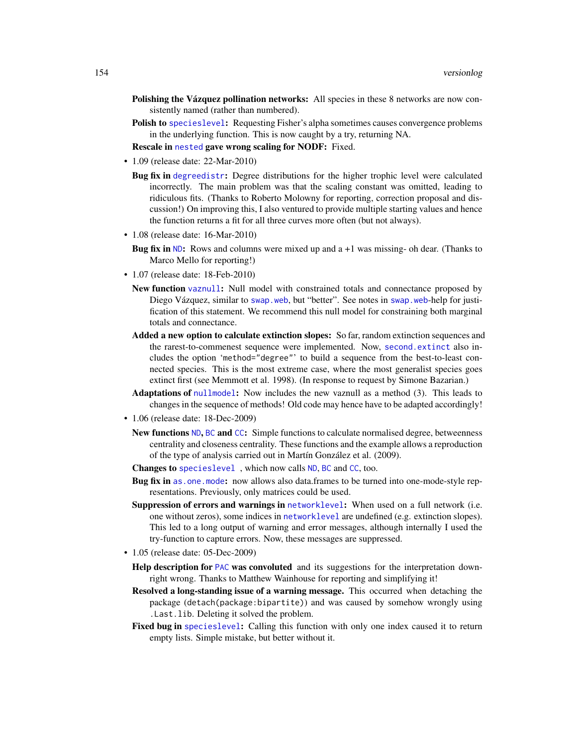**Polishing the Vázquez pollination networks:** All species in these 8 networks are now consistently named (rather than numbered).

**Polish to `specieslevel`:** Requesting Fisher's alpha sometimes causes convergence problems in the underlying function. This is now caught by a try, returning NA.

**Rescale in `nested` gave wrong scaling for NODF:** Fixed.

- 1.09 (release date: 22-Mar-2010)

  **Bug fix in `degreedistr`:** Degree distributions for the higher trophic level were calculated incorrectly. The main problem was that the scaling constant was omitted, leading to ridiculous fits. (Thanks to Roberto Molowny for reporting, correction proposal and discussion!) On improving this, I also ventured to provide multiple starting values and hence the function returns a fit for all three curves more often (but not always).

- 1.08 (release date: 16-Mar-2010)

  **Bug fix in `ND`:** Rows and columns were mixed up and a +1 was missing- oh dear. (Thanks to Marco Mello for reporting!)

- 1.07 (release date: 18-Feb-2010)

  **New function `vaznull`:** Null model with constrained totals and connectance proposed by Diego Vázquez, similar to `swap.web`, but "better". See notes in `swap.web`-help for justification of this statement. We recommend this null model for constraining both marginal totals and connectance.

  **Added a new option to calculate extinction slopes:** So far, random extinction sequences and the rarest-to-commenest sequence were implemented. Now, `second.extinct` also includes the option '`method="degree"`' to build a sequence from the best-to-least connected species. This is the most extreme case, where the most generalist species goes extinct first (see Memmott et al. 1998). (In response to request by Simone Bazarian.)

  **Adaptations of `nullmodel`:** Now includes the new vaznull as a method (3). This leads to changes in the sequence of methods! Old code may hence have to be adapted accordingly!

- 1.06 (release date: 18-Dec-2009)

  **New functions `ND`, `BC` and `CC`:** Simple functions to calculate normalised degree, betweenness centrality and closeness centrality. These functions and the example allows a reproduction of the type of analysis carried out in Martín González et al. (2009).

  **Changes to `specieslevel`**, which now calls `ND`, `BC` and `CC`, too.

  **Bug fix in `as.one.mode`:** now allows also data.frames to be turned into one-mode-style representations. Previously, only matrices could be used.

  **Suppression of errors and warnings in `networklevel`:** When used on a full network (i.e. one without zeros), some indices in `networklevel` are undefined (e.g. extinction slopes). This led to a long output of warning and error messages, although internally I used the try-function to capture errors. Now, these messages are suppressed.

- 1.05 (release date: 05-Dec-2009)

  **Help description for `PAC` was convoluted** and its suggestions for the interpretation downright wrong. Thanks to Matthew Wainhouse for reporting and simplifying it!

  **Resolved a long-standing issue of a warning message.** This occurred when detaching the package (`detach(package:bipartite)`) and was caused by somehow wrongly using `.Last.lib`. Deleting it solved the problem.

  **Fixed bug in `specieslevel`:** Calling this function with only one index caused it to return empty lists. Simple mistake, but better without it.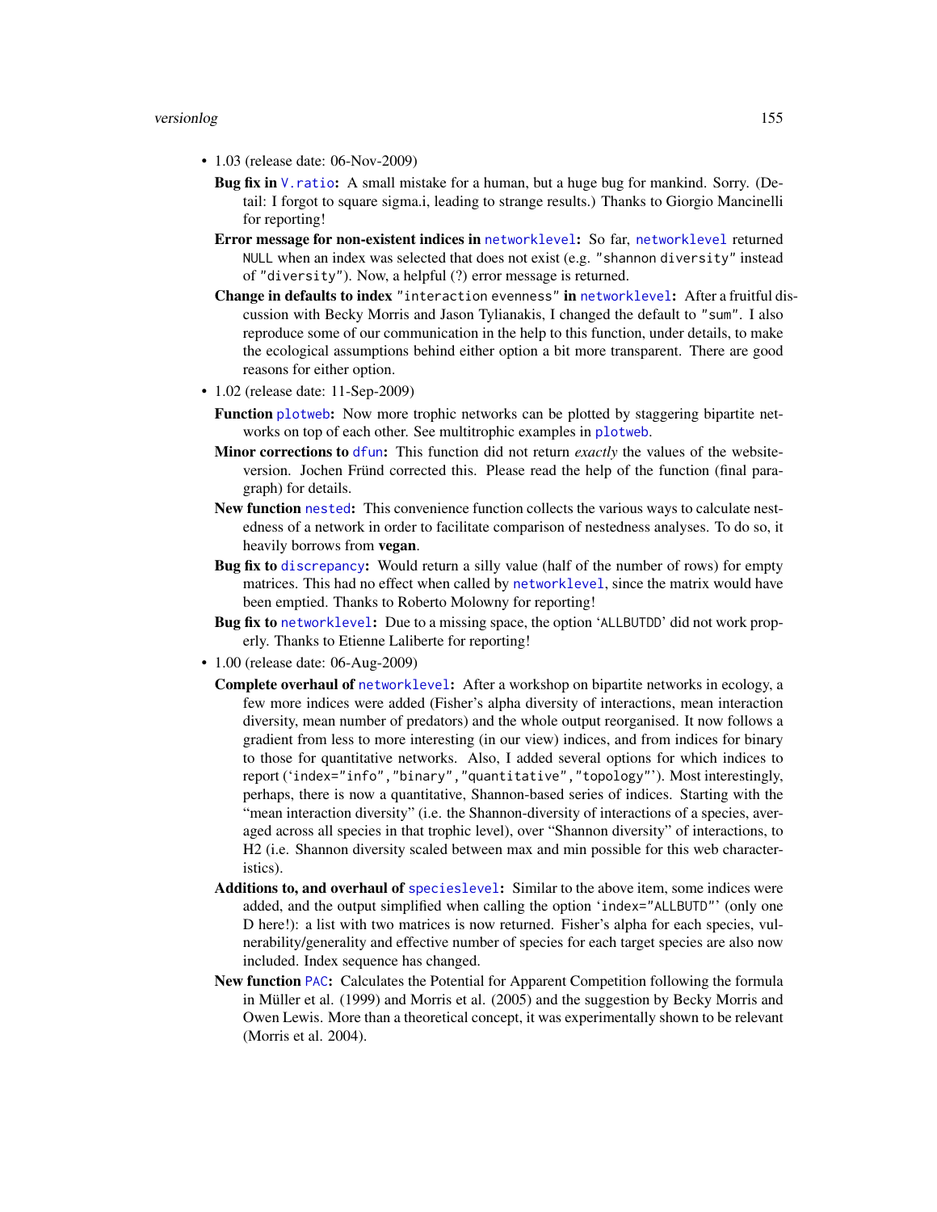- 1.03 (release date: 06-Nov-2009)

  **Bug fix in `V.ratio`:** A small mistake for a human, but a huge bug for mankind. Sorry. (Detail: I forgot to square sigma.i, leading to strange results.) Thanks to Giorgio Mancinelli for reporting!

  **Error message for non-existent indices in `networklevel`:** So far, `networklevel` returned `NULL` when an index was selected that does not exist (e.g. `"shannon diversity"` instead of `"diversity"`). Now, a helpful (?) error message is returned.

  **Change in defaults to index `"interaction evenness"` in `networklevel`:** After a fruitful discussion with Becky Morris and Jason Tylianakis, I changed the default to `"sum"`. I also reproduce some of our communication in the help to this function, under details, to make the ecological assumptions behind either option a bit more transparent. There are good reasons for either option.

- 1.02 (release date: 11-Sep-2009)

  **Function `plotweb`:** Now more trophic networks can be plotted by staggering bipartite networks on top of each other. See multitrophic examples in `plotweb`.

  **Minor corrections to `dfun`:** This function did not return *exactly* the values of the website-version. Jochen Fründ corrected this. Please read the help of the function (final paragraph) for details.

  **New function `nested`:** This convenience function collects the various ways to calculate nestedness of a network in order to facilitate comparison of nestedness analyses. To do so, it heavily borrows from **vegan**.

  **Bug fix to `discrepancy`:** Would return a silly value (half of the number of rows) for empty matrices. This had no effect when called by `networklevel`, since the matrix would have been emptied. Thanks to Roberto Molowny for reporting!

  **Bug fix to `networklevel`:** Due to a missing space, the option '`ALLBUTDD`' did not work properly. Thanks to Etienne Laliberte for reporting!

- 1.00 (release date: 06-Aug-2009)

  **Complete overhaul of `networklevel`:** After a workshop on bipartite networks in ecology, a few more indices were added (Fisher's alpha diversity of interactions, mean interaction diversity, mean number of predators) and the whole output reorganised. It now follows a gradient from less to more interesting (in our view) indices, and from indices for binary to those for quantitative networks. Also, I added several options for which indices to report ('`index="info","binary","quantitative","topology"`'). Most interestingly, perhaps, there is now a quantitative, Shannon-based series of indices. Starting with the "mean interaction diversity" (i.e. the Shannon-diversity of interactions of a species, averaged across all species in that trophic level), over "Shannon diversity" of interactions, to H2 (i.e. Shannon diversity scaled between max and min possible for this web characteristics).

  **Additions to, and overhaul of `specieslevel`:** Similar to the above item, some indices were added, and the output simplified when calling the option '`index="ALLBUTD"`' (only one D here!): a list with two matrices is now returned. Fisher's alpha for each species, vulnerability/generality and effective number of species for each target species are also now included. Index sequence has changed.

  **New function `PAC`:** Calculates the Potential for Apparent Competition following the formula in Müller et al. (1999) and Morris et al. (2005) and the suggestion by Becky Morris and Owen Lewis. More than a theoretical concept, it was experimentally shown to be relevant (Morris et al. 2004).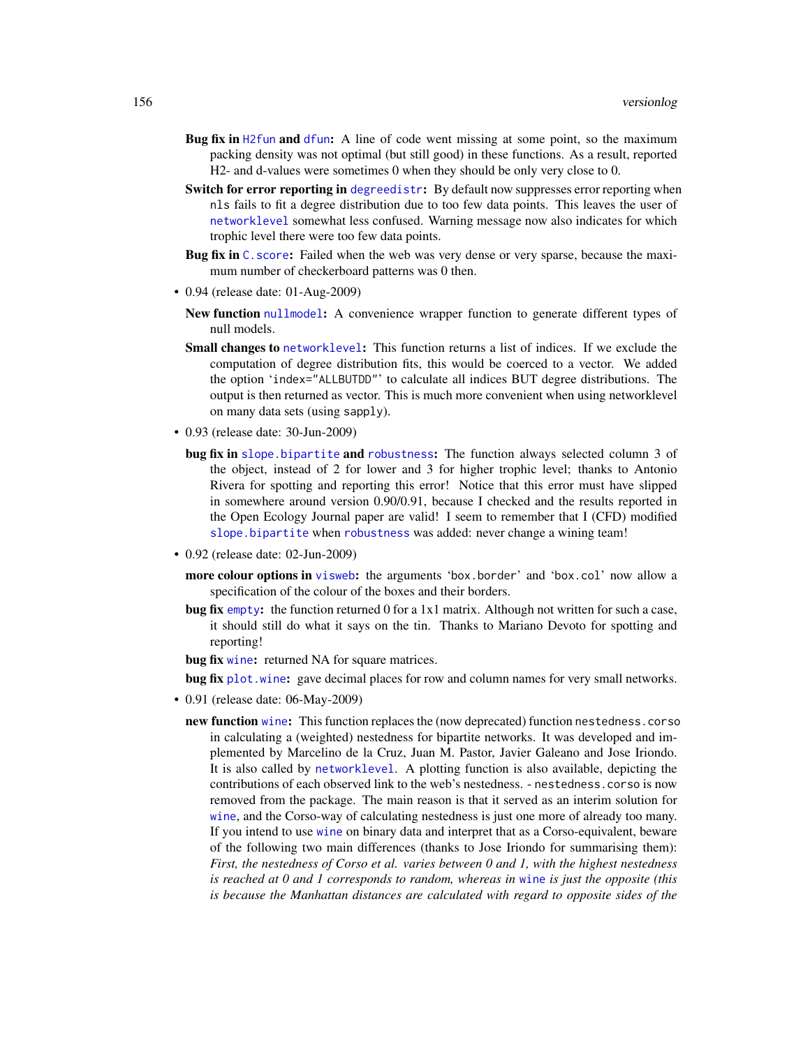**Bug fix in** `H2fun` **and** `dfun`**:** A line of code went missing at some point, so the maximum packing density was not optimal (but still good) in these functions. As a result, reported H2- and d-values were sometimes 0 when they should be only very close to 0.

**Switch for error reporting in** `degreedistr`**:** By default now suppresses error reporting when `nls` fails to fit a degree distribution due to too few data points. This leaves the user of `networklevel` somewhat less confused. Warning message now also indicates for which trophic level there were too few data points.

**Bug fix in** `C.score`**:** Failed when the web was very dense or very sparse, because the maximum number of checkerboard patterns was 0 then.

- 0.94 (release date: 01-Aug-2009)

  **New function** `nullmodel`**:** A convenience wrapper function to generate different types of null models.

  **Small changes to** `networklevel`**:** This function returns a list of indices. If we exclude the computation of degree distribution fits, this would be coerced to a vector. We added the option '`index="ALLBUTDD"`' to calculate all indices BUT degree distributions. The output is then returned as vector. This is much more convenient when using networklevel on many data sets (using `sapply`).

- 0.93 (release date: 30-Jun-2009)

  **bug fix in** `slope.bipartite` **and** `robustness`**:** The function always selected column 3 of the object, instead of 2 for lower and 3 for higher trophic level; thanks to Antonio Rivera for spotting and reporting this error! Notice that this error must have slipped in somewhere around version 0.90/0.91, because I checked and the results reported in the Open Ecology Journal paper are valid! I seem to remember that I (CFD) modified `slope.bipartite` when `robustness` was added: never change a wining team!

- 0.92 (release date: 02-Jun-2009)

  **more colour options in** `visweb`**:** the arguments '`box.border`' and '`box.col`' now allow a specification of the colour of the boxes and their borders.

  **bug fix** `empty`**:** the function returned 0 for a 1x1 matrix. Although not written for such a case, it should still do what it says on the tin. Thanks to Mariano Devoto for spotting and reporting!

  **bug fix** `wine`**:** returned NA for square matrices.

  **bug fix** `plot.wine`**:** gave decimal places for row and column names for very small networks.

- 0.91 (release date: 06-May-2009)

  **new function** `wine`**:** This function replaces the (now deprecated) function `nestedness.corso` in calculating a (weighted) nestedness for bipartite networks. It was developed and implemented by Marcelino de la Cruz, Juan M. Pastor, Javier Galeano and Jose Iriondo. It is also called by `networklevel`. A plotting function is also available, depicting the contributions of each observed link to the web's nestedness. - `nestedness.corso` is now removed from the package. The main reason is that it served as an interim solution for `wine`, and the Corso-way of calculating nestedness is just one more of already too many. If you intend to use `wine` on binary data and interpret that as a Corso-equivalent, beware of the following two main differences (thanks to Jose Iriondo for summarising them): *First, the nestedness of Corso et al. varies between 0 and 1, with the highest nestedness is reached at 0 and 1 corresponds to random, whereas in* `wine` *is just the opposite (this is because the Manhattan distances are calculated with regard to opposite sides of the*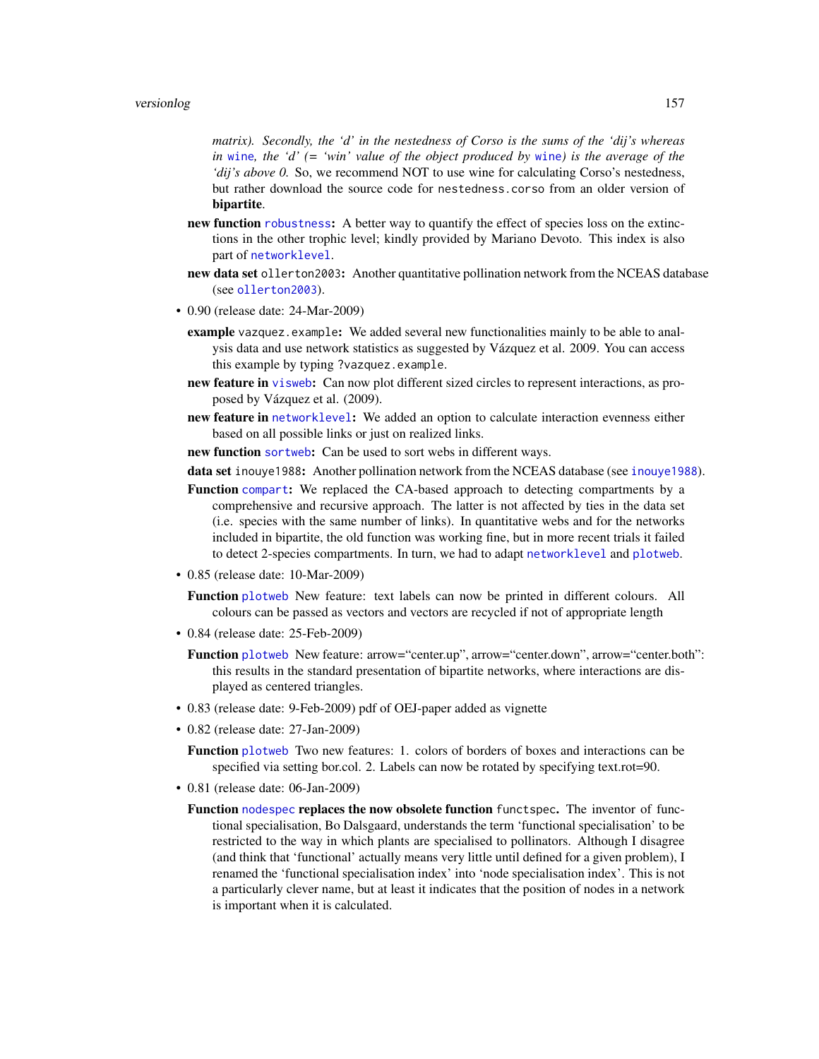*matrix). Secondly, the 'd' in the nestedness of Corso is the sums of the 'dij's whereas in* wine*, the 'd' (= 'win' value of the object produced by* wine*) is the average of the 'dij's above 0.* So, we recommend NOT to use wine for calculating Corso's nestedness, but rather download the source code for `nestedness.corso` from an older version of **bipartite**.

**new function** robustness**:** A better way to quantify the effect of species loss on the extinctions in the other trophic level; kindly provided by Mariano Devoto. This index is also part of networklevel.

**new data set** `ollerton2003`**:** Another quantitative pollination network from the NCEAS database (see ollerton2003).

- 0.90 (release date: 24-Mar-2009)

  **example** `vazquez.example`**:** We added several new functionalities mainly to be able to analysis data and use network statistics as suggested by Vázquez et al. 2009. You can access this example by typing `?vazquez.example`.

  **new feature in** visweb**:** Can now plot different sized circles to represent interactions, as proposed by Vázquez et al. (2009).

  **new feature in** networklevel**:** We added an option to calculate interaction evenness either based on all possible links or just on realized links.

  **new function** sortweb**:** Can be used to sort webs in different ways.

  **data set** `inouye1988`**:** Another pollination network from the NCEAS database (see inouye1988).

  **Function** compart**:** We replaced the CA-based approach to detecting compartments by a comprehensive and recursive approach. The latter is not affected by ties in the data set (i.e. species with the same number of links). In quantitative webs and for the networks included in bipartite, the old function was working fine, but in more recent trials it failed to detect 2-species compartments. In turn, we had to adapt networklevel and plotweb.

- 0.85 (release date: 10-Mar-2009)

  **Function** plotweb New feature: text labels can now be printed in different colours. All colours can be passed as vectors and vectors are recycled if not of appropriate length

- 0.84 (release date: 25-Feb-2009)

  **Function** plotweb New feature: arrow="center.up", arrow="center.down", arrow="center.both": this results in the standard presentation of bipartite networks, where interactions are displayed as centered triangles.

- 0.83 (release date: 9-Feb-2009) pdf of OEJ-paper added as vignette

- 0.82 (release date: 27-Jan-2009)

  **Function** plotweb Two new features: 1. colors of borders of boxes and interactions can be specified via setting bor.col. 2. Labels can now be rotated by specifying text.rot=90.

- 0.81 (release date: 06-Jan-2009)

  **Function** nodespec **replaces the now obsolete function** `functspec`**.** The inventor of functional specialisation, Bo Dalsgaard, understands the term 'functional specialisation' to be restricted to the way in which plants are specialised to pollinators. Although I disagree (and think that 'functional' actually means very little until defined for a given problem), I renamed the 'functional specialisation index' into 'node specialisation index'. This is not a particularly clever name, but at least it indicates that the position of nodes in a network is important when it is calculated.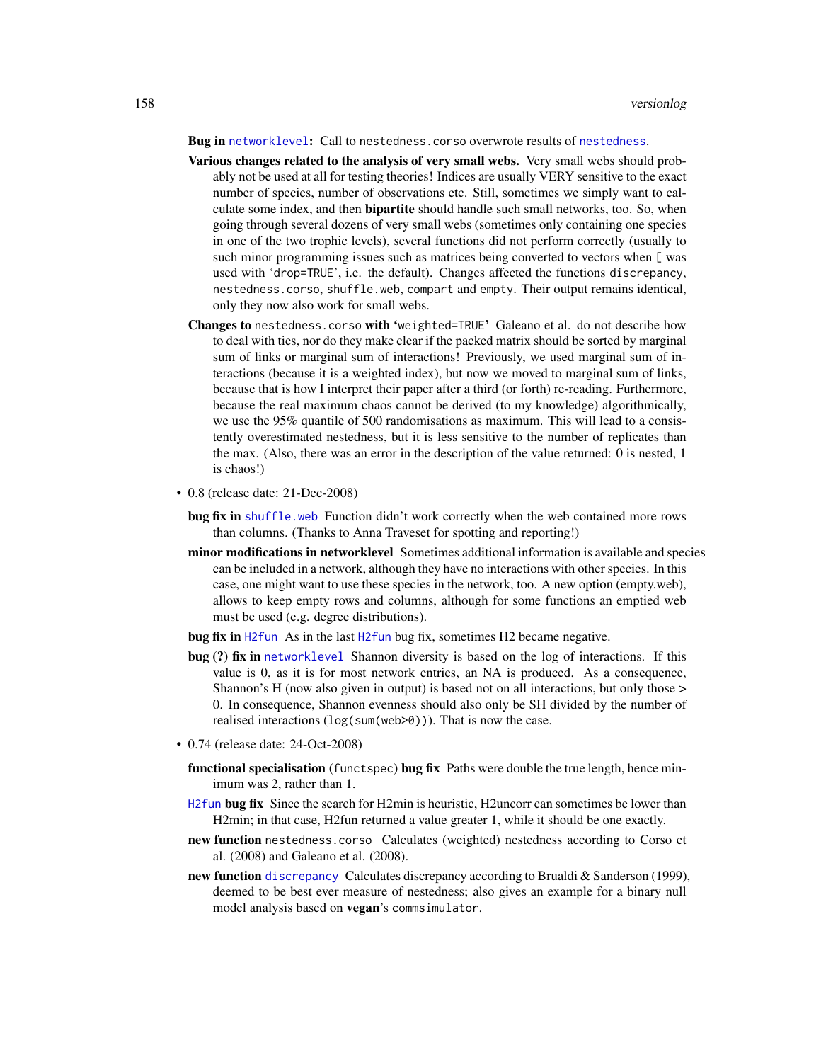**Bug in `networklevel`:** Call to `nestedness.corso` overwrote results of `nestedness`.

**Various changes related to the analysis of very small webs.** Very small webs should probably not be used at all for testing theories! Indices are usually VERY sensitive to the exact number of species, number of observations etc. Still, sometimes we simply want to calculate some index, and then **bipartite** should handle such small networks, too. So, when going through several dozens of very small webs (sometimes only containing one species in one of the two trophic levels), several functions did not perform correctly (usually to such minor programming issues such as matrices being converted to vectors when `[` was used with '`drop=TRUE`', i.e. the default). Changes affected the functions `discrepancy`, `nestedness.corso`, `shuffle.web`, `compart` and `empty`. Their output remains identical, only they now also work for small webs.

**Changes to `nestedness.corso` with '`weighted=TRUE`'** Galeano et al. do not describe how to deal with ties, nor do they make clear if the packed matrix should be sorted by marginal sum of links or marginal sum of interactions! Previously, we used marginal sum of interactions (because it is a weighted index), but now we moved to marginal sum of links, because that is how I interpret their paper after a third (or forth) re-reading. Furthermore, because the real maximum chaos cannot be derived (to my knowledge) algorithmically, we use the 95% quantile of 500 randomisations as maximum. This will lead to a consistently overestimated nestedness, but it is less sensitive to the number of replicates than the max. (Also, there was an error in the description of the value returned: 0 is nested, 1 is chaos!)

- 0.8 (release date: 21-Dec-2008)

  **bug fix in `shuffle.web`** Function didn't work correctly when the web contained more rows than columns. (Thanks to Anna Traveset for spotting and reporting!)

  **minor modifications in networklevel** Sometimes additional information is available and species can be included in a network, although they have no interactions with other species. In this case, one might want to use these species in the network, too. A new option (empty.web), allows to keep empty rows and columns, although for some functions an emptied web must be used (e.g. degree distributions).

  **bug fix in `H2fun`** As in the last `H2fun` bug fix, sometimes H2 became negative.

  **bug (?) fix in `networklevel`** Shannon diversity is based on the log of interactions. If this value is 0, as it is for most network entries, an NA is produced. As a consequence, Shannon's H (now also given in output) is based not on all interactions, but only those > 0. In consequence, Shannon evenness should also only be SH divided by the number of realised interactions (`log(sum(web>0))`). That is now the case.

- 0.74 (release date: 24-Oct-2008)

  **functional specialisation (`functspec`) bug fix** Paths were double the true length, hence minimum was 2, rather than 1.

  **`H2fun` bug fix** Since the search for H2min is heuristic, H2uncorr can sometimes be lower than H2min; in that case, H2fun returned a value greater 1, while it should be one exactly.

  **new function `nestedness.corso`** Calculates (weighted) nestedness according to Corso et al. (2008) and Galeano et al. (2008).

  **new function `discrepancy`** Calculates discrepancy according to Brualdi & Sanderson (1999), deemed to be best ever measure of nestedness; also gives an example for a binary null model analysis based on **vegan**'s `commsimulator`.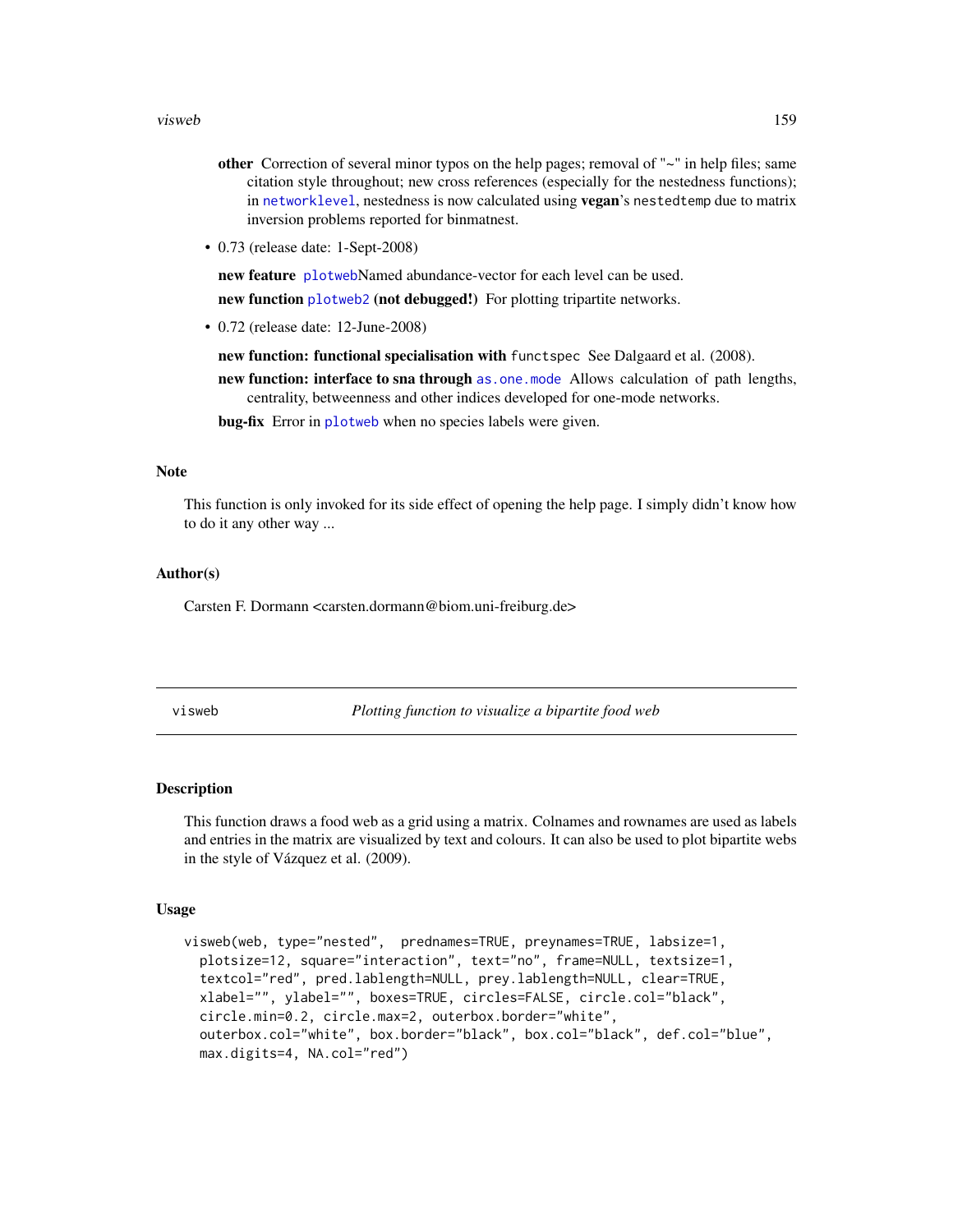**other** Correction of several minor typos on the help pages; removal of "~" in help files; same citation style throughout; new cross references (especially for the nestedness functions); in `networklevel`, nestedness is now calculated using **vegan**'s `nestedtemp` due to matrix inversion problems reported for binmatnest.

- 0.73 (release date: 1-Sept-2008)

  **new feature** `plotweb`Named abundance-vector for each level can be used.

  **new function** `plotweb2` **(not debugged!)** For plotting tripartite networks.

- 0.72 (release date: 12-June-2008)

  **new function: functional specialisation with** `functspec` See Dalgaard et al. (2008).

  **new function: interface to sna through** `as.one.mode` Allows calculation of path lengths, centrality, betweenness and other indices developed for one-mode networks.

  **bug-fix** Error in `plotweb` when no species labels were given.

### Note

This function is only invoked for its side effect of opening the help page. I simply didn't know how to do it any other way ...

### Author(s)

Carsten F. Dormann <carsten.dormann@biom.uni-freiburg.de>

---

## visweb — *Plotting function to visualize a bipartite food web*

### Description

This function draws a food web as a grid using a matrix. Colnames and rownames are used as labels and entries in the matrix are visualized by text and colours. It can also be used to plot bipartite webs in the style of Vázquez et al. (2009).

### Usage

```
visweb(web, type="nested",  prednames=TRUE, preynames=TRUE, labsize=1,
  plotsize=12, square="interaction", text="no", frame=NULL, textsize=1,
  textcol="red", pred.lablength=NULL, prey.lablength=NULL, clear=TRUE,
  xlabel="", ylabel="", boxes=TRUE, circles=FALSE, circle.col="black",
  circle.min=0.2, circle.max=2, outerbox.border="white",
  outerbox.col="white", box.border="black", box.col="black", def.col="blue",
  max.digits=4, NA.col="red")
```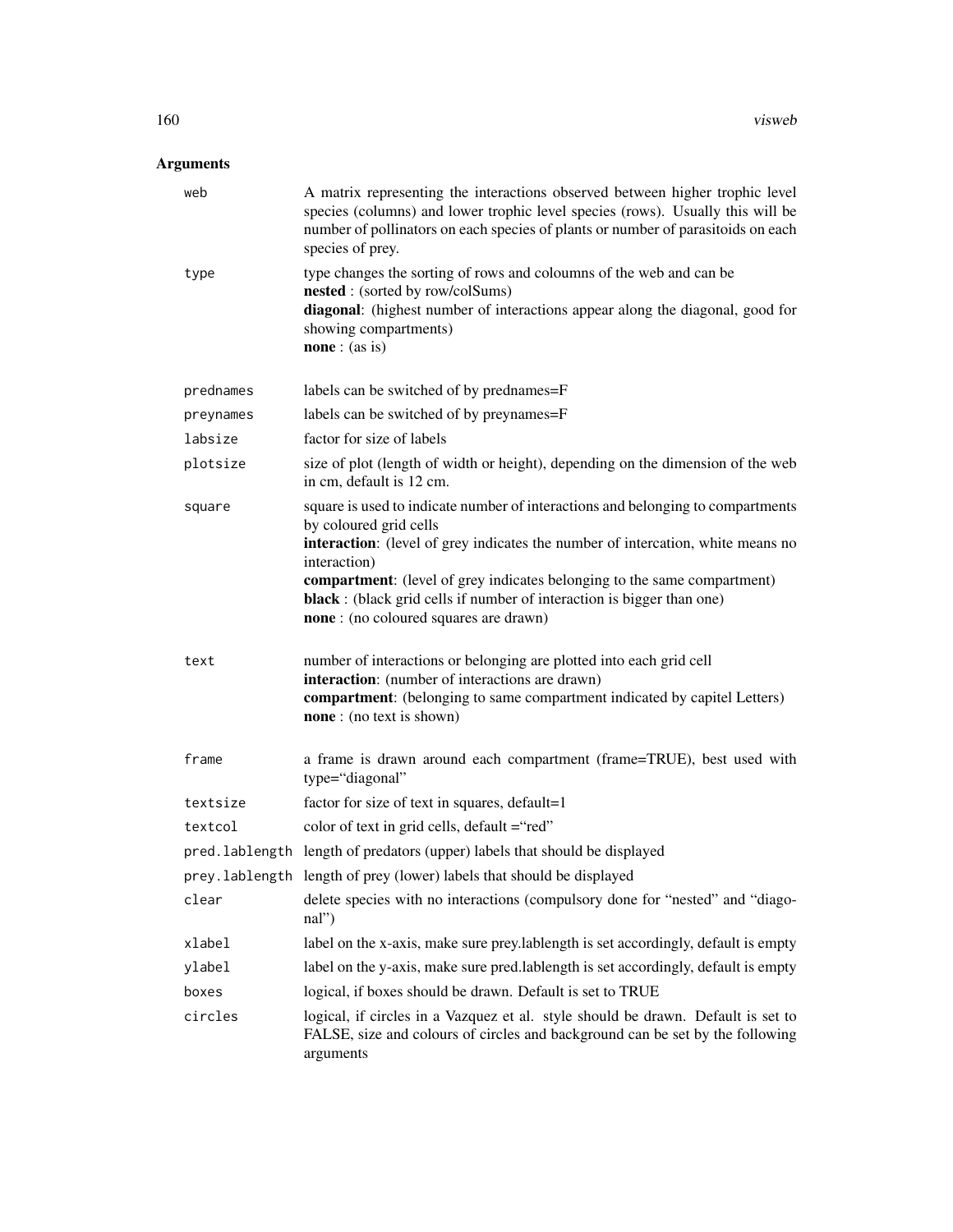## Arguments

| | |
|---|---|
| `web` | A matrix representing the interactions observed between higher trophic level species (columns) and lower trophic level species (rows). Usually this will be number of pollinators on each species of plants or number of parasitoids on each species of prey. |
| `type` | type changes the sorting of rows and coloumns of the web and can be<br>**nested** : (sorted by row/colSums)<br>**diagonal**: (highest number of interactions appear along the diagonal, good for showing compartments)<br>**none** : (as is) |
| `prednames` | labels can be switched of by prednames=F |
| `preynames` | labels can be switched of by preynames=F |
| `labsize` | factor for size of labels |
| `plotsize` | size of plot (length of width or height), depending on the dimension of the web in cm, default is 12 cm. |
| `square` | square is used to indicate number of interactions and belonging to compartments by coloured grid cells<br>**interaction**: (level of grey indicates the number of intercation, white means no interaction)<br>**compartment**: (level of grey indicates belonging to the same compartment)<br>**black** : (black grid cells if number of interaction is bigger than one)<br>**none** : (no coloured squares are drawn) |
| `text` | number of interactions or belonging are plotted into each grid cell<br>**interaction**: (number of interactions are drawn)<br>**compartment**: (belonging to same compartment indicated by capitel Letters)<br>**none** : (no text is shown) |
| `frame` | a frame is drawn around each compartment (frame=TRUE), best used with type="diagonal" |
| `textsize` | factor for size of text in squares, default=1 |
| `textcol` | color of text in grid cells, default ="red" |
| `pred.lablength` | length of predators (upper) labels that should be displayed |
| `prey.lablength` | length of prey (lower) labels that should be displayed |
| `clear` | delete species with no interactions (compulsory done for "nested" and "diagonal") |
| `xlabel` | label on the x-axis, make sure prey.lablength is set accordingly, default is empty |
| `ylabel` | label on the y-axis, make sure pred.lablength is set accordingly, default is empty |
| `boxes` | logical, if boxes should be drawn. Default is set to TRUE |
| `circles` | logical, if circles in a Vazquez et al. style should be drawn. Default is set to FALSE, size and colours of circles and background can be set by the following arguments |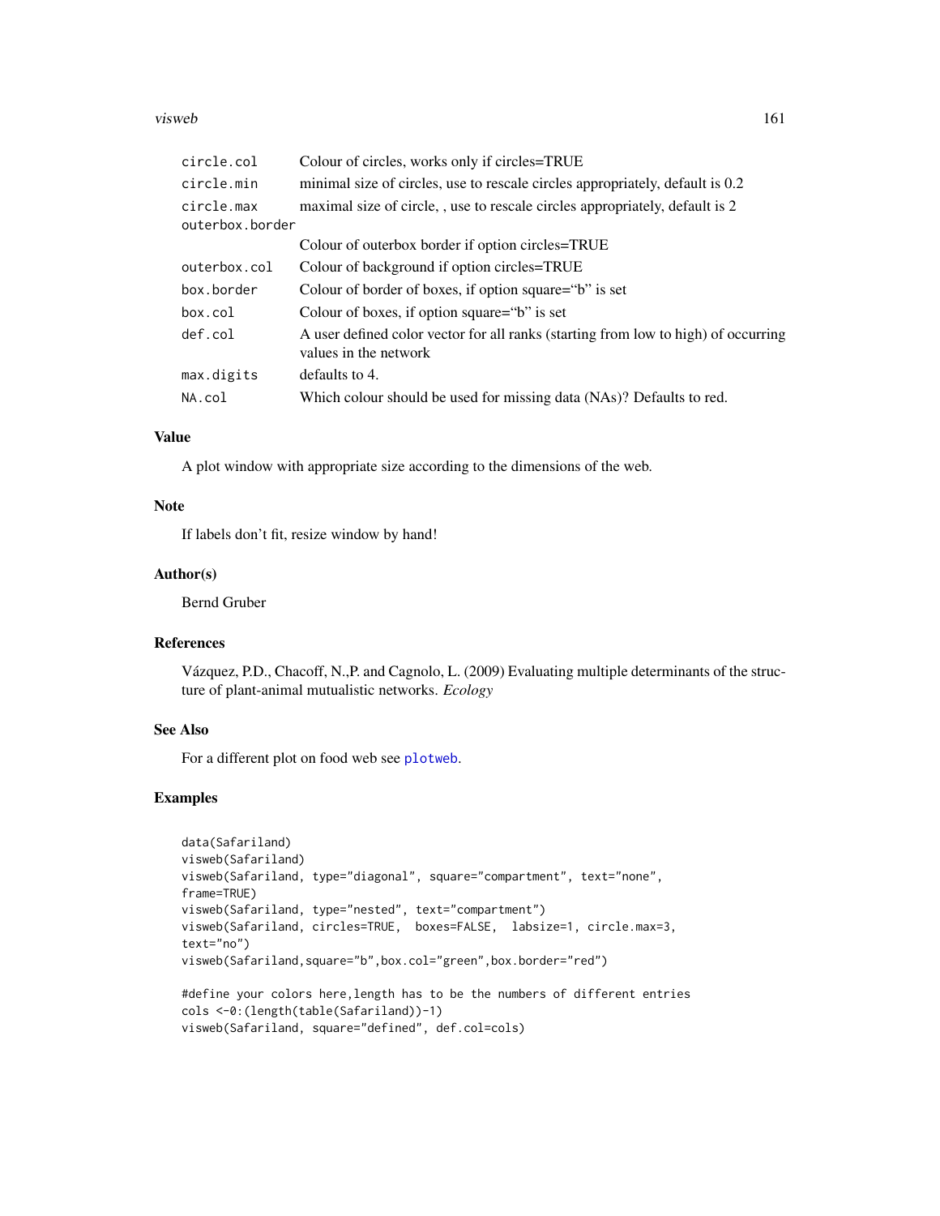| | |
|---|---|
| circle.col | Colour of circles, works only if circles=TRUE |
| circle.min | minimal size of circles, use to rescale circles appropriately, default is 0.2 |
| circle.max | maximal size of circle, , use to rescale circles appropriately, default is 2 |
| outerbox.border | Colour of outerbox border if option circles=TRUE |
| outerbox.col | Colour of background if option circles=TRUE |
| box.border | Colour of border of boxes, if option square="b" is set |
| box.col | Colour of boxes, if option square="b" is set |
| def.col | A user defined color vector for all ranks (starting from low to high) of occurring values in the network |
| max.digits | defaults to 4. |
| NA.col | Which colour should be used for missing data (NAs)? Defaults to red. |

## Value

A plot window with appropriate size according to the dimensions of the web.

## Note

If labels don't fit, resize window by hand!

## Author(s)

Bernd Gruber

## References

Vázquez, P.D., Chacoff, N.,P. and Cagnolo, L. (2009) Evaluating multiple determinants of the structure of plant-animal mutualistic networks. *Ecology*

## See Also

For a different plot on food web see plotweb.

## Examples

```
data(Safariland)
visweb(Safariland)
visweb(Safariland, type="diagonal", square="compartment", text="none",
frame=TRUE)
visweb(Safariland, type="nested", text="compartment")
visweb(Safariland, circles=TRUE,  boxes=FALSE,  labsize=1, circle.max=3,
text="no")
visweb(Safariland,square="b",box.col="green",box.border="red")

#define your colors here,length has to be the numbers of different entries
cols <-0:(length(table(Safariland))-1)
visweb(Safariland, square="defined", def.col=cols)
```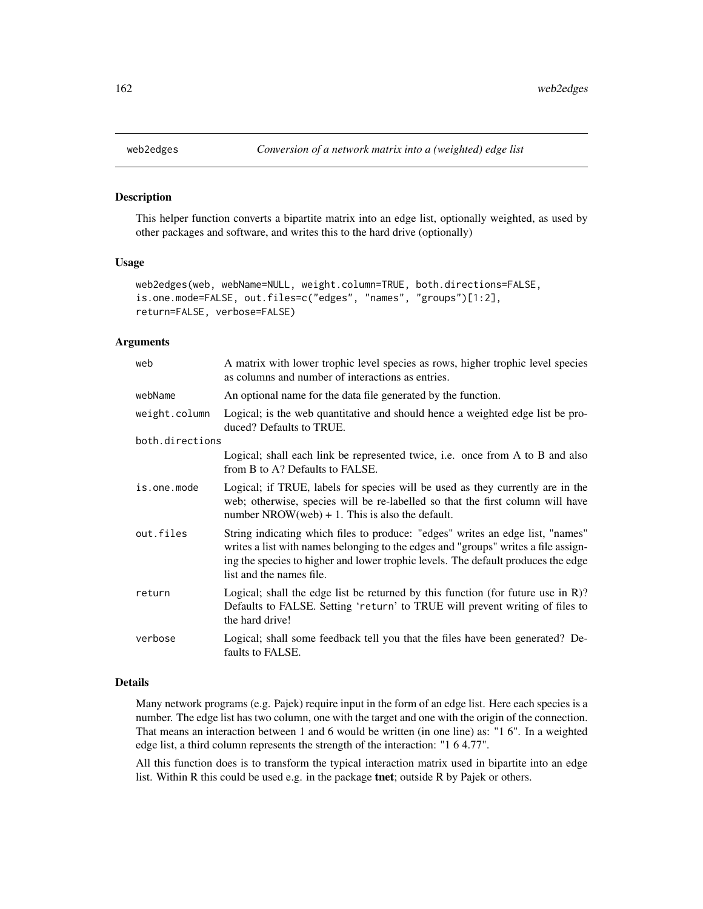# web2edges — *Conversion of a network matrix into a (weighted) edge list*

## Description

This helper function converts a bipartite matrix into an edge list, optionally weighted, as used by other packages and software, and writes this to the hard drive (optionally)

## Usage

```
web2edges(web, webName=NULL, weight.column=TRUE, both.directions=FALSE,
is.one.mode=FALSE, out.files=c("edges", "names", "groups")[1:2],
return=FALSE, verbose=FALSE)
```

## Arguments

| Argument | Description |
|---|---|
| `web` | A matrix with lower trophic level species as rows, higher trophic level species as columns and number of interactions as entries. |
| `webName` | An optional name for the data file generated by the function. |
| `weight.column` | Logical; is the web quantitative and should hence a weighted edge list be produced? Defaults to TRUE. |
| `both.directions` | Logical; shall each link be represented twice, i.e. once from A to B and also from B to A? Defaults to FALSE. |
| `is.one.mode` | Logical; if TRUE, labels for species will be used as they currently are in the web; otherwise, species will be re-labelled so that the first column will have number NROW(web) + 1. This is also the default. |
| `out.files` | String indicating which files to produce: "edges" writes an edge list, "names" writes a list with names belonging to the edges and "groups" writes a file assigning the species to higher and lower trophic levels. The default produces the edge list and the names file. |
| `return` | Logical; shall the edge list be returned by this function (for future use in R)? Defaults to FALSE. Setting 'return' to TRUE will prevent writing of files to the hard drive! |
| `verbose` | Logical; shall some feedback tell you that the files have been generated? Defaults to FALSE. |

## Details

Many network programs (e.g. Pajek) require input in the form of an edge list. Here each species is a number. The edge list has two column, one with the target and one with the origin of the connection. That means an interaction between 1 and 6 would be written (in one line) as: "1 6". In a weighted edge list, a third column represents the strength of the interaction: "1 6 4.77".

All this function does is to transform the typical interaction matrix used in bipartite into an edge list. Within R this could be used e.g. in the package **tnet**; outside R by Pajek or others.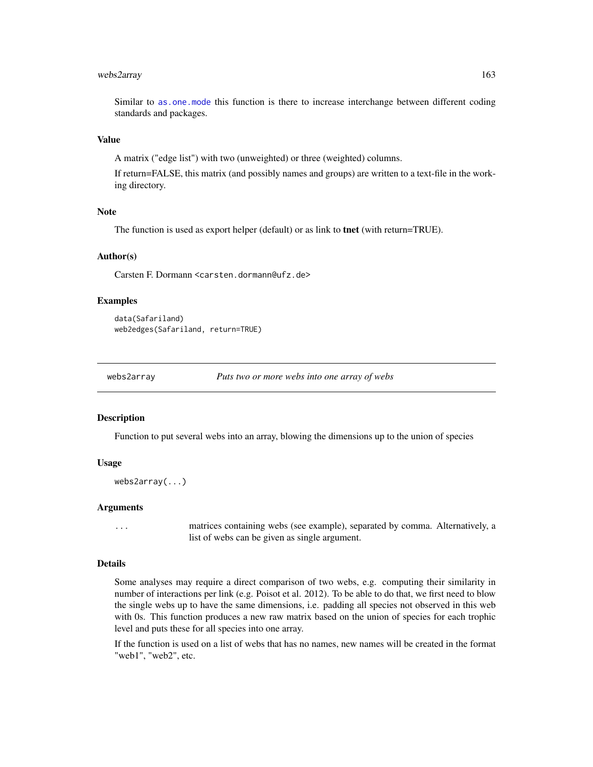Similar to as.one.mode this function is there to increase interchange between different coding standards and packages.

### Value

A matrix ("edge list") with two (unweighted) or three (weighted) columns.

If return=FALSE, this matrix (and possibly names and groups) are written to a text-file in the working directory.

### Note

The function is used as export helper (default) or as link to **tnet** (with return=TRUE).

### Author(s)

Carsten F. Dormann <carsten.dormann@ufz.de>

### Examples

```
data(Safariland)
web2edges(Safariland, return=TRUE)
```

---

## webs2array — *Puts two or more webs into one array of webs*

---

### Description

Function to put several webs into an array, blowing the dimensions up to the union of species

### Usage

```
webs2array(...)
```

### Arguments

| | |
|---|---|
| ... | matrices containing webs (see example), separated by comma. Alternatively, a list of webs can be given as single argument. |

### Details

Some analyses may require a direct comparison of two webs, e.g. computing their similarity in number of interactions per link (e.g. Poisot et al. 2012). To be able to do that, we first need to blow the single webs up to have the same dimensions, i.e. padding all species not observed in this web with 0s. This function produces a new raw matrix based on the union of species for each trophic level and puts these for all species into one array.

If the function is used on a list of webs that has no names, new names will be created in the format "web1", "web2", etc.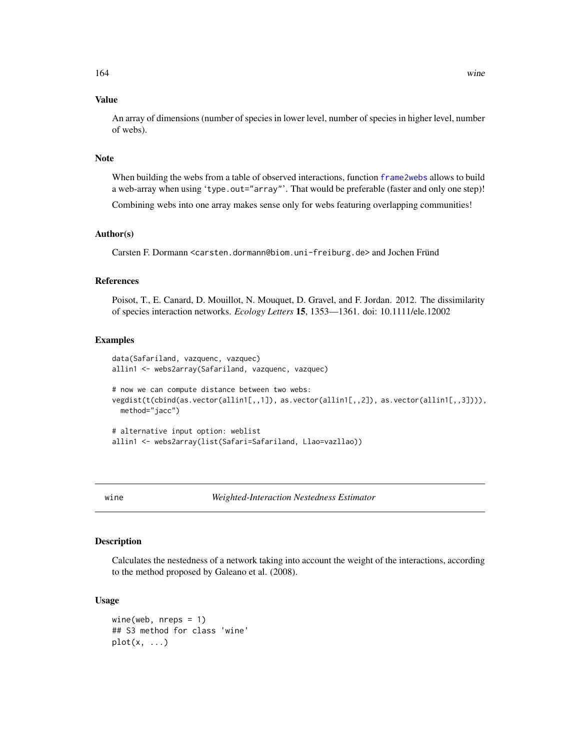### Value

An array of dimensions (number of species in lower level, number of species in higher level, number of webs).

### Note

When building the webs from a table of observed interactions, function frame2webs allows to build a web-array when using 'type.out="array"'. That would be preferable (faster and only one step)!

Combining webs into one array makes sense only for webs featuring overlapping communities!

### Author(s)

Carsten F. Dormann <carsten.dormann@biom.uni-freiburg.de> and Jochen Fründ

### References

Poisot, T., E. Canard, D. Mouillot, N. Mouquet, D. Gravel, and F. Jordan. 2012. The dissimilarity of species interaction networks. *Ecology Letters* **15**, 1353—1361. doi: 10.1111/ele.12002

### Examples

```
data(Safariland, vazquenc, vazquec)
allin1 <- webs2array(Safariland, vazquenc, vazquec)

# now we can compute distance between two webs:
vegdist(t(cbind(as.vector(allin1[,,1]), as.vector(allin1[,,2]), as.vector(allin1[,,3]))),
  method="jacc")

# alternative input option: weblist
allin1 <- webs2array(list(Safari=Safariland, Llao=vazllao))
```

---

## wine — *Weighted-Interaction Nestedness Estimator*

### Description

Calculates the nestedness of a network taking into account the weight of the interactions, according to the method proposed by Galeano et al. (2008).

### Usage

```
wine(web, nreps = 1)
## S3 method for class 'wine'
plot(x, ...)
```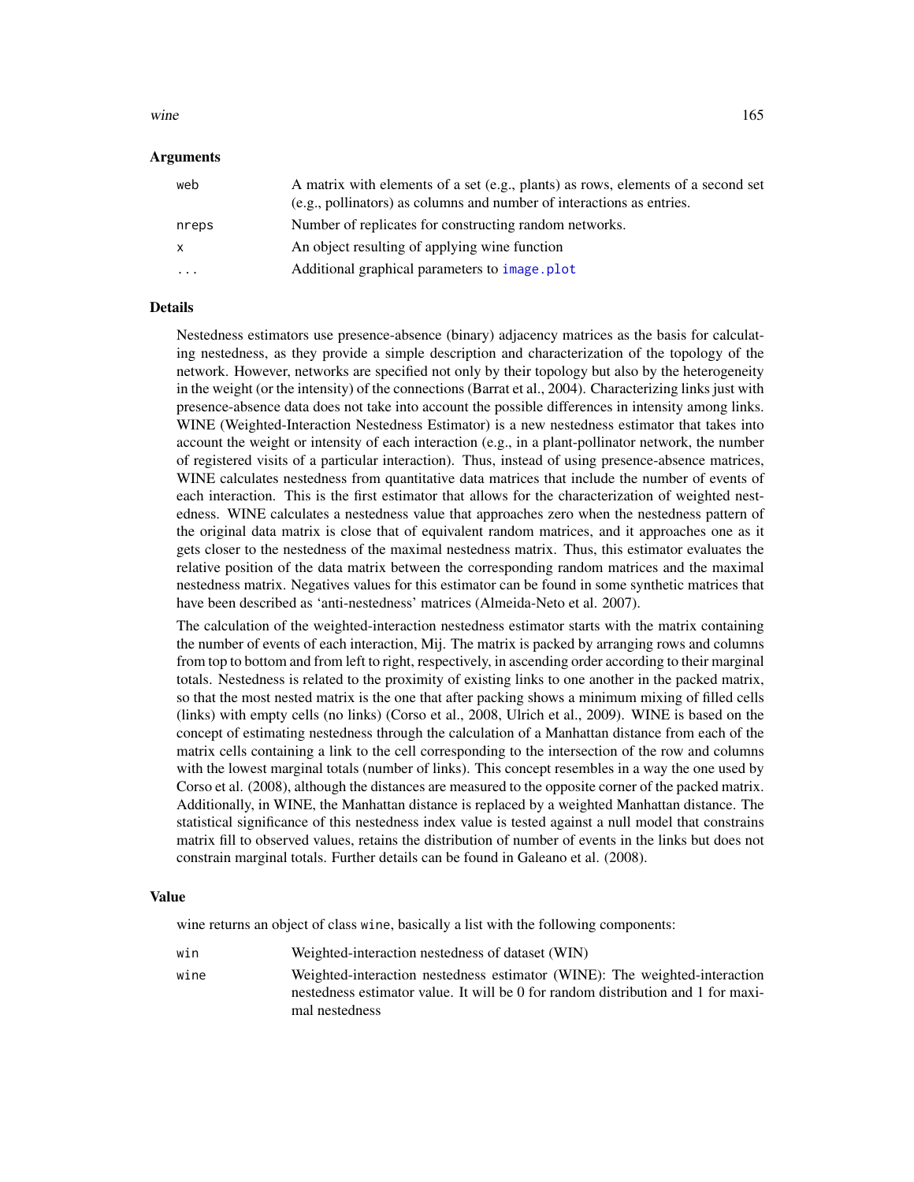### Arguments

| | |
|---|---|
| `web` | A matrix with elements of a set (e.g., plants) as rows, elements of a second set (e.g., pollinators) as columns and number of interactions as entries. |
| `nreps` | Number of replicates for constructing random networks. |
| `x` | An object resulting of applying wine function |
| `...` | Additional graphical parameters to `image.plot` |

### Details

Nestedness estimators use presence-absence (binary) adjacency matrices as the basis for calculating nestedness, as they provide a simple description and characterization of the topology of the network. However, networks are specified not only by their topology but also by the heterogeneity in the weight (or the intensity) of the connections (Barrat et al., 2004). Characterizing links just with presence-absence data does not take into account the possible differences in intensity among links. WINE (Weighted-Interaction Nestedness Estimator) is a new nestedness estimator that takes into account the weight or intensity of each interaction (e.g., in a plant-pollinator network, the number of registered visits of a particular interaction). Thus, instead of using presence-absence matrices, WINE calculates nestedness from quantitative data matrices that include the number of events of each interaction. This is the first estimator that allows for the characterization of weighted nestedness. WINE calculates a nestedness value that approaches zero when the nestedness pattern of the original data matrix is close that of equivalent random matrices, and it approaches one as it gets closer to the nestedness of the maximal nestedness matrix. Thus, this estimator evaluates the relative position of the data matrix between the corresponding random matrices and the maximal nestedness matrix. Negatives values for this estimator can be found in some synthetic matrices that have been described as 'anti-nestedness' matrices (Almeida-Neto et al. 2007).

The calculation of the weighted-interaction nestedness estimator starts with the matrix containing the number of events of each interaction, Mij. The matrix is packed by arranging rows and columns from top to bottom and from left to right, respectively, in ascending order according to their marginal totals. Nestedness is related to the proximity of existing links to one another in the packed matrix, so that the most nested matrix is the one that after packing shows a minimum mixing of filled cells (links) with empty cells (no links) (Corso et al., 2008, Ulrich et al., 2009). WINE is based on the concept of estimating nestedness through the calculation of a Manhattan distance from each of the matrix cells containing a link to the cell corresponding to the intersection of the row and columns with the lowest marginal totals (number of links). This concept resembles in a way the one used by Corso et al. (2008), although the distances are measured to the opposite corner of the packed matrix. Additionally, in WINE, the Manhattan distance is replaced by a weighted Manhattan distance. The statistical significance of this nestedness index value is tested against a null model that constrains matrix fill to observed values, retains the distribution of number of events in the links but does not constrain marginal totals. Further details can be found in Galeano et al. (2008).

### Value

wine returns an object of class `wine`, basically a list with the following components:

| | |
|---|---|
| `win` | Weighted-interaction nestedness of dataset (WIN) |
| `wine` | Weighted-interaction nestedness estimator (WINE): The weighted-interaction nestedness estimator value. It will be 0 for random distribution and 1 for maximal nestedness |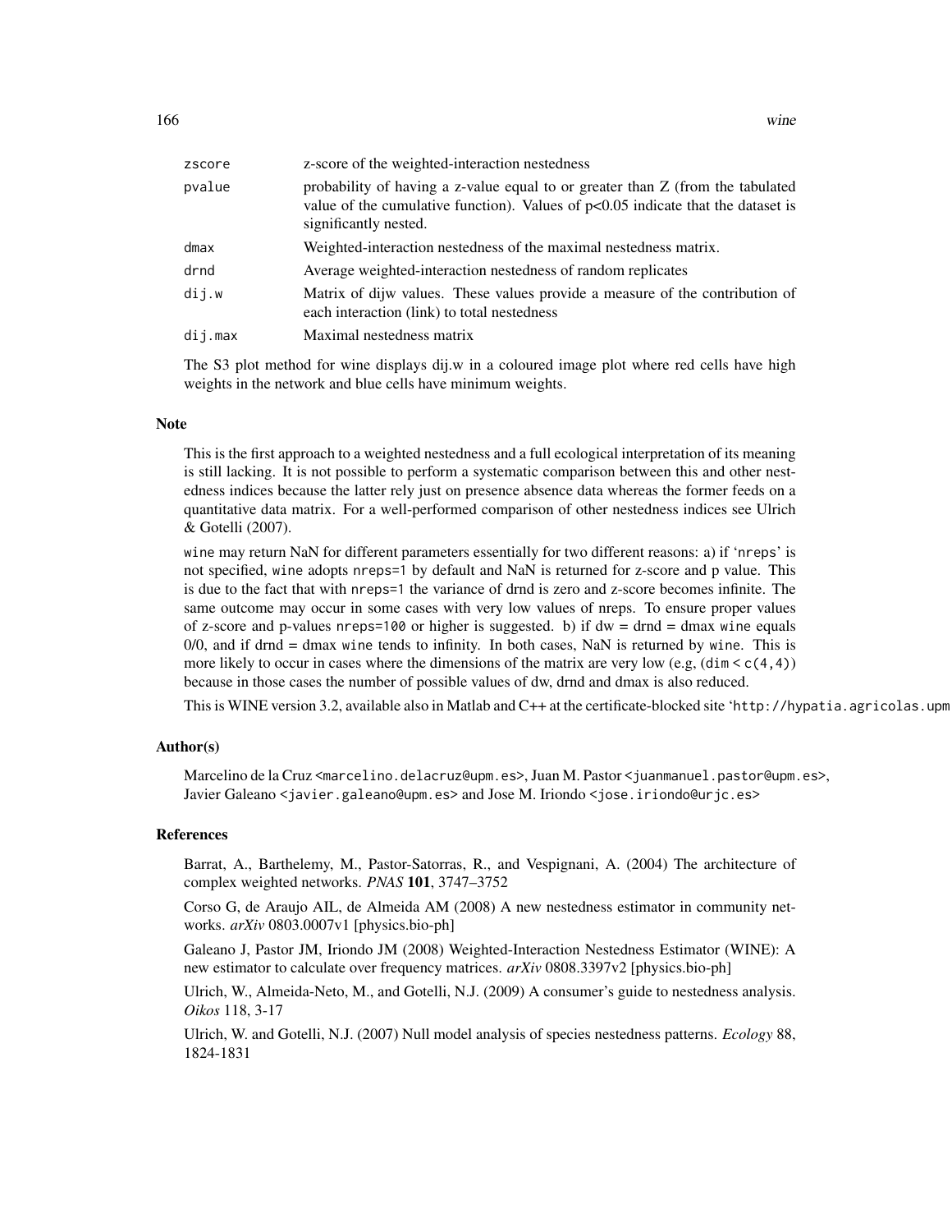| | |
|---|---|
| zscore | z-score of the weighted-interaction nestedness |
| pvalue | probability of having a z-value equal to or greater than Z (from the tabulated value of the cumulative function). Values of p<0.05 indicate that the dataset is significantly nested. |
| dmax | Weighted-interaction nestedness of the maximal nestedness matrix. |
| drnd | Average weighted-interaction nestedness of random replicates |
| dij.w | Matrix of dijw values. These values provide a measure of the contribution of each interaction (link) to total nestedness |
| dij.max | Maximal nestedness matrix |

The S3 plot method for wine displays dij.w in a coloured image plot where red cells have high weights in the network and blue cells have minimum weights.

## Note

This is the first approach to a weighted nestedness and a full ecological interpretation of its meaning is still lacking. It is not possible to perform a systematic comparison between this and other nestedness indices because the latter rely just on presence absence data whereas the former feeds on a quantitative data matrix. For a well-performed comparison of other nestedness indices see Ulrich & Gotelli (2007).

`wine` may return NaN for different parameters essentially for two different reasons: a) if 'nreps' is not specified, `wine` adopts `nreps=1` by default and NaN is returned for z-score and p value. This is due to the fact that with `nreps=1` the variance of drnd is zero and z-score becomes infinite. The same outcome may occur in some cases with very low values of nreps. To ensure proper values of z-score and p-values `nreps=100` or higher is suggested. b) if dw = drnd = dmax `wine` equals 0/0, and if drnd = dmax `wine` tends to infinity. In both cases, NaN is returned by `wine`. This is more likely to occur in cases where the dimensions of the matrix are very low (e.g, `(dim < c(4,4))` because in those cases the number of possible values of dw, drnd and dmax is also reduced.

This is WINE version 3.2, available also in Matlab and C++ at the certificate-blocked site 'http://hypatia.agricolas.upm

## Author(s)

Marcelino de la Cruz <marcelino.delacruz@upm.es>, Juan M. Pastor <juanmanuel.pastor@upm.es>, Javier Galeano <javier.galeano@upm.es> and Jose M. Iriondo <jose.iriondo@urjc.es>

## References

Barrat, A., Barthelemy, M., Pastor-Satorras, R., and Vespignani, A. (2004) The architecture of complex weighted networks. *PNAS* **101**, 3747–3752

Corso G, de Araujo AIL, de Almeida AM (2008) A new nestedness estimator in community networks. *arXiv* 0803.0007v1 [physics.bio-ph]

Galeano J, Pastor JM, Iriondo JM (2008) Weighted-Interaction Nestedness Estimator (WINE): A new estimator to calculate over frequency matrices. *arXiv* 0808.3397v2 [physics.bio-ph]

Ulrich, W., Almeida-Neto, M., and Gotelli, N.J. (2009) A consumer's guide to nestedness analysis. *Oikos* 118, 3-17

Ulrich, W. and Gotelli, N.J. (2007) Null model analysis of species nestedness patterns. *Ecology* 88, 1824-1831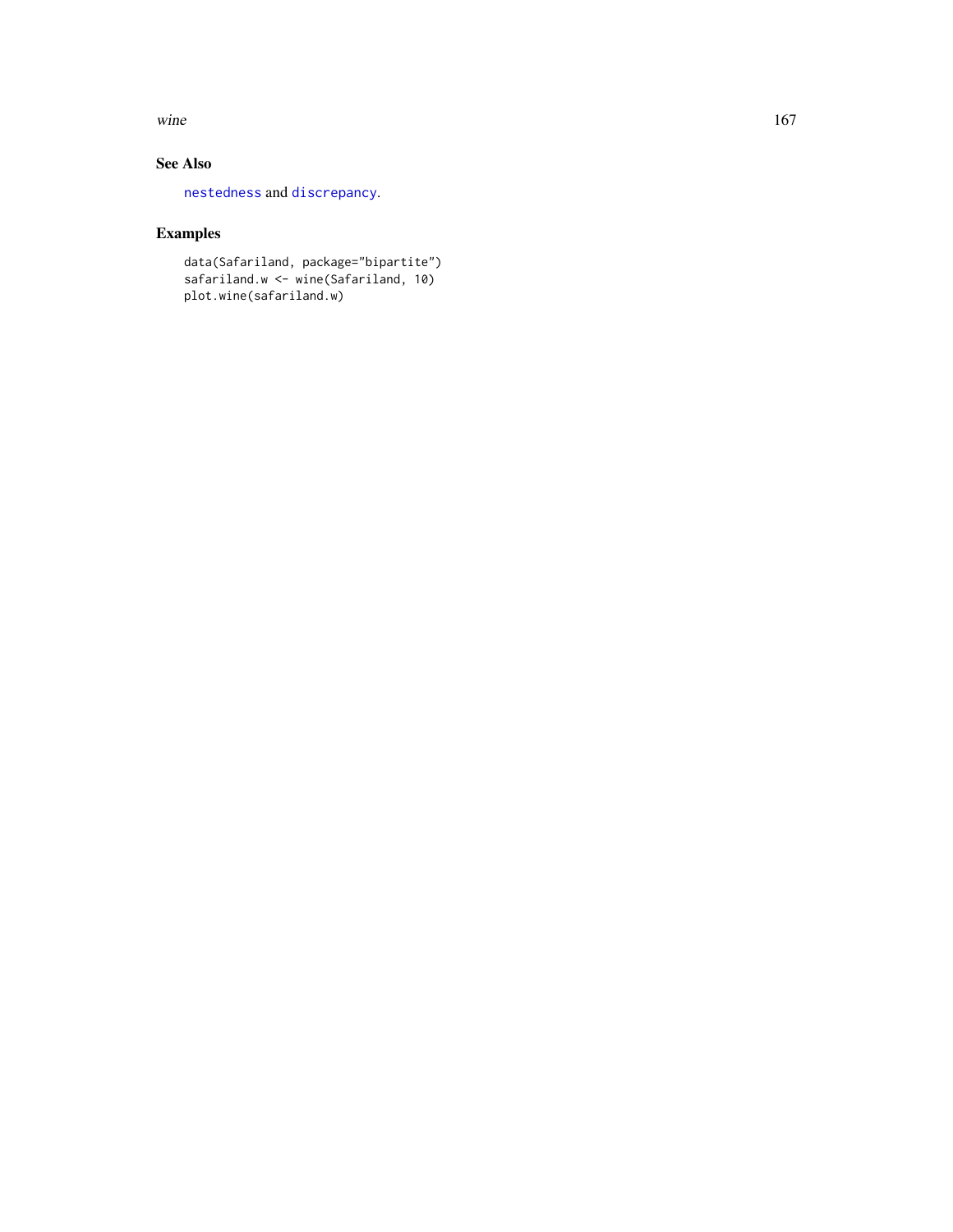### See Also

`nestedness` and `discrepancy`.

### Examples

```
data(Safariland, package="bipartite")
safariland.w <- wine(Safariland, 10)
plot.wine(safariland.w)
```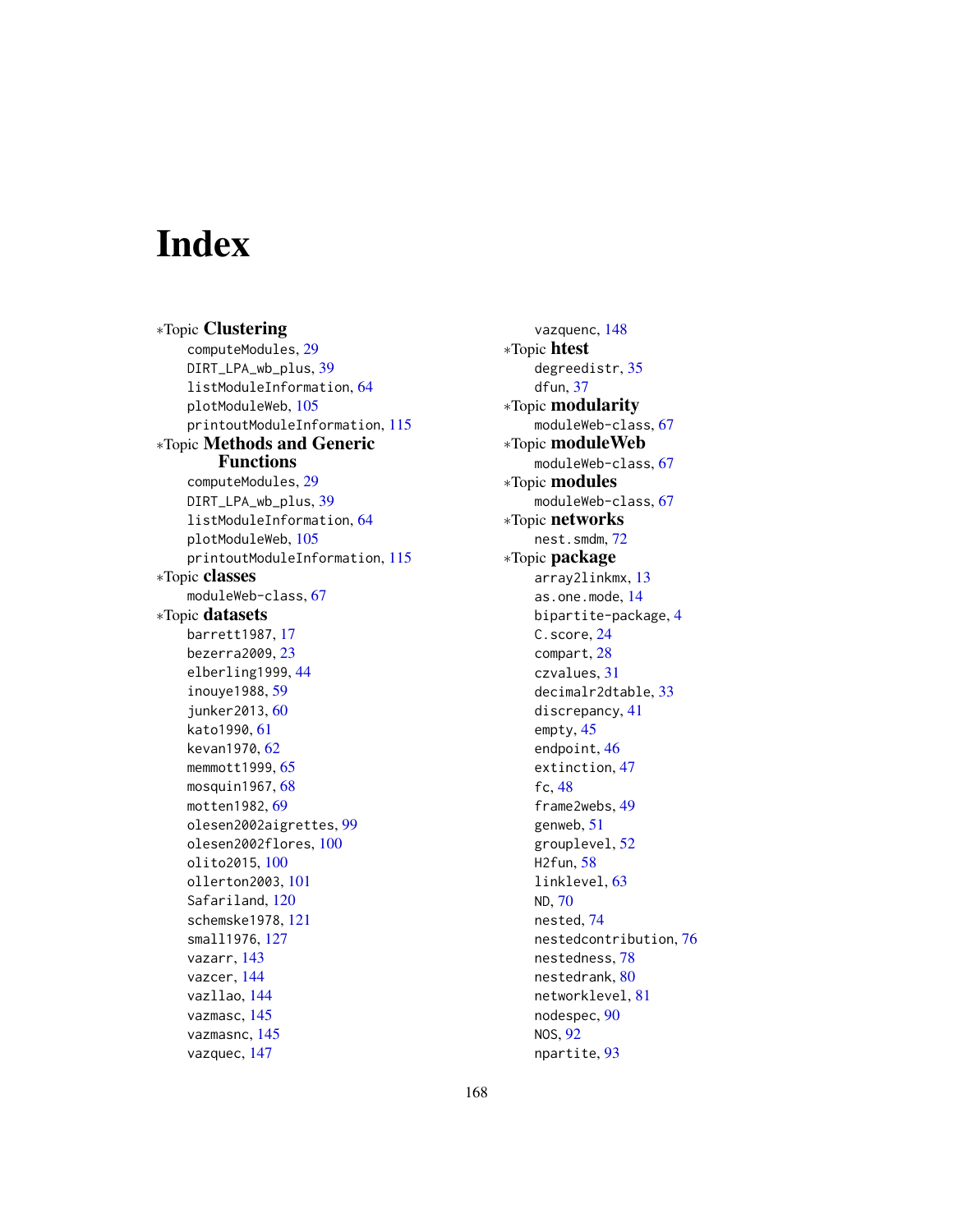# Index

∗Topic **Clustering**
- computeModules, 29
- DIRT_LPA_wb_plus, 39
- listModuleInformation, 64
- plotModuleWeb, 105
- printoutModuleInformation, 115

∗Topic **Methods and Generic Functions**
- computeModules, 29
- DIRT_LPA_wb_plus, 39
- listModuleInformation, 64
- plotModuleWeb, 105
- printoutModuleInformation, 115

∗Topic **classes**
- moduleWeb-class, 67

∗Topic **datasets**
- barrett1987, 17
- bezerra2009, 23
- elberling1999, 44
- inouye1988, 59
- junker2013, 60
- kato1990, 61
- kevan1970, 62
- memmott1999, 65
- mosquin1967, 68
- motten1982, 69
- olesen2002aigrettes, 99
- olesen2002flores, 100
- olito2015, 100
- ollerton2003, 101
- Safariland, 120
- schemske1978, 121
- small1976, 127
- vazarr, 143
- vazcer, 144
- vazllao, 144
- vazmasc, 145
- vazmasnc, 145
- vazquec, 147
- vazquenc, 148

∗Topic **htest**
- degreedistr, 35
- dfun, 37

∗Topic **modularity**
- moduleWeb-class, 67

∗Topic **moduleWeb**
- moduleWeb-class, 67

∗Topic **modules**
- moduleWeb-class, 67

∗Topic **networks**
- nest.smdm, 72

∗Topic **package**
- array2linkmx, 13
- as.one.mode, 14
- bipartite-package, 4
- C.score, 24
- compart, 28
- czvalues, 31
- decimalr2dtable, 33
- discrepancy, 41
- empty, 45
- endpoint, 46
- extinction, 47
- fc, 48
- frame2webs, 49
- genweb, 51
- grouplevel, 52
- H2fun, 58
- linklevel, 63
- ND, 70
- nested, 74
- nestedcontribution, 76
- nestedness, 78
- nestedrank, 80
- networklevel, 81
- nodespec, 90
- NOS, 92
- npartite, 93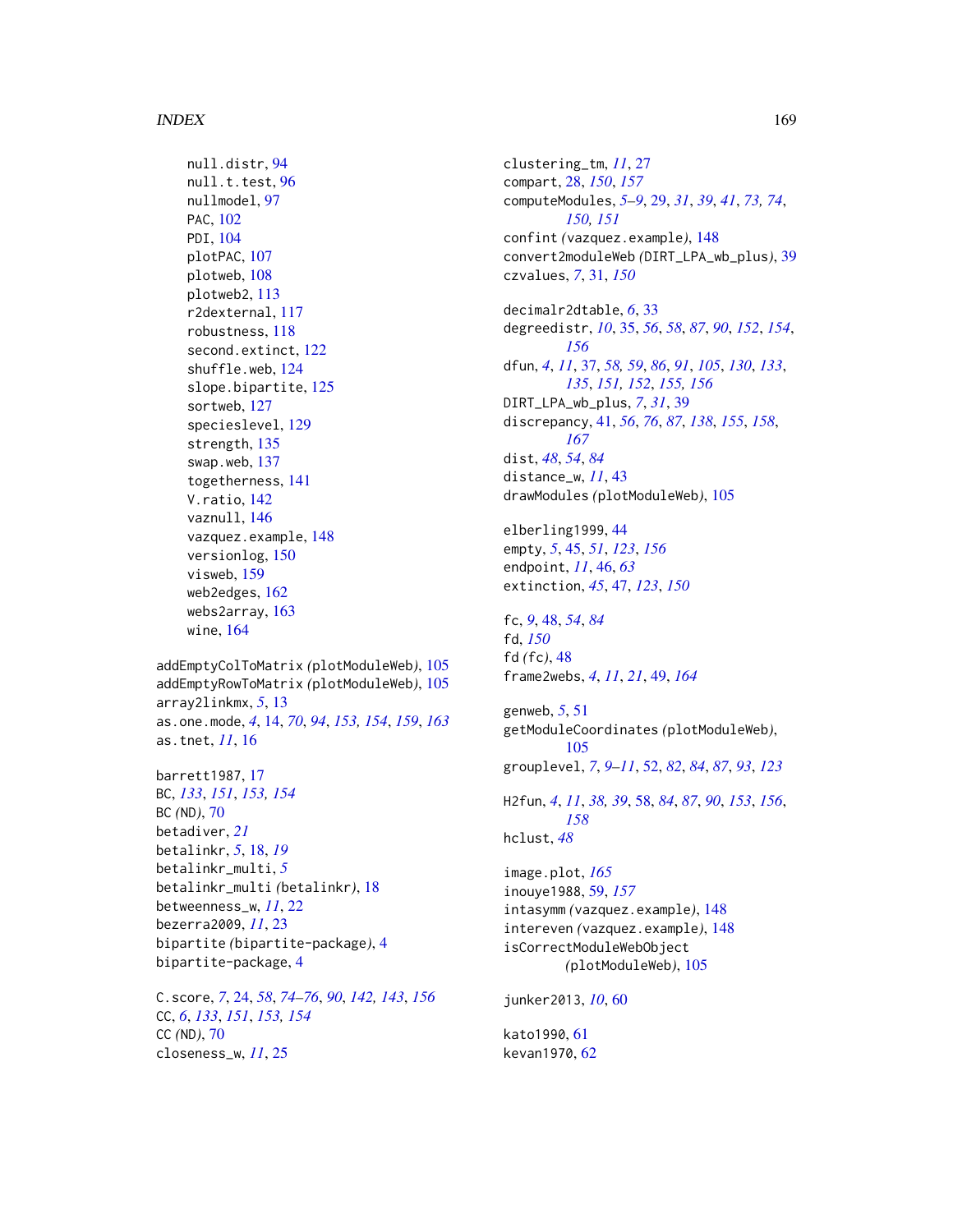null.distr, 94
null.t.test, 96
nullmodel, 97
PAC, 102
PDI, 104
plotPAC, 107
plotweb, 108
plotweb2, 113
r2dexternal, 117
robustness, 118
second.extinct, 122
shuffle.web, 124
slope.bipartite, 125
sortweb, 127
specieslevel, 129
strength, 135
swap.web, 137
togetherness, 141
V.ratio, 142
vaznull, 146
vazquez.example, 148
versionlog, 150
visweb, 159
web2edges, 162
webs2array, 163
wine, 164

addEmptyColToMatrix *(plotModuleWeb)*, 105
addEmptyRowToMatrix *(plotModuleWeb)*, 105
array2linkmx, *5*, 13
as.one.mode, *4*, 14, *70*, *94*, *153, 154*, *159*, *163*
as.tnet, *11*, 16

barrett1987, 17
BC, *133*, *151*, *153, 154*
BC *(ND)*, 70
betadiver, *21*
betalinkr, *5*, 18, *19*
betalinkr_multi, *5*
betalinkr_multi *(betalinkr)*, 18
betweenness_w, *11*, 22
bezerra2009, *11*, 23
bipartite *(bipartite-package)*, 4
bipartite-package, 4

C.score, *7*, 24, *58*, *74–76*, *90*, *142, 143*, *156*
CC, *6*, *133*, *151*, *153, 154*
CC *(ND)*, 70
closeness_w, *11*, 25
clustering_tm, *11*, 27
compart, 28, *150*, *157*
computeModules, *5–9*, 29, *31*, *39*, *41*, *73, 74*, *150, 151*
confint *(vazquez.example)*, 148
convert2moduleWeb *(DIRT_LPA_wb_plus)*, 39
czvalues, *7*, 31, *150*

decimalr2dtable, *6*, 33
degreedistr, *10*, 35, *56*, *58*, *87*, *90*, *152*, *154*, *156*
dfun, *4*, *11*, 37, *58, 59*, *86*, *91*, *105*, *130*, *133*, *135*, *151, 152*, *155, 156*
DIRT_LPA_wb_plus, *7*, *31*, 39
discrepancy, 41, *56*, *76*, *87*, *138*, *155*, *158*, *167*
dist, *48*, *54*, *84*
distance_w, *11*, 43
drawModules *(plotModuleWeb)*, 105

elberling1999, 44
empty, *5*, 45, *51*, *123*, *156*
endpoint, *11*, 46, *63*
extinction, *45*, 47, *123*, *150*

fc, *9*, 48, *54*, *84*
fd, *150*
fd *(fc)*, 48
frame2webs, *4*, *11*, *21*, 49, *164*

genweb, *5*, 51
getModuleCoordinates *(plotModuleWeb)*, 105
grouplevel, *7*, *9–11*, 52, *82*, *84*, *87*, *93*, *123*

H2fun, *4*, *11*, *38, 39*, 58, *84*, *87*, *90*, *153*, *156*, *158*
hclust, *48*

image.plot, *165*
inouye1988, 59, *157*
intasymm *(vazquez.example)*, 148
intereven *(vazquez.example)*, 148
isCorrectModuleWebObject *(plotModuleWeb)*, 105

junker2013, *10*, 60

kato1990, 61
kevan1970, 62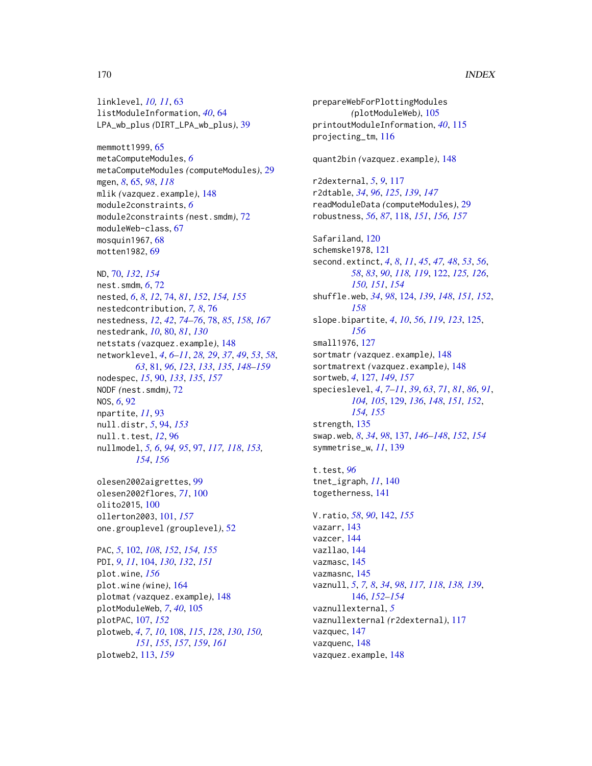linklevel, *10, 11*, 63
listModuleInformation, *40*, 64
LPA_wb_plus *(*DIRT_LPA_wb_plus*)*, 39

memmott1999, 65
metaComputeModules, *6*
metaComputeModules *(*computeModules*)*, 29
mgen, *8*, 65, *98*, *118*
mlik *(*vazquez.example*)*, 148
module2constraints, *6*
module2constraints *(*nest.smdm*)*, 72
moduleWeb-class, 67
mosquin1967, 68
motten1982, 69

ND, 70, *132*, *154*
nest.smdm, *6*, 72
nested, *6*, *8*, *12*, 74, *81*, *152*, *154, 155*
nestedcontribution, *7, 8*, 76
nestedness, *12*, *42*, *74–76*, 78, *85*, *158*, *167*
nestedrank, *10*, 80, *81*, *130*
netstats *(*vazquez.example*)*, 148
networklevel, *4*, *6–11*, *28, 29*, *37*, *49*, *53*, *58*, *63*, 81, *96*, *123*, *133*, *135*, *148–159*
nodespec, *15*, 90, *133*, *135*, *157*
NODF *(*nest.smdm*)*, 72
NOS, *6*, 92
npartite, *11*, 93
null.distr, *5*, 94, *153*
null.t.test, *12*, 96
nullmodel, *5, 6*, *94, 95*, 97, *117, 118*, *153, 154*, *156*

olesen2002aigrettes, 99
olesen2002flores, *71*, 100
olito2015, 100
ollerton2003, 101, *157*
one.grouplevel *(*grouplevel*)*, 52

PAC, *5*, 102, *108*, *152*, *154, 155*
PDI, *9*, *11*, 104, *130*, *132*, *151*
plot.wine, *156*
plot.wine *(*wine*)*, 164
plotmat *(*vazquez.example*)*, 148
plotModuleWeb, *7*, *40*, 105
plotPAC, 107, *152*
plotweb, *4*, *7*, *10*, 108, *115*, *128*, *130*, *150, 151*, *155*, *157*, *159*, *161*
plotweb2, 113, *159*

prepareWebForPlottingModules *(*plotModuleWeb*)*, 105
printoutModuleInformation, *40*, 115
projecting_tm, 116

quant2bin *(*vazquez.example*)*, 148

r2dexternal, *5*, *9*, 117
r2dtable, *34*, *96*, *125*, *139*, *147*
readModuleData *(*computeModules*)*, 29
robustness, *56*, *87*, 118, *151*, *156, 157*

Safariland, 120
schemske1978, 121
second.extinct, *4*, *8*, *11*, *45*, *47, 48*, *53*, *56*, *58*, *83*, *90*, *118, 119*, 122, *125, 126*, *150, 151*, *154*
shuffle.web, *34*, *98*, 124, *139*, *148*, *151, 152*, *158*
slope.bipartite, *4*, *10*, *56*, *119*, *123*, 125, *156*
small1976, 127
sortmatr *(*vazquez.example*)*, 148
sortmatrext *(*vazquez.example*)*, 148
sortweb, *4*, 127, *149*, *157*
specieslevel, *4*, *7–11*, *39*, *63*, *71*, *81*, *86*, *91*, *104, 105*, 129, *136*, *148*, *151, 152*, *154, 155*
strength, 135
swap.web, *8*, *34*, *98*, 137, *146–148*, *152*, *154*
symmetrise_w, *11*, 139

t.test, *96*
tnet_igraph, *11*, 140
togetherness, 141

V.ratio, *58*, *90*, 142, *155*
vazarr, 143
vazcer, 144
vazllao, 144
vazmasc, 145
vazmasnc, 145
vaznull, *5*, *7, 8*, *34*, *98*, *117, 118*, *138, 139*, 146, *152–154*
vaznullexternal, *5*
vaznullexternal *(*r2dexternal*)*, 117
vazquec, 147
vazquenc, 148
vazquez.example, 148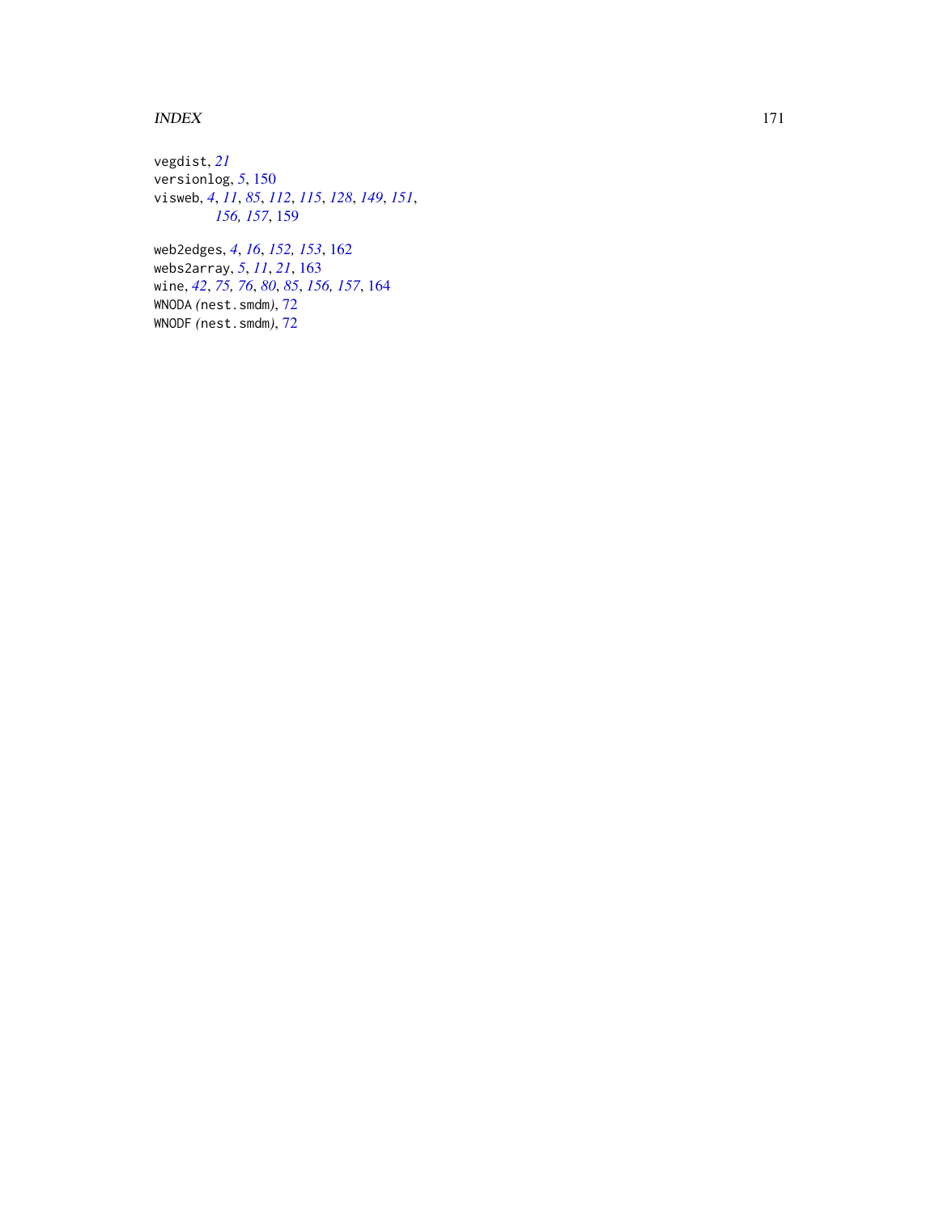vegdist, *21*
versionlog, *5*, 150
visweb, *4*, *11*, *85*, *112*, *115*, *128*, *149*, *151*, *156, 157*, 159

web2edges, *4*, *16*, *152, 153*, 162
webs2array, *5*, *11*, *21*, 163
wine, *42*, *75, 76*, *80*, *85*, *156, 157*, 164
WNODA *(*nest.smdm*)*, 72
WNODF *(*nest.smdm*)*, 72